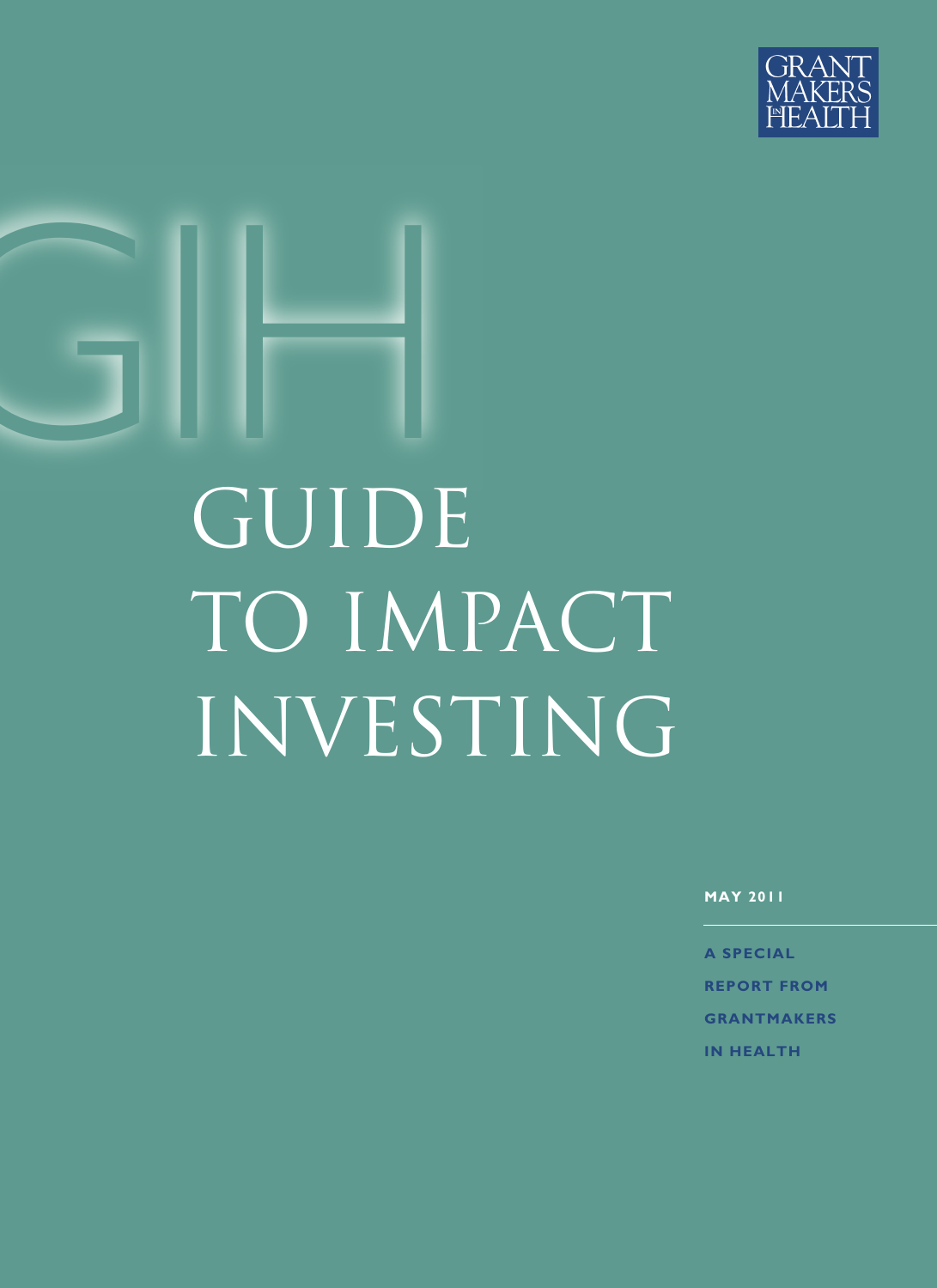GRANTMAKERS IN HEALTH

GIH

# GUIDE TO IMPACT INVESTING

**MAY 2011**

**A SPECIAL REPORT FROM GRANTMAKERS IN HEALTH**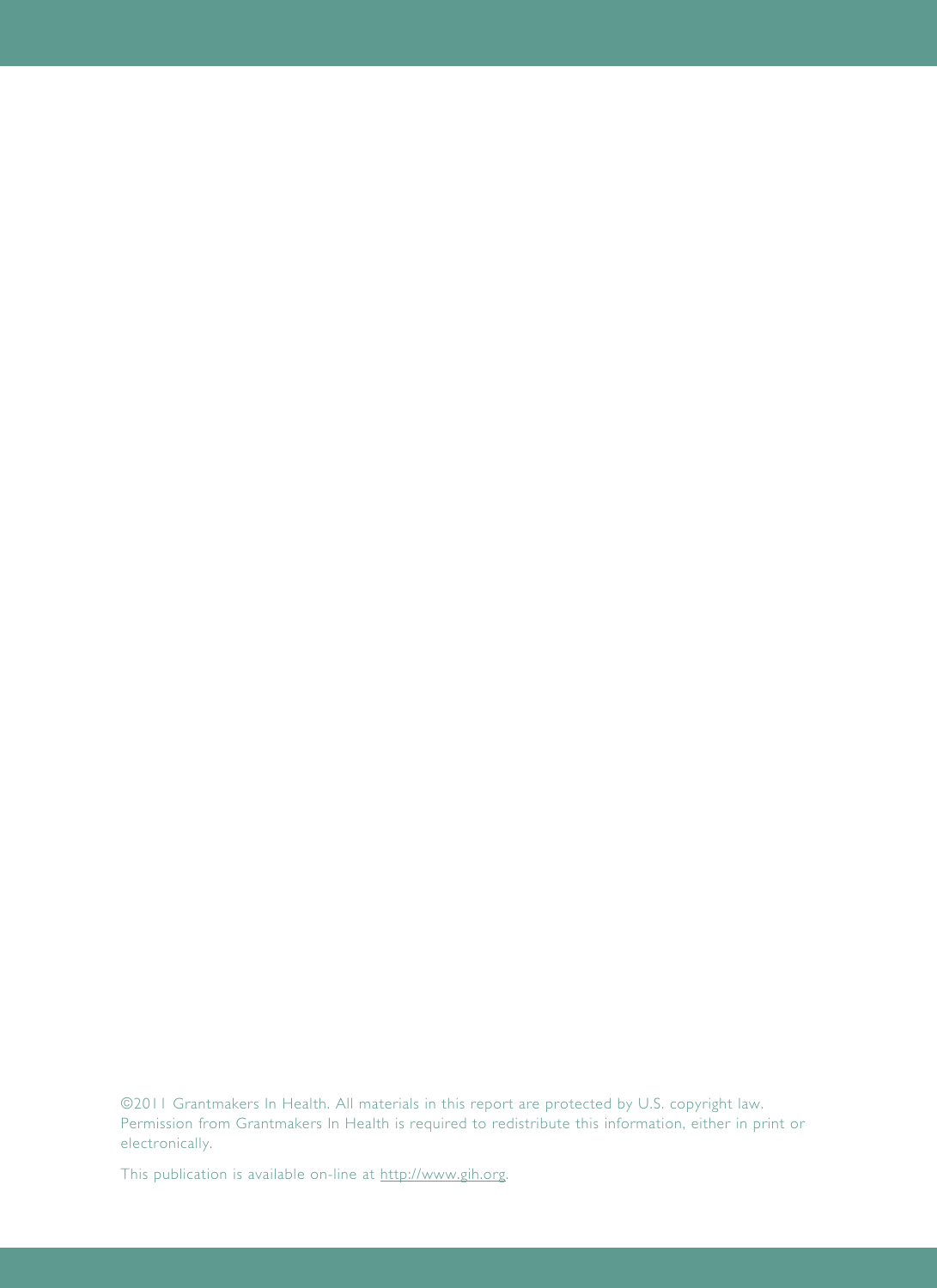©2011 Grantmakers In Health. All materials in this report are protected by U.S. copyright law. Permission from Grantmakers In Health is required to redistribute this information, either in print or electronically.

This publication is available on-line at http://www.gih.org.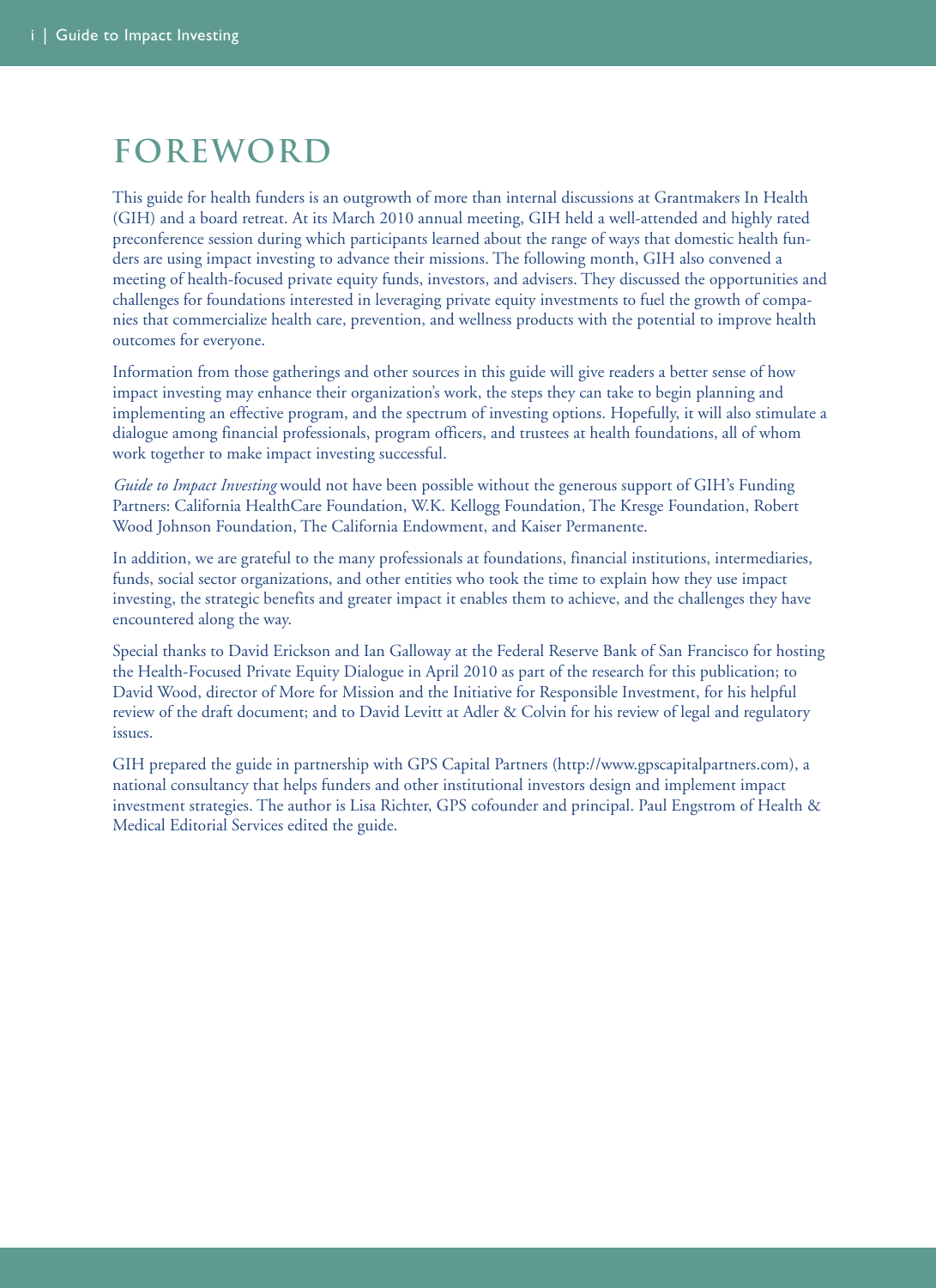# FOREWORD

This guide for health funders is an outgrowth of more than internal discussions at Grantmakers In Health (GIH) and a board retreat. At its March 2010 annual meeting, GIH held a well-attended and highly rated preconference session during which participants learned about the range of ways that domestic health funders are using impact investing to advance their missions. The following month, GIH also convened a meeting of health-focused private equity funds, investors, and advisers. They discussed the opportunities and challenges for foundations interested in leveraging private equity investments to fuel the growth of companies that commercialize health care, prevention, and wellness products with the potential to improve health outcomes for everyone.

Information from those gatherings and other sources in this guide will give readers a better sense of how impact investing may enhance their organization's work, the steps they can take to begin planning and implementing an effective program, and the spectrum of investing options. Hopefully, it will also stimulate a dialogue among financial professionals, program officers, and trustees at health foundations, all of whom work together to make impact investing successful.

*Guide to Impact Investing* would not have been possible without the generous support of GIH's Funding Partners: California HealthCare Foundation, W.K. Kellogg Foundation, The Kresge Foundation, Robert Wood Johnson Foundation, The California Endowment, and Kaiser Permanente.

In addition, we are grateful to the many professionals at foundations, financial institutions, intermediaries, funds, social sector organizations, and other entities who took the time to explain how they use impact investing, the strategic benefits and greater impact it enables them to achieve, and the challenges they have encountered along the way.

Special thanks to David Erickson and Ian Galloway at the Federal Reserve Bank of San Francisco for hosting the Health-Focused Private Equity Dialogue in April 2010 as part of the research for this publication; to David Wood, director of More for Mission and the Initiative for Responsible Investment, for his helpful review of the draft document; and to David Levitt at Adler & Colvin for his review of legal and regulatory issues.

GIH prepared the guide in partnership with GPS Capital Partners (http://www.gpscapitalpartners.com), a national consultancy that helps funders and other institutional investors design and implement impact investment strategies. The author is Lisa Richter, GPS cofounder and principal. Paul Engstrom of Health & Medical Editorial Services edited the guide.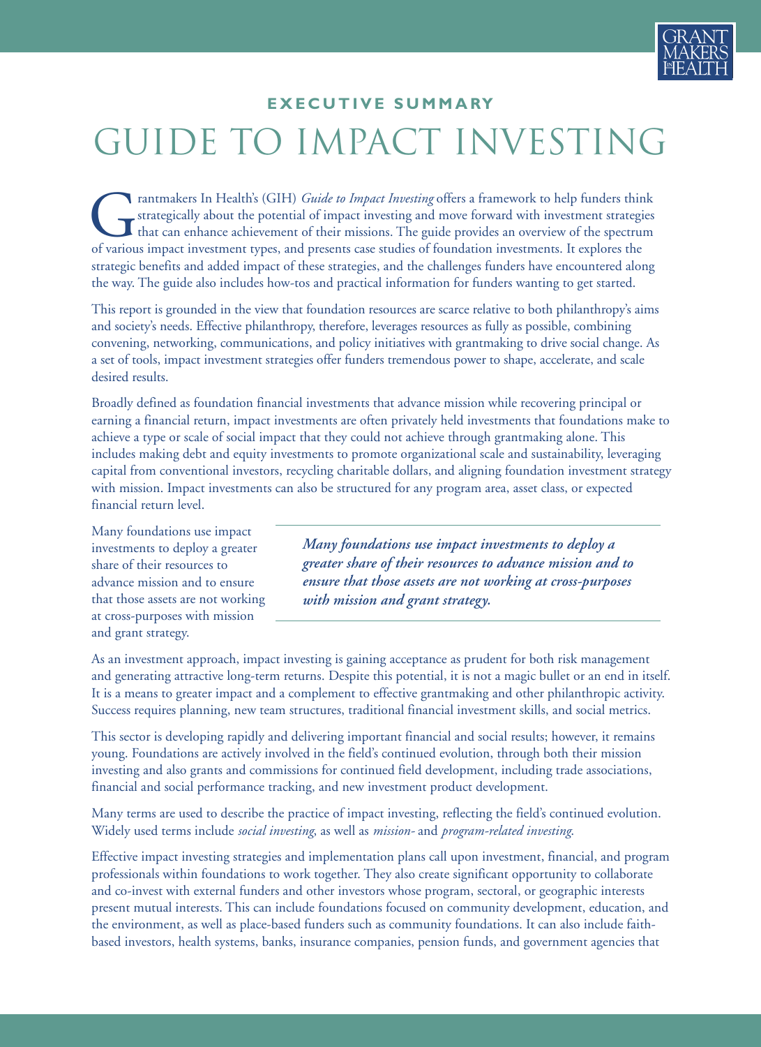## EXECUTIVE SUMMARY

# GUIDE TO IMPACT INVESTING

Grantmakers In Health's (GIH) *Guide to Impact Investing* offers a framework to help funders think strategically about the potential of impact investing and move forward with investment strategies that can enhance achievement of their missions. The guide provides an overview of the spectrum of various impact investment types, and presents case studies of foundation investments. It explores the strategic benefits and added impact of these strategies, and the challenges funders have encountered along the way. The guide also includes how-tos and practical information for funders wanting to get started.

This report is grounded in the view that foundation resources are scarce relative to both philanthropy's aims and society's needs. Effective philanthropy, therefore, leverages resources as fully as possible, combining convening, networking, communications, and policy initiatives with grantmaking to drive social change. As a set of tools, impact investment strategies offer funders tremendous power to shape, accelerate, and scale desired results.

Broadly defined as foundation financial investments that advance mission while recovering principal or earning a financial return, impact investments are often privately held investments that foundations make to achieve a type or scale of social impact that they could not achieve through grantmaking alone. This includes making debt and equity investments to promote organizational scale and sustainability, leveraging capital from conventional investors, recycling charitable dollars, and aligning foundation investment strategy with mission. Impact investments can also be structured for any program area, asset class, or expected financial return level.

Many foundations use impact investments to deploy a greater share of their resources to advance mission and to ensure that those assets are not working at cross-purposes with mission and grant strategy.

> ***Many foundations use impact investments to deploy a greater share of their resources to advance mission and to ensure that those assets are not working at cross-purposes with mission and grant strategy.***

As an investment approach, impact investing is gaining acceptance as prudent for both risk management and generating attractive long-term returns. Despite this potential, it is not a magic bullet or an end in itself. It is a means to greater impact and a complement to effective grantmaking and other philanthropic activity. Success requires planning, new team structures, traditional financial investment skills, and social metrics.

This sector is developing rapidly and delivering important financial and social results; however, it remains young. Foundations are actively involved in the field's continued evolution, through both their mission investing and also grants and commissions for continued field development, including trade associations, financial and social performance tracking, and new investment product development.

Many terms are used to describe the practice of impact investing, reflecting the field's continued evolution. Widely used terms include *social investing*, as well as *mission-* and *program-related investing*.

Effective impact investing strategies and implementation plans call upon investment, financial, and program professionals within foundations to work together. They also create significant opportunity to collaborate and co-invest with external funders and other investors whose program, sectoral, or geographic interests present mutual interests. This can include foundations focused on community development, education, and the environment, as well as place-based funders such as community foundations. It can also include faith-based investors, health systems, banks, insurance companies, pension funds, and government agencies that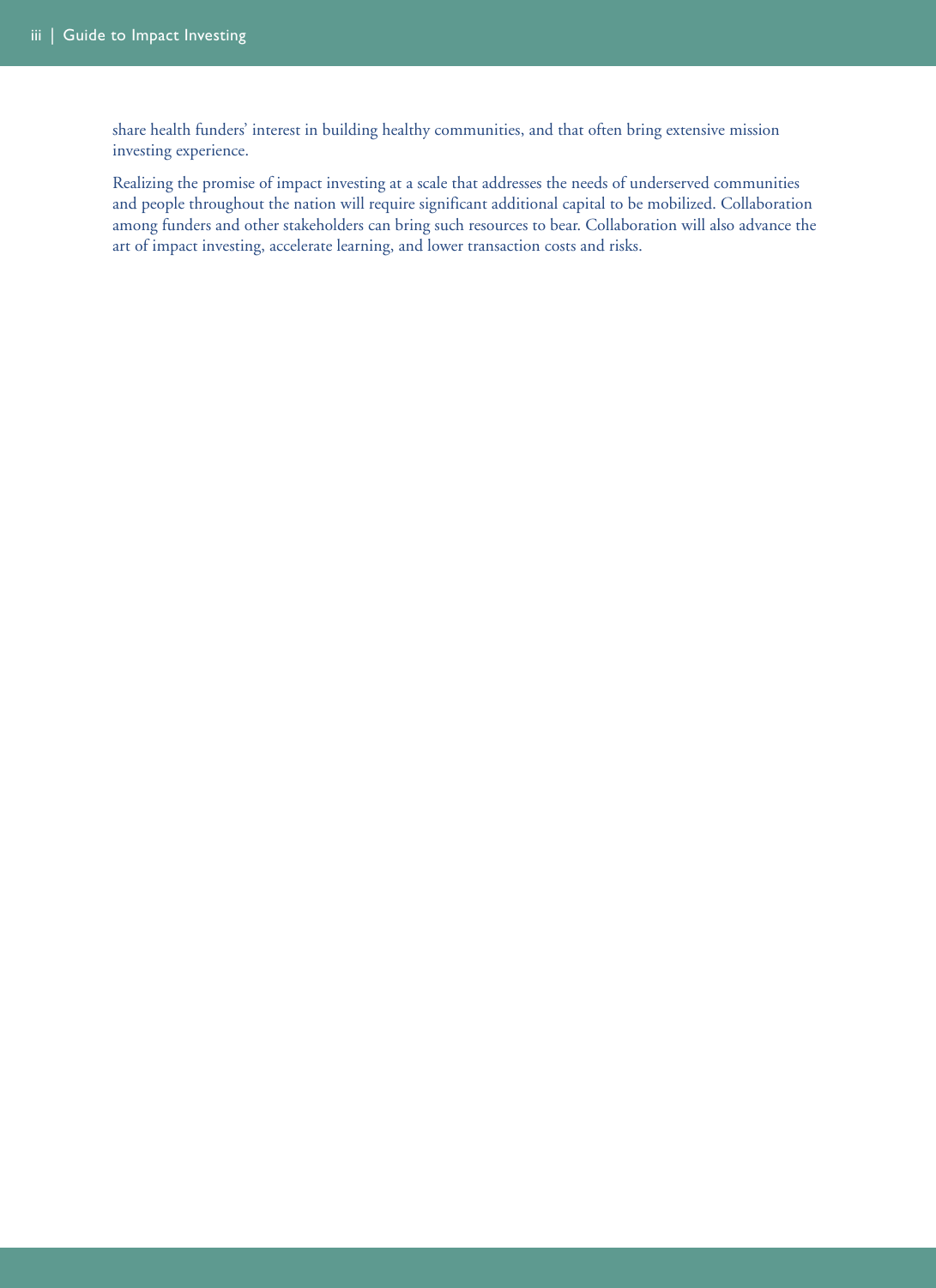share health funders' interest in building healthy communities, and that often bring extensive mission investing experience.

Realizing the promise of impact investing at a scale that addresses the needs of underserved communities and people throughout the nation will require significant additional capital to be mobilized. Collaboration among funders and other stakeholders can bring such resources to bear. Collaboration will also advance the art of impact investing, accelerate learning, and lower transaction costs and risks.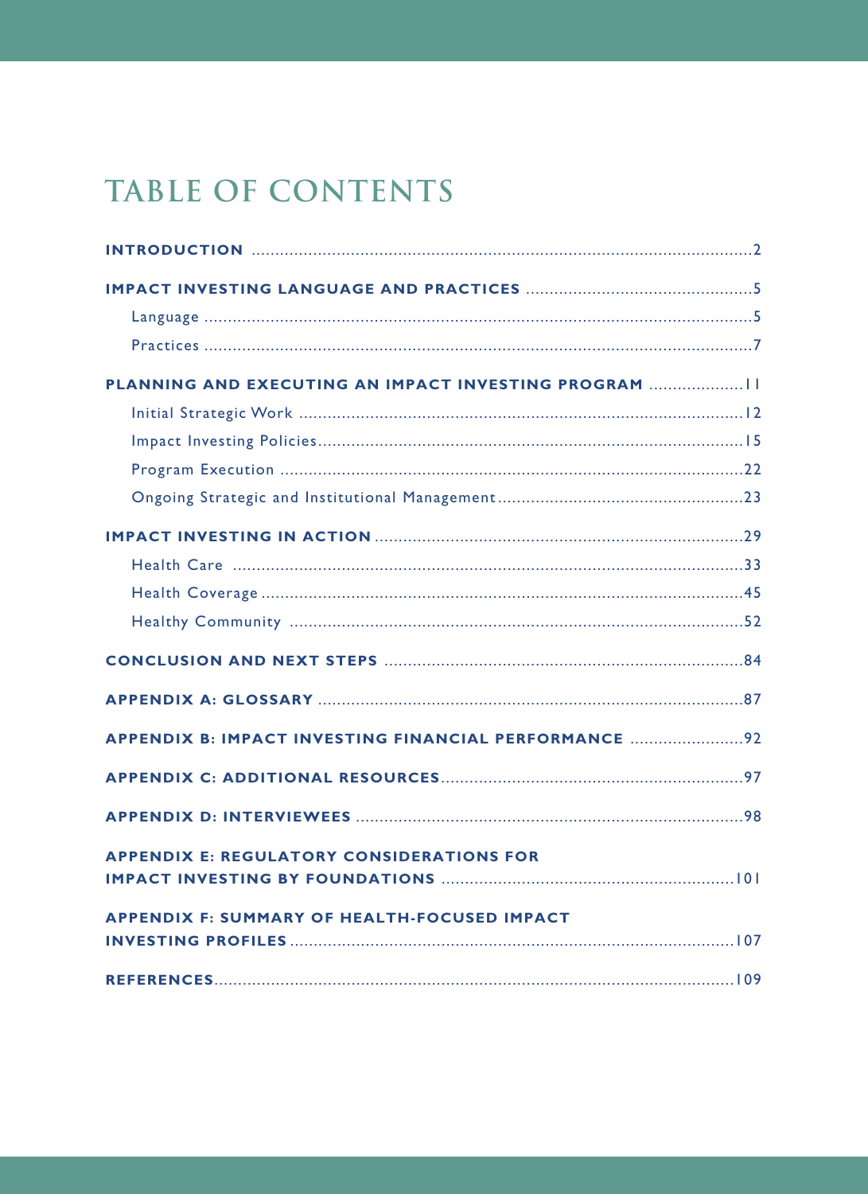# TABLE OF CONTENTS

**INTRODUCTION** ........................................................................................................2

**IMPACT INVESTING LANGUAGE AND PRACTICES** ................................................5

- Language ...................................................................................................................5
- Practices ...................................................................................................................7

**PLANNING AND EXECUTING AN IMPACT INVESTING PROGRAM** ....................11

- Initial Strategic Work ............................................................................................12
- Impact Investing Policies.........................................................................................15
- Program Execution .................................................................................................22
- Ongoing Strategic and Institutional Management...................................................23

**IMPACT INVESTING IN ACTION** ............................................................................29

- Health Care ...........................................................................................................33
- Health Coverage.....................................................................................................45
- Healthy Community ...............................................................................................52

**CONCLUSION AND NEXT STEPS** ..........................................................................84

**APPENDIX A: GLOSSARY** .........................................................................................87

**APPENDIX B: IMPACT INVESTING FINANCIAL PERFORMANCE** ........................92

**APPENDIX C: ADDITIONAL RESOURCES**...............................................................97

**APPENDIX D: INTERVIEWEES** .................................................................................98

**APPENDIX E: REGULATORY CONSIDERATIONS FOR IMPACT INVESTING BY FOUNDATIONS** .............................................................101

**APPENDIX F: SUMMARY OF HEALTH-FOCUSED IMPACT INVESTING PROFILES**.............................................................................................107

**REFERENCES**..............................................................................................................109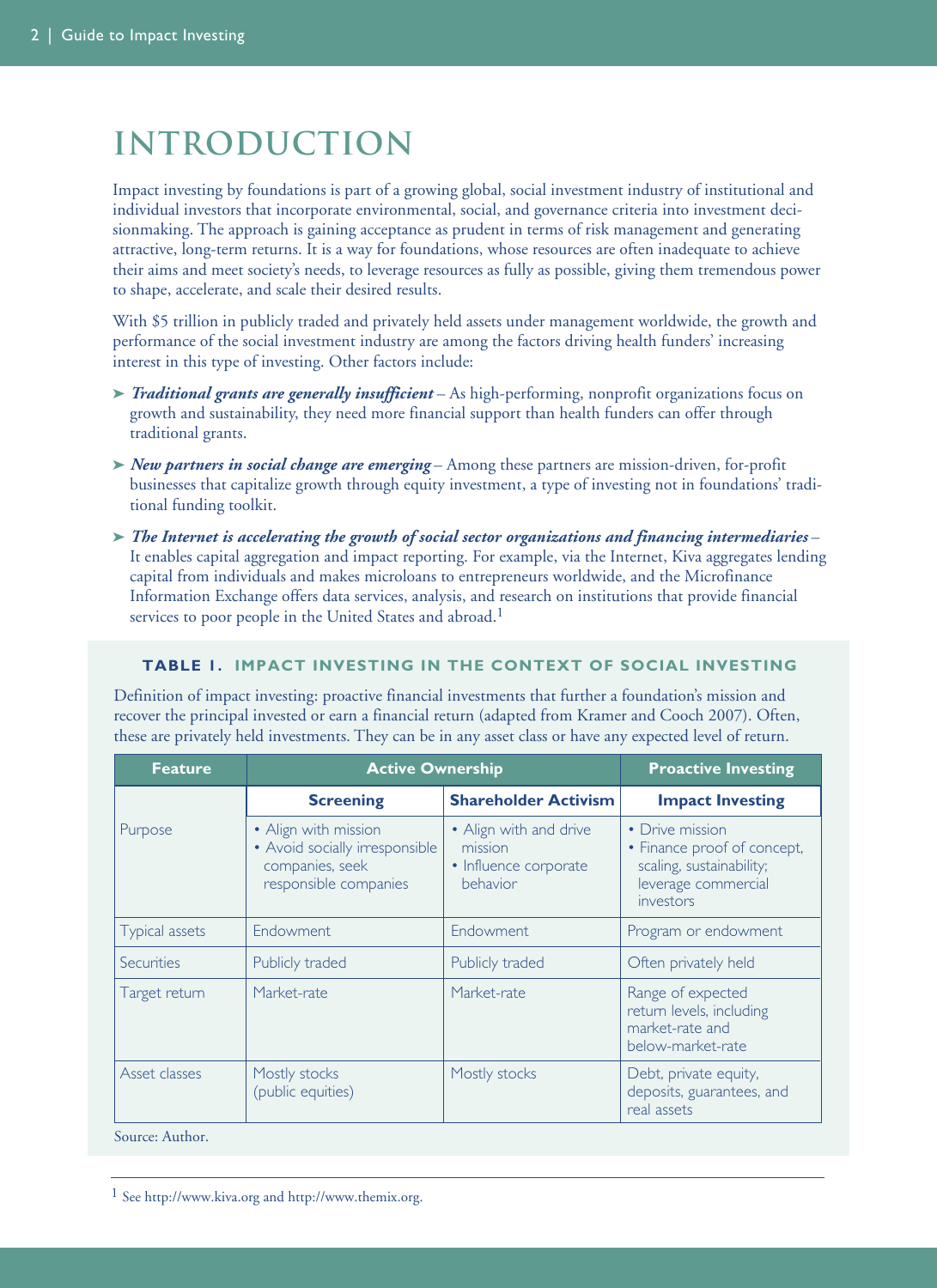# INTRODUCTION

Impact investing by foundations is part of a growing global, social investment industry of institutional and individual investors that incorporate environmental, social, and governance criteria into investment decisionmaking. The approach is gaining acceptance as prudent in terms of risk management and generating attractive, long-term returns. It is a way for foundations, whose resources are often inadequate to achieve their aims and meet society's needs, to leverage resources as fully as possible, giving them tremendous power to shape, accelerate, and scale their desired results.

With $5 trillion in publicly traded and privately held assets under management worldwide, the growth and performance of the social investment industry are among the factors driving health funders' increasing interest in this type of investing. Other factors include:

- ***Traditional grants are generally insufficient*** – As high-performing, nonprofit organizations focus on growth and sustainability, they need more financial support than health funders can offer through traditional grants.
- ***New partners in social change are emerging*** – Among these partners are mission-driven, for-profit businesses that capitalize growth through equity investment, a type of investing not in foundations' traditional funding toolkit.
- ***The Internet is accelerating the growth of social sector organizations and financing intermediaries*** – It enables capital aggregation and impact reporting. For example, via the Internet, Kiva aggregates lending capital from individuals and makes microloans to entrepreneurs worldwide, and the Microfinance Information Exchange offers data services, analysis, and research on institutions that provide financial services to poor people in the United States and abroad.[1]

**TABLE 1. IMPACT INVESTING IN THE CONTEXT OF SOCIAL INVESTING**

Definition of impact investing: proactive financial investments that further a foundation's mission and recover the principal invested or earn a financial return (adapted from Kramer and Cooch 2007). Often, these are privately held investments. They can be in any asset class or have any expected level of return.

| Feature | Active Ownership | | Proactive Investing |
|---|---|---|---|
| | **Screening** | **Shareholder Activism** | **Impact Investing** |
| Purpose | • Align with mission<br>• Avoid socially irresponsible companies, seek responsible companies | • Align with and drive mission<br>• Influence corporate behavior | • Drive mission<br>• Finance proof of concept, scaling, sustainability; leverage commercial investors |
| Typical assets | Endowment | Endowment | Program or endowment |
| Securities | Publicly traded | Publicly traded | Often privately held |
| Target return | Market-rate | Market-rate | Range of expected return levels, including market-rate and below-market-rate |
| Asset classes | Mostly stocks (public equities) | Mostly stocks | Debt, private equity, deposits, guarantees, and real assets |

Source: Author.

[1] See http://www.kiva.org and http://www.themix.org.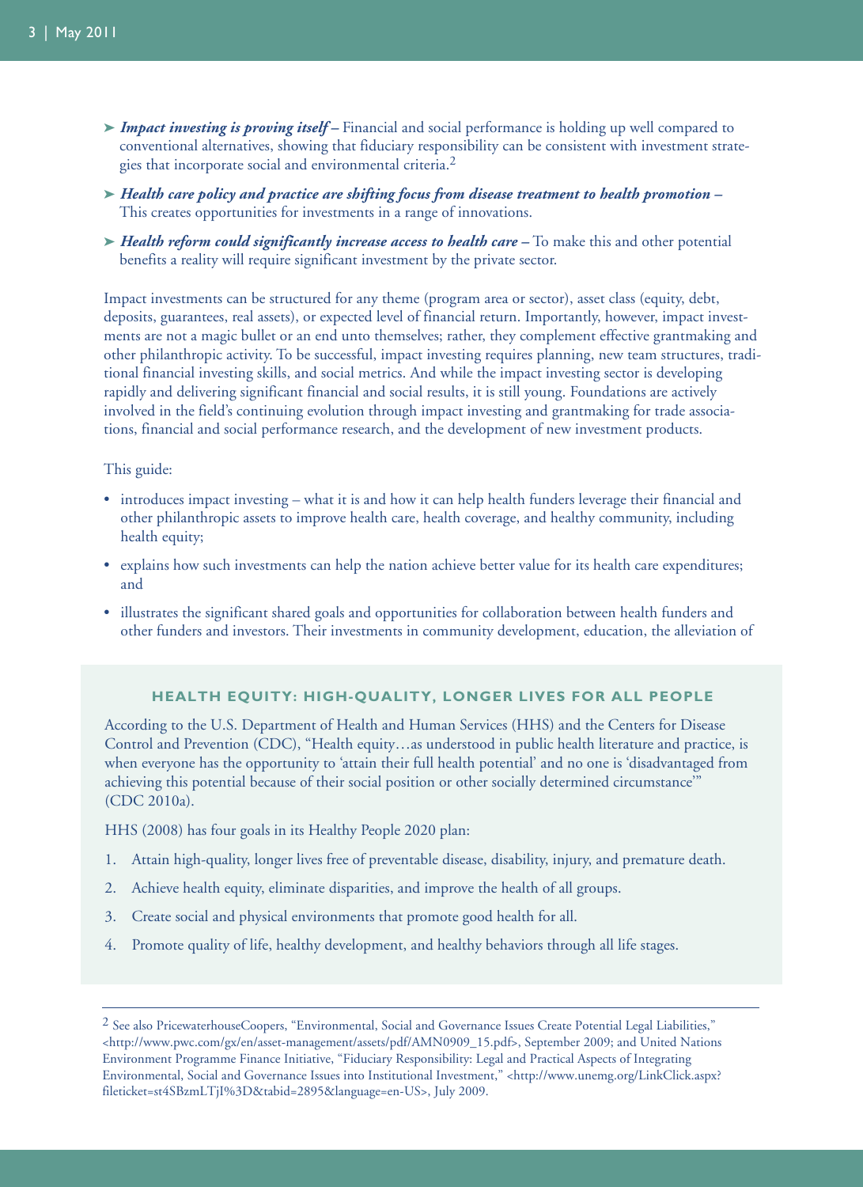- ➤ ***Impact investing is proving itself –*** Financial and social performance is holding up well compared to conventional alternatives, showing that fiduciary responsibility can be consistent with investment strategies that incorporate social and environmental criteria.[2]

- ➤ ***Health care policy and practice are shifting focus from disease treatment to health promotion –*** This creates opportunities for investments in a range of innovations.

- ➤ ***Health reform could significantly increase access to health care –*** To make this and other potential benefits a reality will require significant investment by the private sector.

Impact investments can be structured for any theme (program area or sector), asset class (equity, debt, deposits, guarantees, real assets), or expected level of financial return. Importantly, however, impact investments are not a magic bullet or an end unto themselves; rather, they complement effective grantmaking and other philanthropic activity. To be successful, impact investing requires planning, new team structures, traditional financial investing skills, and social metrics. And while the impact investing sector is developing rapidly and delivering significant financial and social results, it is still young. Foundations are actively involved in the field's continuing evolution through impact investing and grantmaking for trade associations, financial and social performance research, and the development of new investment products.

This guide:

- introduces impact investing – what it is and how it can help health funders leverage their financial and other philanthropic assets to improve health care, health coverage, and healthy community, including health equity;
- explains how such investments can help the nation achieve better value for its health care expenditures; and
- illustrates the significant shared goals and opportunities for collaboration between health funders and other funders and investors. Their investments in community development, education, the alleviation of

### HEALTH EQUITY: HIGH-QUALITY, LONGER LIVES FOR ALL PEOPLE

According to the U.S. Department of Health and Human Services (HHS) and the Centers for Disease Control and Prevention (CDC), "Health equity…as understood in public health literature and practice, is when everyone has the opportunity to 'attain their full health potential' and no one is 'disadvantaged from achieving this potential because of their social position or other socially determined circumstance'" (CDC 2010a).

HHS (2008) has four goals in its Healthy People 2020 plan:

1. Attain high-quality, longer lives free of preventable disease, disability, injury, and premature death.
2. Achieve health equity, eliminate disparities, and improve the health of all groups.
3. Create social and physical environments that promote good health for all.
4. Promote quality of life, healthy development, and healthy behaviors through all life stages.

---

[2] See also PricewaterhouseCoopers, "Environmental, Social and Governance Issues Create Potential Legal Liabilities," <http://www.pwc.com/gx/en/asset-management/assets/pdf/AMN0909_15.pdf>, September 2009; and United Nations Environment Programme Finance Initiative, "Fiduciary Responsibility: Legal and Practical Aspects of Integrating Environmental, Social and Governance Issues into Institutional Investment," <http://www.unemg.org/LinkClick.aspx?fileticket=st4SBzmLTjI%3D&tabid=2895&language=en-US>, July 2009.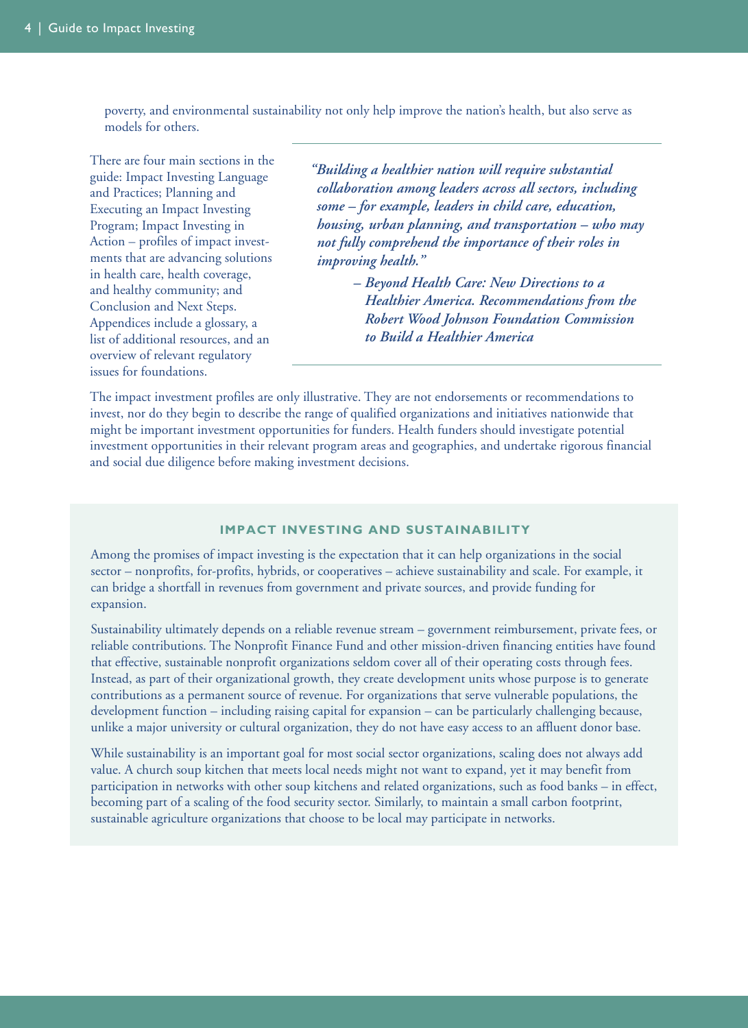poverty, and environmental sustainability not only help improve the nation's health, but also serve as models for others.

There are four main sections in the guide: Impact Investing Language and Practices; Planning and Executing an Impact Investing Program; Impact Investing in Action – profiles of impact investments that are advancing solutions in health care, health coverage, and healthy community; and Conclusion and Next Steps. Appendices include a glossary, a list of additional resources, and an overview of relevant regulatory issues for foundations.

> ***"Building a healthier nation will require substantial collaboration among leaders across all sectors, including some – for example, leaders in child care, education, housing, urban planning, and transportation – who may not fully comprehend the importance of their roles in improving health."***
>
> ***– Beyond Health Care: New Directions to a Healthier America. Recommendations from the Robert Wood Johnson Foundation Commission to Build a Healthier America***

The impact investment profiles are only illustrative. They are not endorsements or recommendations to invest, nor do they begin to describe the range of qualified organizations and initiatives nationwide that might be important investment opportunities for funders. Health funders should investigate potential investment opportunities in their relevant program areas and geographies, and undertake rigorous financial and social due diligence before making investment decisions.

### IMPACT INVESTING AND SUSTAINABILITY

Among the promises of impact investing is the expectation that it can help organizations in the social sector – nonprofits, for-profits, hybrids, or cooperatives – achieve sustainability and scale. For example, it can bridge a shortfall in revenues from government and private sources, and provide funding for expansion.

Sustainability ultimately depends on a reliable revenue stream – government reimbursement, private fees, or reliable contributions. The Nonprofit Finance Fund and other mission-driven financing entities have found that effective, sustainable nonprofit organizations seldom cover all of their operating costs through fees. Instead, as part of their organizational growth, they create development units whose purpose is to generate contributions as a permanent source of revenue. For organizations that serve vulnerable populations, the development function – including raising capital for expansion – can be particularly challenging because, unlike a major university or cultural organization, they do not have easy access to an affluent donor base.

While sustainability is an important goal for most social sector organizations, scaling does not always add value. A church soup kitchen that meets local needs might not want to expand, yet it may benefit from participation in networks with other soup kitchens and related organizations, such as food banks – in effect, becoming part of a scaling of the food security sector. Similarly, to maintain a small carbon footprint, sustainable agriculture organizations that choose to be local may participate in networks.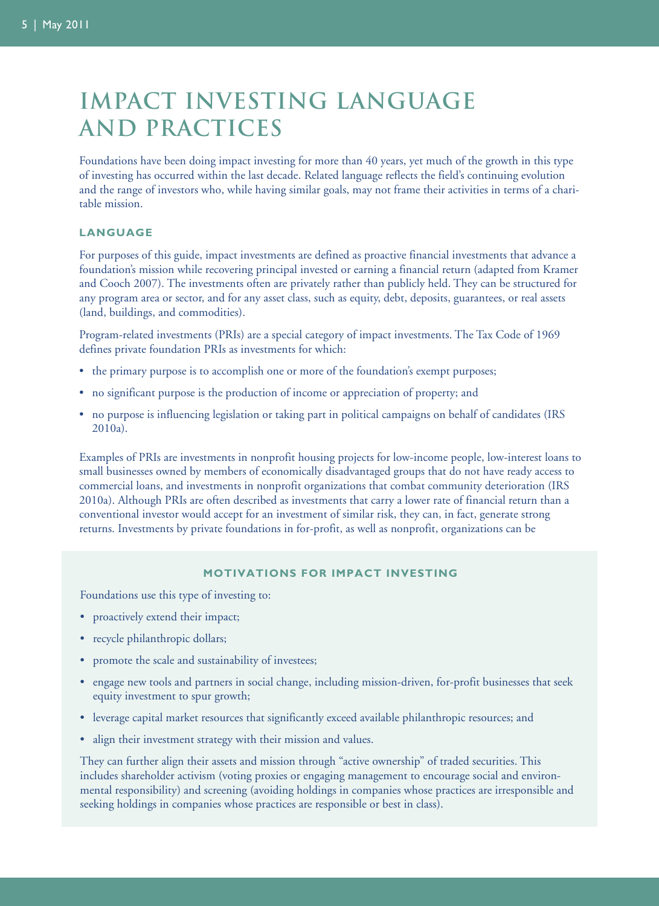# IMPACT INVESTING LANGUAGE AND PRACTICES

Foundations have been doing impact investing for more than 40 years, yet much of the growth in this type of investing has occurred within the last decade. Related language reflects the field's continuing evolution and the range of investors who, while having similar goals, may not frame their activities in terms of a charitable mission.

## LANGUAGE

For purposes of this guide, impact investments are defined as proactive financial investments that advance a foundation's mission while recovering principal invested or earning a financial return (adapted from Kramer and Cooch 2007). The investments often are privately rather than publicly held. They can be structured for any program area or sector, and for any asset class, such as equity, debt, deposits, guarantees, or real assets (land, buildings, and commodities).

Program-related investments (PRIs) are a special category of impact investments. The Tax Code of 1969 defines private foundation PRIs as investments for which:

- the primary purpose is to accomplish one or more of the foundation's exempt purposes;
- no significant purpose is the production of income or appreciation of property; and
- no purpose is influencing legislation or taking part in political campaigns on behalf of candidates (IRS 2010a).

Examples of PRIs are investments in nonprofit housing projects for low-income people, low-interest loans to small businesses owned by members of economically disadvantaged groups that do not have ready access to commercial loans, and investments in nonprofit organizations that combat community deterioration (IRS 2010a). Although PRIs are often described as investments that carry a lower rate of financial return than a conventional investor would accept for an investment of similar risk, they can, in fact, generate strong returns. Investments by private foundations in for-profit, as well as nonprofit, organizations can be

### MOTIVATIONS FOR IMPACT INVESTING

Foundations use this type of investing to:

- proactively extend their impact;
- recycle philanthropic dollars;
- promote the scale and sustainability of investees;
- engage new tools and partners in social change, including mission-driven, for-profit businesses that seek equity investment to spur growth;
- leverage capital market resources that significantly exceed available philanthropic resources; and
- align their investment strategy with their mission and values.

They can further align their assets and mission through "active ownership" of traded securities. This includes shareholder activism (voting proxies or engaging management to encourage social and environmental responsibility) and screening (avoiding holdings in companies whose practices are irresponsible and seeking holdings in companies whose practices are responsible or best in class).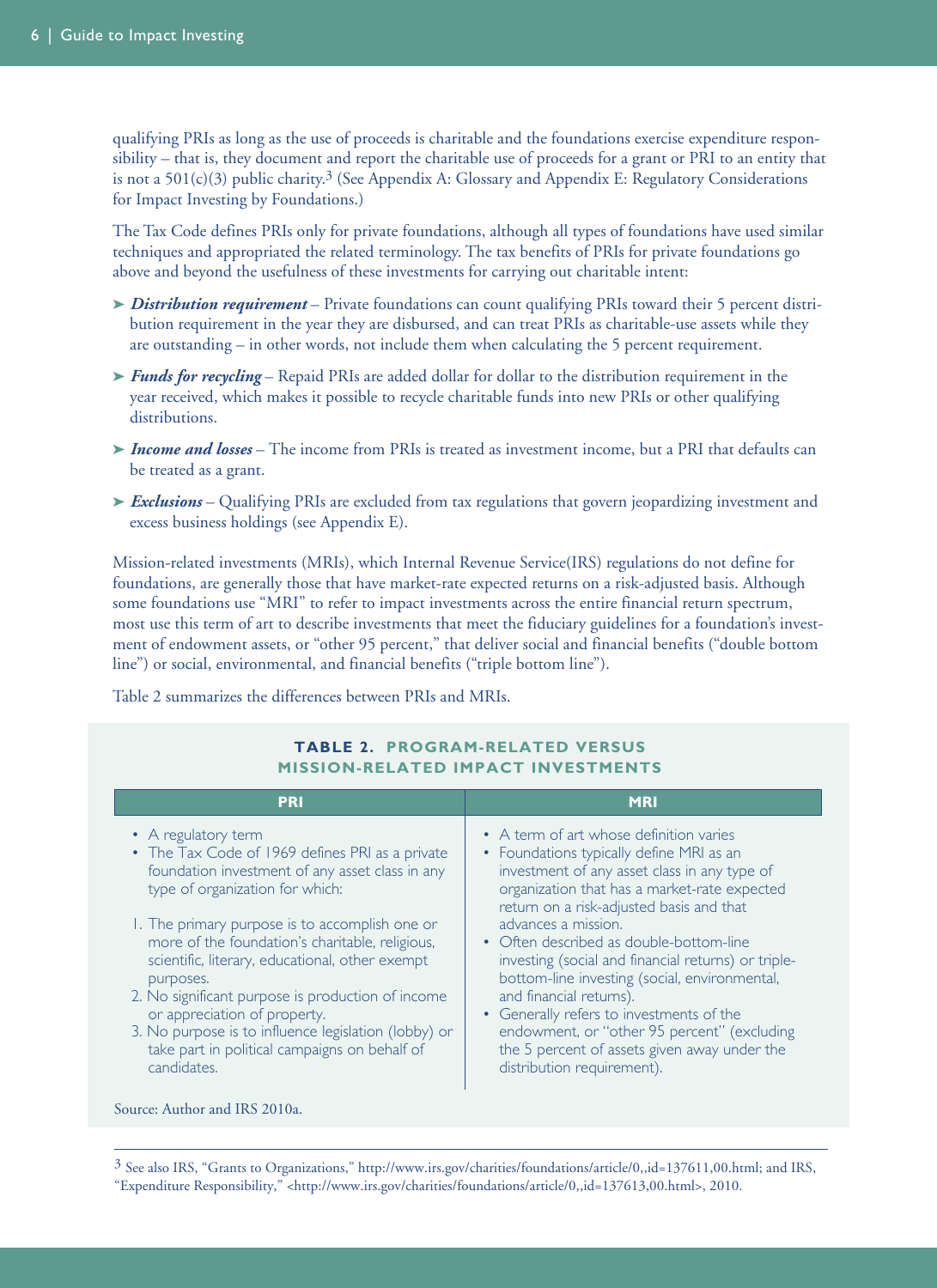qualifying PRIs as long as the use of proceeds is charitable and the foundations exercise expenditure responsibility – that is, they document and report the charitable use of proceeds for a grant or PRI to an entity that is not a 501(c)(3) public charity.[3] (See Appendix A: Glossary and Appendix E: Regulatory Considerations for Impact Investing by Foundations.)

The Tax Code defines PRIs only for private foundations, although all types of foundations have used similar techniques and appropriated the related terminology. The tax benefits of PRIs for private foundations go above and beyond the usefulness of these investments for carrying out charitable intent:

- ***Distribution requirement*** – Private foundations can count qualifying PRIs toward their 5 percent distribution requirement in the year they are disbursed, and can treat PRIs as charitable-use assets while they are outstanding – in other words, not include them when calculating the 5 percent requirement.
- ***Funds for recycling*** – Repaid PRIs are added dollar for dollar to the distribution requirement in the year received, which makes it possible to recycle charitable funds into new PRIs or other qualifying distributions.
- ***Income and losses*** – The income from PRIs is treated as investment income, but a PRI that defaults can be treated as a grant.
- ***Exclusions*** – Qualifying PRIs are excluded from tax regulations that govern jeopardizing investment and excess business holdings (see Appendix E).

Mission-related investments (MRIs), which Internal Revenue Service(IRS) regulations do not define for foundations, are generally those that have market-rate expected returns on a risk-adjusted basis. Although some foundations use "MRI" to refer to impact investments across the entire financial return spectrum, most use this term of art to describe investments that meet the fiduciary guidelines for a foundation's investment of endowment assets, or "other 95 percent," that deliver social and financial benefits ("double bottom line") or social, environmental, and financial benefits ("triple bottom line").

Table 2 summarizes the differences between PRIs and MRIs.

**TABLE 2. PROGRAM-RELATED VERSUS MISSION-RELATED IMPACT INVESTMENTS**

| PRI | MRI |
|---|---|
| • A regulatory term<br>• The Tax Code of 1969 defines PRI as a private foundation investment of any asset class in any type of organization for which:<br><br>1. The primary purpose is to accomplish one or more of the foundation's charitable, religious, scientific, literary, educational, other exempt purposes.<br>2. No significant purpose is production of income or appreciation of property.<br>3. No purpose is to influence legislation (lobby) or take part in political campaigns on behalf of candidates. | • A term of art whose definition varies<br>• Foundations typically define MRI as an investment of any asset class in any type of organization that has a market-rate expected return on a risk-adjusted basis and that advances a mission.<br>• Often described as double-bottom-line investing (social and financial returns) or triple-bottom-line investing (social, environmental, and financial returns).<br>• Generally refers to investments of the endowment, or "other 95 percent" (excluding the 5 percent of assets given away under the distribution requirement). |

Source: Author and IRS 2010a.

[3] See also IRS, "Grants to Organizations," http://www.irs.gov/charities/foundations/article/0,,id=137611,00.html; and IRS, "Expenditure Responsibility," <http://www.irs.gov/charities/foundations/article/0,,id=137613,00.html>, 2010.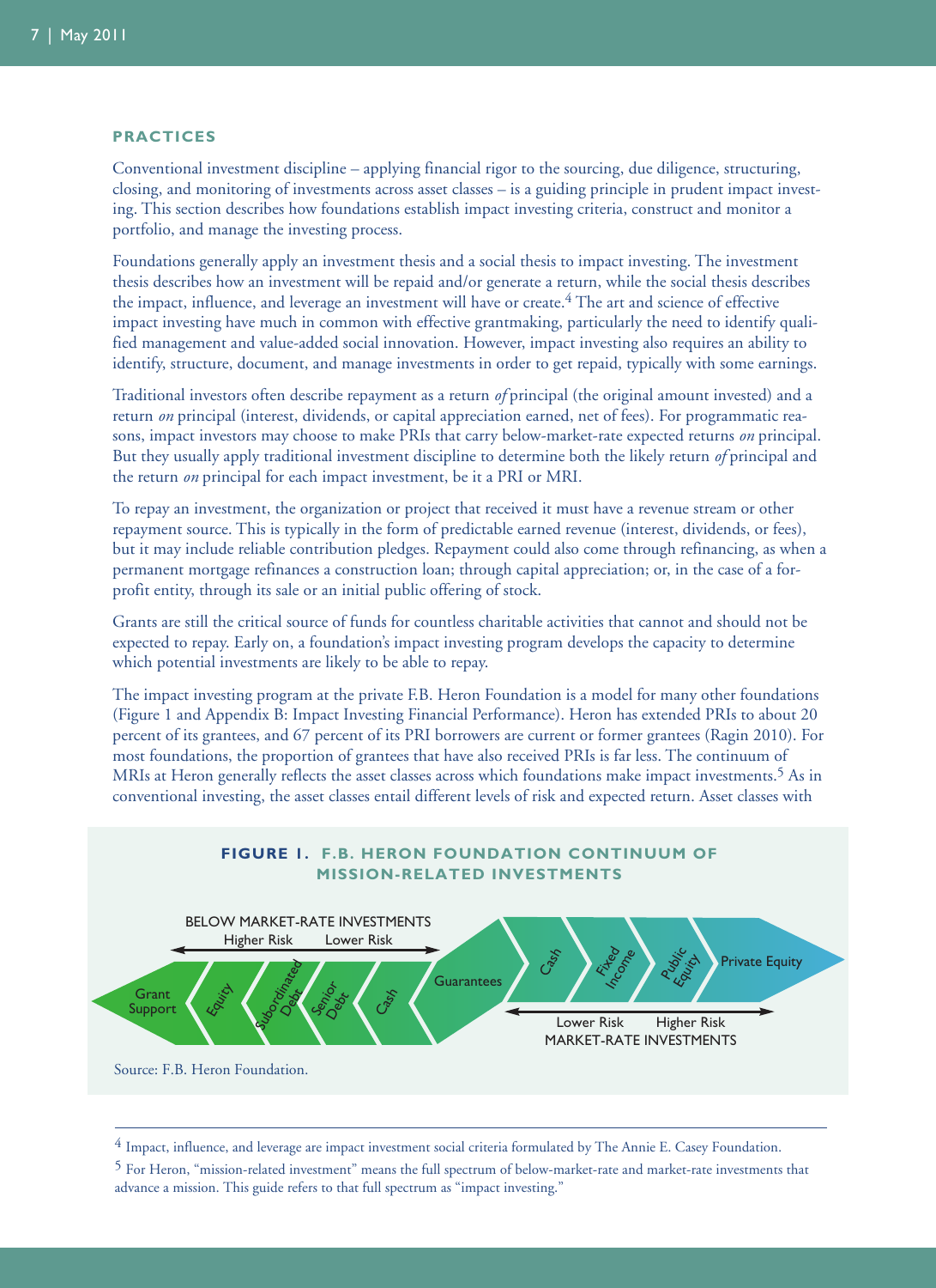## PRACTICES

Conventional investment discipline – applying financial rigor to the sourcing, due diligence, structuring, closing, and monitoring of investments across asset classes – is a guiding principle in prudent impact investing. This section describes how foundations establish impact investing criteria, construct and monitor a portfolio, and manage the investing process.

Foundations generally apply an investment thesis and a social thesis to impact investing. The investment thesis describes how an investment will be repaid and/or generate a return, while the social thesis describes the impact, influence, and leverage an investment will have or create.[4] The art and science of effective impact investing have much in common with effective grantmaking, particularly the need to identify qualified management and value-added social innovation. However, impact investing also requires an ability to identify, structure, document, and manage investments in order to get repaid, typically with some earnings.

Traditional investors often describe repayment as a return *of* principal (the original amount invested) and a return *on* principal (interest, dividends, or capital appreciation earned, net of fees). For programmatic reasons, impact investors may choose to make PRIs that carry below-market-rate expected returns *on* principal. But they usually apply traditional investment discipline to determine both the likely return *of* principal and the return *on* principal for each impact investment, be it a PRI or MRI.

To repay an investment, the organization or project that received it must have a revenue stream or other repayment source. This is typically in the form of predictable earned revenue (interest, dividends, or fees), but it may include reliable contribution pledges. Repayment could also come through refinancing, as when a permanent mortgage refinances a construction loan; through capital appreciation; or, in the case of a for-profit entity, through its sale or an initial public offering of stock.

Grants are still the critical source of funds for countless charitable activities that cannot and should not be expected to repay. Early on, a foundation's impact investing program develops the capacity to determine which potential investments are likely to be able to repay.

The impact investing program at the private F.B. Heron Foundation is a model for many other foundations (Figure 1 and Appendix B: Impact Investing Financial Performance). Heron has extended PRIs to about 20 percent of its grantees, and 67 percent of its PRI borrowers are current or former grantees (Ragin 2010). For most foundations, the proportion of grantees that have also received PRIs is far less. The continuum of MRIs at Heron generally reflects the asset classes across which foundations make impact investments.[5] As in conventional investing, the asset classes entail different levels of risk and expected return. Asset classes with

**FIGURE 1. F.B. HERON FOUNDATION CONTINUUM OF MISSION-RELATED INVESTMENTS**

BELOW MARKET-RATE INVESTMENTS (Higher Risk ← → Lower Risk): Grant Support | Equity | Subordinated Debt | Senior Debt | Cash | Guarantees | Cash | Fixed Income | Public Equity | Private Equity (Lower Risk ← → Higher Risk): MARKET-RATE INVESTMENTS

Source: F.B. Heron Foundation.

---

[4] Impact, influence, and leverage are impact investment social criteria formulated by The Annie E. Casey Foundation.

[5] For Heron, "mission-related investment" means the full spectrum of below-market-rate and market-rate investments that advance a mission. This guide refers to that full spectrum as "impact investing."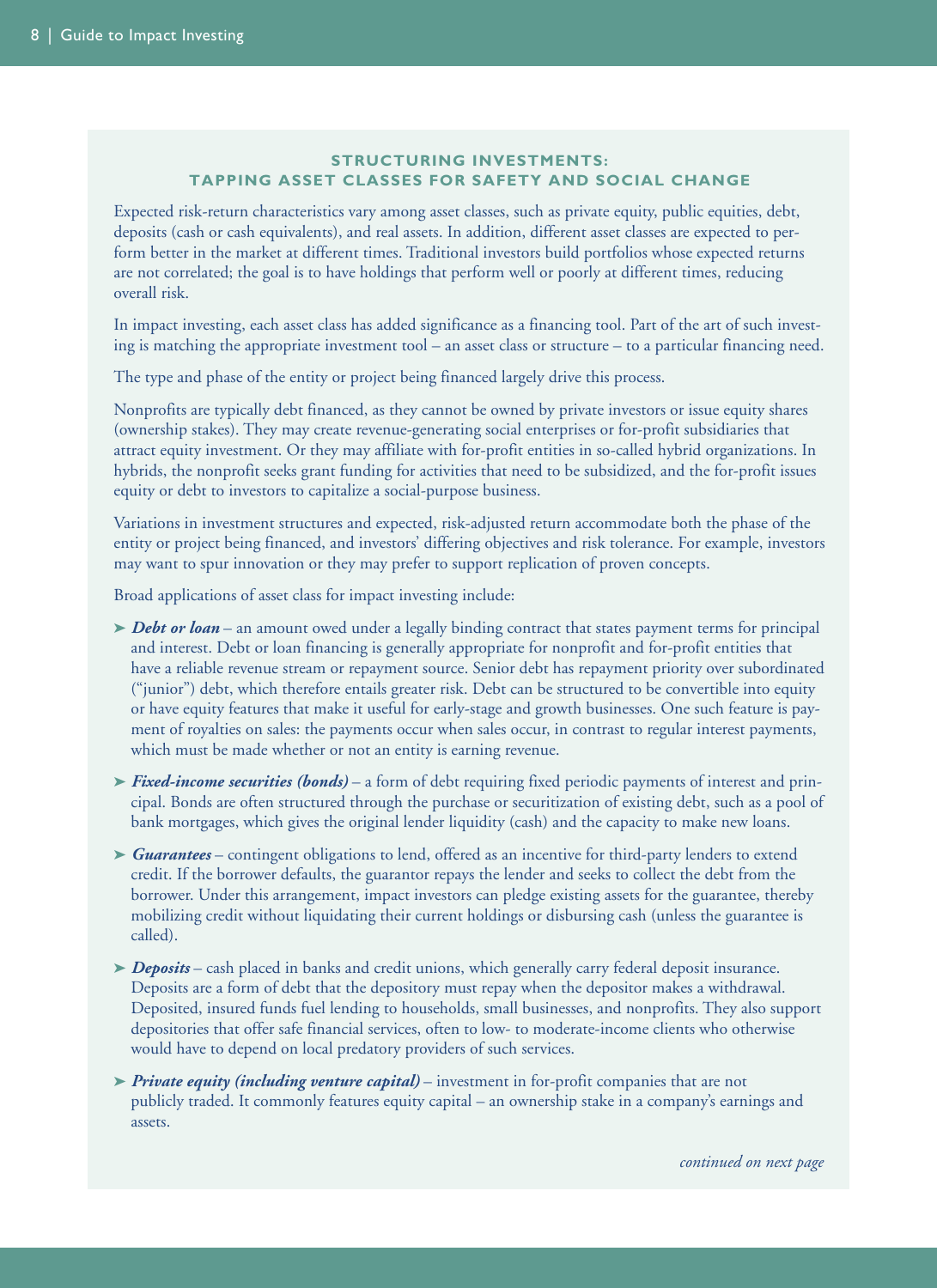## STRUCTURING INVESTMENTS: TAPPING ASSET CLASSES FOR SAFETY AND SOCIAL CHANGE

Expected risk-return characteristics vary among asset classes, such as private equity, public equities, debt, deposits (cash or cash equivalents), and real assets. In addition, different asset classes are expected to perform better in the market at different times. Traditional investors build portfolios whose expected returns are not correlated; the goal is to have holdings that perform well or poorly at different times, reducing overall risk.

In impact investing, each asset class has added significance as a financing tool. Part of the art of such investing is matching the appropriate investment tool – an asset class or structure – to a particular financing need.

The type and phase of the entity or project being financed largely drive this process.

Nonprofits are typically debt financed, as they cannot be owned by private investors or issue equity shares (ownership stakes). They may create revenue-generating social enterprises or for-profit subsidiaries that attract equity investment. Or they may affiliate with for-profit entities in so-called hybrid organizations. In hybrids, the nonprofit seeks grant funding for activities that need to be subsidized, and the for-profit issues equity or debt to investors to capitalize a social-purpose business.

Variations in investment structures and expected, risk-adjusted return accommodate both the phase of the entity or project being financed, and investors' differing objectives and risk tolerance. For example, investors may want to spur innovation or they may prefer to support replication of proven concepts.

Broad applications of asset class for impact investing include:

- ***Debt or loan*** – an amount owed under a legally binding contract that states payment terms for principal and interest. Debt or loan financing is generally appropriate for nonprofit and for-profit entities that have a reliable revenue stream or repayment source. Senior debt has repayment priority over subordinated ("junior") debt, which therefore entails greater risk. Debt can be structured to be convertible into equity or have equity features that make it useful for early-stage and growth businesses. One such feature is payment of royalties on sales: the payments occur when sales occur, in contrast to regular interest payments, which must be made whether or not an entity is earning revenue.
- ***Fixed-income securities (bonds)*** – a form of debt requiring fixed periodic payments of interest and principal. Bonds are often structured through the purchase or securitization of existing debt, such as a pool of bank mortgages, which gives the original lender liquidity (cash) and the capacity to make new loans.
- ***Guarantees*** – contingent obligations to lend, offered as an incentive for third-party lenders to extend credit. If the borrower defaults, the guarantor repays the lender and seeks to collect the debt from the borrower. Under this arrangement, impact investors can pledge existing assets for the guarantee, thereby mobilizing credit without liquidating their current holdings or disbursing cash (unless the guarantee is called).
- ***Deposits*** – cash placed in banks and credit unions, which generally carry federal deposit insurance. Deposits are a form of debt that the depository must repay when the depositor makes a withdrawal. Deposited, insured funds fuel lending to households, small businesses, and nonprofits. They also support depositories that offer safe financial services, often to low- to moderate-income clients who otherwise would have to depend on local predatory providers of such services.
- ***Private equity (including venture capital)*** – investment in for-profit companies that are not publicly traded. It commonly features equity capital – an ownership stake in a company's earnings and assets.

*continued on next page*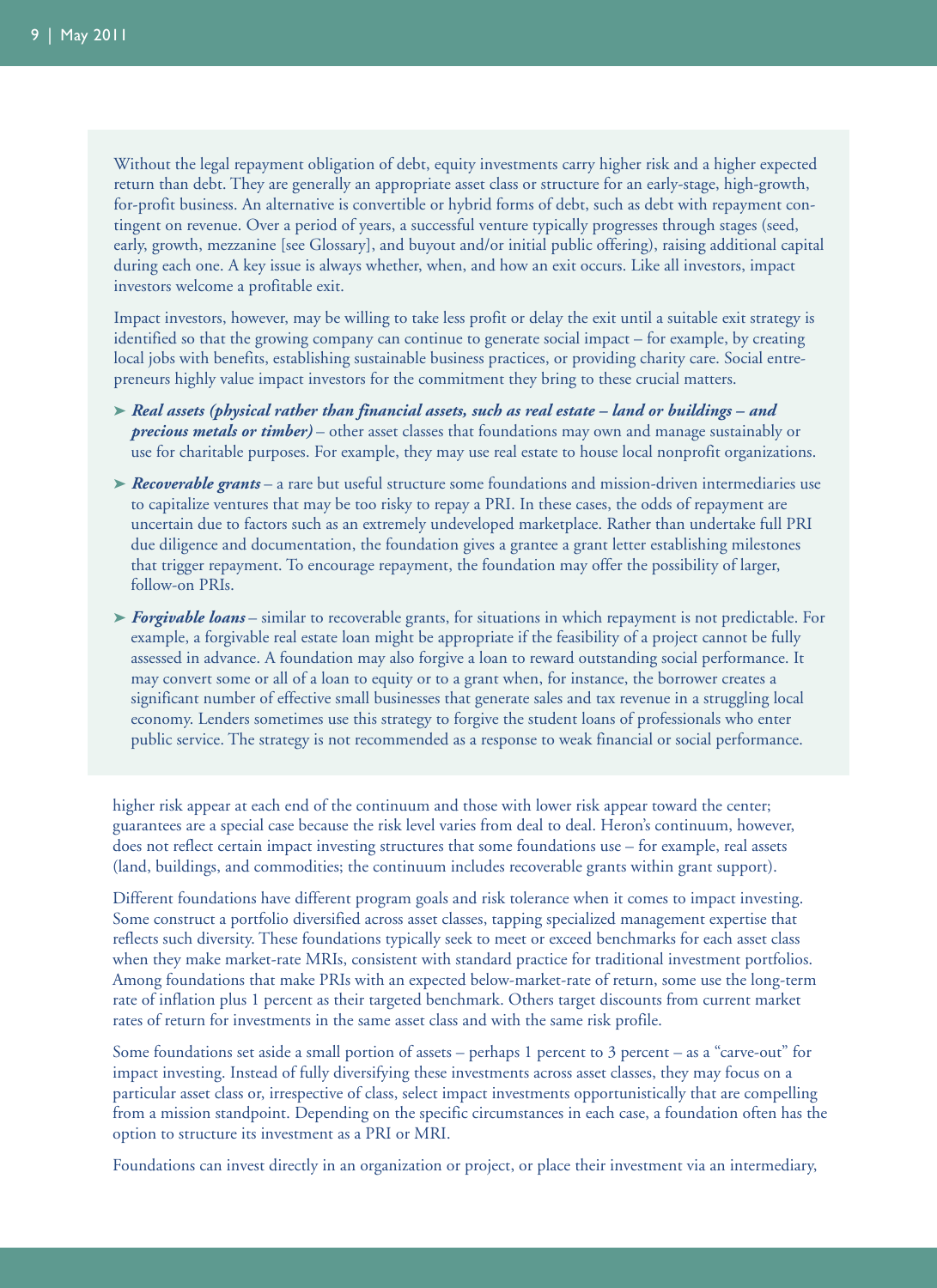Without the legal repayment obligation of debt, equity investments carry higher risk and a higher expected return than debt. They are generally an appropriate asset class or structure for an early-stage, high-growth, for-profit business. An alternative is convertible or hybrid forms of debt, such as debt with repayment contingent on revenue. Over a period of years, a successful venture typically progresses through stages (seed, early, growth, mezzanine [see Glossary], and buyout and/or initial public offering), raising additional capital during each one. A key issue is always whether, when, and how an exit occurs. Like all investors, impact investors welcome a profitable exit.

Impact investors, however, may be willing to take less profit or delay the exit until a suitable exit strategy is identified so that the growing company can continue to generate social impact – for example, by creating local jobs with benefits, establishing sustainable business practices, or providing charity care. Social entrepreneurs highly value impact investors for the commitment they bring to these crucial matters.

- ***Real assets (physical rather than financial assets, such as real estate – land or buildings – and precious metals or timber)*** – other asset classes that foundations may own and manage sustainably or use for charitable purposes. For example, they may use real estate to house local nonprofit organizations.
- ***Recoverable grants*** – a rare but useful structure some foundations and mission-driven intermediaries use to capitalize ventures that may be too risky to repay a PRI. In these cases, the odds of repayment are uncertain due to factors such as an extremely undeveloped marketplace. Rather than undertake full PRI due diligence and documentation, the foundation gives a grantee a grant letter establishing milestones that trigger repayment. To encourage repayment, the foundation may offer the possibility of larger, follow-on PRIs.
- ***Forgivable loans*** – similar to recoverable grants, for situations in which repayment is not predictable. For example, a forgivable real estate loan might be appropriate if the feasibility of a project cannot be fully assessed in advance. A foundation may also forgive a loan to reward outstanding social performance. It may convert some or all of a loan to equity or to a grant when, for instance, the borrower creates a significant number of effective small businesses that generate sales and tax revenue in a struggling local economy. Lenders sometimes use this strategy to forgive the student loans of professionals who enter public service. The strategy is not recommended as a response to weak financial or social performance.

higher risk appear at each end of the continuum and those with lower risk appear toward the center; guarantees are a special case because the risk level varies from deal to deal. Heron's continuum, however, does not reflect certain impact investing structures that some foundations use – for example, real assets (land, buildings, and commodities; the continuum includes recoverable grants within grant support).

Different foundations have different program goals and risk tolerance when it comes to impact investing. Some construct a portfolio diversified across asset classes, tapping specialized management expertise that reflects such diversity. These foundations typically seek to meet or exceed benchmarks for each asset class when they make market-rate MRIs, consistent with standard practice for traditional investment portfolios. Among foundations that make PRIs with an expected below-market-rate of return, some use the long-term rate of inflation plus 1 percent as their targeted benchmark. Others target discounts from current market rates of return for investments in the same asset class and with the same risk profile.

Some foundations set aside a small portion of assets – perhaps 1 percent to 3 percent – as a "carve-out" for impact investing. Instead of fully diversifying these investments across asset classes, they may focus on a particular asset class or, irrespective of class, select impact investments opportunistically that are compelling from a mission standpoint. Depending on the specific circumstances in each case, a foundation often has the option to structure its investment as a PRI or MRI.

Foundations can invest directly in an organization or project, or place their investment via an intermediary,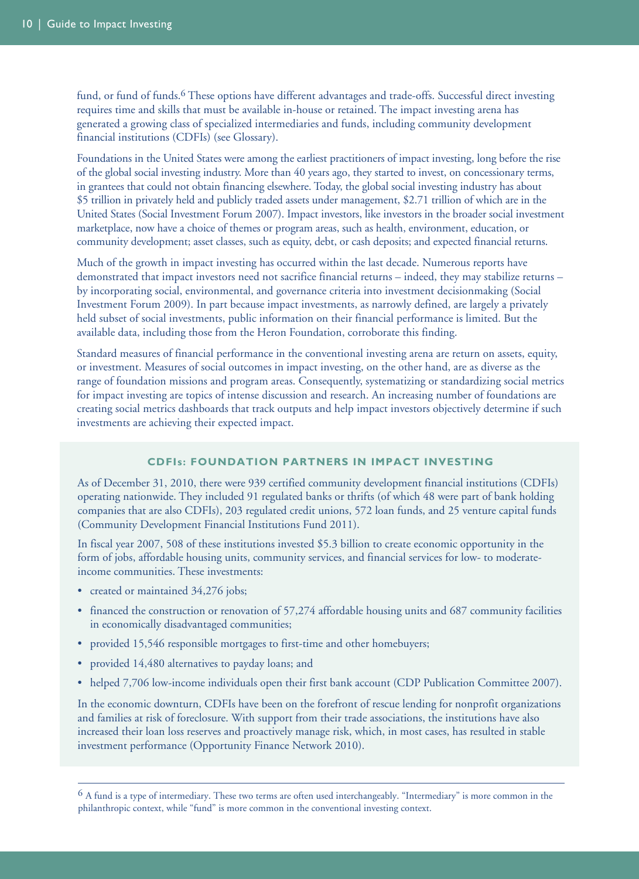fund, or fund of funds.[6] These options have different advantages and trade-offs. Successful direct investing requires time and skills that must be available in-house or retained. The impact investing arena has generated a growing class of specialized intermediaries and funds, including community development financial institutions (CDFIs) (see Glossary).

Foundations in the United States were among the earliest practitioners of impact investing, long before the rise of the global social investing industry. More than 40 years ago, they started to invest, on concessionary terms, in grantees that could not obtain financing elsewhere. Today, the global social investing industry has about $5 trillion in privately held and publicly traded assets under management, $2.71 trillion of which are in the United States (Social Investment Forum 2007). Impact investors, like investors in the broader social investment marketplace, now have a choice of themes or program areas, such as health, environment, education, or community development; asset classes, such as equity, debt, or cash deposits; and expected financial returns.

Much of the growth in impact investing has occurred within the last decade. Numerous reports have demonstrated that impact investors need not sacrifice financial returns – indeed, they may stabilize returns – by incorporating social, environmental, and governance criteria into investment decisionmaking (Social Investment Forum 2009). In part because impact investments, as narrowly defined, are largely a privately held subset of social investments, public information on their financial performance is limited. But the available data, including those from the Heron Foundation, corroborate this finding.

Standard measures of financial performance in the conventional investing arena are return on assets, equity, or investment. Measures of social outcomes in impact investing, on the other hand, are as diverse as the range of foundation missions and program areas. Consequently, systematizing or standardizing social metrics for impact investing are topics of intense discussion and research. An increasing number of foundations are creating social metrics dashboards that track outputs and help impact investors objectively determine if such investments are achieving their expected impact.

### CDFIs: FOUNDATION PARTNERS IN IMPACT INVESTING

As of December 31, 2010, there were 939 certified community development financial institutions (CDFIs) operating nationwide. They included 91 regulated banks or thrifts (of which 48 were part of bank holding companies that are also CDFIs), 203 regulated credit unions, 572 loan funds, and 25 venture capital funds (Community Development Financial Institutions Fund 2011).

In fiscal year 2007, 508 of these institutions invested $5.3 billion to create economic opportunity in the form of jobs, affordable housing units, community services, and financial services for low- to moderate-income communities. These investments:

- created or maintained 34,276 jobs;
- financed the construction or renovation of 57,274 affordable housing units and 687 community facilities in economically disadvantaged communities;
- provided 15,546 responsible mortgages to first-time and other homebuyers;
- provided 14,480 alternatives to payday loans; and
- helped 7,706 low-income individuals open their first bank account (CDP Publication Committee 2007).

In the economic downturn, CDFIs have been on the forefront of rescue lending for nonprofit organizations and families at risk of foreclosure. With support from their trade associations, the institutions have also increased their loan loss reserves and proactively manage risk, which, in most cases, has resulted in stable investment performance (Opportunity Finance Network 2010).

---

[6] A fund is a type of intermediary. These two terms are often used interchangeably. "Intermediary" is more common in the philanthropic context, while "fund" is more common in the conventional investing context.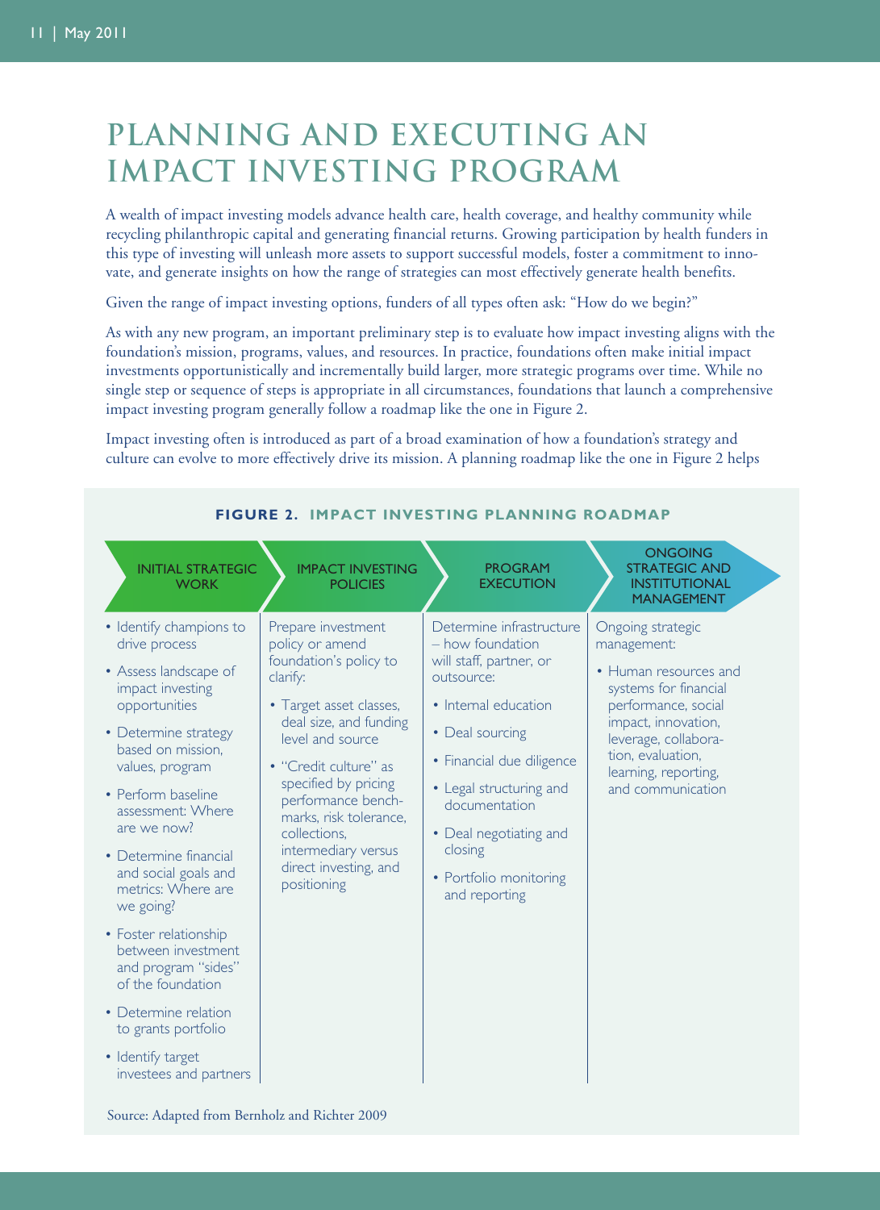# PLANNING AND EXECUTING AN IMPACT INVESTING PROGRAM

A wealth of impact investing models advance health care, health coverage, and healthy community while recycling philanthropic capital and generating financial returns. Growing participation by health funders in this type of investing will unleash more assets to support successful models, foster a commitment to innovate, and generate insights on how the range of strategies can most effectively generate health benefits.

Given the range of impact investing options, funders of all types often ask: "How do we begin?"

As with any new program, an important preliminary step is to evaluate how impact investing aligns with the foundation's mission, programs, values, and resources. In practice, foundations often make initial impact investments opportunistically and incrementally build larger, more strategic programs over time. While no single step or sequence of steps is appropriate in all circumstances, foundations that launch a comprehensive impact investing program generally follow a roadmap like the one in Figure 2.

Impact investing often is introduced as part of a broad examination of how a foundation's strategy and culture can evolve to more effectively drive its mission. A planning roadmap like the one in Figure 2 helps

**FIGURE 2. IMPACT INVESTING PLANNING ROADMAP**

| INITIAL STRATEGIC WORK | IMPACT INVESTING POLICIES | PROGRAM EXECUTION | ONGOING STRATEGIC AND INSTITUTIONAL MANAGEMENT |
|---|---|---|---|
| • Identify champions to drive process<br>• Assess landscape of impact investing opportunities<br>• Determine strategy based on mission, values, program<br>• Perform baseline assessment: Where are we now?<br>• Determine financial and social goals and metrics: Where are we going?<br>• Foster relationship between investment and program "sides" of the foundation<br>• Determine relation to grants portfolio<br>• Identify target investees and partners | Prepare investment policy or amend foundation's policy to clarify:<br>• Target asset classes, deal size, and funding level and source<br>• "Credit culture" as specified by pricing performance benchmarks, risk tolerance, collections, intermediary versus direct investing, and positioning | Determine infrastructure – how foundation will staff, partner, or outsource:<br>• Internal education<br>• Deal sourcing<br>• Financial due diligence<br>• Legal structuring and documentation<br>• Deal negotiating and closing<br>• Portfolio monitoring and reporting | Ongoing strategic management:<br>• Human resources and systems for financial performance, social impact, innovation, leverage, collaboration, evaluation, learning, reporting, and communication |

Source: Adapted from Bernholz and Richter 2009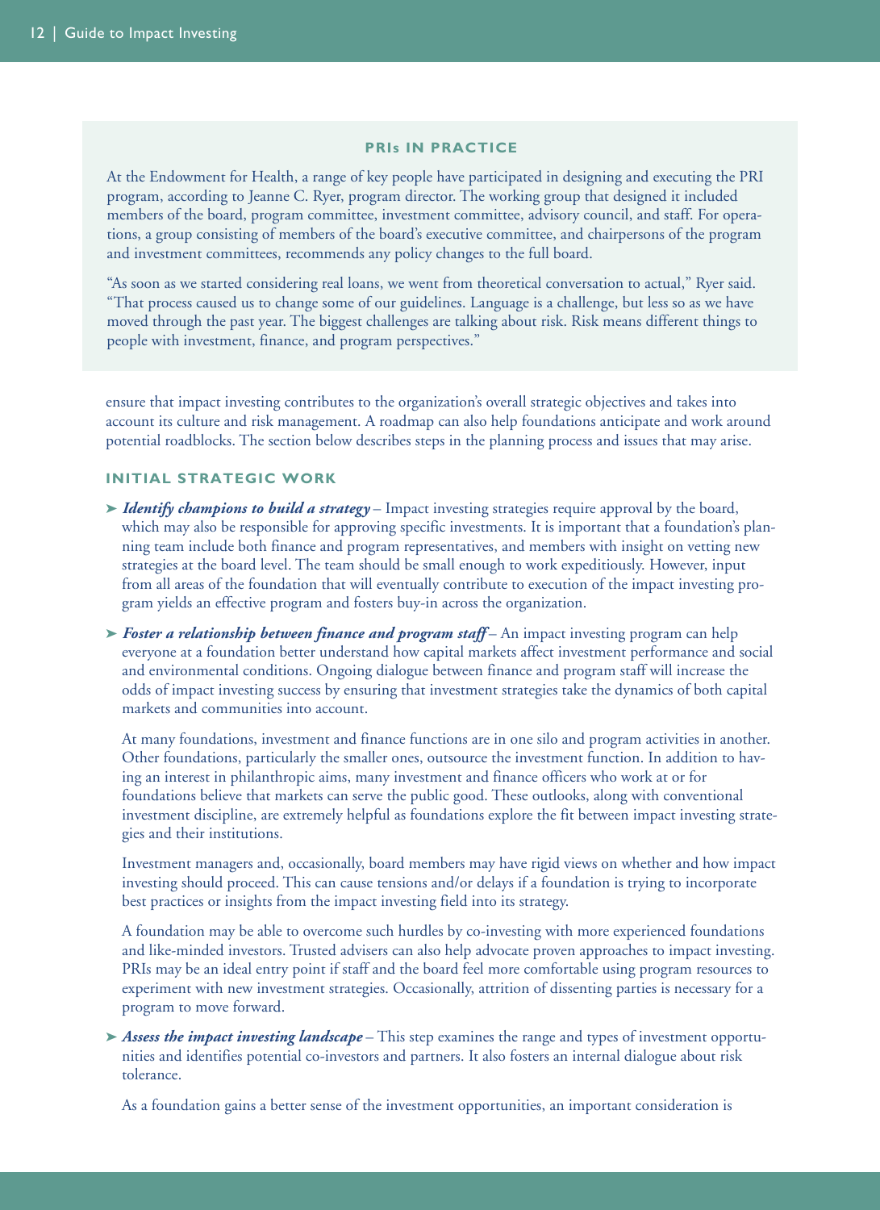### PRIs IN PRACTICE

At the Endowment for Health, a range of key people have participated in designing and executing the PRI program, according to Jeanne C. Ryer, program director. The working group that designed it included members of the board, program committee, investment committee, advisory council, and staff. For operations, a group consisting of members of the board's executive committee, and chairpersons of the program and investment committees, recommends any policy changes to the full board.

"As soon as we started considering real loans, we went from theoretical conversation to actual," Ryer said. "That process caused us to change some of our guidelines. Language is a challenge, but less so as we have moved through the past year. The biggest challenges are talking about risk. Risk means different things to people with investment, finance, and program perspectives."

ensure that impact investing contributes to the organization's overall strategic objectives and takes into account its culture and risk management. A roadmap can also help foundations anticipate and work around potential roadblocks. The section below describes steps in the planning process and issues that may arise.

### INITIAL STRATEGIC WORK

- ***Identify champions to build a strategy*** – Impact investing strategies require approval by the board, which may also be responsible for approving specific investments. It is important that a foundation's planning team include both finance and program representatives, and members with insight on vetting new strategies at the board level. The team should be small enough to work expeditiously. However, input from all areas of the foundation that will eventually contribute to execution of the impact investing program yields an effective program and fosters buy-in across the organization.

- ***Foster a relationship between finance and program staff*** – An impact investing program can help everyone at a foundation better understand how capital markets affect investment performance and social and environmental conditions. Ongoing dialogue between finance and program staff will increase the odds of impact investing success by ensuring that investment strategies take the dynamics of both capital markets and communities into account.

  At many foundations, investment and finance functions are in one silo and program activities in another. Other foundations, particularly the smaller ones, outsource the investment function. In addition to having an interest in philanthropic aims, many investment and finance officers who work at or for foundations believe that markets can serve the public good. These outlooks, along with conventional investment discipline, are extremely helpful as foundations explore the fit between impact investing strategies and their institutions.

  Investment managers and, occasionally, board members may have rigid views on whether and how impact investing should proceed. This can cause tensions and/or delays if a foundation is trying to incorporate best practices or insights from the impact investing field into its strategy.

  A foundation may be able to overcome such hurdles by co-investing with more experienced foundations and like-minded investors. Trusted advisers can also help advocate proven approaches to impact investing. PRIs may be an ideal entry point if staff and the board feel more comfortable using program resources to experiment with new investment strategies. Occasionally, attrition of dissenting parties is necessary for a program to move forward.

- ***Assess the impact investing landscape*** – This step examines the range and types of investment opportunities and identifies potential co-investors and partners. It also fosters an internal dialogue about risk tolerance.

  As a foundation gains a better sense of the investment opportunities, an important consideration is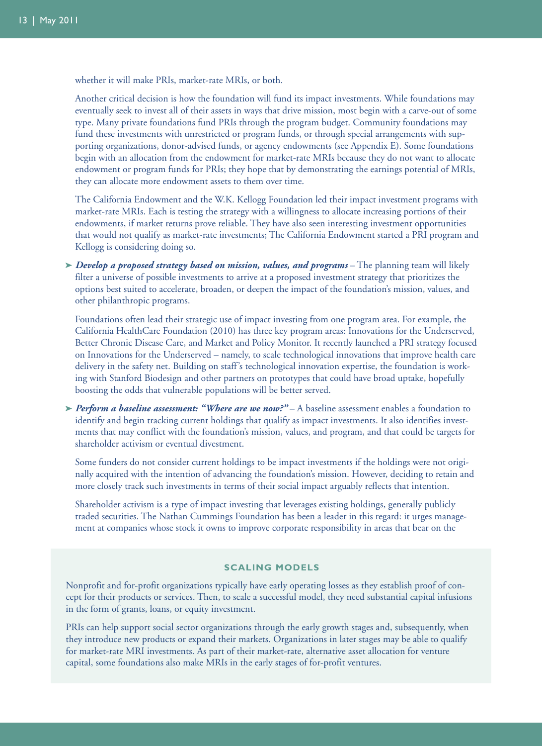whether it will make PRIs, market-rate MRIs, or both.

Another critical decision is how the foundation will fund its impact investments. While foundations may eventually seek to invest all of their assets in ways that drive mission, most begin with a carve-out of some type. Many private foundations fund PRIs through the program budget. Community foundations may fund these investments with unrestricted or program funds, or through special arrangements with supporting organizations, donor-advised funds, or agency endowments (see Appendix E). Some foundations begin with an allocation from the endowment for market-rate MRIs because they do not want to allocate endowment or program funds for PRIs; they hope that by demonstrating the earnings potential of MRIs, they can allocate more endowment assets to them over time.

The California Endowment and the W.K. Kellogg Foundation led their impact investment programs with market-rate MRIs. Each is testing the strategy with a willingness to allocate increasing portions of their endowments, if market returns prove reliable. They have also seen interesting investment opportunities that would not qualify as market-rate investments; The California Endowment started a PRI program and Kellogg is considering doing so.

➤ ***Develop a proposed strategy based on mission, values, and programs*** – The planning team will likely filter a universe of possible investments to arrive at a proposed investment strategy that prioritizes the options best suited to accelerate, broaden, or deepen the impact of the foundation's mission, values, and other philanthropic programs.

Foundations often lead their strategic use of impact investing from one program area. For example, the California HealthCare Foundation (2010) has three key program areas: Innovations for the Underserved, Better Chronic Disease Care, and Market and Policy Monitor. It recently launched a PRI strategy focused on Innovations for the Underserved – namely, to scale technological innovations that improve health care delivery in the safety net. Building on staff's technological innovation expertise, the foundation is working with Stanford Biodesign and other partners on prototypes that could have broad uptake, hopefully boosting the odds that vulnerable populations will be better served.

➤ ***Perform a baseline assessment: "Where are we now?"*** – A baseline assessment enables a foundation to identify and begin tracking current holdings that qualify as impact investments. It also identifies investments that may conflict with the foundation's mission, values, and program, and that could be targets for shareholder activism or eventual divestment.

Some funders do not consider current holdings to be impact investments if the holdings were not originally acquired with the intention of advancing the foundation's mission. However, deciding to retain and more closely track such investments in terms of their social impact arguably reflects that intention.

Shareholder activism is a type of impact investing that leverages existing holdings, generally publicly traded securities. The Nathan Cummings Foundation has been a leader in this regard: it urges management at companies whose stock it owns to improve corporate responsibility in areas that bear on the

### SCALING MODELS

Nonprofit and for-profit organizations typically have early operating losses as they establish proof of concept for their products or services. Then, to scale a successful model, they need substantial capital infusions in the form of grants, loans, or equity investment.

PRIs can help support social sector organizations through the early growth stages and, subsequently, when they introduce new products or expand their markets. Organizations in later stages may be able to qualify for market-rate MRI investments. As part of their market-rate, alternative asset allocation for venture capital, some foundations also make MRIs in the early stages of for-profit ventures.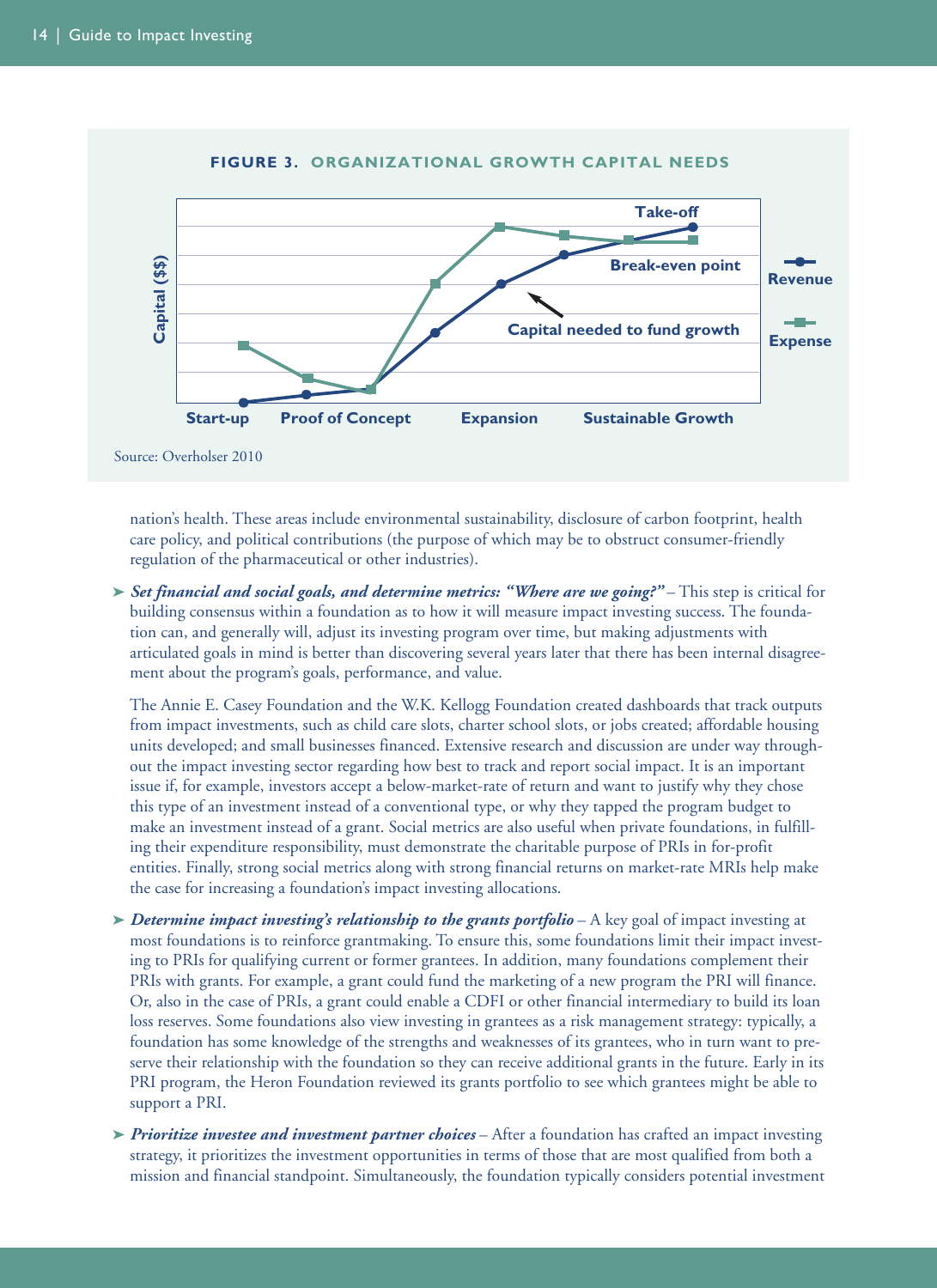**FIGURE 3. ORGANIZATIONAL GROWTH CAPITAL NEEDS**

Source: Overholser 2010

nation's health. These areas include environmental sustainability, disclosure of carbon footprint, health care policy, and political contributions (the purpose of which may be to obstruct consumer-friendly regulation of the pharmaceutical or other industries).

- ***Set financial and social goals, and determine metrics: "Where are we going?"*** – This step is critical for building consensus within a foundation as to how it will measure impact investing success. The foundation can, and generally will, adjust its investing program over time, but making adjustments with articulated goals in mind is better than discovering several years later that there has been internal disagreement about the program's goals, performance, and value.

  The Annie E. Casey Foundation and the W.K. Kellogg Foundation created dashboards that track outputs from impact investments, such as child care slots, charter school slots, or jobs created; affordable housing units developed; and small businesses financed. Extensive research and discussion are under way throughout the impact investing sector regarding how best to track and report social impact. It is an important issue if, for example, investors accept a below-market-rate of return and want to justify why they chose this type of an investment instead of a conventional type, or why they tapped the program budget to make an investment instead of a grant. Social metrics are also useful when private foundations, in fulfilling their expenditure responsibility, must demonstrate the charitable purpose of PRIs in for-profit entities. Finally, strong social metrics along with strong financial returns on market-rate MRIs help make the case for increasing a foundation's impact investing allocations.

- ***Determine impact investing's relationship to the grants portfolio*** – A key goal of impact investing at most foundations is to reinforce grantmaking. To ensure this, some foundations limit their impact investing to PRIs for qualifying current or former grantees. In addition, many foundations complement their PRIs with grants. For example, a grant could fund the marketing of a new program the PRI will finance. Or, also in the case of PRIs, a grant could enable a CDFI or other financial intermediary to build its loan loss reserves. Some foundations also view investing in grantees as a risk management strategy: typically, a foundation has some knowledge of the strengths and weaknesses of its grantees, who in turn want to preserve their relationship with the foundation so they can receive additional grants in the future. Early in its PRI program, the Heron Foundation reviewed its grants portfolio to see which grantees might be able to support a PRI.

- ***Prioritize investee and investment partner choices*** – After a foundation has crafted an impact investing strategy, it prioritizes the investment opportunities in terms of those that are most qualified from both a mission and financial standpoint. Simultaneously, the foundation typically considers potential investment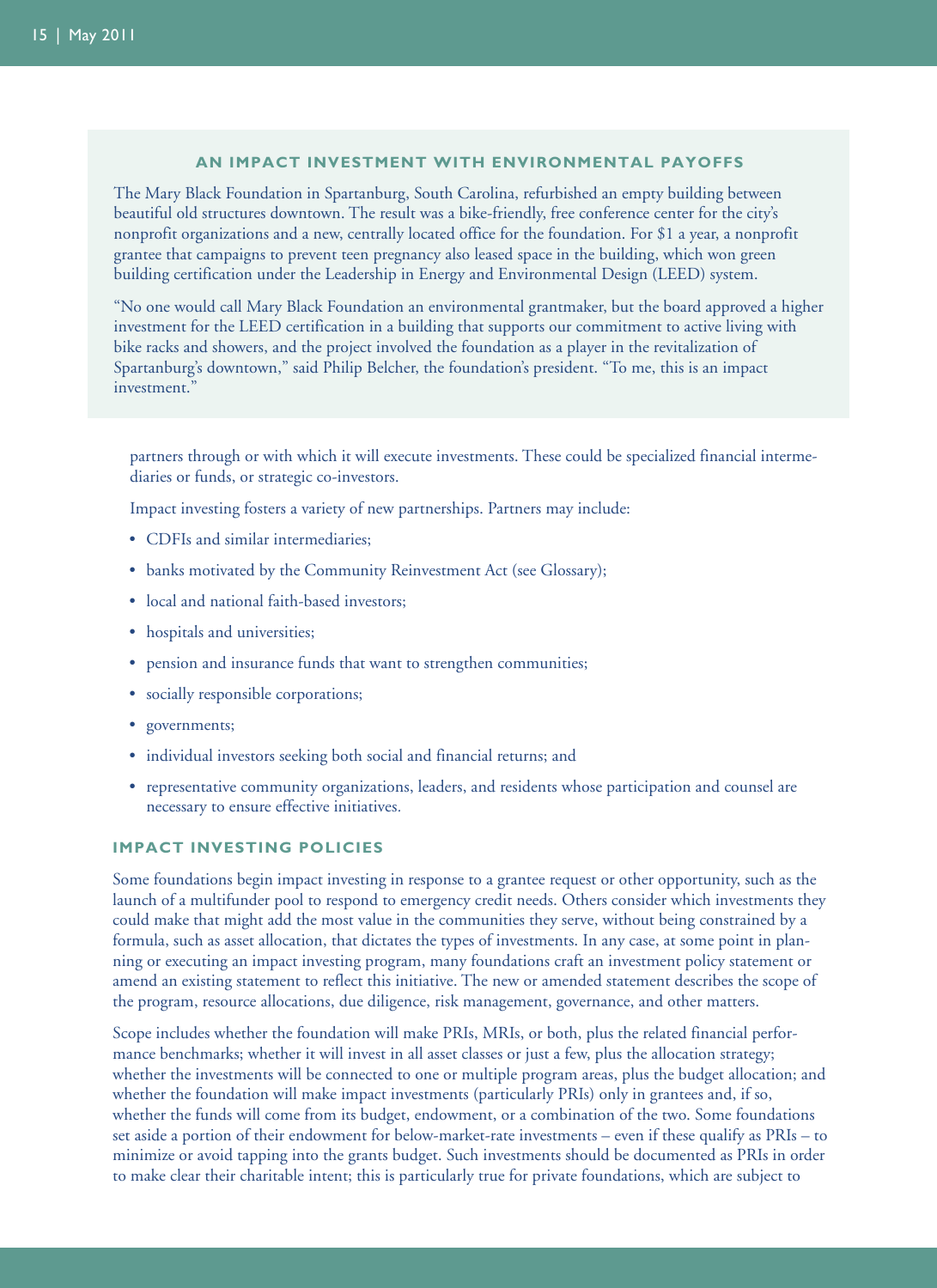### AN IMPACT INVESTMENT WITH ENVIRONMENTAL PAYOFFS

The Mary Black Foundation in Spartanburg, South Carolina, refurbished an empty building between beautiful old structures downtown. The result was a bike-friendly, free conference center for the city's nonprofit organizations and a new, centrally located office for the foundation. For $1 a year, a nonprofit grantee that campaigns to prevent teen pregnancy also leased space in the building, which won green building certification under the Leadership in Energy and Environmental Design (LEED) system.

"No one would call Mary Black Foundation an environmental grantmaker, but the board approved a higher investment for the LEED certification in a building that supports our commitment to active living with bike racks and showers, and the project involved the foundation as a player in the revitalization of Spartanburg's downtown," said Philip Belcher, the foundation's president. "To me, this is an impact investment."

partners through or with which it will execute investments. These could be specialized financial intermediaries or funds, or strategic co-investors.

Impact investing fosters a variety of new partnerships. Partners may include:

- CDFIs and similar intermediaries;
- banks motivated by the Community Reinvestment Act (see Glossary);
- local and national faith-based investors;
- hospitals and universities;
- pension and insurance funds that want to strengthen communities;
- socially responsible corporations;
- governments;
- individual investors seeking both social and financial returns; and
- representative community organizations, leaders, and residents whose participation and counsel are necessary to ensure effective initiatives.

### IMPACT INVESTING POLICIES

Some foundations begin impact investing in response to a grantee request or other opportunity, such as the launch of a multifunder pool to respond to emergency credit needs. Others consider which investments they could make that might add the most value in the communities they serve, without being constrained by a formula, such as asset allocation, that dictates the types of investments. In any case, at some point in planning or executing an impact investing program, many foundations craft an investment policy statement or amend an existing statement to reflect this initiative. The new or amended statement describes the scope of the program, resource allocations, due diligence, risk management, governance, and other matters.

Scope includes whether the foundation will make PRIs, MRIs, or both, plus the related financial performance benchmarks; whether it will invest in all asset classes or just a few, plus the allocation strategy; whether the investments will be connected to one or multiple program areas, plus the budget allocation; and whether the foundation will make impact investments (particularly PRIs) only in grantees and, if so, whether the funds will come from its budget, endowment, or a combination of the two. Some foundations set aside a portion of their endowment for below-market-rate investments – even if these qualify as PRIs – to minimize or avoid tapping into the grants budget. Such investments should be documented as PRIs in order to make clear their charitable intent; this is particularly true for private foundations, which are subject to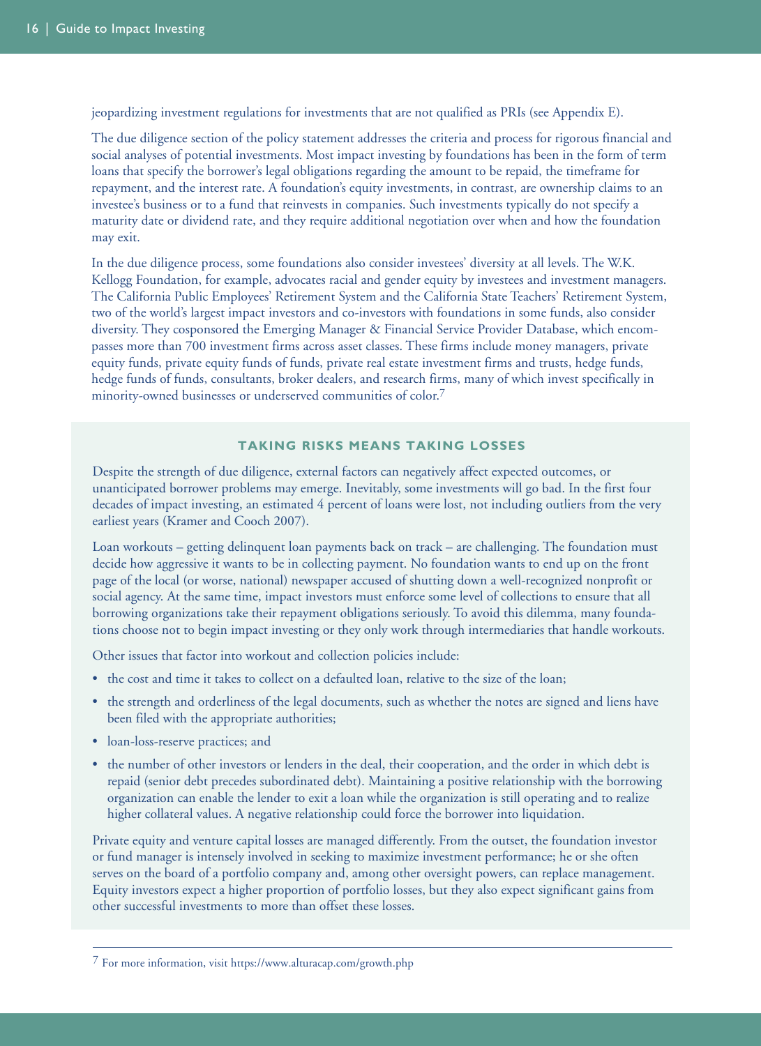jeopardizing investment regulations for investments that are not qualified as PRIs (see Appendix E).

The due diligence section of the policy statement addresses the criteria and process for rigorous financial and social analyses of potential investments. Most impact investing by foundations has been in the form of term loans that specify the borrower's legal obligations regarding the amount to be repaid, the timeframe for repayment, and the interest rate. A foundation's equity investments, in contrast, are ownership claims to an investee's business or to a fund that reinvests in companies. Such investments typically do not specify a maturity date or dividend rate, and they require additional negotiation over when and how the foundation may exit.

In the due diligence process, some foundations also consider investees' diversity at all levels. The W.K. Kellogg Foundation, for example, advocates racial and gender equity by investees and investment managers. The California Public Employees' Retirement System and the California State Teachers' Retirement System, two of the world's largest impact investors and co-investors with foundations in some funds, also consider diversity. They cosponsored the Emerging Manager & Financial Service Provider Database, which encompasses more than 700 investment firms across asset classes. These firms include money managers, private equity funds, private equity funds of funds, private real estate investment firms and trusts, hedge funds, hedge funds of funds, consultants, broker dealers, and research firms, many of which invest specifically in minority-owned businesses or underserved communities of color.[7]

## TAKING RISKS MEANS TAKING LOSSES

Despite the strength of due diligence, external factors can negatively affect expected outcomes, or unanticipated borrower problems may emerge. Inevitably, some investments will go bad. In the first four decades of impact investing, an estimated 4 percent of loans were lost, not including outliers from the very earliest years (Kramer and Cooch 2007).

Loan workouts – getting delinquent loan payments back on track – are challenging. The foundation must decide how aggressive it wants to be in collecting payment. No foundation wants to end up on the front page of the local (or worse, national) newspaper accused of shutting down a well-recognized nonprofit or social agency. At the same time, impact investors must enforce some level of collections to ensure that all borrowing organizations take their repayment obligations seriously. To avoid this dilemma, many foundations choose not to begin impact investing or they only work through intermediaries that handle workouts.

Other issues that factor into workout and collection policies include:

- the cost and time it takes to collect on a defaulted loan, relative to the size of the loan;
- the strength and orderliness of the legal documents, such as whether the notes are signed and liens have been filed with the appropriate authorities;
- loan-loss-reserve practices; and
- the number of other investors or lenders in the deal, their cooperation, and the order in which debt is repaid (senior debt precedes subordinated debt). Maintaining a positive relationship with the borrowing organization can enable the lender to exit a loan while the organization is still operating and to realize higher collateral values. A negative relationship could force the borrower into liquidation.

Private equity and venture capital losses are managed differently. From the outset, the foundation investor or fund manager is intensely involved in seeking to maximize investment performance; he or she often serves on the board of a portfolio company and, among other oversight powers, can replace management. Equity investors expect a higher proportion of portfolio losses, but they also expect significant gains from other successful investments to more than offset these losses.

---

[7] For more information, visit https://www.alturacap.com/growth.php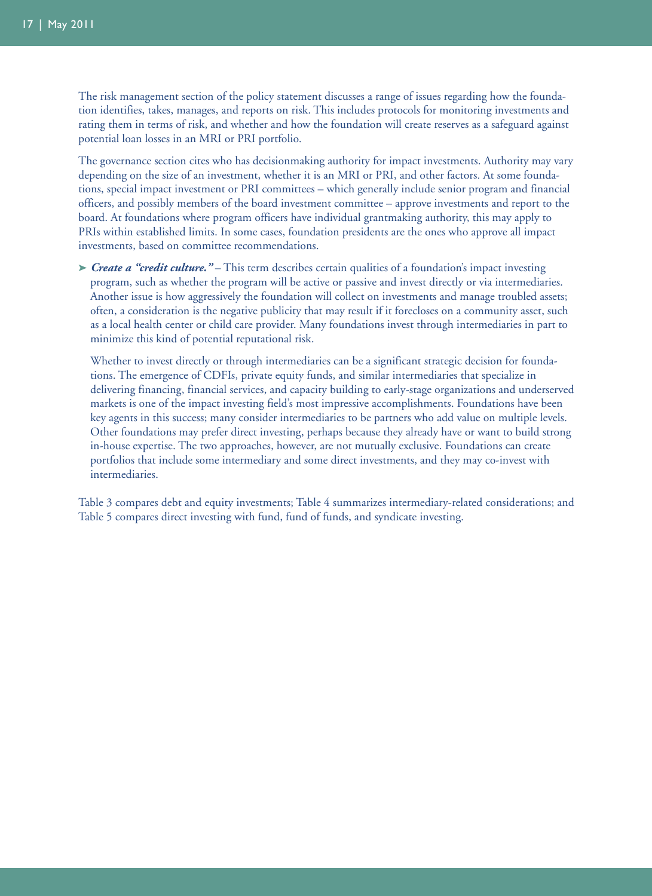The risk management section of the policy statement discusses a range of issues regarding how the foundation identifies, takes, manages, and reports on risk. This includes protocols for monitoring investments and rating them in terms of risk, and whether and how the foundation will create reserves as a safeguard against potential loan losses in an MRI or PRI portfolio.

The governance section cites who has decisionmaking authority for impact investments. Authority may vary depending on the size of an investment, whether it is an MRI or PRI, and other factors. At some foundations, special impact investment or PRI committees – which generally include senior program and financial officers, and possibly members of the board investment committee – approve investments and report to the board. At foundations where program officers have individual grantmaking authority, this may apply to PRIs within established limits. In some cases, foundation presidents are the ones who approve all impact investments, based on committee recommendations.

- ***Create a "credit culture."*** – This term describes certain qualities of a foundation's impact investing program, such as whether the program will be active or passive and invest directly or via intermediaries. Another issue is how aggressively the foundation will collect on investments and manage troubled assets; often, a consideration is the negative publicity that may result if it forecloses on a community asset, such as a local health center or child care provider. Many foundations invest through intermediaries in part to minimize this kind of potential reputational risk.

  Whether to invest directly or through intermediaries can be a significant strategic decision for foundations. The emergence of CDFIs, private equity funds, and similar intermediaries that specialize in delivering financing, financial services, and capacity building to early-stage organizations and underserved markets is one of the impact investing field's most impressive accomplishments. Foundations have been key agents in this success; many consider intermediaries to be partners who add value on multiple levels. Other foundations may prefer direct investing, perhaps because they already have or want to build strong in-house expertise. The two approaches, however, are not mutually exclusive. Foundations can create portfolios that include some intermediary and some direct investments, and they may co-invest with intermediaries.

Table 3 compares debt and equity investments; Table 4 summarizes intermediary-related considerations; and Table 5 compares direct investing with fund, fund of funds, and syndicate investing.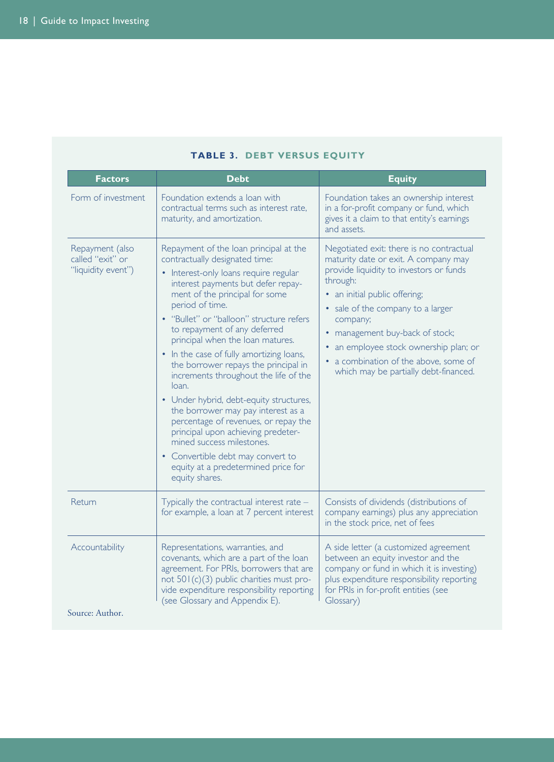**TABLE 3. DEBT VERSUS EQUITY**

| Factors | Debt | Equity |
| --- | --- | --- |
| Form of investment | Foundation extends a loan with contractual terms such as interest rate, maturity, and amortization. | Foundation takes an ownership interest in a for-profit company or fund, which gives it a claim to that entity's earnings and assets. |
| Repayment (also called "exit" or "liquidity event") | Repayment of the loan principal at the contractually designated time:<br>• Interest-only loans require regular interest payments but defer repayment of the principal for some period of time.<br>• "Bullet" or "balloon" structure refers to repayment of any deferred principal when the loan matures.<br>• In the case of fully amortizing loans, the borrower repays the principal in increments throughout the life of the loan.<br>• Under hybrid, debt-equity structures, the borrower may pay interest as a percentage of revenues, or repay the principal upon achieving predetermined success milestones.<br>• Convertible debt may convert to equity at a predetermined price for equity shares. | Negotiated exit: there is no contractual maturity date or exit. A company may provide liquidity to investors or funds through:<br>• an initial public offering;<br>• sale of the company to a larger company;<br>• management buy-back of stock;<br>• an employee stock ownership plan; or<br>• a combination of the above, some of which may be partially debt-financed. |
| Return | Typically the contractual interest rate – for example, a loan at 7 percent interest | Consists of dividends (distributions of company earnings) plus any appreciation in the stock price, net of fees |
| Accountability | Representations, warranties, and covenants, which are a part of the loan agreement. For PRIs, borrowers that are not 501(c)(3) public charities must provide expenditure responsibility reporting (see Glossary and Appendix E). | A side letter (a customized agreement between an equity investor and the company or fund in which it is investing) plus expenditure responsibility reporting for PRIs in for-profit entities (see Glossary) |

Source: Author.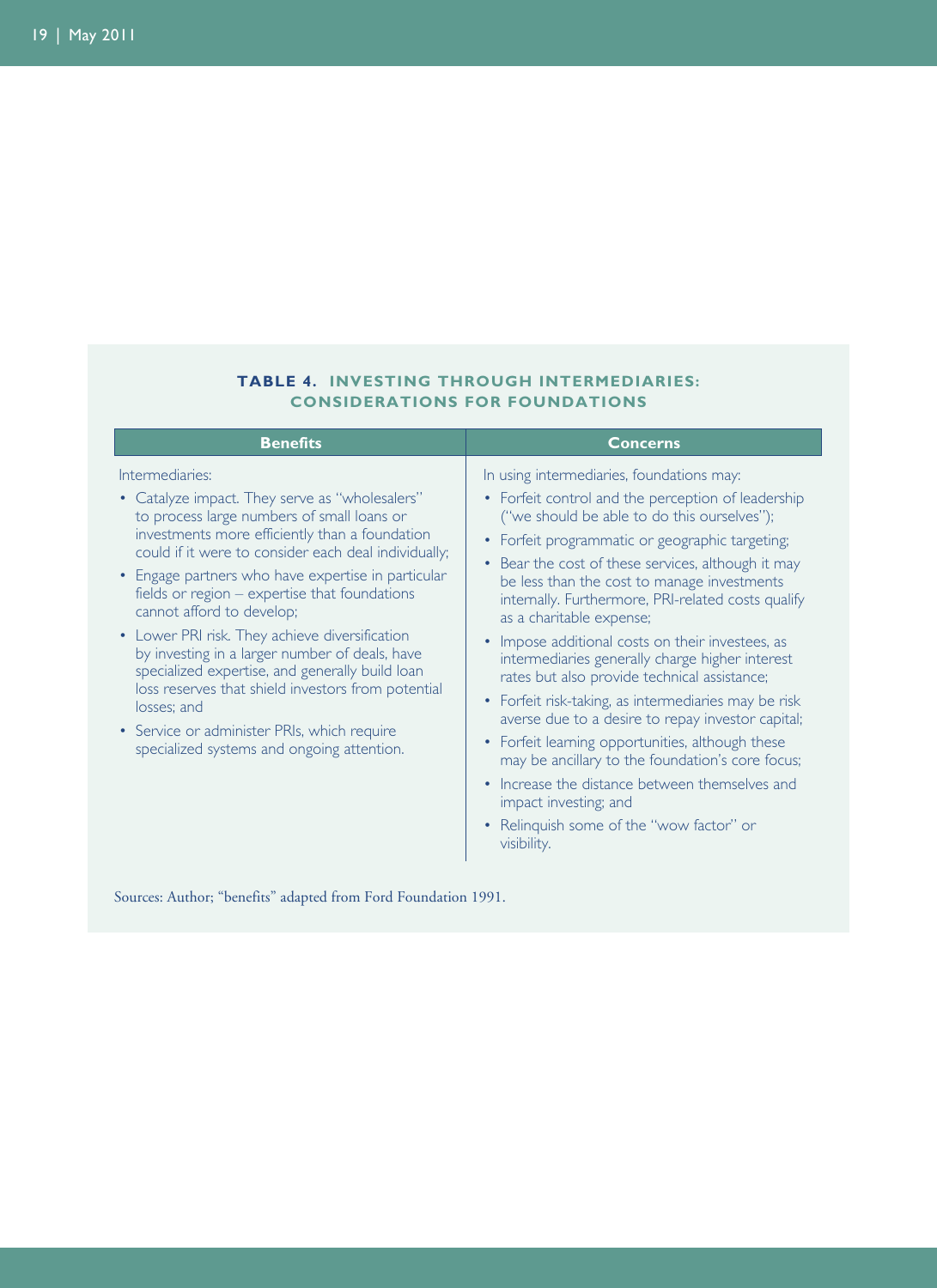**TABLE 4. INVESTING THROUGH INTERMEDIARIES: CONSIDERATIONS FOR FOUNDATIONS**

| Benefits | Concerns |
|---|---|
| Intermediaries:<br>• Catalyze impact. They serve as "wholesalers" to process large numbers of small loans or investments more efficiently than a foundation could if it were to consider each deal individually;<br>• Engage partners who have expertise in particular fields or region – expertise that foundations cannot afford to develop;<br>• Lower PRI risk. They achieve diversification by investing in a larger number of deals, have specialized expertise, and generally build loan loss reserves that shield investors from potential losses; and<br>• Service or administer PRIs, which require specialized systems and ongoing attention. | In using intermediaries, foundations may:<br>• Forfeit control and the perception of leadership ("we should be able to do this ourselves");<br>• Forfeit programmatic or geographic targeting;<br>• Bear the cost of these services, although it may be less than the cost to manage investments internally. Furthermore, PRI-related costs qualify as a charitable expense;<br>• Impose additional costs on their investees, as intermediaries generally charge higher interest rates but also provide technical assistance;<br>• Forfeit risk-taking, as intermediaries may be risk averse due to a desire to repay investor capital;<br>• Forfeit learning opportunities, although these may be ancillary to the foundation's core focus;<br>• Increase the distance between themselves and impact investing; and<br>• Relinquish some of the "wow factor" or visibility. |

Sources: Author; "benefits" adapted from Ford Foundation 1991.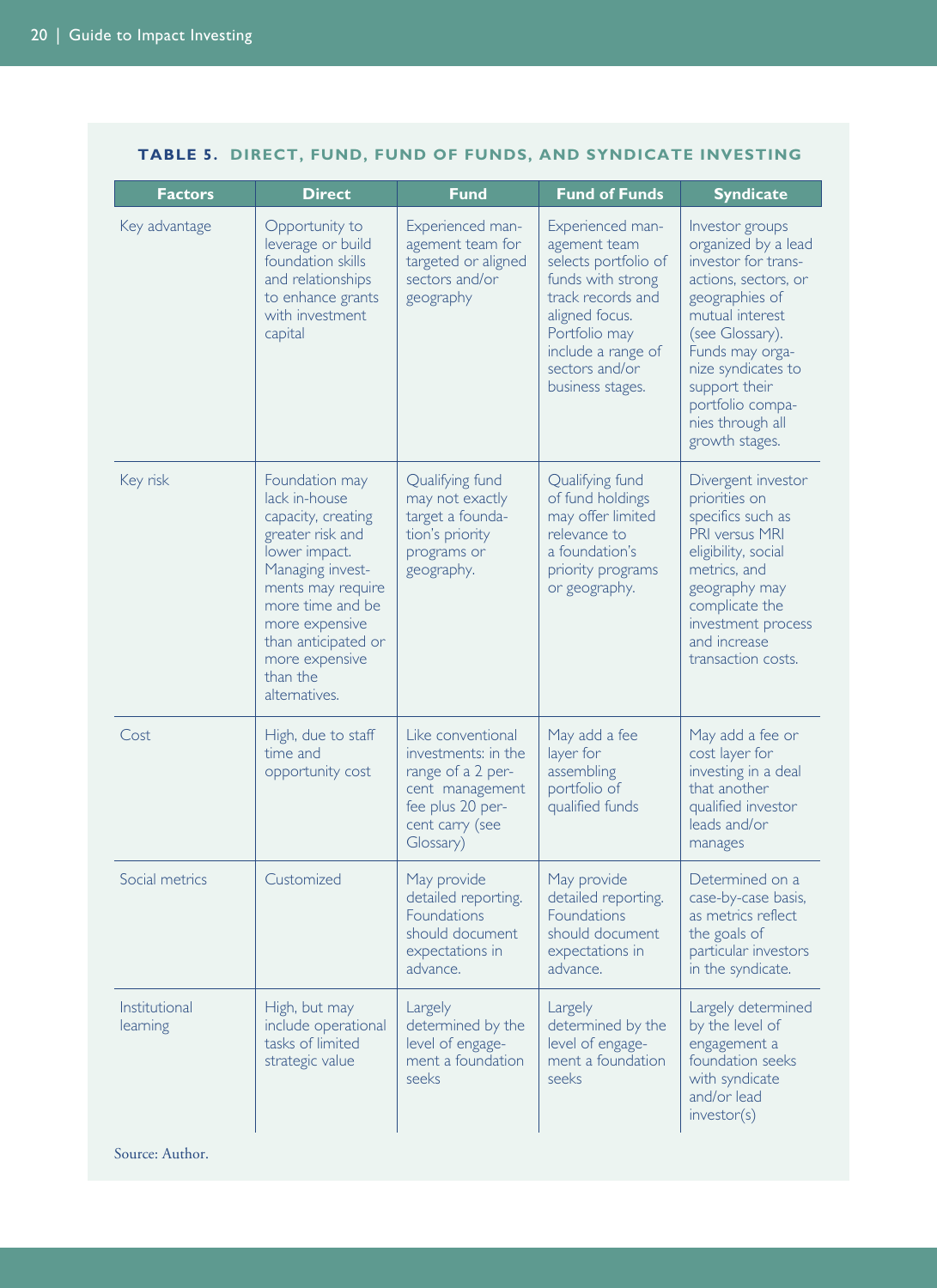**TABLE 5. DIRECT, FUND, FUND OF FUNDS, AND SYNDICATE INVESTING**

| Factors | Direct | Fund | Fund of Funds | Syndicate |
|---|---|---|---|---|
| Key advantage | Opportunity to leverage or build foundation skills and relationships to enhance grants with investment capital | Experienced management team for targeted or aligned sectors and/or geography | Experienced management team selects portfolio of funds with strong track records and aligned focus. Portfolio may include a range of sectors and/or business stages. | Investor groups organized by a lead investor for transactions, sectors, or geographies of mutual interest (see Glossary). Funds may organize syndicates to support their portfolio companies through all growth stages. |
| Key risk | Foundation may lack in-house capacity, creating greater risk and lower impact. Managing investments may require more time and be more expensive than anticipated or more expensive than the alternatives. | Qualifying fund may not exactly target a foundation's priority programs or geography. | Qualifying fund of fund holdings may offer limited relevance to a foundation's priority programs or geography. | Divergent investor priorities on specifics such as PRI versus MRI eligibility, social metrics, and geography may complicate the investment process and increase transaction costs. |
| Cost | High, due to staff time and opportunity cost | Like conventional investments: in the range of a 2 percent management fee plus 20 percent carry (see Glossary) | May add a fee layer for assembling portfolio of qualified funds | May add a fee or cost layer for investing in a deal that another qualified investor leads and/or manages |
| Social metrics | Customized | May provide detailed reporting. Foundations should document expectations in advance. | May provide detailed reporting. Foundations should document expectations in advance. | Determined on a case-by-case basis, as metrics reflect the goals of particular investors in the syndicate. |
| Institutional learning | High, but may include operational tasks of limited strategic value | Largely determined by the level of engagement a foundation seeks | Largely determined by the level of engagement a foundation seeks | Largely determined by the level of engagement a foundation seeks with syndicate and/or lead investor(s) |

Source: Author.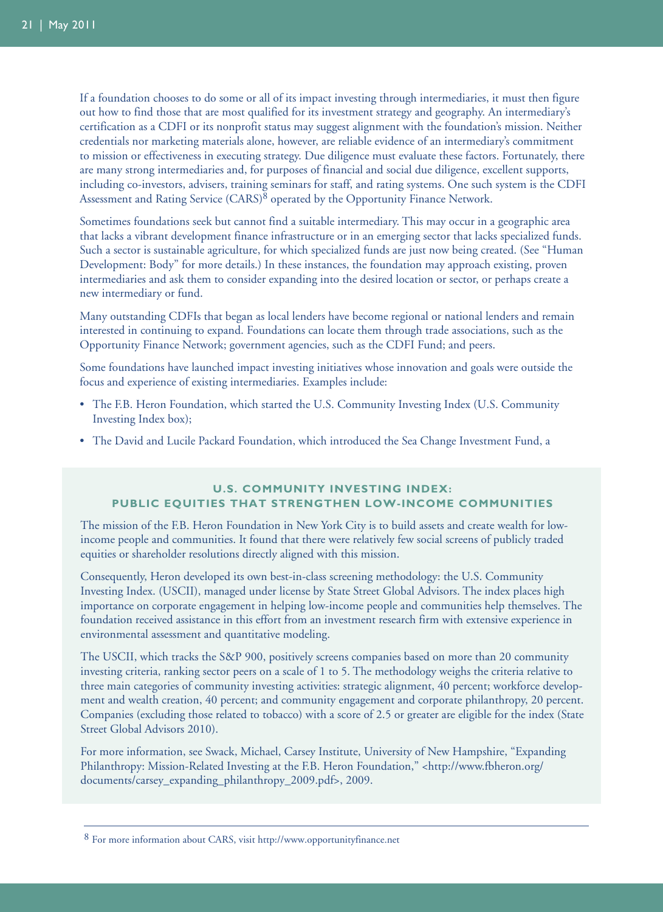If a foundation chooses to do some or all of its impact investing through intermediaries, it must then figure out how to find those that are most qualified for its investment strategy and geography. An intermediary's certification as a CDFI or its nonprofit status may suggest alignment with the foundation's mission. Neither credentials nor marketing materials alone, however, are reliable evidence of an intermediary's commitment to mission or effectiveness in executing strategy. Due diligence must evaluate these factors. Fortunately, there are many strong intermediaries and, for purposes of financial and social due diligence, excellent supports, including co-investors, advisers, training seminars for staff, and rating systems. One such system is the CDFI Assessment and Rating Service (CARS)[8] operated by the Opportunity Finance Network.

Sometimes foundations seek but cannot find a suitable intermediary. This may occur in a geographic area that lacks a vibrant development finance infrastructure or in an emerging sector that lacks specialized funds. Such a sector is sustainable agriculture, for which specialized funds are just now being created. (See "Human Development: Body" for more details.) In these instances, the foundation may approach existing, proven intermediaries and ask them to consider expanding into the desired location or sector, or perhaps create a new intermediary or fund.

Many outstanding CDFIs that began as local lenders have become regional or national lenders and remain interested in continuing to expand. Foundations can locate them through trade associations, such as the Opportunity Finance Network; government agencies, such as the CDFI Fund; and peers.

Some foundations have launched impact investing initiatives whose innovation and goals were outside the focus and experience of existing intermediaries. Examples include:

- The F.B. Heron Foundation, which started the U.S. Community Investing Index (U.S. Community Investing Index box);
- The David and Lucile Packard Foundation, which introduced the Sea Change Investment Fund, a

### U.S. COMMUNITY INVESTING INDEX: PUBLIC EQUITIES THAT STRENGTHEN LOW-INCOME COMMUNITIES

The mission of the F.B. Heron Foundation in New York City is to build assets and create wealth for low-income people and communities. It found that there were relatively few social screens of publicly traded equities or shareholder resolutions directly aligned with this mission.

Consequently, Heron developed its own best-in-class screening methodology: the U.S. Community Investing Index. (USCII), managed under license by State Street Global Advisors. The index places high importance on corporate engagement in helping low-income people and communities help themselves. The foundation received assistance in this effort from an investment research firm with extensive experience in environmental assessment and quantitative modeling.

The USCII, which tracks the S&P 900, positively screens companies based on more than 20 community investing criteria, ranking sector peers on a scale of 1 to 5. The methodology weighs the criteria relative to three main categories of community investing activities: strategic alignment, 40 percent; workforce development and wealth creation, 40 percent; and community engagement and corporate philanthropy, 20 percent. Companies (excluding those related to tobacco) with a score of 2.5 or greater are eligible for the index (State Street Global Advisors 2010).

For more information, see Swack, Michael, Carsey Institute, University of New Hampshire, "Expanding Philanthropy: Mission-Related Investing at the F.B. Heron Foundation," <http://www.fbheron.org/documents/carsey_expanding_philanthropy_2009.pdf>, 2009.

---

[8] For more information about CARS, visit http://www.opportunityfinance.net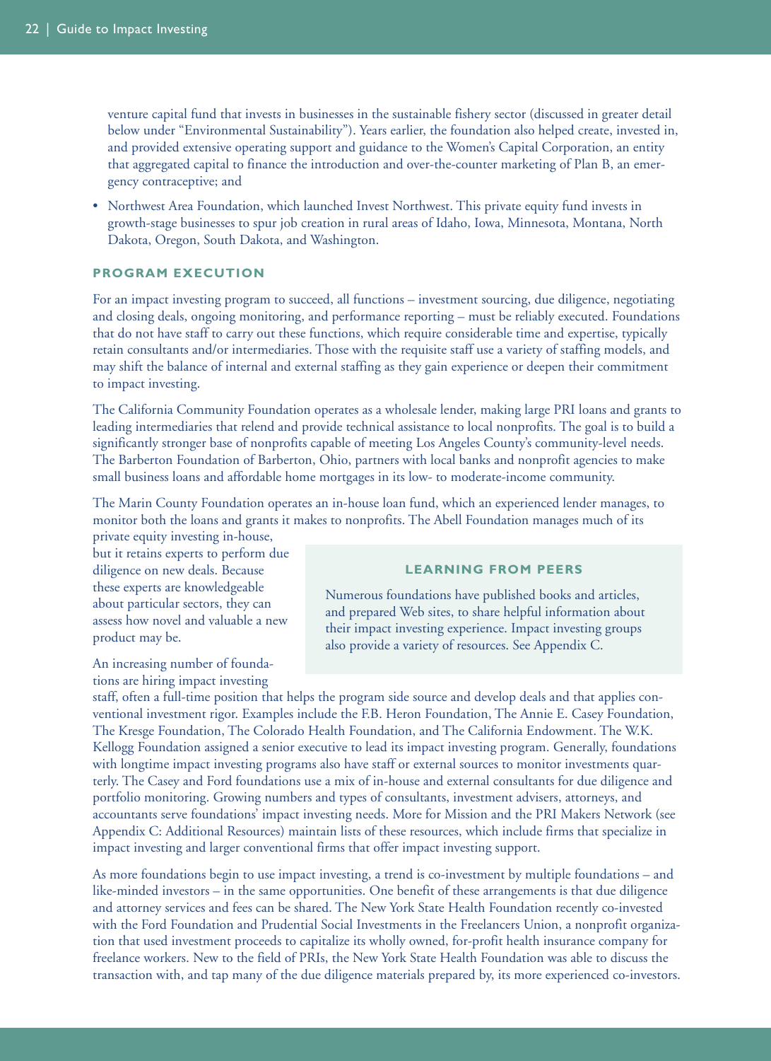venture capital fund that invests in businesses in the sustainable fishery sector (discussed in greater detail below under "Environmental Sustainability"). Years earlier, the foundation also helped create, invested in, and provided extensive operating support and guidance to the Women's Capital Corporation, an entity that aggregated capital to finance the introduction and over-the-counter marketing of Plan B, an emergency contraceptive; and

- Northwest Area Foundation, which launched Invest Northwest. This private equity fund invests in growth-stage businesses to spur job creation in rural areas of Idaho, Iowa, Minnesota, Montana, North Dakota, Oregon, South Dakota, and Washington.

### PROGRAM EXECUTION

For an impact investing program to succeed, all functions – investment sourcing, due diligence, negotiating and closing deals, ongoing monitoring, and performance reporting – must be reliably executed. Foundations that do not have staff to carry out these functions, which require considerable time and expertise, typically retain consultants and/or intermediaries. Those with the requisite staff use a variety of staffing models, and may shift the balance of internal and external staffing as they gain experience or deepen their commitment to impact investing.

The California Community Foundation operates as a wholesale lender, making large PRI loans and grants to leading intermediaries that relend and provide technical assistance to local nonprofits. The goal is to build a significantly stronger base of nonprofits capable of meeting Los Angeles County's community-level needs. The Barberton Foundation of Barberton, Ohio, partners with local banks and nonprofit agencies to make small business loans and affordable home mortgages in its low- to moderate-income community.

The Marin County Foundation operates an in-house loan fund, which an experienced lender manages, to monitor both the loans and grants it makes to nonprofits. The Abell Foundation manages much of its private equity investing in-house, but it retains experts to perform due diligence on new deals. Because these experts are knowledgeable about particular sectors, they can assess how novel and valuable a new product may be.

> **LEARNING FROM PEERS**
>
> Numerous foundations have published books and articles, and prepared Web sites, to share helpful information about their impact investing experience. Impact investing groups also provide a variety of resources. See Appendix C.

An increasing number of foundations are hiring impact investing staff, often a full-time position that helps the program side source and develop deals and that applies conventional investment rigor. Examples include the F.B. Heron Foundation, The Annie E. Casey Foundation, The Kresge Foundation, The Colorado Health Foundation, and The California Endowment. The W.K. Kellogg Foundation assigned a senior executive to lead its impact investing program. Generally, foundations with longtime impact investing programs also have staff or external sources to monitor investments quarterly. The Casey and Ford foundations use a mix of in-house and external consultants for due diligence and portfolio monitoring. Growing numbers and types of consultants, investment advisers, attorneys, and accountants serve foundations' impact investing needs. More for Mission and the PRI Makers Network (see Appendix C: Additional Resources) maintain lists of these resources, which include firms that specialize in impact investing and larger conventional firms that offer impact investing support.

As more foundations begin to use impact investing, a trend is co-investment by multiple foundations – and like-minded investors – in the same opportunities. One benefit of these arrangements is that due diligence and attorney services and fees can be shared. The New York State Health Foundation recently co-invested with the Ford Foundation and Prudential Social Investments in the Freelancers Union, a nonprofit organization that used investment proceeds to capitalize its wholly owned, for-profit health insurance company for freelance workers. New to the field of PRIs, the New York State Health Foundation was able to discuss the transaction with, and tap many of the due diligence materials prepared by, its more experienced co-investors.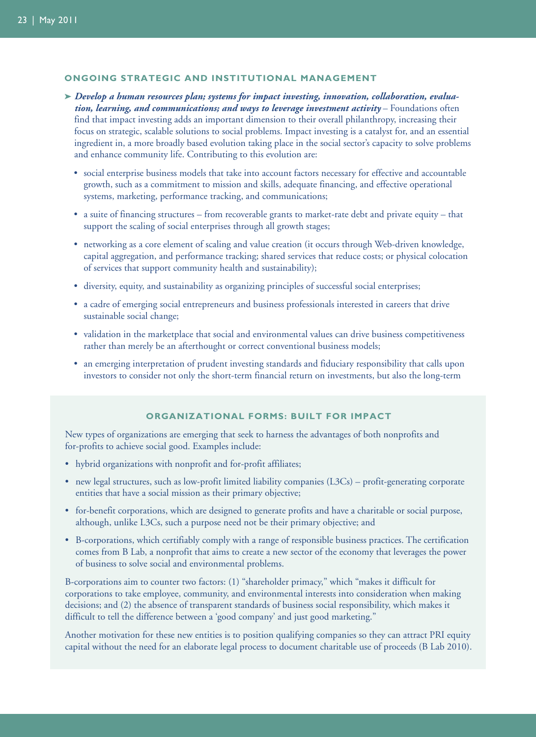## ONGOING STRATEGIC AND INSTITUTIONAL MANAGEMENT

➤ ***Develop a human resources plan; systems for impact investing, innovation, collaboration, evaluation, learning, and communications; and ways to leverage investment activity*** – Foundations often find that impact investing adds an important dimension to their overall philanthropy, increasing their focus on strategic, scalable solutions to social problems. Impact investing is a catalyst for, and an essential ingredient in, a more broadly based evolution taking place in the social sector's capacity to solve problems and enhance community life. Contributing to this evolution are:

- social enterprise business models that take into account factors necessary for effective and accountable growth, such as a commitment to mission and skills, adequate financing, and effective operational systems, marketing, performance tracking, and communications;
- a suite of financing structures – from recoverable grants to market-rate debt and private equity – that support the scaling of social enterprises through all growth stages;
- networking as a core element of scaling and value creation (it occurs through Web-driven knowledge, capital aggregation, and performance tracking; shared services that reduce costs; or physical colocation of services that support community health and sustainability);
- diversity, equity, and sustainability as organizing principles of successful social enterprises;
- a cadre of emerging social entrepreneurs and business professionals interested in careers that drive sustainable social change;
- validation in the marketplace that social and environmental values can drive business competitiveness rather than merely be an afterthought or correct conventional business models;
- an emerging interpretation of prudent investing standards and fiduciary responsibility that calls upon investors to consider not only the short-term financial return on investments, but also the long-term

### ORGANIZATIONAL FORMS: BUILT FOR IMPACT

New types of organizations are emerging that seek to harness the advantages of both nonprofits and for-profits to achieve social good. Examples include:

- hybrid organizations with nonprofit and for-profit affiliates;
- new legal structures, such as low-profit limited liability companies (L3Cs) – profit-generating corporate entities that have a social mission as their primary objective;
- for-benefit corporations, which are designed to generate profits and have a charitable or social purpose, although, unlike L3Cs, such a purpose need not be their primary objective; and
- B-corporations, which certifiably comply with a range of responsible business practices. The certification comes from B Lab, a nonprofit that aims to create a new sector of the economy that leverages the power of business to solve social and environmental problems.

B-corporations aim to counter two factors: (1) "shareholder primacy," which "makes it difficult for corporations to take employee, community, and environmental interests into consideration when making decisions; and (2) the absence of transparent standards of business social responsibility, which makes it difficult to tell the difference between a 'good company' and just good marketing."

Another motivation for these new entities is to position qualifying companies so they can attract PRI equity capital without the need for an elaborate legal process to document charitable use of proceeds (B Lab 2010).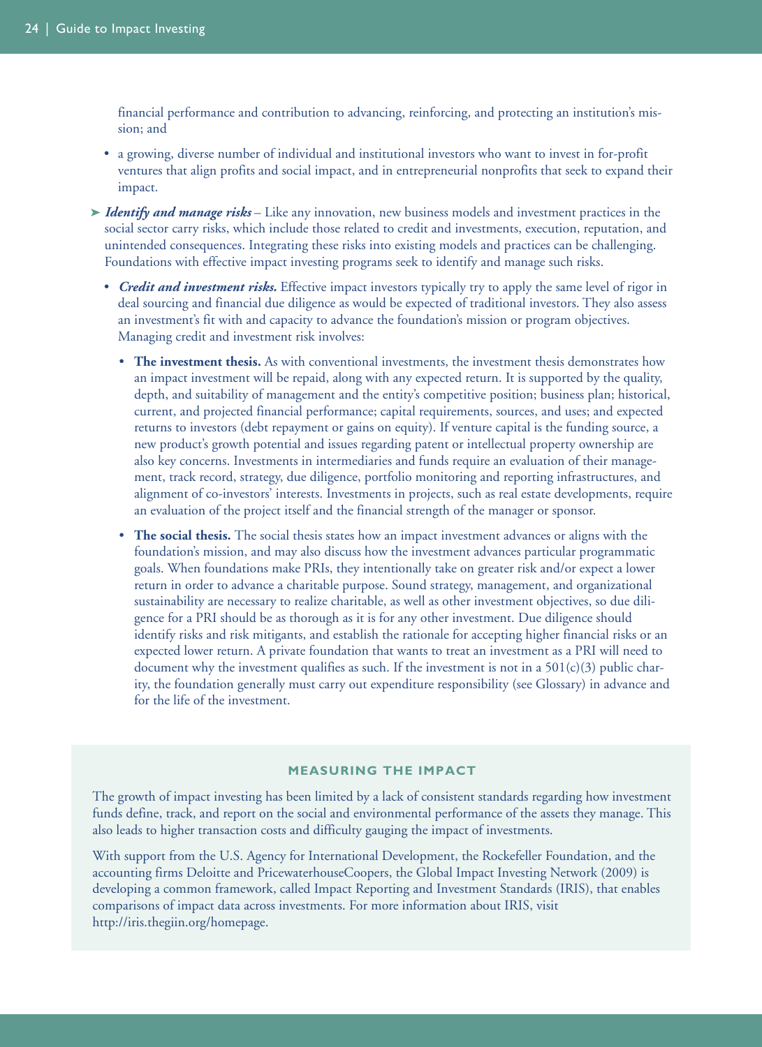financial performance and contribution to advancing, reinforcing, and protecting an institution's mission; and

- a growing, diverse number of individual and institutional investors who want to invest in for-profit ventures that align profits and social impact, and in entrepreneurial nonprofits that seek to expand their impact.

➤ ***Identify and manage risks*** – Like any innovation, new business models and investment practices in the social sector carry risks, which include those related to credit and investments, execution, reputation, and unintended consequences. Integrating these risks into existing models and practices can be challenging. Foundations with effective impact investing programs seek to identify and manage such risks.

- ***Credit and investment risks.*** Effective impact investors typically try to apply the same level of rigor in deal sourcing and financial due diligence as would be expected of traditional investors. They also assess an investment's fit with and capacity to advance the foundation's mission or program objectives. Managing credit and investment risk involves:
  - **The investment thesis.** As with conventional investments, the investment thesis demonstrates how an impact investment will be repaid, along with any expected return. It is supported by the quality, depth, and suitability of management and the entity's competitive position; business plan; historical, current, and projected financial performance; capital requirements, sources, and uses; and expected returns to investors (debt repayment or gains on equity). If venture capital is the funding source, a new product's growth potential and issues regarding patent or intellectual property ownership are also key concerns. Investments in intermediaries and funds require an evaluation of their management, track record, strategy, due diligence, portfolio monitoring and reporting infrastructures, and alignment of co-investors' interests. Investments in projects, such as real estate developments, require an evaluation of the project itself and the financial strength of the manager or sponsor.
  - **The social thesis.** The social thesis states how an impact investment advances or aligns with the foundation's mission, and may also discuss how the investment advances particular programmatic goals. When foundations make PRIs, they intentionally take on greater risk and/or expect a lower return in order to advance a charitable purpose. Sound strategy, management, and organizational sustainability are necessary to realize charitable, as well as other investment objectives, so due diligence for a PRI should be as thorough as it is for any other investment. Due diligence should identify risks and risk mitigants, and establish the rationale for accepting higher financial risks or an expected lower return. A private foundation that wants to treat an investment as a PRI will need to document why the investment qualifies as such. If the investment is not in a 501(c)(3) public charity, the foundation generally must carry out expenditure responsibility (see Glossary) in advance and for the life of the investment.

### MEASURING THE IMPACT

The growth of impact investing has been limited by a lack of consistent standards regarding how investment funds define, track, and report on the social and environmental performance of the assets they manage. This also leads to higher transaction costs and difficulty gauging the impact of investments.

With support from the U.S. Agency for International Development, the Rockefeller Foundation, and the accounting firms Deloitte and PricewaterhouseCoopers, the Global Impact Investing Network (2009) is developing a common framework, called Impact Reporting and Investment Standards (IRIS), that enables comparisons of impact data across investments. For more information about IRIS, visit http://iris.thegiin.org/homepage.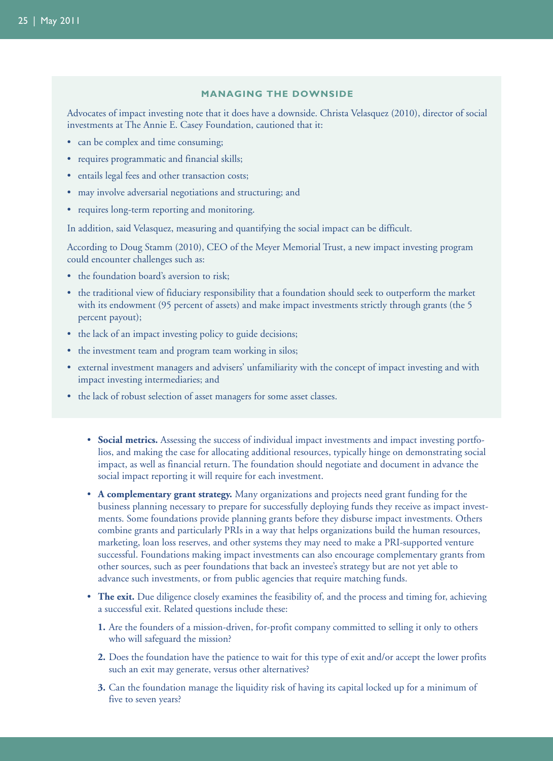### MANAGING THE DOWNSIDE

Advocates of impact investing note that it does have a downside. Christa Velasquez (2010), director of social investments at The Annie E. Casey Foundation, cautioned that it:

- can be complex and time consuming;
- requires programmatic and financial skills;
- entails legal fees and other transaction costs;
- may involve adversarial negotiations and structuring; and
- requires long-term reporting and monitoring.

In addition, said Velasquez, measuring and quantifying the social impact can be difficult.

According to Doug Stamm (2010), CEO of the Meyer Memorial Trust, a new impact investing program could encounter challenges such as:

- the foundation board's aversion to risk;
- the traditional view of fiduciary responsibility that a foundation should seek to outperform the market with its endowment (95 percent of assets) and make impact investments strictly through grants (the 5 percent payout);
- the lack of an impact investing policy to guide decisions;
- the investment team and program team working in silos;
- external investment managers and advisers' unfamiliarity with the concept of impact investing and with impact investing intermediaries; and
- the lack of robust selection of asset managers for some asset classes.

- **Social metrics.** Assessing the success of individual impact investments and impact investing portfolios, and making the case for allocating additional resources, typically hinge on demonstrating social impact, as well as financial return. The foundation should negotiate and document in advance the social impact reporting it will require for each investment.
- **A complementary grant strategy.** Many organizations and projects need grant funding for the business planning necessary to prepare for successfully deploying funds they receive as impact investments. Some foundations provide planning grants before they disburse impact investments. Others combine grants and particularly PRIs in a way that helps organizations build the human resources, marketing, loan loss reserves, and other systems they may need to make a PRI-supported venture successful. Foundations making impact investments can also encourage complementary grants from other sources, such as peer foundations that back an investee's strategy but are not yet able to advance such investments, or from public agencies that require matching funds.
- **The exit.** Due diligence closely examines the feasibility of, and the process and timing for, achieving a successful exit. Related questions include these:
  1. Are the founders of a mission-driven, for-profit company committed to selling it only to others who will safeguard the mission?
  2. Does the foundation have the patience to wait for this type of exit and/or accept the lower profits such an exit may generate, versus other alternatives?
  3. Can the foundation manage the liquidity risk of having its capital locked up for a minimum of five to seven years?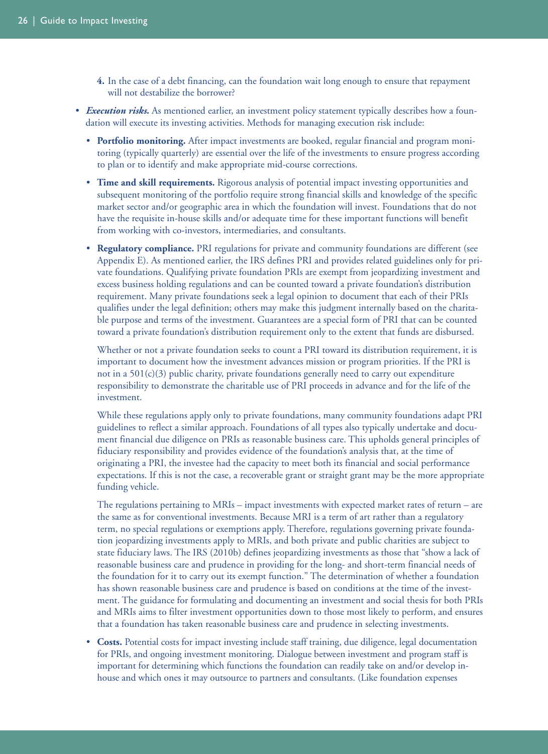4. In the case of a debt financing, can the foundation wait long enough to ensure that repayment will not destabilize the borrower?

- ***Execution risks.*** As mentioned earlier, an investment policy statement typically describes how a foundation will execute its investing activities. Methods for managing execution risk include:
  - **Portfolio monitoring.** After impact investments are booked, regular financial and program monitoring (typically quarterly) are essential over the life of the investments to ensure progress according to plan or to identify and make appropriate mid-course corrections.
  - **Time and skill requirements.** Rigorous analysis of potential impact investing opportunities and subsequent monitoring of the portfolio require strong financial skills and knowledge of the specific market sector and/or geographic area in which the foundation will invest. Foundations that do not have the requisite in-house skills and/or adequate time for these important functions will benefit from working with co-investors, intermediaries, and consultants.
  - **Regulatory compliance.** PRI regulations for private and community foundations are different (see Appendix E). As mentioned earlier, the IRS defines PRI and provides related guidelines only for private foundations. Qualifying private foundation PRIs are exempt from jeopardizing investment and excess business holding regulations and can be counted toward a private foundation's distribution requirement. Many private foundations seek a legal opinion to document that each of their PRIs qualifies under the legal definition; others may make this judgment internally based on the charitable purpose and terms of the investment. Guarantees are a special form of PRI that can be counted toward a private foundation's distribution requirement only to the extent that funds are disbursed.

    Whether or not a private foundation seeks to count a PRI toward its distribution requirement, it is important to document how the investment advances mission or program priorities. If the PRI is not in a 501(c)(3) public charity, private foundations generally need to carry out expenditure responsibility to demonstrate the charitable use of PRI proceeds in advance and for the life of the investment.

    While these regulations apply only to private foundations, many community foundations adapt PRI guidelines to reflect a similar approach. Foundations of all types also typically undertake and document financial due diligence on PRIs as reasonable business care. This upholds general principles of fiduciary responsibility and provides evidence of the foundation's analysis that, at the time of originating a PRI, the investee had the capacity to meet both its financial and social performance expectations. If this is not the case, a recoverable grant or straight grant may be the more appropriate funding vehicle.

    The regulations pertaining to MRIs – impact investments with expected market rates of return – are the same as for conventional investments. Because MRI is a term of art rather than a regulatory term, no special regulations or exemptions apply. Therefore, regulations governing private foundation jeopardizing investments apply to MRIs, and both private and public charities are subject to state fiduciary laws. The IRS (2010b) defines jeopardizing investments as those that "show a lack of reasonable business care and prudence in providing for the long- and short-term financial needs of the foundation for it to carry out its exempt function." The determination of whether a foundation has shown reasonable business care and prudence is based on conditions at the time of the investment. The guidance for formulating and documenting an investment and social thesis for both PRIs and MRIs aims to filter investment opportunities down to those most likely to perform, and ensures that a foundation has taken reasonable business care and prudence in selecting investments.
  - **Costs.** Potential costs for impact investing include staff training, due diligence, legal documentation for PRIs, and ongoing investment monitoring. Dialogue between investment and program staff is important for determining which functions the foundation can readily take on and/or develop in-house and which ones it may outsource to partners and consultants. (Like foundation expenses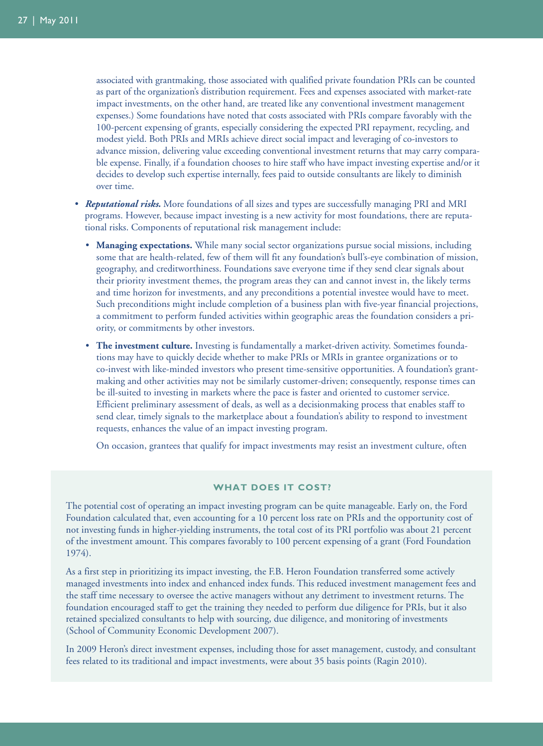associated with grantmaking, those associated with qualified private foundation PRIs can be counted as part of the organization's distribution requirement. Fees and expenses associated with market-rate impact investments, on the other hand, are treated like any conventional investment management expenses.) Some foundations have noted that costs associated with PRIs compare favorably with the 100-percent expensing of grants, especially considering the expected PRI repayment, recycling, and modest yield. Both PRIs and MRIs achieve direct social impact and leveraging of co-investors to advance mission, delivering value exceeding conventional investment returns that may carry comparable expense. Finally, if a foundation chooses to hire staff who have impact investing expertise and/or it decides to develop such expertise internally, fees paid to outside consultants are likely to diminish over time.

- ***Reputational risks.*** More foundations of all sizes and types are successfully managing PRI and MRI programs. However, because impact investing is a new activity for most foundations, there are reputational risks. Components of reputational risk management include:
  - **Managing expectations.** While many social sector organizations pursue social missions, including some that are health-related, few of them will fit any foundation's bull's-eye combination of mission, geography, and creditworthiness. Foundations save everyone time if they send clear signals about their priority investment themes, the program areas they can and cannot invest in, the likely terms and time horizon for investments, and any preconditions a potential investee would have to meet. Such preconditions might include completion of a business plan with five-year financial projections, a commitment to perform funded activities within geographic areas the foundation considers a priority, or commitments by other investors.
  - **The investment culture.** Investing is fundamentally a market-driven activity. Sometimes foundations may have to quickly decide whether to make PRIs or MRIs in grantee organizations or to co-invest with like-minded investors who present time-sensitive opportunities. A foundation's grantmaking and other activities may not be similarly customer-driven; consequently, response times can be ill-suited to investing in markets where the pace is faster and oriented to customer service. Efficient preliminary assessment of deals, as well as a decisionmaking process that enables staff to send clear, timely signals to the marketplace about a foundation's ability to respond to investment requests, enhances the value of an impact investing program.

    On occasion, grantees that qualify for impact investments may resist an investment culture, often

### WHAT DOES IT COST?

The potential cost of operating an impact investing program can be quite manageable. Early on, the Ford Foundation calculated that, even accounting for a 10 percent loss rate on PRIs and the opportunity cost of not investing funds in higher-yielding instruments, the total cost of its PRI portfolio was about 21 percent of the investment amount. This compares favorably to 100 percent expensing of a grant (Ford Foundation 1974).

As a first step in prioritizing its impact investing, the F.B. Heron Foundation transferred some actively managed investments into index and enhanced index funds. This reduced investment management fees and the staff time necessary to oversee the active managers without any detriment to investment returns. The foundation encouraged staff to get the training they needed to perform due diligence for PRIs, but it also retained specialized consultants to help with sourcing, due diligence, and monitoring of investments (School of Community Economic Development 2007).

In 2009 Heron's direct investment expenses, including those for asset management, custody, and consultant fees related to its traditional and impact investments, were about 35 basis points (Ragin 2010).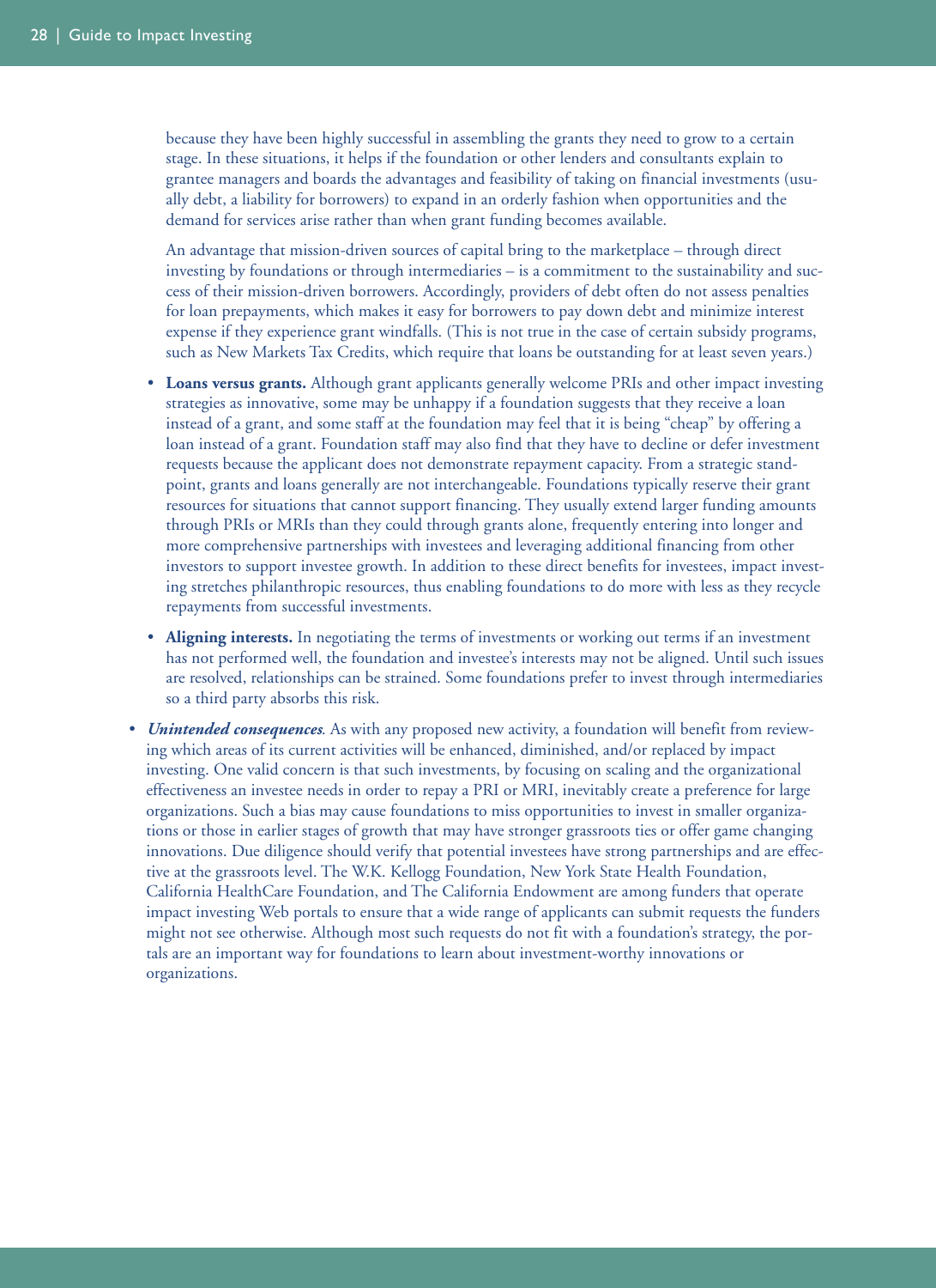because they have been highly successful in assembling the grants they need to grow to a certain stage. In these situations, it helps if the foundation or other lenders and consultants explain to grantee managers and boards the advantages and feasibility of taking on financial investments (usually debt, a liability for borrowers) to expand in an orderly fashion when opportunities and the demand for services arise rather than when grant funding becomes available.

  An advantage that mission-driven sources of capital bring to the marketplace – through direct investing by foundations or through intermediaries – is a commitment to the sustainability and success of their mission-driven borrowers. Accordingly, providers of debt often do not assess penalties for loan prepayments, which makes it easy for borrowers to pay down debt and minimize interest expense if they experience grant windfalls. (This is not true in the case of certain subsidy programs, such as New Markets Tax Credits, which require that loans be outstanding for at least seven years.)

  - **Loans versus grants.** Although grant applicants generally welcome PRIs and other impact investing strategies as innovative, some may be unhappy if a foundation suggests that they receive a loan instead of a grant, and some staff at the foundation may feel that it is being "cheap" by offering a loan instead of a grant. Foundation staff may also find that they have to decline or defer investment requests because the applicant does not demonstrate repayment capacity. From a strategic standpoint, grants and loans generally are not interchangeable. Foundations typically reserve their grant resources for situations that cannot support financing. They usually extend larger funding amounts through PRIs or MRIs than they could through grants alone, frequently entering into longer and more comprehensive partnerships with investees and leveraging additional financing from other investors to support investee growth. In addition to these direct benefits for investees, impact investing stretches philanthropic resources, thus enabling foundations to do more with less as they recycle repayments from successful investments.

  - **Aligning interests.** In negotiating the terms of investments or working out terms if an investment has not performed well, the foundation and investee's interests may not be aligned. Until such issues are resolved, relationships can be strained. Some foundations prefer to invest through intermediaries so a third party absorbs this risk.

- ***Unintended consequences***. As with any proposed new activity, a foundation will benefit from reviewing which areas of its current activities will be enhanced, diminished, and/or replaced by impact investing. One valid concern is that such investments, by focusing on scaling and the organizational effectiveness an investee needs in order to repay a PRI or MRI, inevitably create a preference for large organizations. Such a bias may cause foundations to miss opportunities to invest in smaller organizations or those in earlier stages of growth that may have stronger grassroots ties or offer game changing innovations. Due diligence should verify that potential investees have strong partnerships and are effective at the grassroots level. The W.K. Kellogg Foundation, New York State Health Foundation, California HealthCare Foundation, and The California Endowment are among funders that operate impact investing Web portals to ensure that a wide range of applicants can submit requests the funders might not see otherwise. Although most such requests do not fit with a foundation's strategy, the portals are an important way for foundations to learn about investment-worthy innovations or organizations.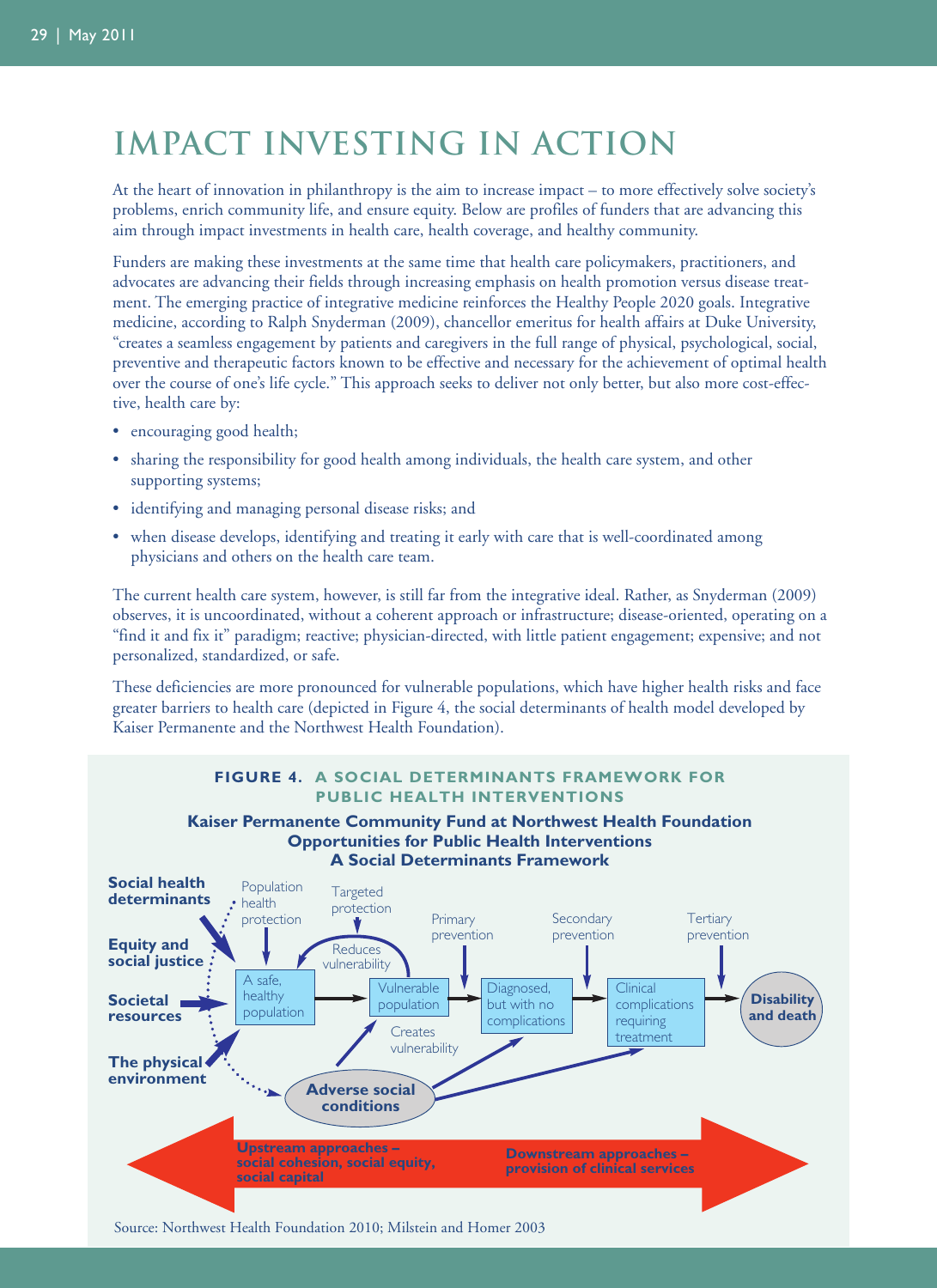# IMPACT INVESTING IN ACTION

At the heart of innovation in philanthropy is the aim to increase impact – to more effectively solve society's problems, enrich community life, and ensure equity. Below are profiles of funders that are advancing this aim through impact investments in health care, health coverage, and healthy community.

Funders are making these investments at the same time that health care policymakers, practitioners, and advocates are advancing their fields through increasing emphasis on health promotion versus disease treatment. The emerging practice of integrative medicine reinforces the Healthy People 2020 goals. Integrative medicine, according to Ralph Snyderman (2009), chancellor emeritus for health affairs at Duke University, "creates a seamless engagement by patients and caregivers in the full range of physical, psychological, social, preventive and therapeutic factors known to be effective and necessary for the achievement of optimal health over the course of one's life cycle." This approach seeks to deliver not only better, but also more cost-effective, health care by:

- encouraging good health;
- sharing the responsibility for good health among individuals, the health care system, and other supporting systems;
- identifying and managing personal disease risks; and
- when disease develops, identifying and treating it early with care that is well-coordinated among physicians and others on the health care team.

The current health care system, however, is still far from the integrative ideal. Rather, as Snyderman (2009) observes, it is uncoordinated, without a coherent approach or infrastructure; disease-oriented, operating on a "find it and fix it" paradigm; reactive; physician-directed, with little patient engagement; expensive; and not personalized, standardized, or safe.

These deficiencies are more pronounced for vulnerable populations, which have higher health risks and face greater barriers to health care (depicted in Figure 4, the social determinants of health model developed by Kaiser Permanente and the Northwest Health Foundation).

**FIGURE 4. A SOCIAL DETERMINANTS FRAMEWORK FOR PUBLIC HEALTH INTERVENTIONS**

**Kaiser Permanente Community Fund at Northwest Health Foundation**
**Opportunities for Public Health Interventions**
**A Social Determinants Framework**

Social health determinants; Equity and social justice; Societal resources; The physical environment → A safe, healthy population → Vulnerable population → Diagnosed, but with no complications → Clinical complications requiring treatment → Disability and death

Population health protection; Targeted protection (Reduces vulnerability); Primary prevention; Secondary prevention; Tertiary prevention

Adverse social conditions (Creates vulnerability)

Upstream approaches – social cohesion, social equity, social capital ⟷ Downstream approaches – provision of clinical services

Source: Northwest Health Foundation 2010; Milstein and Homer 2003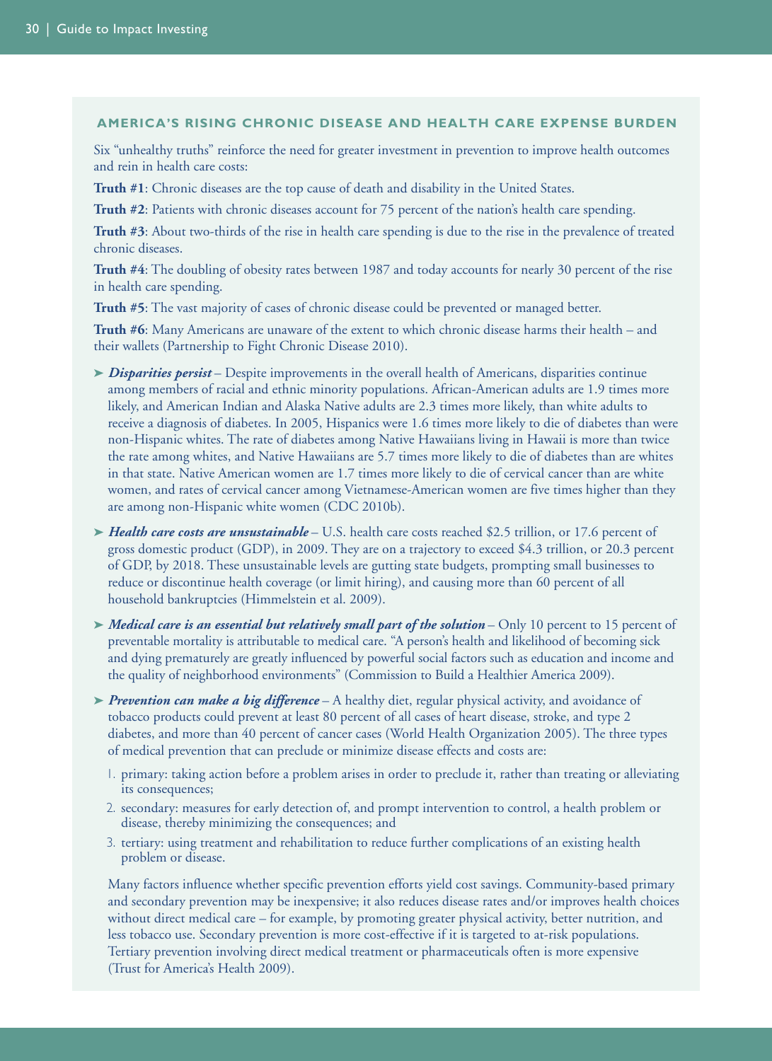### AMERICA'S RISING CHRONIC DISEASE AND HEALTH CARE EXPENSE BURDEN

Six "unhealthy truths" reinforce the need for greater investment in prevention to improve health outcomes and rein in health care costs:

**Truth #1**: Chronic diseases are the top cause of death and disability in the United States.

**Truth #2**: Patients with chronic diseases account for 75 percent of the nation's health care spending.

**Truth #3**: About two-thirds of the rise in health care spending is due to the rise in the prevalence of treated chronic diseases.

**Truth #4**: The doubling of obesity rates between 1987 and today accounts for nearly 30 percent of the rise in health care spending.

**Truth #5**: The vast majority of cases of chronic disease could be prevented or managed better.

**Truth #6**: Many Americans are unaware of the extent to which chronic disease harms their health – and their wallets (Partnership to Fight Chronic Disease 2010).

- ***Disparities persist*** – Despite improvements in the overall health of Americans, disparities continue among members of racial and ethnic minority populations. African-American adults are 1.9 times more likely, and American Indian and Alaska Native adults are 2.3 times more likely, than white adults to receive a diagnosis of diabetes. In 2005, Hispanics were 1.6 times more likely to die of diabetes than were non-Hispanic whites. The rate of diabetes among Native Hawaiians living in Hawaii is more than twice the rate among whites, and Native Hawaiians are 5.7 times more likely to die of diabetes than are whites in that state. Native American women are 1.7 times more likely to die of cervical cancer than are white women, and rates of cervical cancer among Vietnamese-American women are five times higher than they are among non-Hispanic white women (CDC 2010b).

- ***Health care costs are unsustainable*** – U.S. health care costs reached $2.5 trillion, or 17.6 percent of gross domestic product (GDP), in 2009. They are on a trajectory to exceed $4.3 trillion, or 20.3 percent of GDP, by 2018. These unsustainable levels are gutting state budgets, prompting small businesses to reduce or discontinue health coverage (or limit hiring), and causing more than 60 percent of all household bankruptcies (Himmelstein et al. 2009).

- ***Medical care is an essential but relatively small part of the solution*** – Only 10 percent to 15 percent of preventable mortality is attributable to medical care. "A person's health and likelihood of becoming sick and dying prematurely are greatly influenced by powerful social factors such as education and income and the quality of neighborhood environments" (Commission to Build a Healthier America 2009).

- ***Prevention can make a big difference*** – A healthy diet, regular physical activity, and avoidance of tobacco products could prevent at least 80 percent of all cases of heart disease, stroke, and type 2 diabetes, and more than 40 percent of cancer cases (World Health Organization 2005). The three types of medical prevention that can preclude or minimize disease effects and costs are:

  1. primary: taking action before a problem arises in order to preclude it, rather than treating or alleviating its consequences;
  2. secondary: measures for early detection of, and prompt intervention to control, a health problem or disease, thereby minimizing the consequences; and
  3. tertiary: using treatment and rehabilitation to reduce further complications of an existing health problem or disease.

  Many factors influence whether specific prevention efforts yield cost savings. Community-based primary and secondary prevention may be inexpensive; it also reduces disease rates and/or improves health choices without direct medical care – for example, by promoting greater physical activity, better nutrition, and less tobacco use. Secondary prevention is more cost-effective if it is targeted to at-risk populations. Tertiary prevention involving direct medical treatment or pharmaceuticals often is more expensive (Trust for America's Health 2009).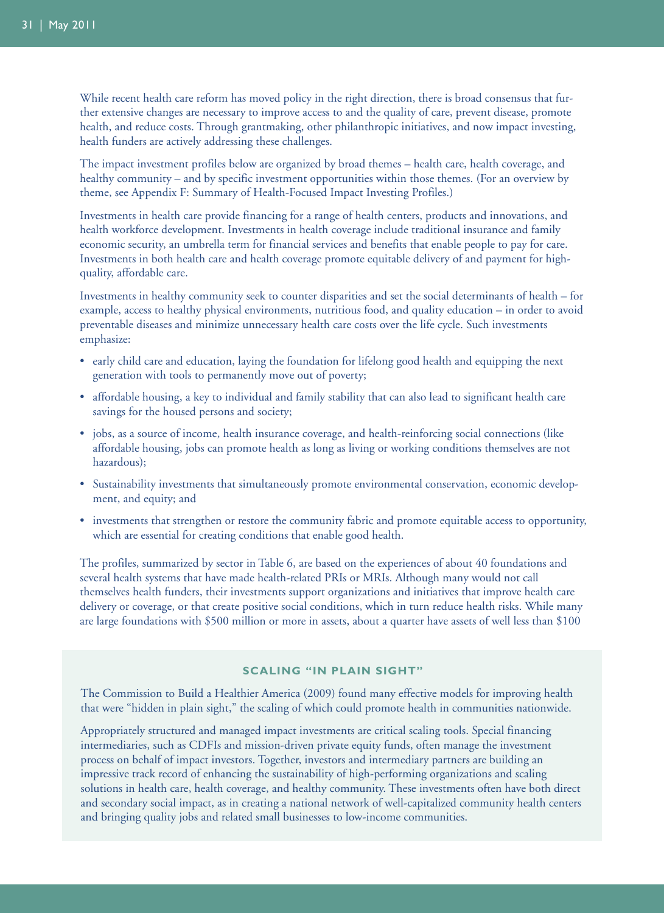While recent health care reform has moved policy in the right direction, there is broad consensus that further extensive changes are necessary to improve access to and the quality of care, prevent disease, promote health, and reduce costs. Through grantmaking, other philanthropic initiatives, and now impact investing, health funders are actively addressing these challenges.

The impact investment profiles below are organized by broad themes – health care, health coverage, and healthy community – and by specific investment opportunities within those themes. (For an overview by theme, see Appendix F: Summary of Health-Focused Impact Investing Profiles.)

Investments in health care provide financing for a range of health centers, products and innovations, and health workforce development. Investments in health coverage include traditional insurance and family economic security, an umbrella term for financial services and benefits that enable people to pay for care. Investments in both health care and health coverage promote equitable delivery of and payment for high-quality, affordable care.

Investments in healthy community seek to counter disparities and set the social determinants of health – for example, access to healthy physical environments, nutritious food, and quality education – in order to avoid preventable diseases and minimize unnecessary health care costs over the life cycle. Such investments emphasize:

- early child care and education, laying the foundation for lifelong good health and equipping the next generation with tools to permanently move out of poverty;
- affordable housing, a key to individual and family stability that can also lead to significant health care savings for the housed persons and society;
- jobs, as a source of income, health insurance coverage, and health-reinforcing social connections (like affordable housing, jobs can promote health as long as living or working conditions themselves are not hazardous);
- Sustainability investments that simultaneously promote environmental conservation, economic development, and equity; and
- investments that strengthen or restore the community fabric and promote equitable access to opportunity, which are essential for creating conditions that enable good health.

The profiles, summarized by sector in Table 6, are based on the experiences of about 40 foundations and several health systems that have made health-related PRIs or MRIs. Although many would not call themselves health funders, their investments support organizations and initiatives that improve health care delivery or coverage, or that create positive social conditions, which in turn reduce health risks. While many are large foundations with $500 million or more in assets, about a quarter have assets of well less than $100

## SCALING "IN PLAIN SIGHT"

The Commission to Build a Healthier America (2009) found many effective models for improving health that were "hidden in plain sight," the scaling of which could promote health in communities nationwide.

Appropriately structured and managed impact investments are critical scaling tools. Special financing intermediaries, such as CDFIs and mission-driven private equity funds, often manage the investment process on behalf of impact investors. Together, investors and intermediary partners are building an impressive track record of enhancing the sustainability of high-performing organizations and scaling solutions in health care, health coverage, and healthy community. These investments often have both direct and secondary social impact, as in creating a national network of well-capitalized community health centers and bringing quality jobs and related small businesses to low-income communities.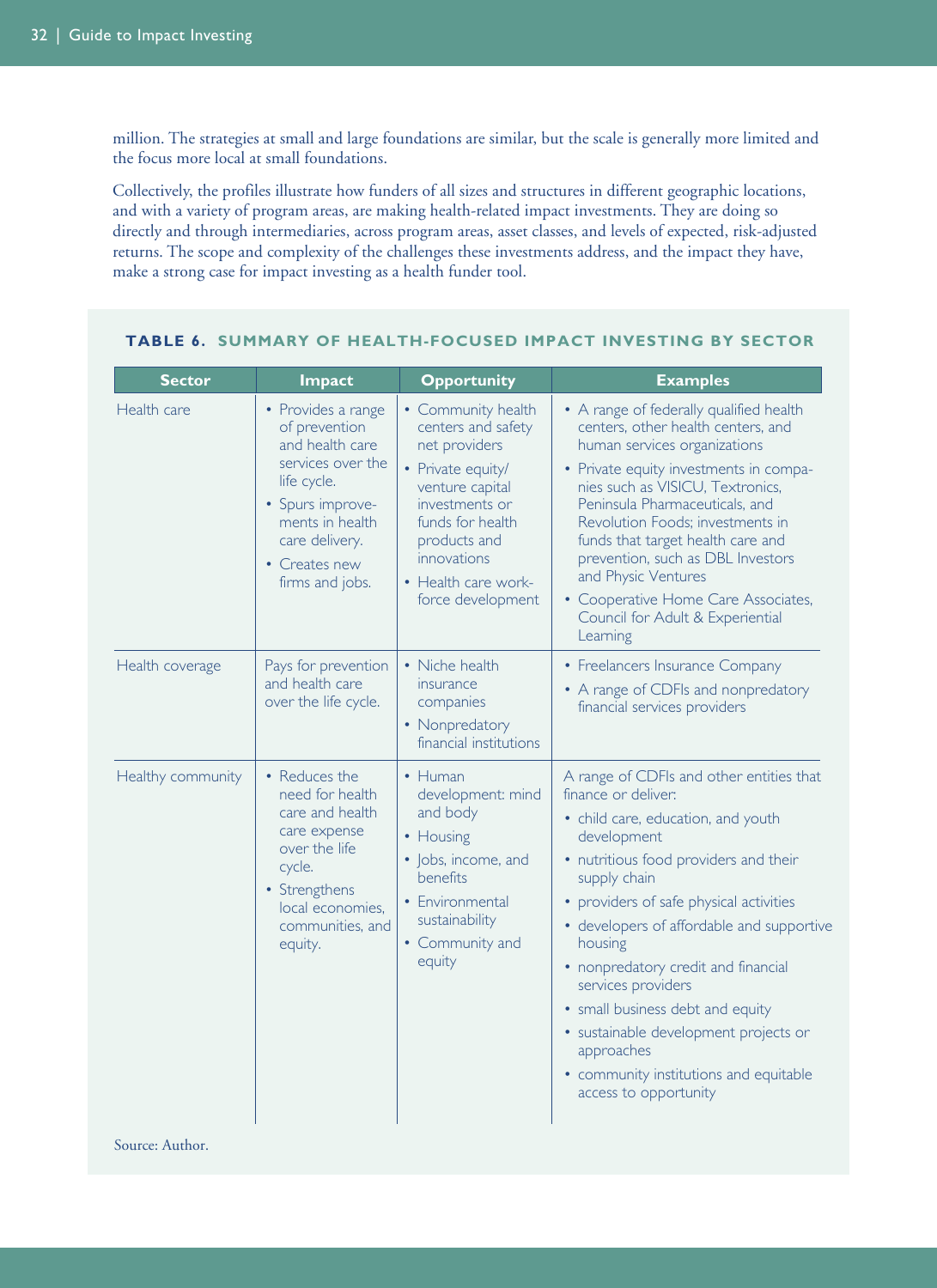million. The strategies at small and large foundations are similar, but the scale is generally more limited and the focus more local at small foundations.

Collectively, the profiles illustrate how funders of all sizes and structures in different geographic locations, and with a variety of program areas, are making health-related impact investments. They are doing so directly and through intermediaries, across program areas, asset classes, and levels of expected, risk-adjusted returns. The scope and complexity of the challenges these investments address, and the impact they have, make a strong case for impact investing as a health funder tool.

**TABLE 6. SUMMARY OF HEALTH-FOCUSED IMPACT INVESTING BY SECTOR**

| Sector | Impact | Opportunity | Examples |
|---|---|---|---|
| Health care | • Provides a range of prevention and health care services over the life cycle.<br>• Spurs improvements in health care delivery.<br>• Creates new firms and jobs. | • Community health centers and safety net providers<br>• Private equity/venture capital investments or funds for health products and innovations<br>• Health care workforce development | • A range of federally qualified health centers, other health centers, and human services organizations<br>• Private equity investments in companies such as VISICU, Textronics, Peninsula Pharmaceuticals, and Revolution Foods; investments in funds that target health care and prevention, such as DBL Investors and Physic Ventures<br>• Cooperative Home Care Associates, Council for Adult & Experiential Learning |
| Health coverage | Pays for prevention and health care over the life cycle. | • Niche health insurance companies<br>• Nonpredatory financial institutions | • Freelancers Insurance Company<br>• A range of CDFIs and nonpredatory financial services providers |
| Healthy community | • Reduces the need for health care and health care expense over the life cycle.<br>• Strengthens local economies, communities, and equity. | • Human development: mind and body<br>• Housing<br>• Jobs, income, and benefits<br>• Environmental sustainability<br>• Community and equity | A range of CDFIs and other entities that finance or deliver:<br>• child care, education, and youth development<br>• nutritious food providers and their supply chain<br>• providers of safe physical activities<br>• developers of affordable and supportive housing<br>• nonpredatory credit and financial services providers<br>• small business debt and equity<br>• sustainable development projects or approaches<br>• community institutions and equitable access to opportunity |

Source: Author.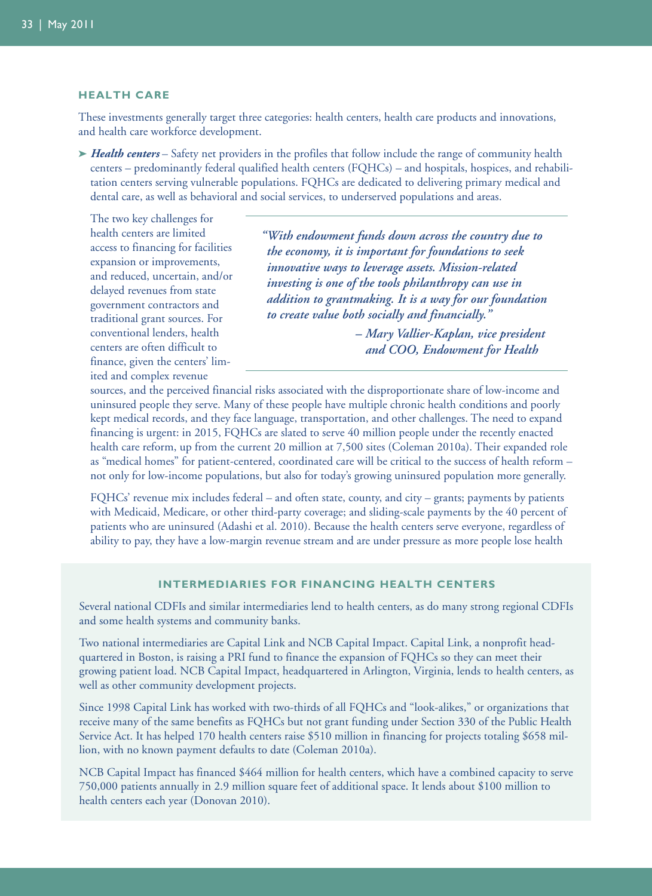### HEALTH CARE

These investments generally target three categories: health centers, health care products and innovations, and health care workforce development.

- ***Health centers*** – Safety net providers in the profiles that follow include the range of community health centers – predominantly federal qualified health centers (FQHCs) – and hospitals, hospices, and rehabilitation centers serving vulnerable populations. FQHCs are dedicated to delivering primary medical and dental care, as well as behavioral and social services, to underserved populations and areas.

  The two key challenges for health centers are limited access to financing for facilities expansion or improvements, and reduced, uncertain, and/or delayed revenues from state government contractors and traditional grant sources. For conventional lenders, health centers are often difficult to finance, given the centers' limited and complex revenue sources, and the perceived financial risks associated with the disproportionate share of low-income and uninsured people they serve. Many of these people have multiple chronic health conditions and poorly kept medical records, and they face language, transportation, and other challenges. The need to expand financing is urgent: in 2015, FQHCs are slated to serve 40 million people under the recently enacted health care reform, up from the current 20 million at 7,500 sites (Coleman 2010a). Their expanded role as "medical homes" for patient-centered, coordinated care will be critical to the success of health reform – not only for low-income populations, but also for today's growing uninsured population more generally.

  > *"With endowment funds down across the country due to the economy, it is important for foundations to seek innovative ways to leverage assets. Mission-related investing is one of the tools philanthropy can use in addition to grantmaking. It is a way for our foundation to create value both socially and financially."*
  >
  > *– Mary Vallier-Kaplan, vice president and COO, Endowment for Health*

  FQHCs' revenue mix includes federal – and often state, county, and city – grants; payments by patients with Medicaid, Medicare, or other third-party coverage; and sliding-scale payments by the 40 percent of patients who are uninsured (Adashi et al. 2010). Because the health centers serve everyone, regardless of ability to pay, they have a low-margin revenue stream and are under pressure as more people lose health

#### INTERMEDIARIES FOR FINANCING HEALTH CENTERS

Several national CDFIs and similar intermediaries lend to health centers, as do many strong regional CDFIs and some health systems and community banks.

Two national intermediaries are Capital Link and NCB Capital Impact. Capital Link, a nonprofit headquartered in Boston, is raising a PRI fund to finance the expansion of FQHCs so they can meet their growing patient load. NCB Capital Impact, headquartered in Arlington, Virginia, lends to health centers, as well as other community development projects.

Since 1998 Capital Link has worked with two-thirds of all FQHCs and "look-alikes," or organizations that receive many of the same benefits as FQHCs but not grant funding under Section 330 of the Public Health Service Act. It has helped 170 health centers raise $510 million in financing for projects totaling $658 million, with no known payment defaults to date (Coleman 2010a).

NCB Capital Impact has financed $464 million for health centers, which have a combined capacity to serve 750,000 patients annually in 2.9 million square feet of additional space. It lends about $100 million to health centers each year (Donovan 2010).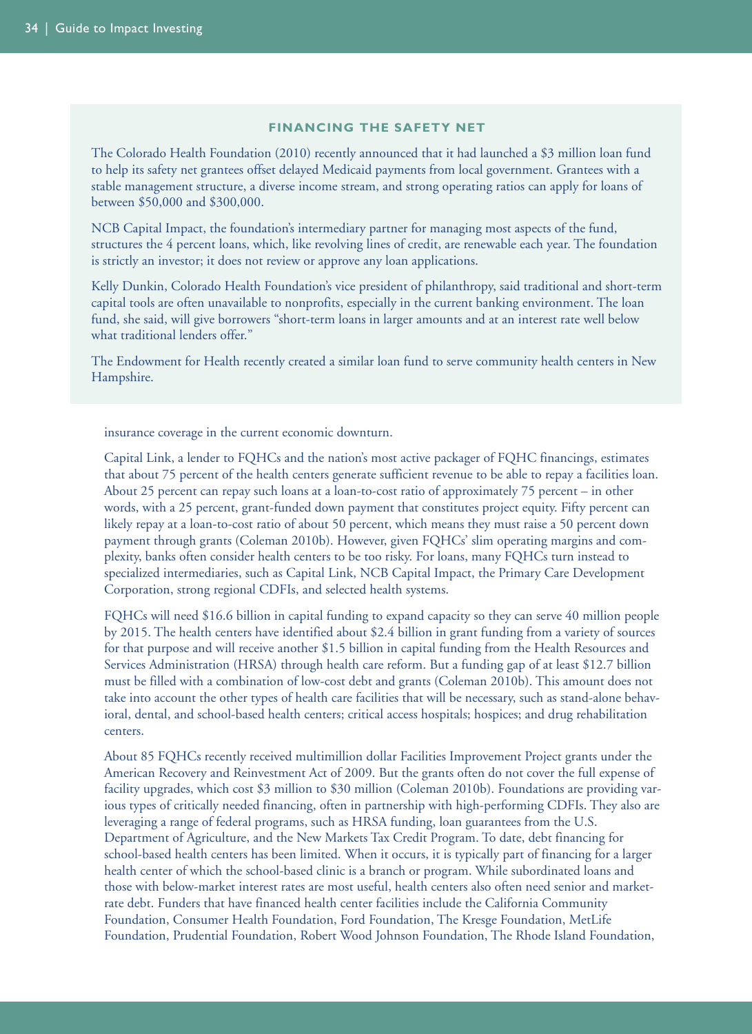### FINANCING THE SAFETY NET

The Colorado Health Foundation (2010) recently announced that it had launched a $3 million loan fund to help its safety net grantees offset delayed Medicaid payments from local government. Grantees with a stable management structure, a diverse income stream, and strong operating ratios can apply for loans of between $50,000 and $300,000.

NCB Capital Impact, the foundation's intermediary partner for managing most aspects of the fund, structures the 4 percent loans, which, like revolving lines of credit, are renewable each year. The foundation is strictly an investor; it does not review or approve any loan applications.

Kelly Dunkin, Colorado Health Foundation's vice president of philanthropy, said traditional and short-term capital tools are often unavailable to nonprofits, especially in the current banking environment. The loan fund, she said, will give borrowers "short-term loans in larger amounts and at an interest rate well below what traditional lenders offer."

The Endowment for Health recently created a similar loan fund to serve community health centers in New Hampshire.

---

insurance coverage in the current economic downturn.

Capital Link, a lender to FQHCs and the nation's most active packager of FQHC financings, estimates that about 75 percent of the health centers generate sufficient revenue to be able to repay a facilities loan. About 25 percent can repay such loans at a loan-to-cost ratio of approximately 75 percent – in other words, with a 25 percent, grant-funded down payment that constitutes project equity. Fifty percent can likely repay at a loan-to-cost ratio of about 50 percent, which means they must raise a 50 percent down payment through grants (Coleman 2010b). However, given FQHCs' slim operating margins and complexity, banks often consider health centers to be too risky. For loans, many FQHCs turn instead to specialized intermediaries, such as Capital Link, NCB Capital Impact, the Primary Care Development Corporation, strong regional CDFIs, and selected health systems.

FQHCs will need $16.6 billion in capital funding to expand capacity so they can serve 40 million people by 2015. The health centers have identified about $2.4 billion in grant funding from a variety of sources for that purpose and will receive another $1.5 billion in capital funding from the Health Resources and Services Administration (HRSA) through health care reform. But a funding gap of at least $12.7 billion must be filled with a combination of low-cost debt and grants (Coleman 2010b). This amount does not take into account the other types of health care facilities that will be necessary, such as stand-alone behavioral, dental, and school-based health centers; critical access hospitals; hospices; and drug rehabilitation centers.

About 85 FQHCs recently received multimillion dollar Facilities Improvement Project grants under the American Recovery and Reinvestment Act of 2009. But the grants often do not cover the full expense of facility upgrades, which cost $3 million to $30 million (Coleman 2010b). Foundations are providing various types of critically needed financing, often in partnership with high-performing CDFIs. They also are leveraging a range of federal programs, such as HRSA funding, loan guarantees from the U.S. Department of Agriculture, and the New Markets Tax Credit Program. To date, debt financing for school-based health centers has been limited. When it occurs, it is typically part of financing for a larger health center of which the school-based clinic is a branch or program. While subordinated loans and those with below-market interest rates are most useful, health centers also often need senior and market-rate debt. Funders that have financed health center facilities include the California Community Foundation, Consumer Health Foundation, Ford Foundation, The Kresge Foundation, MetLife Foundation, Prudential Foundation, Robert Wood Johnson Foundation, The Rhode Island Foundation,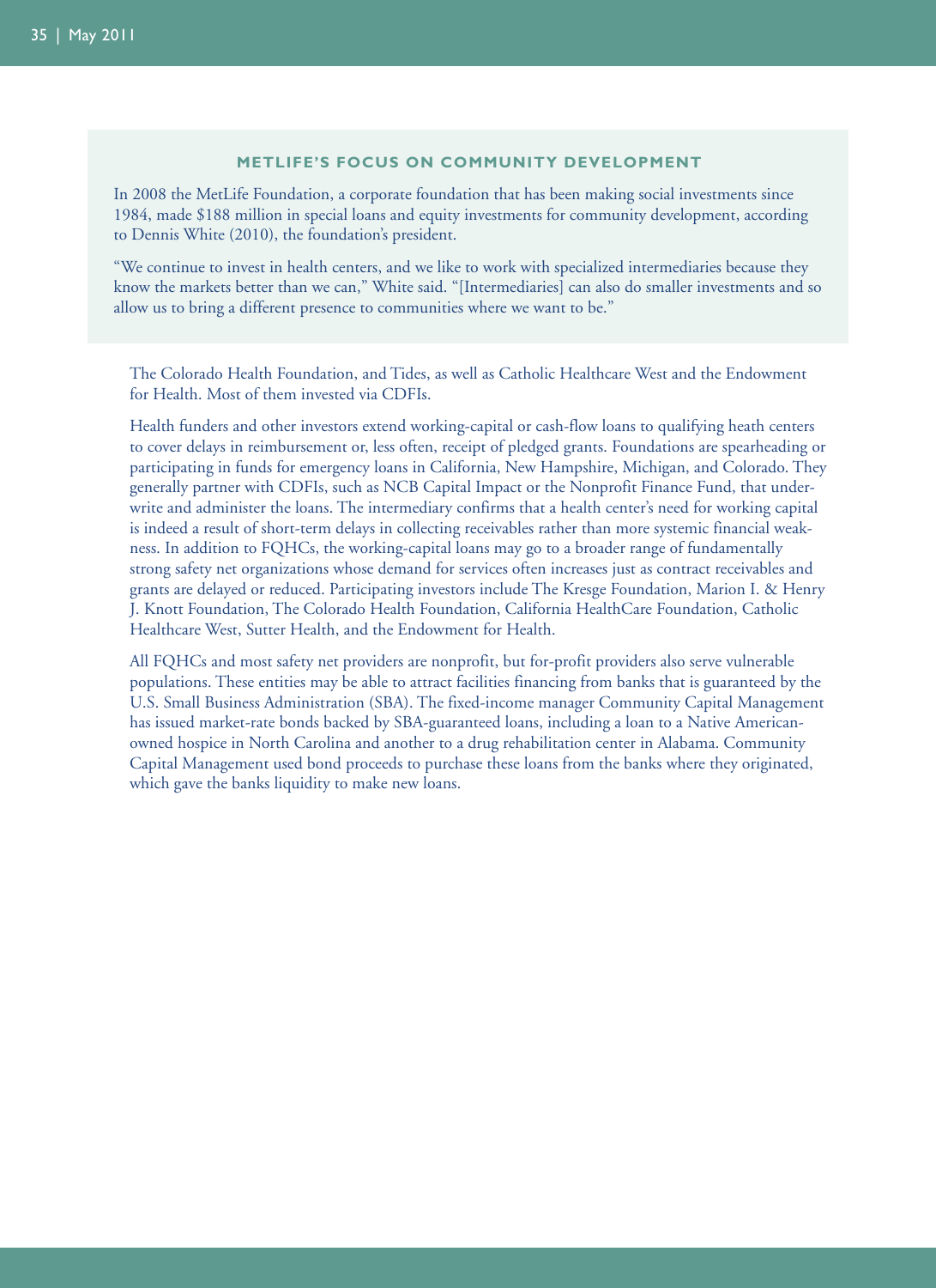### METLIFE'S FOCUS ON COMMUNITY DEVELOPMENT

In 2008 the MetLife Foundation, a corporate foundation that has been making social investments since 1984, made $188 million in special loans and equity investments for community development, according to Dennis White (2010), the foundation's president.

"We continue to invest in health centers, and we like to work with specialized intermediaries because they know the markets better than we can," White said. "[Intermediaries] can also do smaller investments and so allow us to bring a different presence to communities where we want to be."

The Colorado Health Foundation, and Tides, as well as Catholic Healthcare West and the Endowment for Health. Most of them invested via CDFIs.

Health funders and other investors extend working-capital or cash-flow loans to qualifying heath centers to cover delays in reimbursement or, less often, receipt of pledged grants. Foundations are spearheading or participating in funds for emergency loans in California, New Hampshire, Michigan, and Colorado. They generally partner with CDFIs, such as NCB Capital Impact or the Nonprofit Finance Fund, that underwrite and administer the loans. The intermediary confirms that a health center's need for working capital is indeed a result of short-term delays in collecting receivables rather than more systemic financial weakness. In addition to FQHCs, the working-capital loans may go to a broader range of fundamentally strong safety net organizations whose demand for services often increases just as contract receivables and grants are delayed or reduced. Participating investors include The Kresge Foundation, Marion I. & Henry J. Knott Foundation, The Colorado Health Foundation, California HealthCare Foundation, Catholic Healthcare West, Sutter Health, and the Endowment for Health.

All FQHCs and most safety net providers are nonprofit, but for-profit providers also serve vulnerable populations. These entities may be able to attract facilities financing from banks that is guaranteed by the U.S. Small Business Administration (SBA). The fixed-income manager Community Capital Management has issued market-rate bonds backed by SBA-guaranteed loans, including a loan to a Native American-owned hospice in North Carolina and another to a drug rehabilitation center in Alabama. Community Capital Management used bond proceeds to purchase these loans from the banks where they originated, which gave the banks liquidity to make new loans.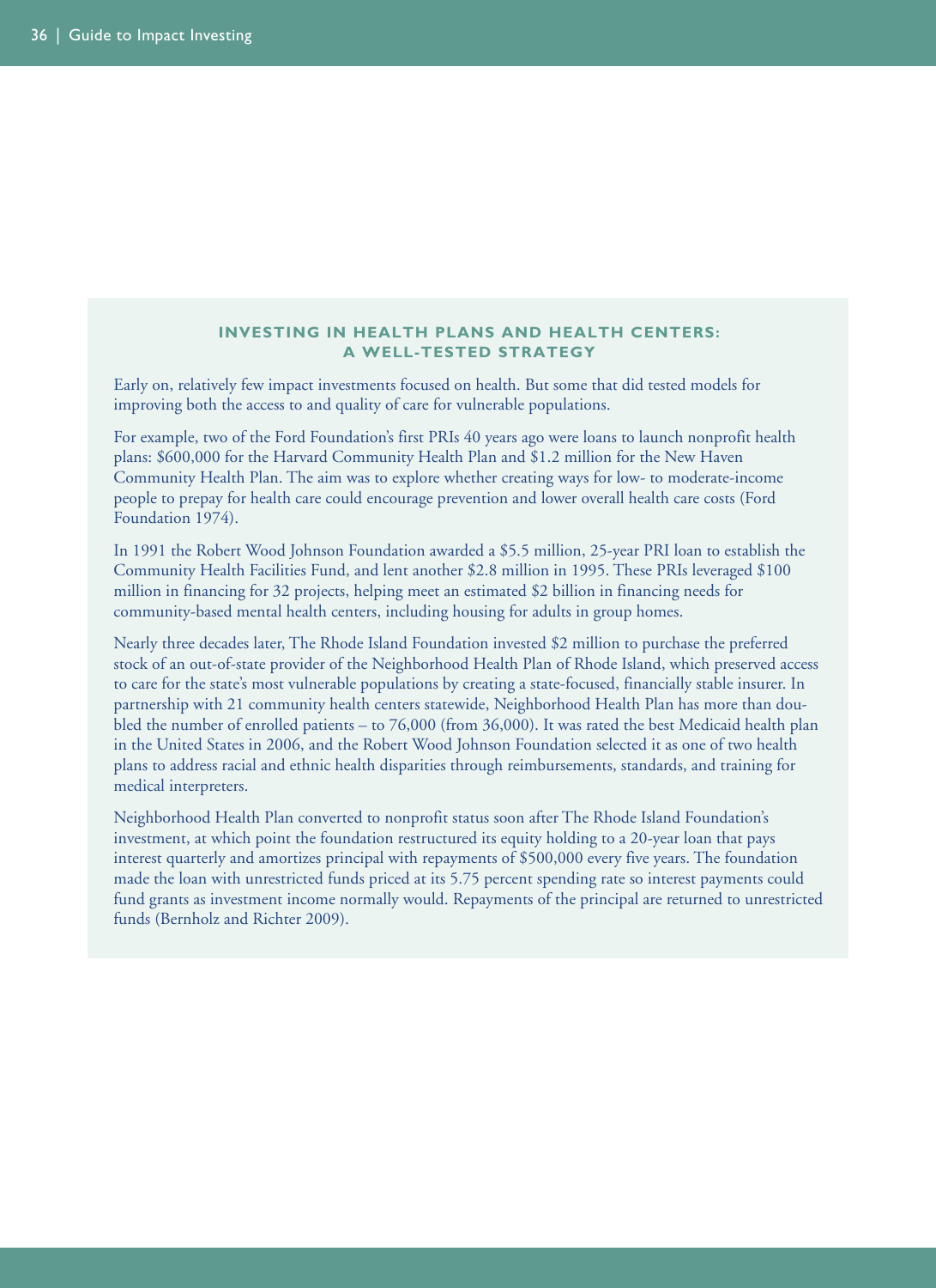## INVESTING IN HEALTH PLANS AND HEALTH CENTERS: A WELL-TESTED STRATEGY

Early on, relatively few impact investments focused on health. But some that did tested models for improving both the access to and quality of care for vulnerable populations.

For example, two of the Ford Foundation's first PRIs 40 years ago were loans to launch nonprofit health plans: $600,000 for the Harvard Community Health Plan and $1.2 million for the New Haven Community Health Plan. The aim was to explore whether creating ways for low- to moderate-income people to prepay for health care could encourage prevention and lower overall health care costs (Ford Foundation 1974).

In 1991 the Robert Wood Johnson Foundation awarded a $5.5 million, 25-year PRI loan to establish the Community Health Facilities Fund, and lent another $2.8 million in 1995. These PRIs leveraged $100 million in financing for 32 projects, helping meet an estimated $2 billion in financing needs for community-based mental health centers, including housing for adults in group homes.

Nearly three decades later, The Rhode Island Foundation invested $2 million to purchase the preferred stock of an out-of-state provider of the Neighborhood Health Plan of Rhode Island, which preserved access to care for the state's most vulnerable populations by creating a state-focused, financially stable insurer. In partnership with 21 community health centers statewide, Neighborhood Health Plan has more than doubled the number of enrolled patients – to 76,000 (from 36,000). It was rated the best Medicaid health plan in the United States in 2006, and the Robert Wood Johnson Foundation selected it as one of two health plans to address racial and ethnic health disparities through reimbursements, standards, and training for medical interpreters.

Neighborhood Health Plan converted to nonprofit status soon after The Rhode Island Foundation's investment, at which point the foundation restructured its equity holding to a 20-year loan that pays interest quarterly and amortizes principal with repayments of $500,000 every five years. The foundation made the loan with unrestricted funds priced at its 5.75 percent spending rate so interest payments could fund grants as investment income normally would. Repayments of the principal are returned to unrestricted funds (Bernholz and Richter 2009).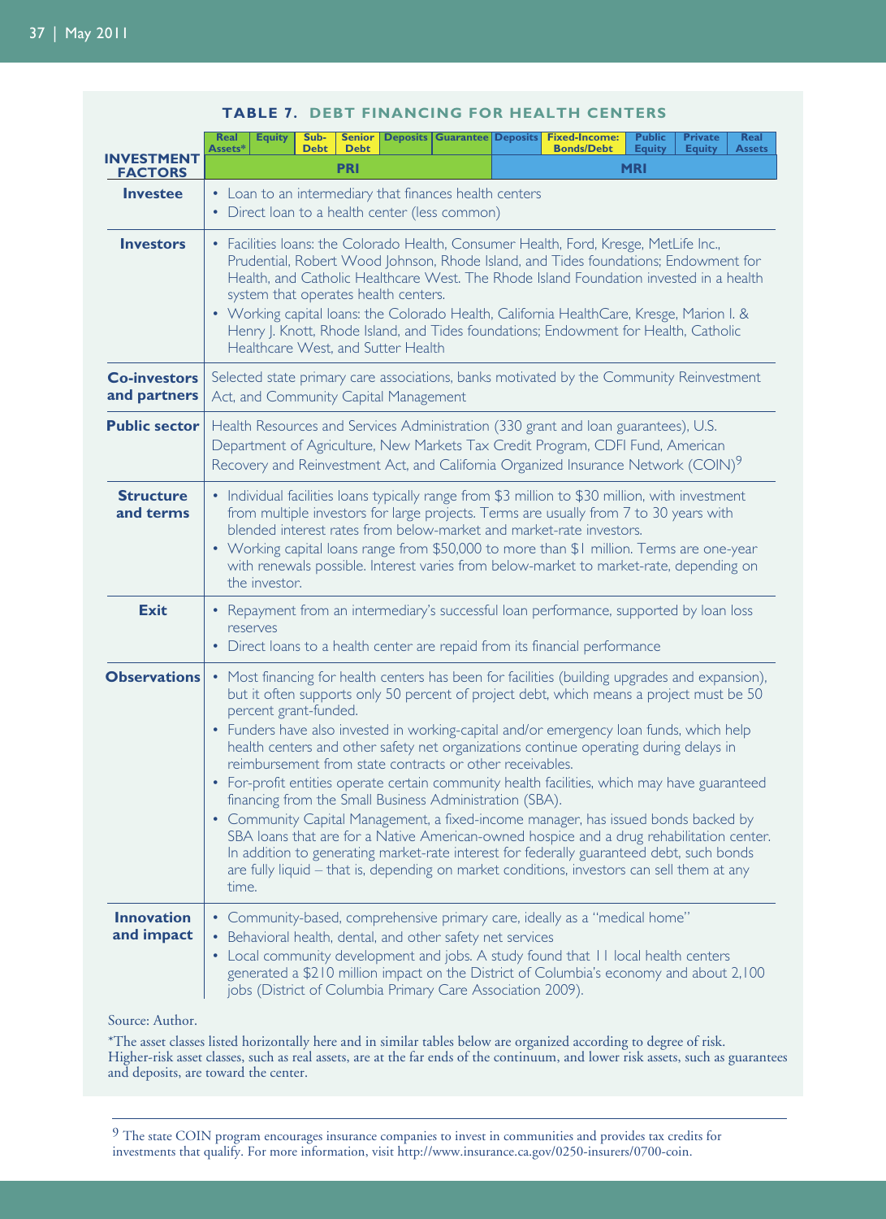**TABLE 7. DEBT FINANCING FOR HEALTH CENTERS**

| INVESTMENT FACTORS | Real Assets* | Equity | Sub-Debt | Senior Debt | Deposits | Guarantee | Deposits | Fixed-Income: Bonds/Debt | Public Equity | Private Equity | Real Assets |
|---|---|---|---|---|---|---|---|---|---|---|---|
| | PRI | | | | | | MRI | | | | |

| INVESTMENT FACTORS | |
|---|---|
| **Investee** | • Loan to an intermediary that finances health centers<br>• Direct loan to a health center (less common) |
| **Investors** | • Facilities loans: the Colorado Health, Consumer Health, Ford, Kresge, MetLife Inc., Prudential, Robert Wood Johnson, Rhode Island, and Tides foundations; Endowment for Health, and Catholic Healthcare West. The Rhode Island Foundation invested in a health system that operates health centers.<br>• Working capital loans: the Colorado Health, California HealthCare, Kresge, Marion I. & Henry J. Knott, Rhode Island, and Tides foundations; Endowment for Health, Catholic Healthcare West, and Sutter Health |
| **Co-investors and partners** | Selected state primary care associations, banks motivated by the Community Reinvestment Act, and Community Capital Management |
| **Public sector** | Health Resources and Services Administration (330 grant and loan guarantees), U.S. Department of Agriculture, New Markets Tax Credit Program, CDFI Fund, American Recovery and Reinvestment Act, and California Organized Insurance Network (COIN)[9] |
| **Structure and terms** | • Individual facilities loans typically range from $3 million to $30 million, with investment from multiple investors for large projects. Terms are usually from 7 to 30 years with blended interest rates from below-market and market-rate investors.<br>• Working capital loans range from $50,000 to more than $1 million. Terms are one-year with renewals possible. Interest varies from below-market to market-rate, depending on the investor. |
| **Exit** | • Repayment from an intermediary's successful loan performance, supported by loan loss reserves<br>• Direct loans to a health center are repaid from its financial performance |
| **Observations** | • Most financing for health centers has been for facilities (building upgrades and expansion), but it often supports only 50 percent of project debt, which means a project must be 50 percent grant-funded.<br>• Funders have also invested in working-capital and/or emergency loan funds, which help health centers and other safety net organizations continue operating during delays in reimbursement from state contracts or other receivables.<br>• For-profit entities operate certain community health facilities, which may have guaranteed financing from the Small Business Administration (SBA).<br>• Community Capital Management, a fixed-income manager, has issued bonds backed by SBA loans that are for a Native American-owned hospice and a drug rehabilitation center. In addition to generating market-rate interest for federally guaranteed debt, such bonds are fully liquid – that is, depending on market conditions, investors can sell them at any time. |
| **Innovation and impact** | • Community-based, comprehensive primary care, ideally as a "medical home"<br>• Behavioral health, dental, and other safety net services<br>• Local community development and jobs. A study found that 11 local health centers generated a $210 million impact on the District of Columbia's economy and about 2,100 jobs (District of Columbia Primary Care Association 2009). |

Source: Author.

*The asset classes listed horizontally here and in similar tables below are organized according to degree of risk. Higher-risk asset classes, such as real assets, are at the far ends of the continuum, and lower risk assets, such as guarantees and deposits, are toward the center.

[9] The state COIN program encourages insurance companies to invest in communities and provides tax credits for investments that qualify. For more information, visit http://www.insurance.ca.gov/0250-insurers/0700-coin.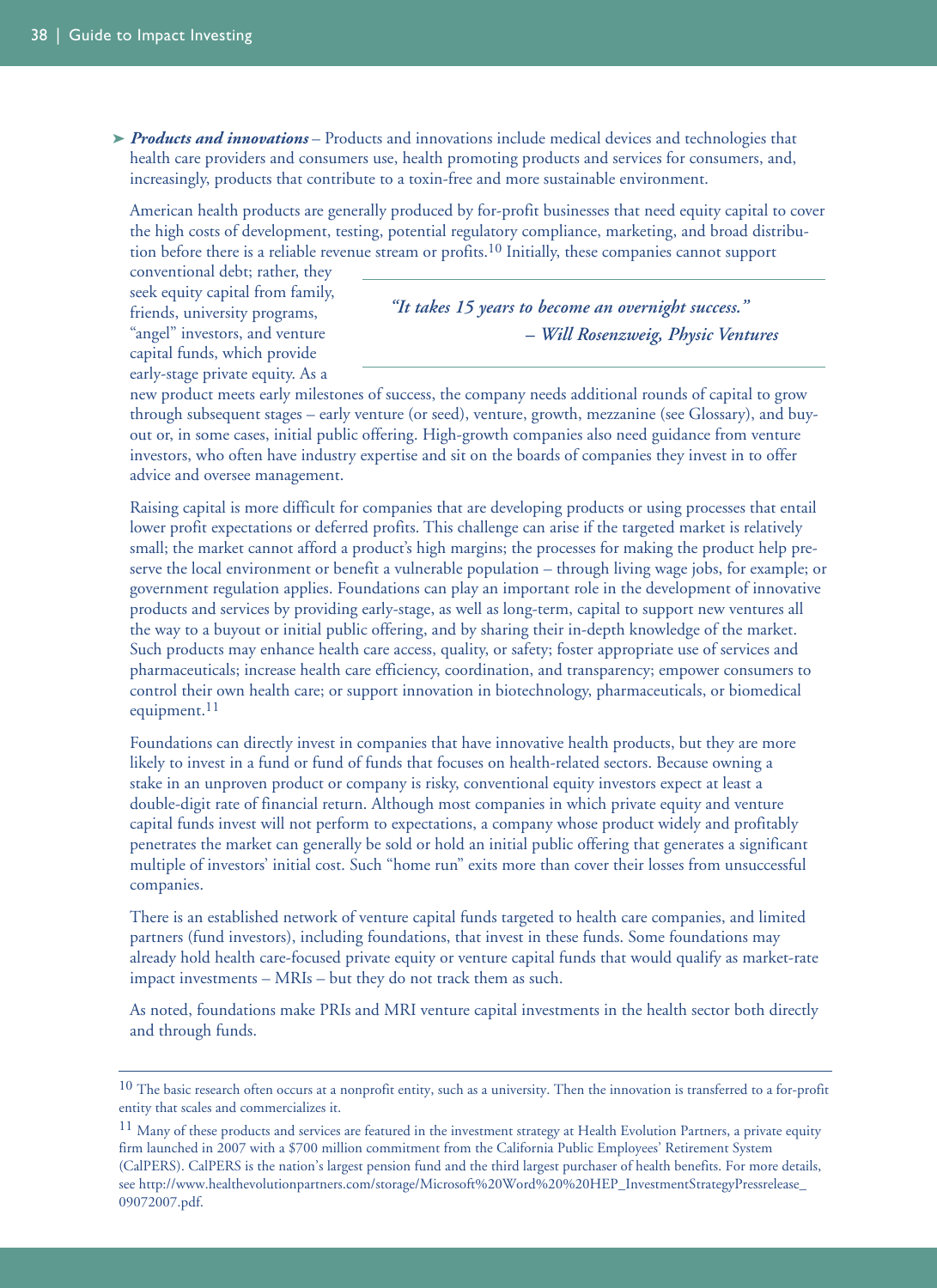- ***Products and innovations*** – Products and innovations include medical devices and technologies that health care providers and consumers use, health promoting products and services for consumers, and, increasingly, products that contribute to a toxin-free and more sustainable environment.

  American health products are generally produced by for-profit businesses that need equity capital to cover the high costs of development, testing, potential regulatory compliance, marketing, and broad distribution before there is a reliable revenue stream or profits.[10] Initially, these companies cannot support conventional debt; rather, they seek equity capital from family, friends, university programs, "angel" investors, and venture capital funds, which provide early-stage private equity. As a new product meets early milestones of success, the company needs additional rounds of capital to grow through subsequent stages – early venture (or seed), venture, growth, mezzanine (see Glossary), and buyout or, in some cases, initial public offering. High-growth companies also need guidance from venture investors, who often have industry expertise and sit on the boards of companies they invest in to offer advice and oversee management.

  > ***"It takes 15 years to become an overnight success."***
  > ***– Will Rosenzweig, Physic Ventures***

  Raising capital is more difficult for companies that are developing products or using processes that entail lower profit expectations or deferred profits. This challenge can arise if the targeted market is relatively small; the market cannot afford a product's high margins; the processes for making the product help preserve the local environment or benefit a vulnerable population – through living wage jobs, for example; or government regulation applies. Foundations can play an important role in the development of innovative products and services by providing early-stage, as well as long-term, capital to support new ventures all the way to a buyout or initial public offering, and by sharing their in-depth knowledge of the market. Such products may enhance health care access, quality, or safety; foster appropriate use of services and pharmaceuticals; increase health care efficiency, coordination, and transparency; empower consumers to control their own health care; or support innovation in biotechnology, pharmaceuticals, or biomedical equipment.[11]

  Foundations can directly invest in companies that have innovative health products, but they are more likely to invest in a fund or fund of funds that focuses on health-related sectors. Because owning a stake in an unproven product or company is risky, conventional equity investors expect at least a double-digit rate of financial return. Although most companies in which private equity and venture capital funds invest will not perform to expectations, a company whose product widely and profitably penetrates the market can generally be sold or hold an initial public offering that generates a significant multiple of investors' initial cost. Such "home run" exits more than cover their losses from unsuccessful companies.

  There is an established network of venture capital funds targeted to health care companies, and limited partners (fund investors), including foundations, that invest in these funds. Some foundations may already hold health care-focused private equity or venture capital funds that would qualify as market-rate impact investments – MRIs – but they do not track them as such.

  As noted, foundations make PRIs and MRI venture capital investments in the health sector both directly and through funds.

---

[10] The basic research often occurs at a nonprofit entity, such as a university. Then the innovation is transferred to a for-profit entity that scales and commercializes it.

[11] Many of these products and services are featured in the investment strategy at Health Evolution Partners, a private equity firm launched in 2007 with a $700 million commitment from the California Public Employees' Retirement System (CalPERS). CalPERS is the nation's largest pension fund and the third largest purchaser of health benefits. For more details, see http://www.healthevolutionpartners.com/storage/Microsoft%20Word%20%20HEP_InvestmentStrategyPressrelease_09072007.pdf.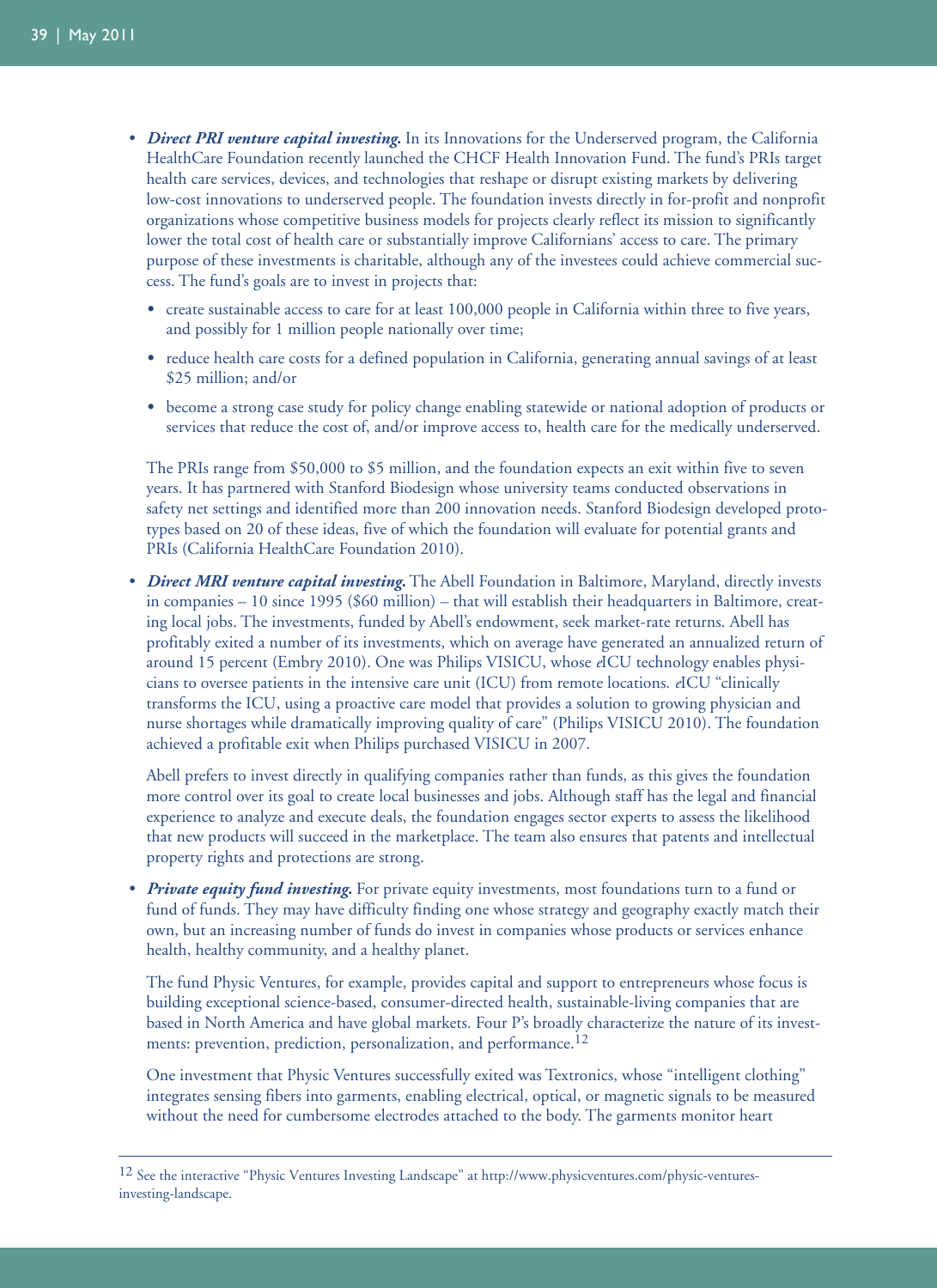- ***Direct PRI venture capital investing.*** In its Innovations for the Underserved program, the California HealthCare Foundation recently launched the CHCF Health Innovation Fund. The fund's PRIs target health care services, devices, and technologies that reshape or disrupt existing markets by delivering low-cost innovations to underserved people. The foundation invests directly in for-profit and nonprofit organizations whose competitive business models for projects clearly reflect its mission to significantly lower the total cost of health care or substantially improve Californians' access to care. The primary purpose of these investments is charitable, although any of the investees could achieve commercial success. The fund's goals are to invest in projects that:

  - create sustainable access to care for at least 100,000 people in California within three to five years, and possibly for 1 million people nationally over time;
  - reduce health care costs for a defined population in California, generating annual savings of at least $25 million; and/or
  - become a strong case study for policy change enabling statewide or national adoption of products or services that reduce the cost of, and/or improve access to, health care for the medically underserved.

  The PRIs range from $50,000 to $5 million, and the foundation expects an exit within five to seven years. It has partnered with Stanford Biodesign whose university teams conducted observations in safety net settings and identified more than 200 innovation needs. Stanford Biodesign developed prototypes based on 20 of these ideas, five of which the foundation will evaluate for potential grants and PRIs (California HealthCare Foundation 2010).

- ***Direct MRI venture capital investing.*** The Abell Foundation in Baltimore, Maryland, directly invests in companies – 10 since 1995 ($60 million) – that will establish their headquarters in Baltimore, creating local jobs. The investments, funded by Abell's endowment, seek market-rate returns. Abell has profitably exited a number of its investments, which on average have generated an annualized return of around 15 percent (Embry 2010). One was Philips VISICU, whose *e*ICU technology enables physicians to oversee patients in the intensive care unit (ICU) from remote locations. *e*ICU "clinically transforms the ICU, using a proactive care model that provides a solution to growing physician and nurse shortages while dramatically improving quality of care" (Philips VISICU 2010). The foundation achieved a profitable exit when Philips purchased VISICU in 2007.

  Abell prefers to invest directly in qualifying companies rather than funds, as this gives the foundation more control over its goal to create local businesses and jobs. Although staff has the legal and financial experience to analyze and execute deals, the foundation engages sector experts to assess the likelihood that new products will succeed in the marketplace. The team also ensures that patents and intellectual property rights and protections are strong.

- ***Private equity fund investing.*** For private equity investments, most foundations turn to a fund or fund of funds. They may have difficulty finding one whose strategy and geography exactly match their own, but an increasing number of funds do invest in companies whose products or services enhance health, healthy community, and a healthy planet.

  The fund Physic Ventures, for example, provides capital and support to entrepreneurs whose focus is building exceptional science-based, consumer-directed health, sustainable-living companies that are based in North America and have global markets. Four P's broadly characterize the nature of its investments: prevention, prediction, personalization, and performance.[12]

  One investment that Physic Ventures successfully exited was Textronics, whose "intelligent clothing" integrates sensing fibers into garments, enabling electrical, optical, or magnetic signals to be measured without the need for cumbersome electrodes attached to the body. The garments monitor heart

---

[12] See the interactive "Physic Ventures Investing Landscape" at http://www.physicventures.com/physic-ventures-investing-landscape.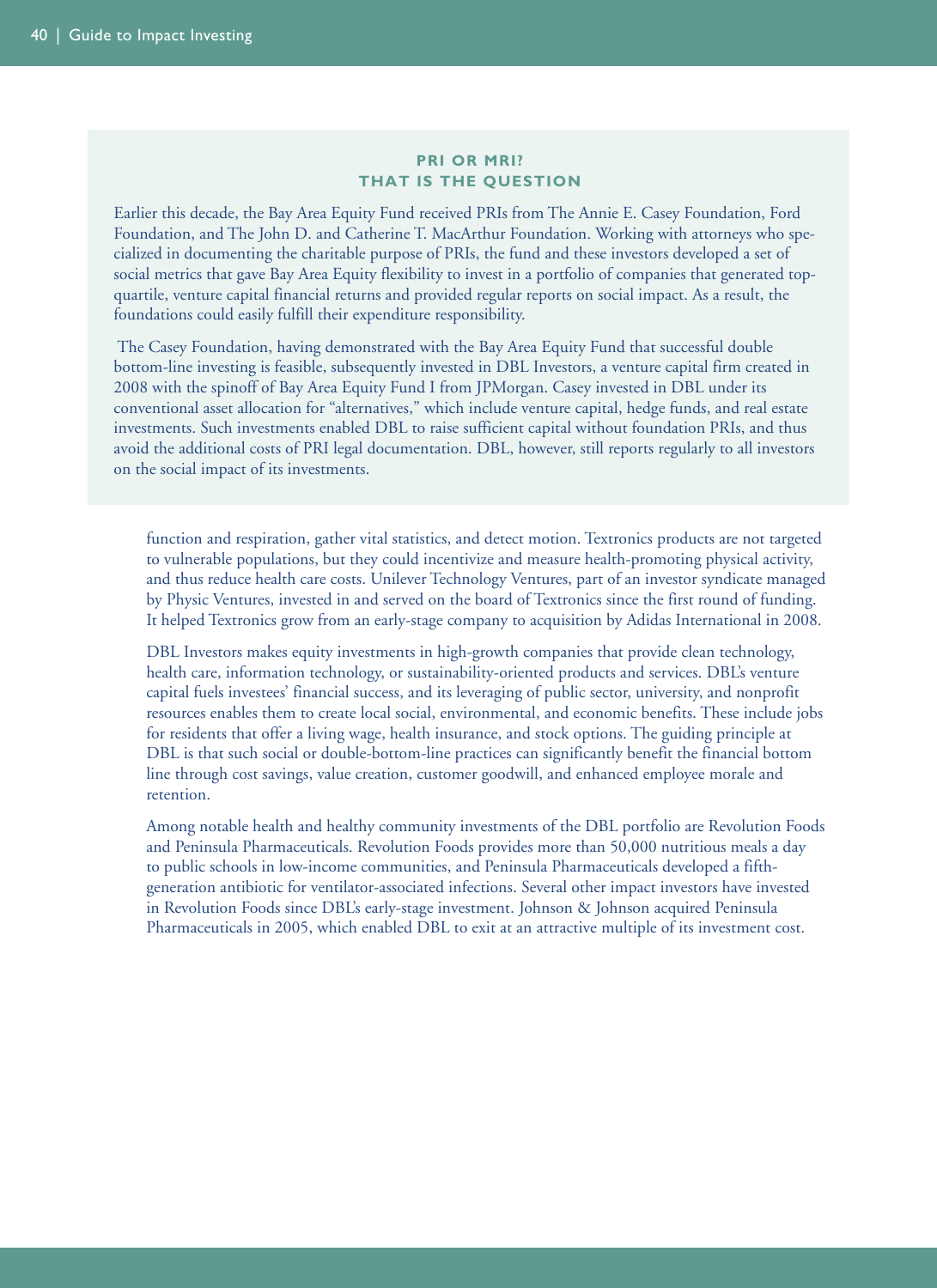### PRI OR MRI? THAT IS THE QUESTION

Earlier this decade, the Bay Area Equity Fund received PRIs from The Annie E. Casey Foundation, Ford Foundation, and The John D. and Catherine T. MacArthur Foundation. Working with attorneys who specialized in documenting the charitable purpose of PRIs, the fund and these investors developed a set of social metrics that gave Bay Area Equity flexibility to invest in a portfolio of companies that generated top-quartile, venture capital financial returns and provided regular reports on social impact. As a result, the foundations could easily fulfill their expenditure responsibility.

The Casey Foundation, having demonstrated with the Bay Area Equity Fund that successful double bottom-line investing is feasible, subsequently invested in DBL Investors, a venture capital firm created in 2008 with the spinoff of Bay Area Equity Fund I from JPMorgan. Casey invested in DBL under its conventional asset allocation for "alternatives," which include venture capital, hedge funds, and real estate investments. Such investments enabled DBL to raise sufficient capital without foundation PRIs, and thus avoid the additional costs of PRI legal documentation. DBL, however, still reports regularly to all investors on the social impact of its investments.

function and respiration, gather vital statistics, and detect motion. Textronics products are not targeted to vulnerable populations, but they could incentivize and measure health-promoting physical activity, and thus reduce health care costs. Unilever Technology Ventures, part of an investor syndicate managed by Physic Ventures, invested in and served on the board of Textronics since the first round of funding. It helped Textronics grow from an early-stage company to acquisition by Adidas International in 2008.

DBL Investors makes equity investments in high-growth companies that provide clean technology, health care, information technology, or sustainability-oriented products and services. DBL's venture capital fuels investees' financial success, and its leveraging of public sector, university, and nonprofit resources enables them to create local social, environmental, and economic benefits. These include jobs for residents that offer a living wage, health insurance, and stock options. The guiding principle at DBL is that such social or double-bottom-line practices can significantly benefit the financial bottom line through cost savings, value creation, customer goodwill, and enhanced employee morale and retention.

Among notable health and healthy community investments of the DBL portfolio are Revolution Foods and Peninsula Pharmaceuticals. Revolution Foods provides more than 50,000 nutritious meals a day to public schools in low-income communities, and Peninsula Pharmaceuticals developed a fifth-generation antibiotic for ventilator-associated infections. Several other impact investors have invested in Revolution Foods since DBL's early-stage investment. Johnson & Johnson acquired Peninsula Pharmaceuticals in 2005, which enabled DBL to exit at an attractive multiple of its investment cost.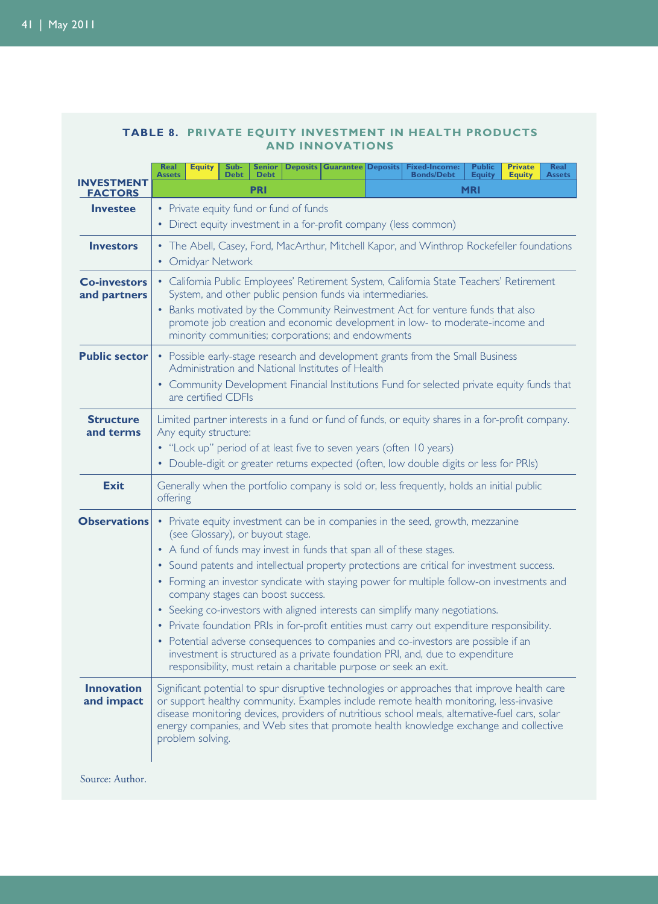**TABLE 8. PRIVATE EQUITY INVESTMENT IN HEALTH PRODUCTS AND INNOVATIONS**

| Real Assets | Equity | Sub-Debt | Senior Debt | Deposits | Guarantee | Deposits | Fixed-Income: Bonds/Debt | Public Equity | Private Equity | Real Assets |
|---|---|---|---|---|---|---|---|---|---|---|
| PRI | | | | | | MRI | | | | |

| INVESTMENT FACTORS | |
|---|---|
| **Investee** | • Private equity fund or fund of funds<br>• Direct equity investment in a for-profit company (less common) |
| **Investors** | • The Abell, Casey, Ford, MacArthur, Mitchell Kapor, and Winthrop Rockefeller foundations<br>• Omidyar Network |
| **Co-investors and partners** | • California Public Employees' Retirement System, California State Teachers' Retirement System, and other public pension funds via intermediaries.<br>• Banks motivated by the Community Reinvestment Act for venture funds that also promote job creation and economic development in low- to moderate-income and minority communities; corporations; and endowments |
| **Public sector** | • Possible early-stage research and development grants from the Small Business Administration and National Institutes of Health<br>• Community Development Financial Institutions Fund for selected private equity funds that are certified CDFIs |
| **Structure and terms** | Limited partner interests in a fund or fund of funds, or equity shares in a for-profit company. Any equity structure:<br>• "Lock up" period of at least five to seven years (often 10 years)<br>• Double-digit or greater returns expected (often, low double digits or less for PRIs) |
| **Exit** | Generally when the portfolio company is sold or, less frequently, holds an initial public offering |
| **Observations** | • Private equity investment can be in companies in the seed, growth, mezzanine (see Glossary), or buyout stage.<br>• A fund of funds may invest in funds that span all of these stages.<br>• Sound patents and intellectual property protections are critical for investment success.<br>• Forming an investor syndicate with staying power for multiple follow-on investments and company stages can boost success.<br>• Seeking co-investors with aligned interests can simplify many negotiations.<br>• Private foundation PRIs in for-profit entities must carry out expenditure responsibility.<br>• Potential adverse consequences to companies and co-investors are possible if an investment is structured as a private foundation PRI, and, due to expenditure responsibility, must retain a charitable purpose or seek an exit. |
| **Innovation and impact** | Significant potential to spur disruptive technologies or approaches that improve health care or support healthy community. Examples include remote health monitoring, less-invasive disease monitoring devices, providers of nutritious school meals, alternative-fuel cars, solar energy companies, and Web sites that promote health knowledge exchange and collective problem solving. |

Source: Author.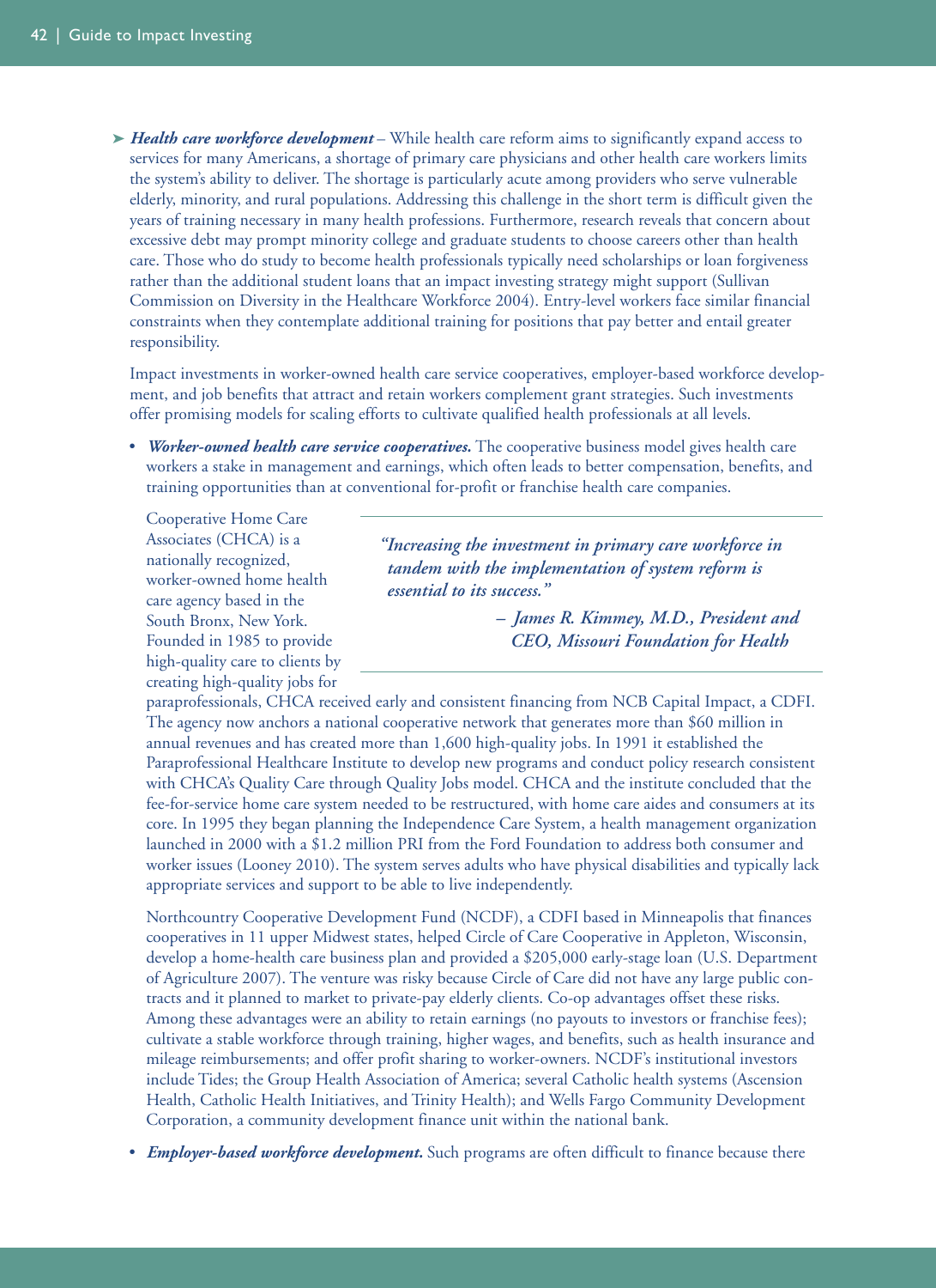➤ ***Health care workforce development*** – While health care reform aims to significantly expand access to services for many Americans, a shortage of primary care physicians and other health care workers limits the system's ability to deliver. The shortage is particularly acute among providers who serve vulnerable elderly, minority, and rural populations. Addressing this challenge in the short term is difficult given the years of training necessary in many health professions. Furthermore, research reveals that concern about excessive debt may prompt minority college and graduate students to choose careers other than health care. Those who do study to become health professionals typically need scholarships or loan forgiveness rather than the additional student loans that an impact investing strategy might support (Sullivan Commission on Diversity in the Healthcare Workforce 2004). Entry-level workers face similar financial constraints when they contemplate additional training for positions that pay better and entail greater responsibility.

Impact investments in worker-owned health care service cooperatives, employer-based workforce development, and job benefits that attract and retain workers complement grant strategies. Such investments offer promising models for scaling efforts to cultivate qualified health professionals at all levels.

- ***Worker-owned health care service cooperatives.*** The cooperative business model gives health care workers a stake in management and earnings, which often leads to better compensation, benefits, and training opportunities than at conventional for-profit or franchise health care companies.

> ***"Increasing the investment in primary care workforce in tandem with the implementation of system reform is essential to its success."***
>
> ***– James R. Kimmey, M.D., President and CEO, Missouri Foundation for Health***

Cooperative Home Care Associates (CHCA) is a nationally recognized, worker-owned home health care agency based in the South Bronx, New York. Founded in 1985 to provide high-quality care to clients by creating high-quality jobs for paraprofessionals, CHCA received early and consistent financing from NCB Capital Impact, a CDFI. The agency now anchors a national cooperative network that generates more than $60 million in annual revenues and has created more than 1,600 high-quality jobs. In 1991 it established the Paraprofessional Healthcare Institute to develop new programs and conduct policy research consistent with CHCA's Quality Care through Quality Jobs model. CHCA and the institute concluded that the fee-for-service home care system needed to be restructured, with home care aides and consumers at its core. In 1995 they began planning the Independence Care System, a health management organization launched in 2000 with a $1.2 million PRI from the Ford Foundation to address both consumer and worker issues (Looney 2010). The system serves adults who have physical disabilities and typically lack appropriate services and support to be able to live independently.

Northcountry Cooperative Development Fund (NCDF), a CDFI based in Minneapolis that finances cooperatives in 11 upper Midwest states, helped Circle of Care Cooperative in Appleton, Wisconsin, develop a home-health care business plan and provided a $205,000 early-stage loan (U.S. Department of Agriculture 2007). The venture was risky because Circle of Care did not have any large public contracts and it planned to market to private-pay elderly clients. Co-op advantages offset these risks. Among these advantages were an ability to retain earnings (no payouts to investors or franchise fees); cultivate a stable workforce through training, higher wages, and benefits, such as health insurance and mileage reimbursements; and offer profit sharing to worker-owners. NCDF's institutional investors include Tides; the Group Health Association of America; several Catholic health systems (Ascension Health, Catholic Health Initiatives, and Trinity Health); and Wells Fargo Community Development Corporation, a community development finance unit within the national bank.

- ***Employer-based workforce development.*** Such programs are often difficult to finance because there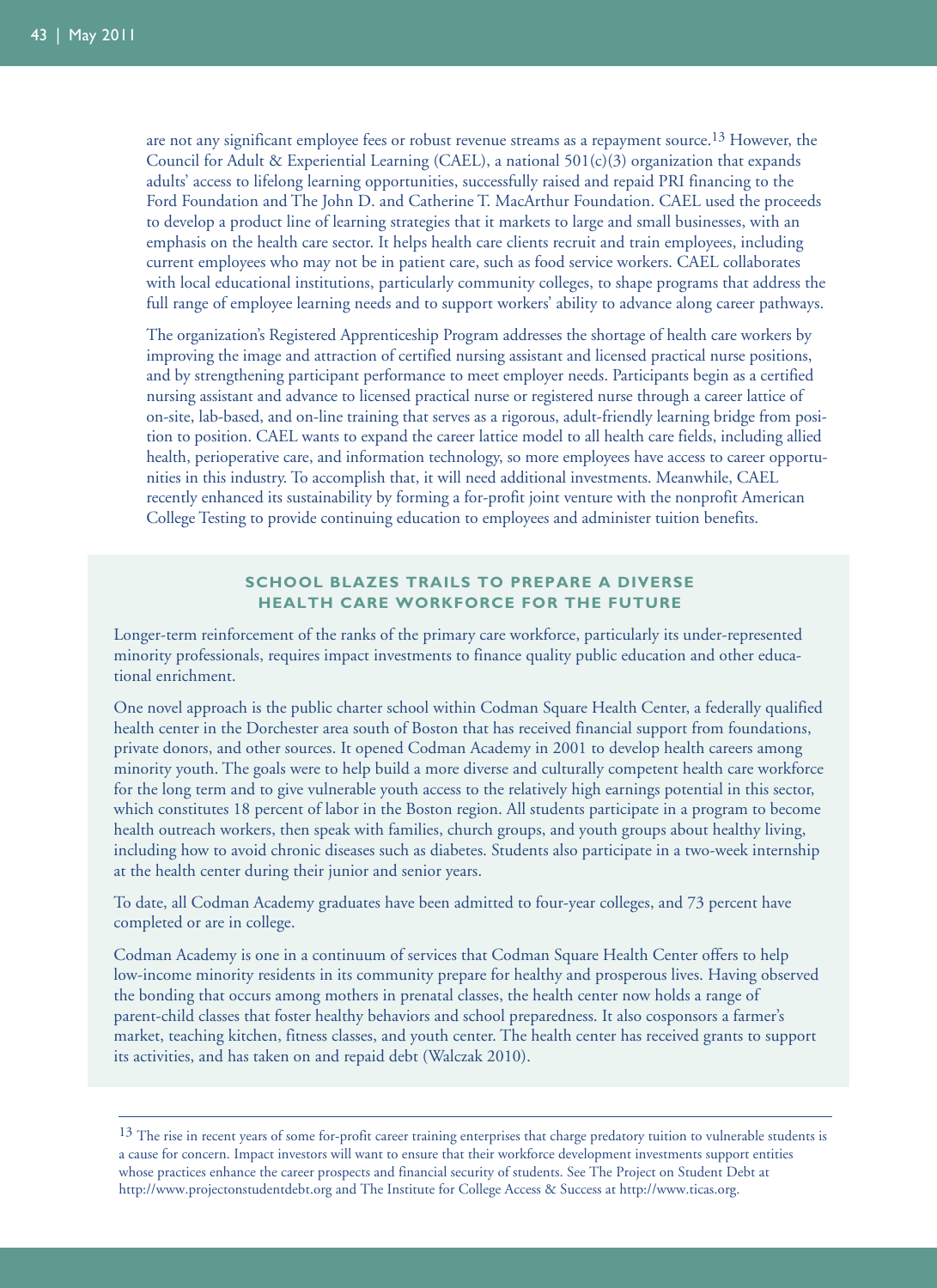are not any significant employee fees or robust revenue streams as a repayment source.[13] However, the Council for Adult & Experiential Learning (CAEL), a national 501(c)(3) organization that expands adults' access to lifelong learning opportunities, successfully raised and repaid PRI financing to the Ford Foundation and The John D. and Catherine T. MacArthur Foundation. CAEL used the proceeds to develop a product line of learning strategies that it markets to large and small businesses, with an emphasis on the health care sector. It helps health care clients recruit and train employees, including current employees who may not be in patient care, such as food service workers. CAEL collaborates with local educational institutions, particularly community colleges, to shape programs that address the full range of employee learning needs and to support workers' ability to advance along career pathways.

The organization's Registered Apprenticeship Program addresses the shortage of health care workers by improving the image and attraction of certified nursing assistant and licensed practical nurse positions, and by strengthening participant performance to meet employer needs. Participants begin as a certified nursing assistant and advance to licensed practical nurse or registered nurse through a career lattice of on-site, lab-based, and on-line training that serves as a rigorous, adult-friendly learning bridge from position to position. CAEL wants to expand the career lattice model to all health care fields, including allied health, perioperative care, and information technology, so more employees have access to career opportunities in this industry. To accomplish that, it will need additional investments. Meanwhile, CAEL recently enhanced its sustainability by forming a for-profit joint venture with the nonprofit American College Testing to provide continuing education to employees and administer tuition benefits.

### SCHOOL BLAZES TRAILS TO PREPARE A DIVERSE HEALTH CARE WORKFORCE FOR THE FUTURE

Longer-term reinforcement of the ranks of the primary care workforce, particularly its under-represented minority professionals, requires impact investments to finance quality public education and other educational enrichment.

One novel approach is the public charter school within Codman Square Health Center, a federally qualified health center in the Dorchester area south of Boston that has received financial support from foundations, private donors, and other sources. It opened Codman Academy in 2001 to develop health careers among minority youth. The goals were to help build a more diverse and culturally competent health care workforce for the long term and to give vulnerable youth access to the relatively high earnings potential in this sector, which constitutes 18 percent of labor in the Boston region. All students participate in a program to become health outreach workers, then speak with families, church groups, and youth groups about healthy living, including how to avoid chronic diseases such as diabetes. Students also participate in a two-week internship at the health center during their junior and senior years.

To date, all Codman Academy graduates have been admitted to four-year colleges, and 73 percent have completed or are in college.

Codman Academy is one in a continuum of services that Codman Square Health Center offers to help low-income minority residents in its community prepare for healthy and prosperous lives. Having observed the bonding that occurs among mothers in prenatal classes, the health center now holds a range of parent-child classes that foster healthy behaviors and school preparedness. It also cosponsors a farmer's market, teaching kitchen, fitness classes, and youth center. The health center has received grants to support its activities, and has taken on and repaid debt (Walczak 2010).

---

[13] The rise in recent years of some for-profit career training enterprises that charge predatory tuition to vulnerable students is a cause for concern. Impact investors will want to ensure that their workforce development investments support entities whose practices enhance the career prospects and financial security of students. See The Project on Student Debt at http://www.projectonstudentdebt.org and The Institute for College Access & Success at http://www.ticas.org.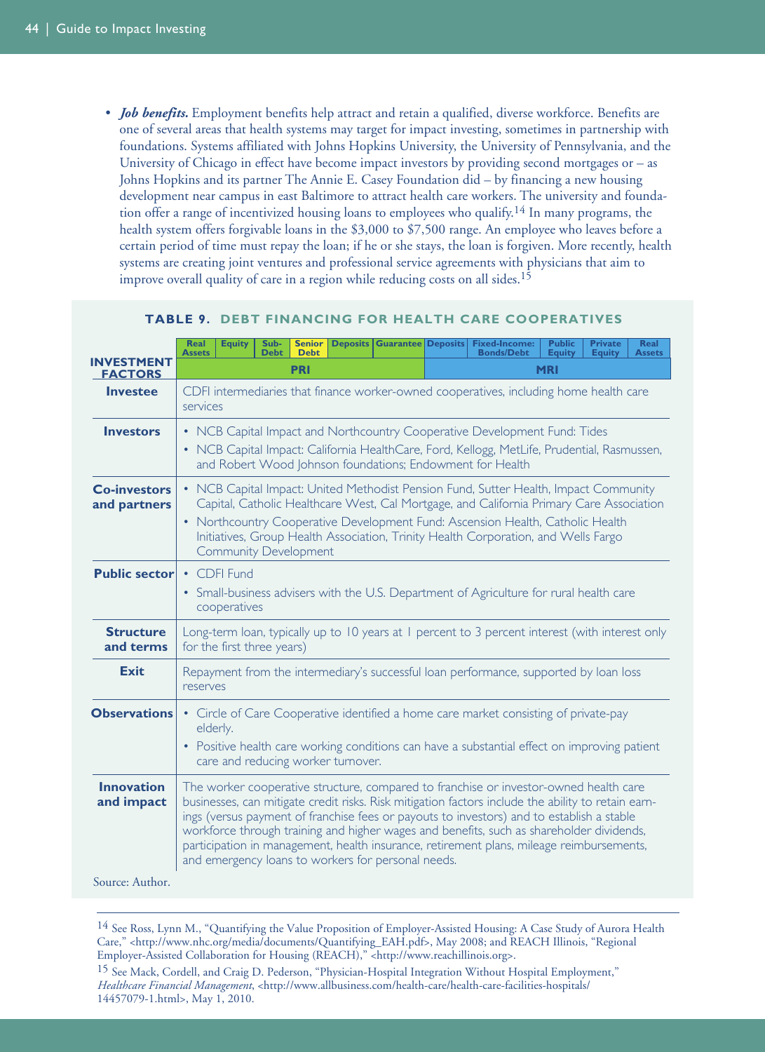- ***Job benefits.*** Employment benefits help attract and retain a qualified, diverse workforce. Benefits are one of several areas that health systems may target for impact investing, sometimes in partnership with foundations. Systems affiliated with Johns Hopkins University, the University of Pennsylvania, and the University of Chicago in effect have become impact investors by providing second mortgages or – as Johns Hopkins and its partner The Annie E. Casey Foundation did – by financing a new housing development near campus in east Baltimore to attract health care workers. The university and foundation offer a range of incentivized housing loans to employees who qualify.[14] In many programs, the health system offers forgivable loans in the $3,000 to $7,500 range. An employee who leaves before a certain period of time must repay the loan; if he or she stays, the loan is forgiven. More recently, health systems are creating joint ventures and professional service agreements with physicians that aim to improve overall quality of care in a region while reducing costs on all sides.[15]

**TABLE 9. DEBT FINANCING FOR HEALTH CARE COOPERATIVES**

| INVESTMENT FACTORS | |
|---|---|
| PRI: Real Assets, Equity, Sub-Debt, **Senior Debt**, Deposits, Guarantee | MRI: Deposits, Fixed-Income: Bonds/Debt, Public Equity, Private Equity, Real Assets |
| **Investee** | CDFI intermediaries that finance worker-owned cooperatives, including home health care services |
| **Investors** | • NCB Capital Impact and Northcountry Cooperative Development Fund: Tides<br>• NCB Capital Impact: California HealthCare, Ford, Kellogg, MetLife, Prudential, Rasmussen, and Robert Wood Johnson foundations; Endowment for Health |
| **Co-investors and partners** | • NCB Capital Impact: United Methodist Pension Fund, Sutter Health, Impact Community Capital, Catholic Healthcare West, Cal Mortgage, and California Primary Care Association<br>• Northcountry Cooperative Development Fund: Ascension Health, Catholic Health Initiatives, Group Health Association, Trinity Health Corporation, and Wells Fargo Community Development |
| **Public sector** | • CDFI Fund<br>• Small-business advisers with the U.S. Department of Agriculture for rural health care cooperatives |
| **Structure and terms** | Long-term loan, typically up to 10 years at 1 percent to 3 percent interest (with interest only for the first three years) |
| **Exit** | Repayment from the intermediary's successful loan performance, supported by loan loss reserves |
| **Observations** | • Circle of Care Cooperative identified a home care market consisting of private-pay elderly.<br>• Positive health care working conditions can have a substantial effect on improving patient care and reducing worker turnover. |
| **Innovation and impact** | The worker cooperative structure, compared to franchise or investor-owned health care businesses, can mitigate credit risks. Risk mitigation factors include the ability to retain earnings (versus payment of franchise fees or payouts to investors) and to establish a stable workforce through training and higher wages and benefits, such as shareholder dividends, participation in management, health insurance, retirement plans, mileage reimbursements, and emergency loans to workers for personal needs. |

Source: Author.

[14] See Ross, Lynn M., "Quantifying the Value Proposition of Employer-Assisted Housing: A Case Study of Aurora Health Care," <http://www.nhc.org/media/documents/Quantifying_EAH.pdf>, May 2008; and REACH Illinois, "Regional Employer-Assisted Collaboration for Housing (REACH)," <http://www.reachillinois.org>.

[15] See Mack, Cordell, and Craig D. Pederson, "Physician-Hospital Integration Without Hospital Employment," *Healthcare Financial Management*, <http://www.allbusiness.com/health-care/health-care-facilities-hospitals/14457079-1.html>, May 1, 2010.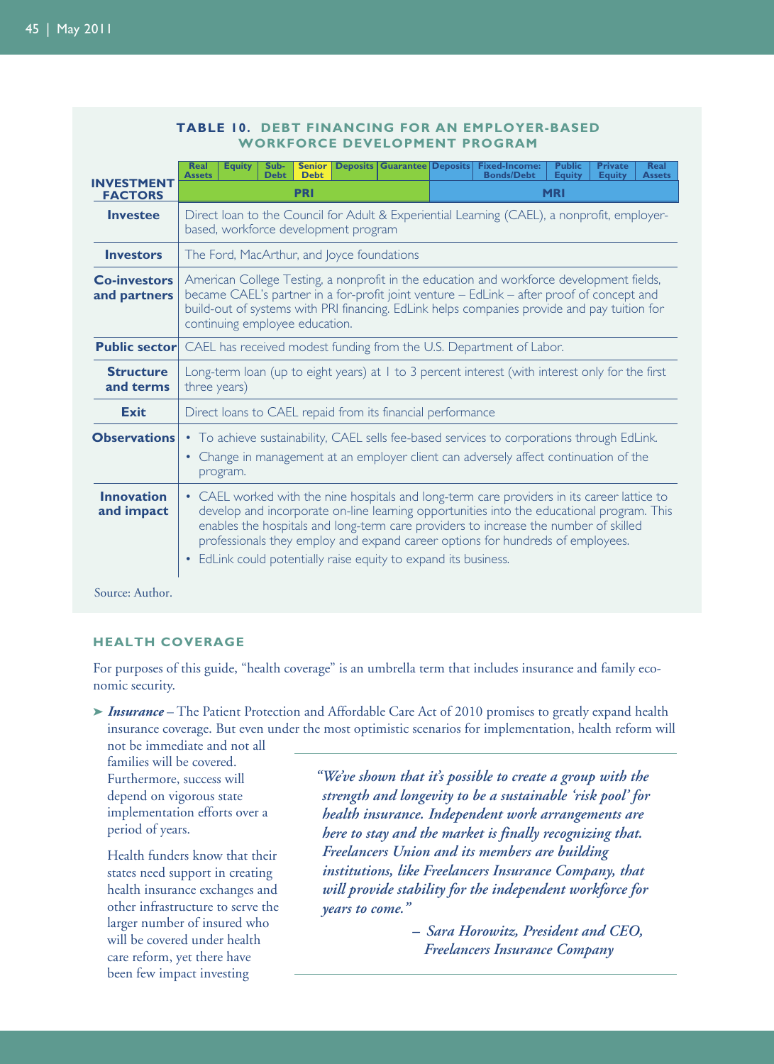**TABLE 10. DEBT FINANCING FOR AN EMPLOYER-BASED WORKFORCE DEVELOPMENT PROGRAM**

| INVESTMENT FACTORS | Real Assets / Equity / Sub-Debt / **Senior Debt** / Deposits / Guarantee (PRI) — Deposits / Fixed-Income: Bonds/Debt / Public Equity / Private Equity / Real Assets (MRI) |
|---|---|
| **Investee** | Direct loan to the Council for Adult & Experiential Learning (CAEL), a nonprofit, employer-based, workforce development program |
| **Investors** | The Ford, MacArthur, and Joyce foundations |
| **Co-investors and partners** | American College Testing, a nonprofit in the education and workforce development fields, became CAEL's partner in a for-profit joint venture – EdLink – after proof of concept and build-out of systems with PRI financing. EdLink helps companies provide and pay tuition for continuing employee education. |
| **Public sector** | CAEL has received modest funding from the U.S. Department of Labor. |
| **Structure and terms** | Long-term loan (up to eight years) at 1 to 3 percent interest (with interest only for the first three years) |
| **Exit** | Direct loans to CAEL repaid from its financial performance |
| **Observations** | • To achieve sustainability, CAEL sells fee-based services to corporations through EdLink. • Change in management at an employer client can adversely affect continuation of the program. |
| **Innovation and impact** | • CAEL worked with the nine hospitals and long-term care providers in its career lattice to develop and incorporate on-line learning opportunities into the educational program. This enables the hospitals and long-term care providers to increase the number of skilled professionals they employ and expand career options for hundreds of employees. • EdLink could potentially raise equity to expand its business. |

Source: Author.

### HEALTH COVERAGE

For purposes of this guide, "health coverage" is an umbrella term that includes insurance and family economic security.

➤ ***Insurance*** – The Patient Protection and Affordable Care Act of 2010 promises to greatly expand health insurance coverage. But even under the most optimistic scenarios for implementation, health reform will not be immediate and not all families will be covered. Furthermore, success will depend on vigorous state implementation efforts over a period of years.

Health funders know that their states need support in creating health insurance exchanges and other infrastructure to serve the larger number of insured who will be covered under health care reform, yet there have been few impact investing

> *"We've shown that it's possible to create a group with the strength and longevity to be a sustainable 'risk pool' for health insurance. Independent work arrangements are here to stay and the market is finally recognizing that. Freelancers Union and its members are building institutions, like Freelancers Insurance Company, that will provide stability for the independent workforce for years to come."*
>
> *– Sara Horowitz, President and CEO, Freelancers Insurance Company*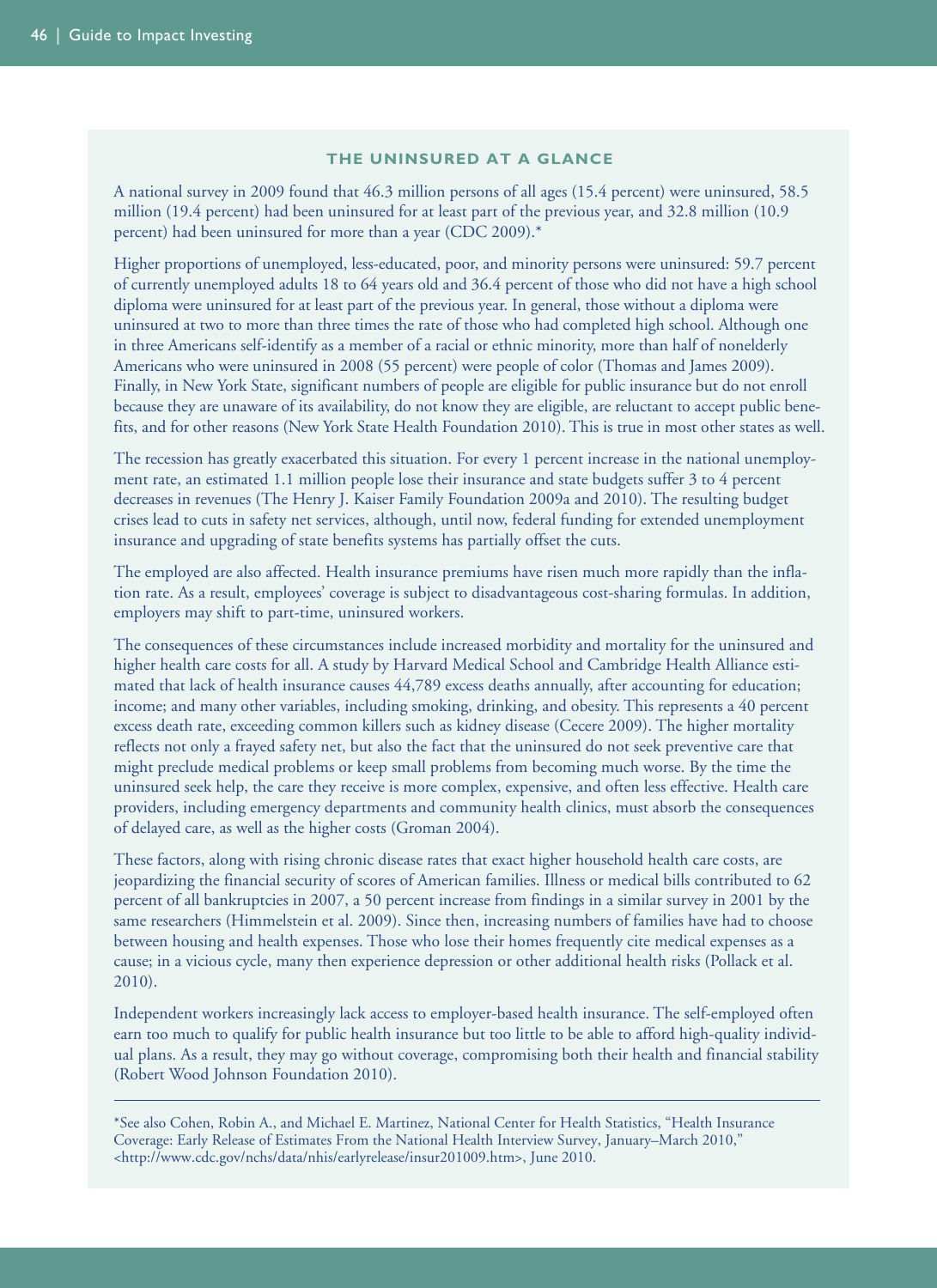### THE UNINSURED AT A GLANCE

A national survey in 2009 found that 46.3 million persons of all ages (15.4 percent) were uninsured, 58.5 million (19.4 percent) had been uninsured for at least part of the previous year, and 32.8 million (10.9 percent) had been uninsured for more than a year (CDC 2009).*

Higher proportions of unemployed, less-educated, poor, and minority persons were uninsured: 59.7 percent of currently unemployed adults 18 to 64 years old and 36.4 percent of those who did not have a high school diploma were uninsured for at least part of the previous year. In general, those without a diploma were uninsured at two to more than three times the rate of those who had completed high school. Although one in three Americans self-identify as a member of a racial or ethnic minority, more than half of nonelderly Americans who were uninsured in 2008 (55 percent) were people of color (Thomas and James 2009). Finally, in New York State, significant numbers of people are eligible for public insurance but do not enroll because they are unaware of its availability, do not know they are eligible, are reluctant to accept public benefits, and for other reasons (New York State Health Foundation 2010). This is true in most other states as well.

The recession has greatly exacerbated this situation. For every 1 percent increase in the national unemployment rate, an estimated 1.1 million people lose their insurance and state budgets suffer 3 to 4 percent decreases in revenues (The Henry J. Kaiser Family Foundation 2009a and 2010). The resulting budget crises lead to cuts in safety net services, although, until now, federal funding for extended unemployment insurance and upgrading of state benefits systems has partially offset the cuts.

The employed are also affected. Health insurance premiums have risen much more rapidly than the inflation rate. As a result, employees' coverage is subject to disadvantageous cost-sharing formulas. In addition, employers may shift to part-time, uninsured workers.

The consequences of these circumstances include increased morbidity and mortality for the uninsured and higher health care costs for all. A study by Harvard Medical School and Cambridge Health Alliance estimated that lack of health insurance causes 44,789 excess deaths annually, after accounting for education; income; and many other variables, including smoking, drinking, and obesity. This represents a 40 percent excess death rate, exceeding common killers such as kidney disease (Cecere 2009). The higher mortality reflects not only a frayed safety net, but also the fact that the uninsured do not seek preventive care that might preclude medical problems or keep small problems from becoming much worse. By the time the uninsured seek help, the care they receive is more complex, expensive, and often less effective. Health care providers, including emergency departments and community health clinics, must absorb the consequences of delayed care, as well as the higher costs (Groman 2004).

These factors, along with rising chronic disease rates that exact higher household health care costs, are jeopardizing the financial security of scores of American families. Illness or medical bills contributed to 62 percent of all bankruptcies in 2007, a 50 percent increase from findings in a similar survey in 2001 by the same researchers (Himmelstein et al. 2009). Since then, increasing numbers of families have had to choose between housing and health expenses. Those who lose their homes frequently cite medical expenses as a cause; in a vicious cycle, many then experience depression or other additional health risks (Pollack et al. 2010).

Independent workers increasingly lack access to employer-based health insurance. The self-employed often earn too much to qualify for public health insurance but too little to be able to afford high-quality individual plans. As a result, they may go without coverage, compromising both their health and financial stability (Robert Wood Johnson Foundation 2010).

---

*See also Cohen, Robin A., and Michael E. Martinez, National Center for Health Statistics, "Health Insurance Coverage: Early Release of Estimates From the National Health Interview Survey, January–March 2010," <http://www.cdc.gov/nchs/data/nhis/earlyrelease/insur201009.htm>, June 2010.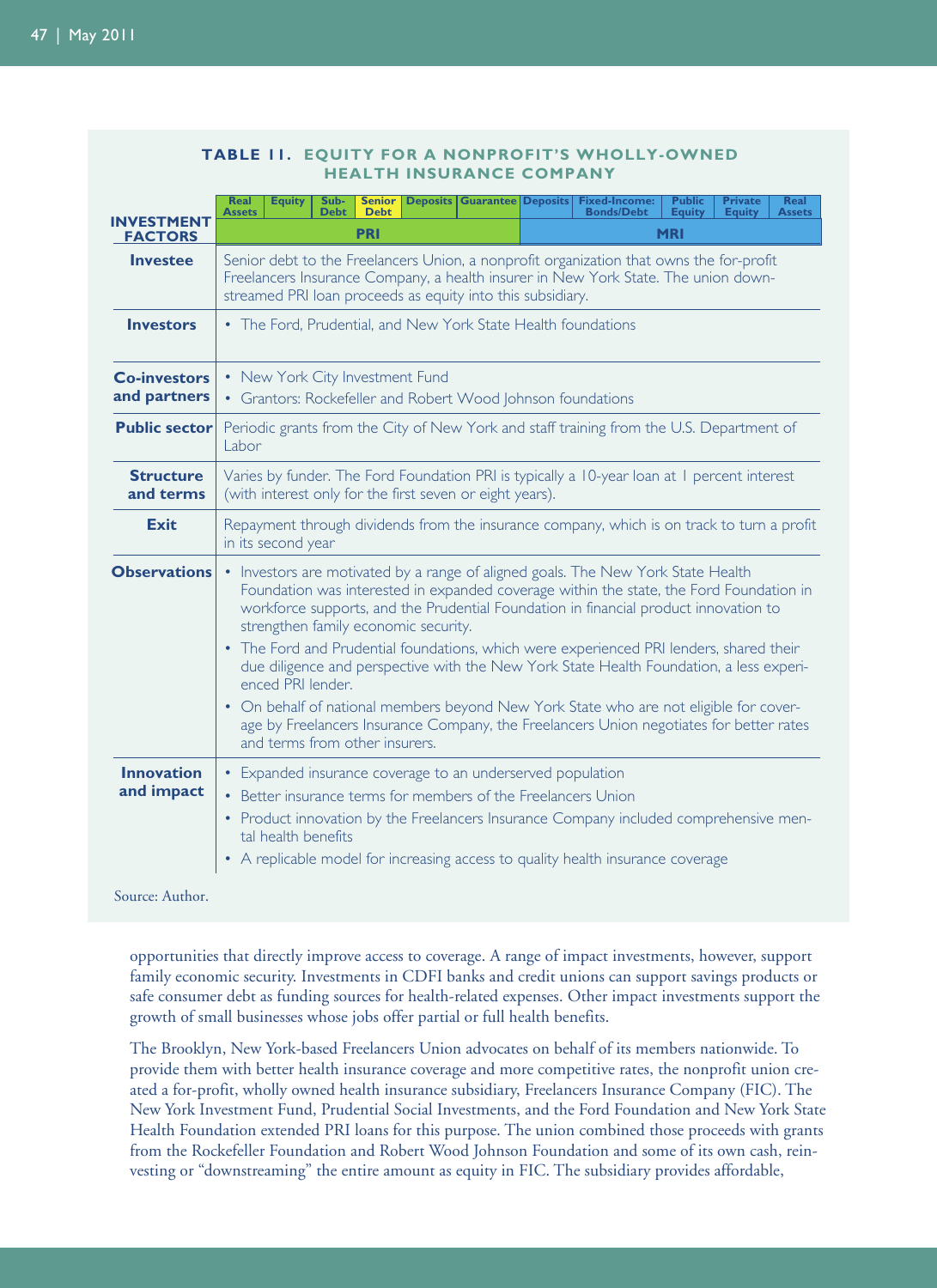**TABLE 11. EQUITY FOR A NONPROFIT'S WHOLLY-OWNED HEALTH INSURANCE COMPANY**

| INVESTMENT FACTORS | PRI: Real Assets · Equity · Sub-Debt · **Senior Debt** · Deposits · Guarantee — MRI: Deposits · Fixed-Income: Bonds/Debt · Public Equity · Private Equity · Real Assets |
|---|---|
| **Investee** | Senior debt to the Freelancers Union, a nonprofit organization that owns the for-profit Freelancers Insurance Company, a health insurer in New York State. The union down-streamed PRI loan proceeds as equity into this subsidiary. |
| **Investors** | • The Ford, Prudential, and New York State Health foundations |
| **Co-investors and partners** | • New York City Investment Fund<br>• Grantors: Rockefeller and Robert Wood Johnson foundations |
| **Public sector** | Periodic grants from the City of New York and staff training from the U.S. Department of Labor |
| **Structure and terms** | Varies by funder. The Ford Foundation PRI is typically a 10-year loan at 1 percent interest (with interest only for the first seven or eight years). |
| **Exit** | Repayment through dividends from the insurance company, which is on track to turn a profit in its second year |
| **Observations** | • Investors are motivated by a range of aligned goals. The New York State Health Foundation was interested in expanded coverage within the state, the Ford Foundation in workforce supports, and the Prudential Foundation in financial product innovation to strengthen family economic security.<br>• The Ford and Prudential foundations, which were experienced PRI lenders, shared their due diligence and perspective with the New York State Health Foundation, a less experienced PRI lender.<br>• On behalf of national members beyond New York State who are not eligible for coverage by Freelancers Insurance Company, the Freelancers Union negotiates for better rates and terms from other insurers. |
| **Innovation and impact** | • Expanded insurance coverage to an underserved population<br>• Better insurance terms for members of the Freelancers Union<br>• Product innovation by the Freelancers Insurance Company included comprehensive mental health benefits<br>• A replicable model for increasing access to quality health insurance coverage |

Source: Author.

opportunities that directly improve access to coverage. A range of impact investments, however, support family economic security. Investments in CDFI banks and credit unions can support savings products or safe consumer debt as funding sources for health-related expenses. Other impact investments support the growth of small businesses whose jobs offer partial or full health benefits.

The Brooklyn, New York-based Freelancers Union advocates on behalf of its members nationwide. To provide them with better health insurance coverage and more competitive rates, the nonprofit union created a for-profit, wholly owned health insurance subsidiary, Freelancers Insurance Company (FIC). The New York Investment Fund, Prudential Social Investments, and the Ford Foundation and New York State Health Foundation extended PRI loans for this purpose. The union combined those proceeds with grants from the Rockefeller Foundation and Robert Wood Johnson Foundation and some of its own cash, reinvesting or "downstreaming" the entire amount as equity in FIC. The subsidiary provides affordable,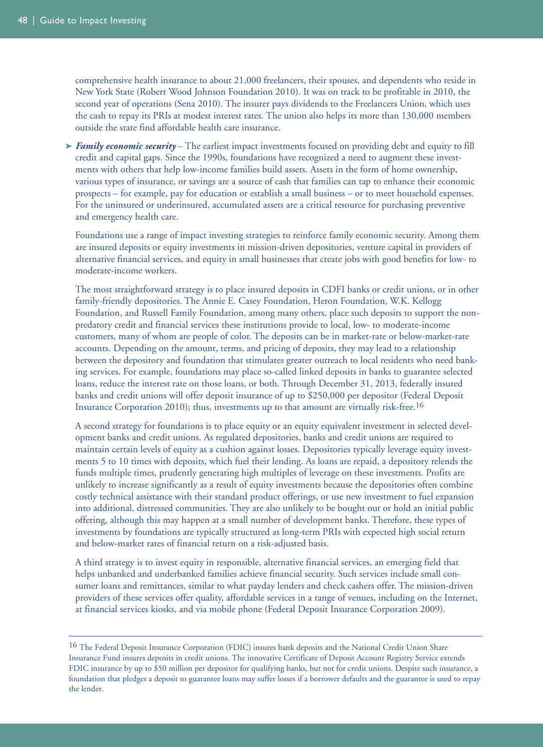comprehensive health insurance to about 21,000 freelancers, their spouses, and dependents who reside in New York State (Robert Wood Johnson Foundation 2010). It was on track to be profitable in 2010, the second year of operations (Sena 2010). The insurer pays dividends to the Freelancers Union, which uses the cash to repay its PRIs at modest interest rates. The union also helps its more than 130,000 members outside the state find affordable health care insurance.

➤ ***Family economic security*** – The earliest impact investments focused on providing debt and equity to fill credit and capital gaps. Since the 1990s, foundations have recognized a need to augment these investments with others that help low-income families build assets. Assets in the form of home ownership, various types of insurance, or savings are a source of cash that families can tap to enhance their economic prospects – for example, pay for education or establish a small business – or to meet household expenses. For the uninsured or underinsured, accumulated assets are a critical resource for purchasing preventive and emergency health care.

Foundations use a range of impact investing strategies to reinforce family economic security. Among them are insured deposits or equity investments in mission-driven depositories, venture capital in providers of alternative financial services, and equity in small businesses that create jobs with good benefits for low- to moderate-income workers.

The most straightforward strategy is to place insured deposits in CDFI banks or credit unions, or in other family-friendly depositories. The Annie E. Casey Foundation, Heron Foundation, W.K. Kellogg Foundation, and Russell Family Foundation, among many others, place such deposits to support the non-predatory credit and financial services these institutions provide to local, low- to moderate-income customers, many of whom are people of color. The deposits can be in market-rate or below-market-rate accounts. Depending on the amount, terms, and pricing of deposits, they may lead to a relationship between the depository and foundation that stimulates greater outreach to local residents who need banking services. For example, foundations may place so-called linked deposits in banks to guarantee selected loans, reduce the interest rate on those loans, or both. Through December 31, 2013, federally insured banks and credit unions will offer deposit insurance of up to $250,000 per depositor (Federal Deposit Insurance Corporation 2010); thus, investments up to that amount are virtually risk-free.[16]

A second strategy for foundations is to place equity or an equity equivalent investment in selected development banks and credit unions. As regulated depositories, banks and credit unions are required to maintain certain levels of equity as a cushion against losses. Depositories typically leverage equity investments 5 to 10 times with deposits, which fuel their lending. As loans are repaid, a depository relends the funds multiple times, prudently generating high multiples of leverage on these investments. Profits are unlikely to increase significantly as a result of equity investments because the depositories often combine costly technical assistance with their standard product offerings, or use new investment to fuel expansion into additional, distressed communities. They are also unlikely to be bought out or hold an initial public offering, although this may happen at a small number of development banks. Therefore, these types of investments by foundations are typically structured as long-term PRIs with expected high social return and below-market rates of financial return on a risk-adjusted basis.

A third strategy is to invest equity in responsible, alternative financial services, an emerging field that helps unbanked and underbanked families achieve financial security. Such services include small consumer loans and remittances, similar to what payday lenders and check cashers offer. The mission-driven providers of these services offer quality, affordable services in a range of venues, including on the Internet, at financial services kiosks, and via mobile phone (Federal Deposit Insurance Corporation 2009).

---

[16] The Federal Deposit Insurance Corporation (FDIC) insures bank deposits and the National Credit Union Share Insurance Fund insures deposits in credit unions. The innovative Certificate of Deposit Account Registry Service extends FDIC insurance by up to $50 million per depositor for qualifying banks, but not for credit unions. Despite such insurance, a foundation that pledges a deposit to guarantee loans may suffer losses if a borrower defaults and the guarantee is used to repay the lender.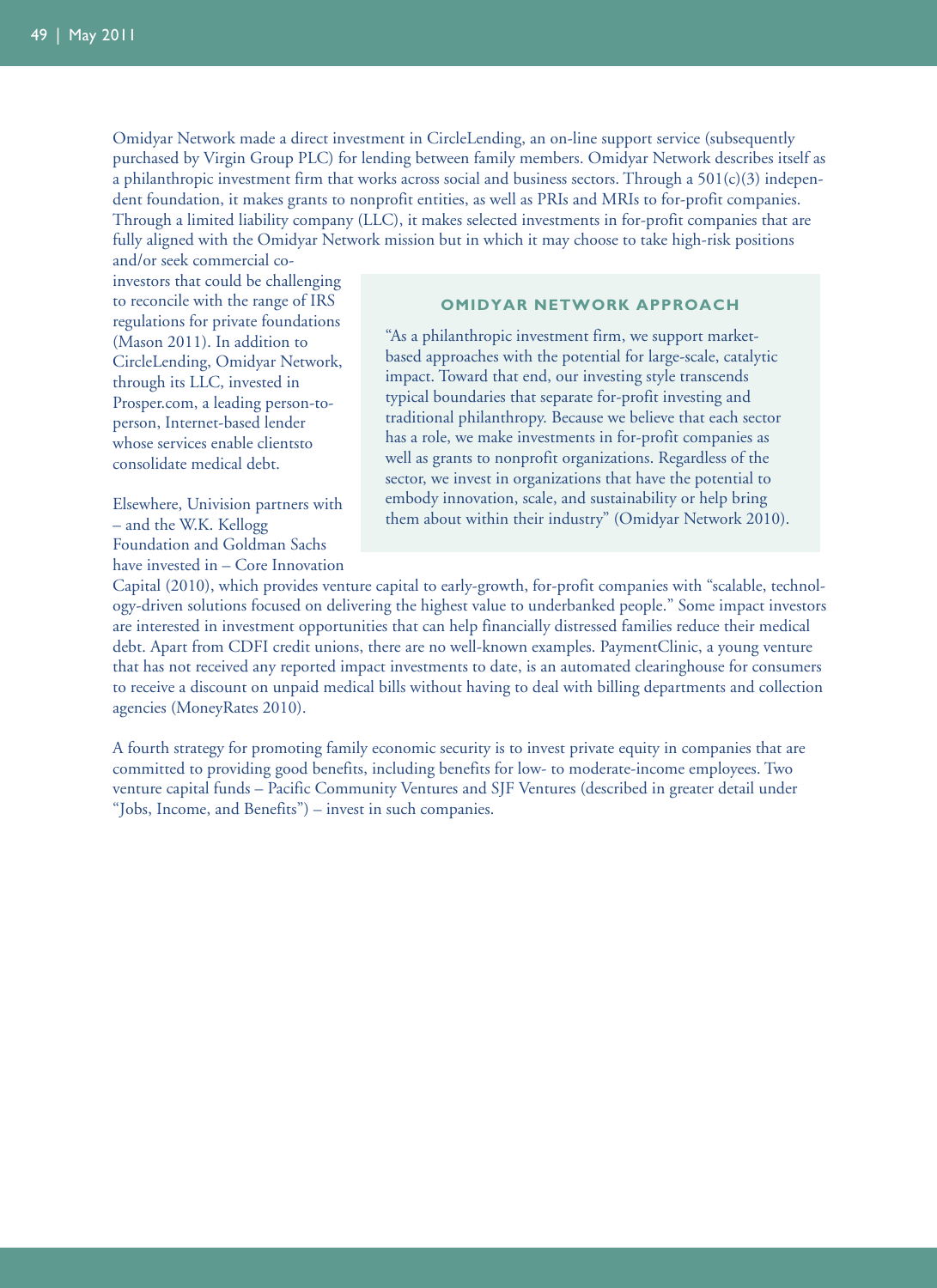Omidyar Network made a direct investment in CircleLending, an on-line support service (subsequently purchased by Virgin Group PLC) for lending between family members. Omidyar Network describes itself as a philanthropic investment firm that works across social and business sectors. Through a 501(c)(3) independent foundation, it makes grants to nonprofit entities, as well as PRIs and MRIs to for-profit companies. Through a limited liability company (LLC), it makes selected investments in for-profit companies that are fully aligned with the Omidyar Network mission but in which it may choose to take high-risk positions and/or seek commercial co-investors that could be challenging to reconcile with the range of IRS regulations for private foundations (Mason 2011). In addition to CircleLending, Omidyar Network, through its LLC, invested in Prosper.com, a leading person-to-person, Internet-based lender whose services enable clientsto consolidate medical debt.

Elsewhere, Univision partners with – and the W.K. Kellogg Foundation and Goldman Sachs have invested in – Core Innovation Capital (2010), which provides venture capital to early-growth, for-profit companies with "scalable, technology-driven solutions focused on delivering the highest value to underbanked people." Some impact investors are interested in investment opportunities that can help financially distressed families reduce their medical debt. Apart from CDFI credit unions, there are no well-known examples. PaymentClinic, a young venture that has not received any reported impact investments to date, is an automated clearinghouse for consumers to receive a discount on unpaid medical bills without having to deal with billing departments and collection agencies (MoneyRates 2010).

### OMIDYAR NETWORK APPROACH

"As a philanthropic investment firm, we support market-based approaches with the potential for large-scale, catalytic impact. Toward that end, our investing style transcends typical boundaries that separate for-profit investing and traditional philanthropy. Because we believe that each sector has a role, we make investments in for-profit companies as well as grants to nonprofit organizations. Regardless of the sector, we invest in organizations that have the potential to embody innovation, scale, and sustainability or help bring them about within their industry" (Omidyar Network 2010).

A fourth strategy for promoting family economic security is to invest private equity in companies that are committed to providing good benefits, including benefits for low- to moderate-income employees. Two venture capital funds – Pacific Community Ventures and SJF Ventures (described in greater detail under "Jobs, Income, and Benefits") – invest in such companies.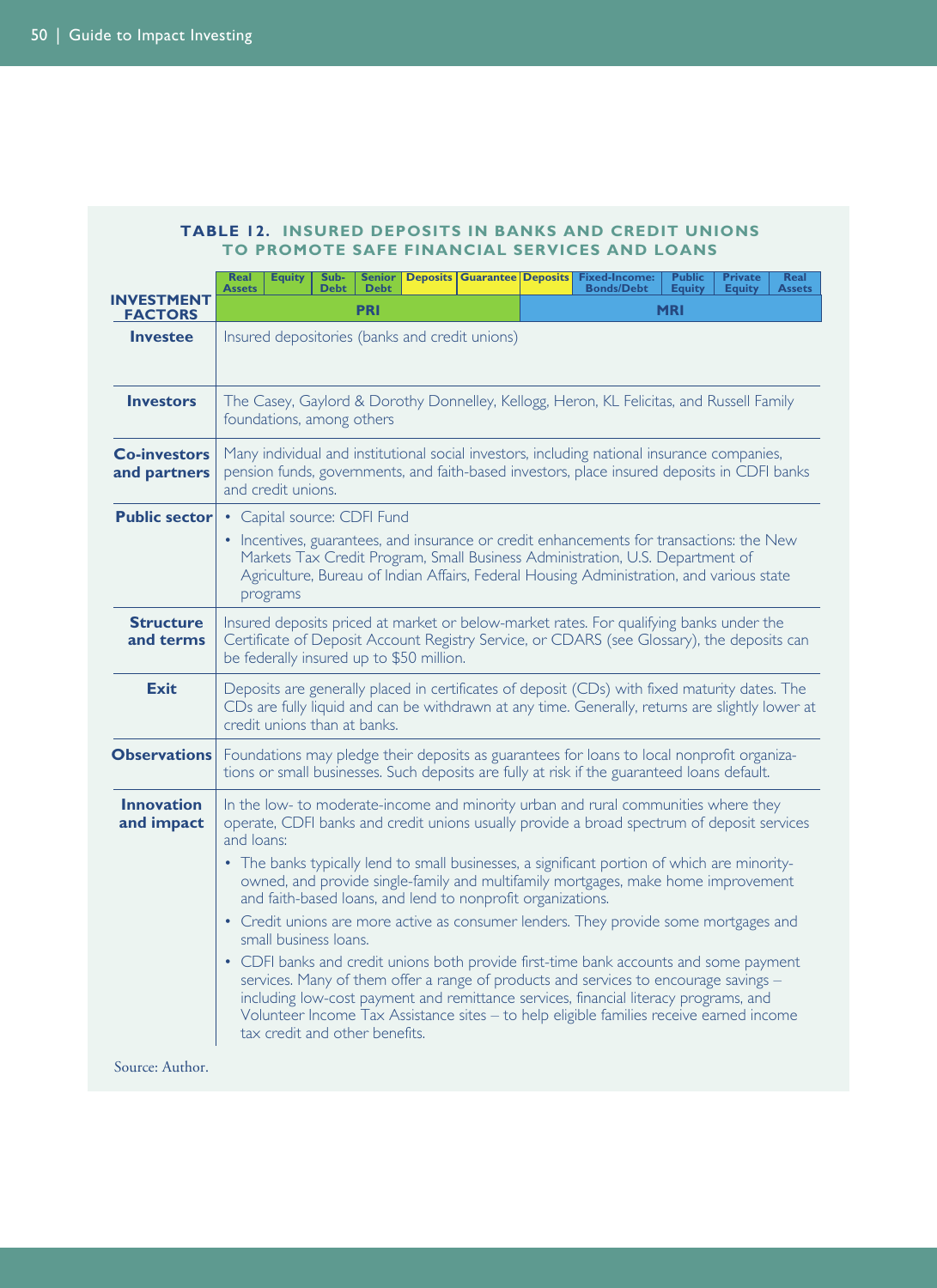**TABLE 12. INSURED DEPOSITS IN BANKS AND CREDIT UNIONS TO PROMOTE SAFE FINANCIAL SERVICES AND LOANS**

| INVESTMENT FACTORS | Real Assets | Equity | Sub-Debt | Senior Debt | Deposits | Guarantee | Deposits | Fixed-Income: Bonds/Debt | Public Equity | Private Equity | Real Assets |
|---|---|---|---|---|---|---|---|---|---|---|---|
| | PRI | | | | | | MRI | | | | |

| INVESTMENT FACTORS | |
|---|---|
| **Investee** | Insured depositories (banks and credit unions) |
| **Investors** | The Casey, Gaylord & Dorothy Donnelley, Kellogg, Heron, KL Felicitas, and Russell Family foundations, among others |
| **Co-investors and partners** | Many individual and institutional social investors, including national insurance companies, pension funds, governments, and faith-based investors, place insured deposits in CDFI banks and credit unions. |
| **Public sector** | • Capital source: CDFI Fund<br>• Incentives, guarantees, and insurance or credit enhancements for transactions: the New Markets Tax Credit Program, Small Business Administration, U.S. Department of Agriculture, Bureau of Indian Affairs, Federal Housing Administration, and various state programs |
| **Structure and terms** | Insured deposits priced at market or below-market rates. For qualifying banks under the Certificate of Deposit Account Registry Service, or CDARS (see Glossary), the deposits can be federally insured up to $50 million. |
| **Exit** | Deposits are generally placed in certificates of deposit (CDs) with fixed maturity dates. The CDs are fully liquid and can be withdrawn at any time. Generally, returns are slightly lower at credit unions than at banks. |
| **Observations** | Foundations may pledge their deposits as guarantees for loans to local nonprofit organizations or small businesses. Such deposits are fully at risk if the guaranteed loans default. |
| **Innovation and impact** | In the low- to moderate-income and minority urban and rural communities where they operate, CDFI banks and credit unions usually provide a broad spectrum of deposit services and loans:<br>• The banks typically lend to small businesses, a significant portion of which are minority-owned, and provide single-family and multifamily mortgages, make home improvement and faith-based loans, and lend to nonprofit organizations.<br>• Credit unions are more active as consumer lenders. They provide some mortgages and small business loans.<br>• CDFI banks and credit unions both provide first-time bank accounts and some payment services. Many of them offer a range of products and services to encourage savings – including low-cost payment and remittance services, financial literacy programs, and Volunteer Income Tax Assistance sites – to help eligible families receive earned income tax credit and other benefits. |

Source: Author.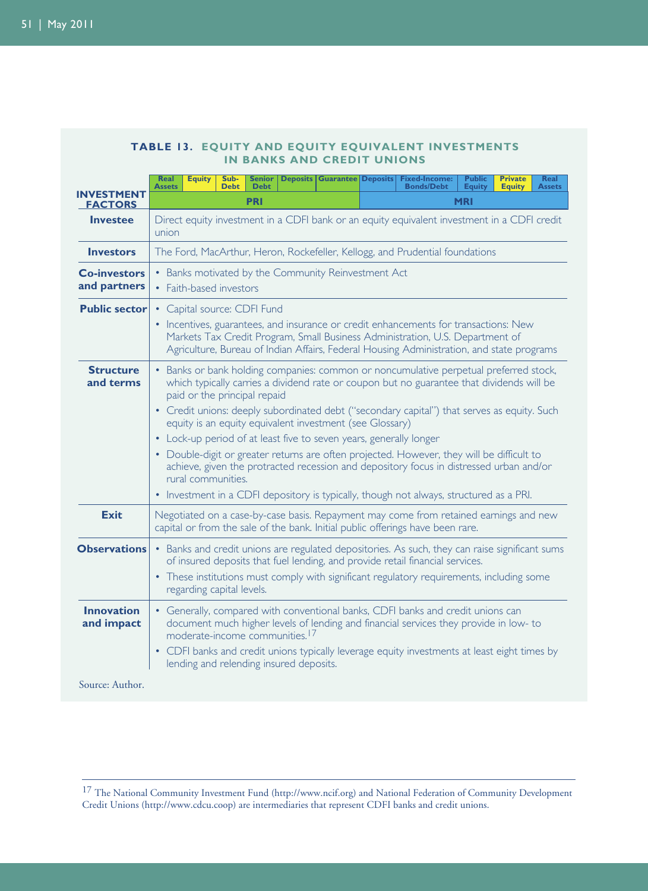## TABLE 13. EQUITY AND EQUITY EQUIVALENT INVESTMENTS IN BANKS AND CREDIT UNIONS

| Real Assets | Equity | Sub-Debt | Senior Debt | Deposits | Guarantee | Deposits | Fixed-Income: Bonds/Debt | Public Equity | Private Equity | Real Assets |
|---|---|---|---|---|---|---|---|---|---|---|
| PRI | | | | | | MRI | | | | |

| INVESTMENT FACTORS | |
|---|---|
| **Investee** | Direct equity investment in a CDFI bank or an equity equivalent investment in a CDFI credit union |
| **Investors** | The Ford, MacArthur, Heron, Rockefeller, Kellogg, and Prudential foundations |
| **Co-investors and partners** | • Banks motivated by the Community Reinvestment Act<br>• Faith-based investors |
| **Public sector** | • Capital source: CDFI Fund<br>• Incentives, guarantees, and insurance or credit enhancements for transactions: New Markets Tax Credit Program, Small Business Administration, U.S. Department of Agriculture, Bureau of Indian Affairs, Federal Housing Administration, and state programs |
| **Structure and terms** | • Banks or bank holding companies: common or noncumulative perpetual preferred stock, which typically carries a dividend rate or coupon but no guarantee that dividends will be paid or the principal repaid<br>• Credit unions: deeply subordinated debt ("secondary capital") that serves as equity. Such equity is an equity equivalent investment (see Glossary)<br>• Lock-up period of at least five to seven years, generally longer<br>• Double-digit or greater returns are often projected. However, they will be difficult to achieve, given the protracted recession and depository focus in distressed urban and/or rural communities.<br>• Investment in a CDFI depository is typically, though not always, structured as a PRI. |
| **Exit** | Negotiated on a case-by-case basis. Repayment may come from retained earnings and new capital or from the sale of the bank. Initial public offerings have been rare. |
| **Observations** | • Banks and credit unions are regulated depositories. As such, they can raise significant sums of insured deposits that fuel lending, and provide retail financial services.<br>• These institutions must comply with significant regulatory requirements, including some regarding capital levels. |
| **Innovation and impact** | • Generally, compared with conventional banks, CDFI banks and credit unions can document much higher levels of lending and financial services they provide in low- to moderate-income communities.[17]<br>• CDFI banks and credit unions typically leverage equity investments at least eight times by lending and relending insured deposits. |

Source: Author.

[17] The National Community Investment Fund (http://www.ncif.org) and National Federation of Community Development Credit Unions (http://www.cdcu.coop) are intermediaries that represent CDFI banks and credit unions.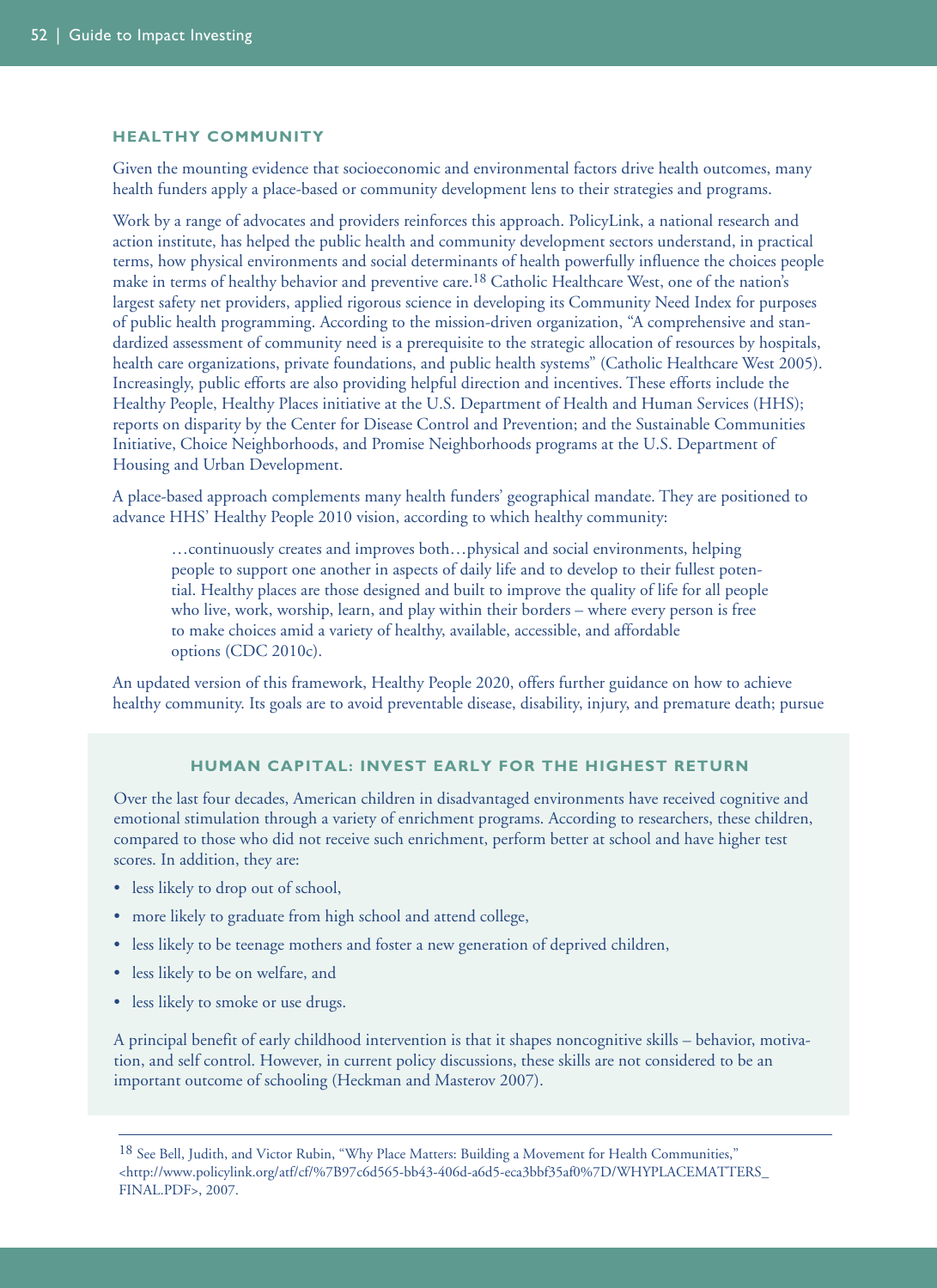### HEALTHY COMMUNITY

Given the mounting evidence that socioeconomic and environmental factors drive health outcomes, many health funders apply a place-based or community development lens to their strategies and programs.

Work by a range of advocates and providers reinforces this approach. PolicyLink, a national research and action institute, has helped the public health and community development sectors understand, in practical terms, how physical environments and social determinants of health powerfully influence the choices people make in terms of healthy behavior and preventive care.[18] Catholic Healthcare West, one of the nation's largest safety net providers, applied rigorous science in developing its Community Need Index for purposes of public health programming. According to the mission-driven organization, "A comprehensive and standardized assessment of community need is a prerequisite to the strategic allocation of resources by hospitals, health care organizations, private foundations, and public health systems" (Catholic Healthcare West 2005). Increasingly, public efforts are also providing helpful direction and incentives. These efforts include the Healthy People, Healthy Places initiative at the U.S. Department of Health and Human Services (HHS); reports on disparity by the Center for Disease Control and Prevention; and the Sustainable Communities Initiative, Choice Neighborhoods, and Promise Neighborhoods programs at the U.S. Department of Housing and Urban Development.

A place-based approach complements many health funders' geographical mandate. They are positioned to advance HHS' Healthy People 2010 vision, according to which healthy community:

> …continuously creates and improves both…physical and social environments, helping people to support one another in aspects of daily life and to develop to their fullest potential. Healthy places are those designed and built to improve the quality of life for all people who live, work, worship, learn, and play within their borders – where every person is free to make choices amid a variety of healthy, available, accessible, and affordable options (CDC 2010c).

An updated version of this framework, Healthy People 2020, offers further guidance on how to achieve healthy community. Its goals are to avoid preventable disease, disability, injury, and premature death; pursue

#### HUMAN CAPITAL: INVEST EARLY FOR THE HIGHEST RETURN

Over the last four decades, American children in disadvantaged environments have received cognitive and emotional stimulation through a variety of enrichment programs. According to researchers, these children, compared to those who did not receive such enrichment, perform better at school and have higher test scores. In addition, they are:

- less likely to drop out of school,
- more likely to graduate from high school and attend college,
- less likely to be teenage mothers and foster a new generation of deprived children,
- less likely to be on welfare, and
- less likely to smoke or use drugs.

A principal benefit of early childhood intervention is that it shapes noncognitive skills – behavior, motivation, and self control. However, in current policy discussions, these skills are not considered to be an important outcome of schooling (Heckman and Masterov 2007).

---

[18] See Bell, Judith, and Victor Rubin, "Why Place Matters: Building a Movement for Health Communities," <http://www.policylink.org/atf/cf/%7B97c6d565-bb43-406d-a6d5-eca3bbf35af0%7D/WHYPLACEMATTERS_FINAL.PDF>, 2007.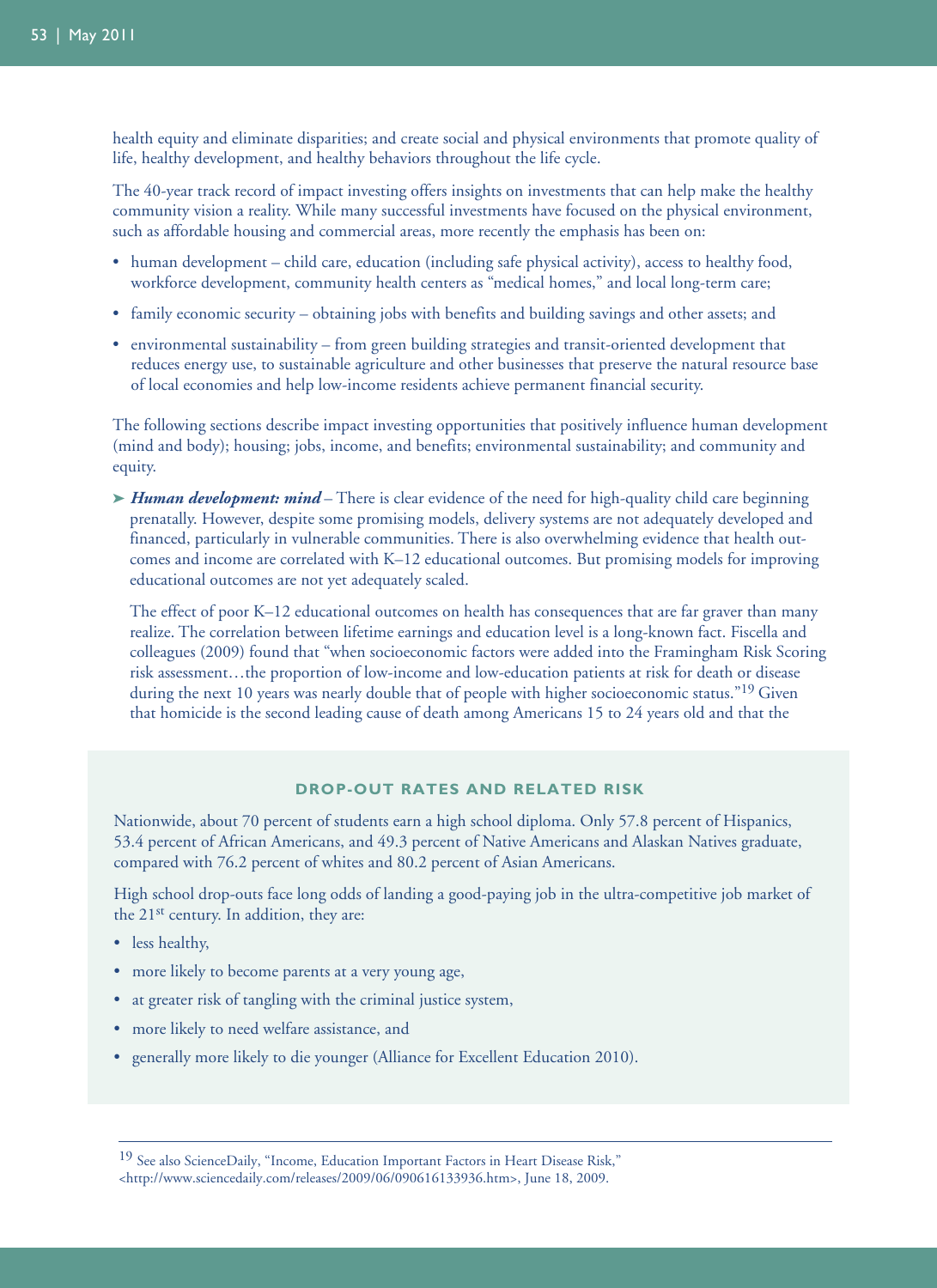health equity and eliminate disparities; and create social and physical environments that promote quality of life, healthy development, and healthy behaviors throughout the life cycle.

The 40-year track record of impact investing offers insights on investments that can help make the healthy community vision a reality. While many successful investments have focused on the physical environment, such as affordable housing and commercial areas, more recently the emphasis has been on:

- human development – child care, education (including safe physical activity), access to healthy food, workforce development, community health centers as "medical homes," and local long-term care;
- family economic security – obtaining jobs with benefits and building savings and other assets; and
- environmental sustainability – from green building strategies and transit-oriented development that reduces energy use, to sustainable agriculture and other businesses that preserve the natural resource base of local economies and help low-income residents achieve permanent financial security.

The following sections describe impact investing opportunities that positively influence human development (mind and body); housing; jobs, income, and benefits; environmental sustainability; and community and equity.

➤ ***Human development: mind*** – There is clear evidence of the need for high-quality child care beginning prenatally. However, despite some promising models, delivery systems are not adequately developed and financed, particularly in vulnerable communities. There is also overwhelming evidence that health outcomes and income are correlated with K–12 educational outcomes. But promising models for improving educational outcomes are not yet adequately scaled.

The effect of poor K–12 educational outcomes on health has consequences that are far graver than many realize. The correlation between lifetime earnings and education level is a long-known fact. Fiscella and colleagues (2009) found that "when socioeconomic factors were added into the Framingham Risk Scoring risk assessment…the proportion of low-income and low-education patients at risk for death or disease during the next 10 years was nearly double that of people with higher socioeconomic status."[19] Given that homicide is the second leading cause of death among Americans 15 to 24 years old and that the

### DROP-OUT RATES AND RELATED RISK

Nationwide, about 70 percent of students earn a high school diploma. Only 57.8 percent of Hispanics, 53.4 percent of African Americans, and 49.3 percent of Native Americans and Alaskan Natives graduate, compared with 76.2 percent of whites and 80.2 percent of Asian Americans.

High school drop-outs face long odds of landing a good-paying job in the ultra-competitive job market of the 21st century. In addition, they are:

- less healthy,
- more likely to become parents at a very young age,
- at greater risk of tangling with the criminal justice system,
- more likely to need welfare assistance, and
- generally more likely to die younger (Alliance for Excellent Education 2010).

---

[19] See also ScienceDaily, "Income, Education Important Factors in Heart Disease Risk," <http://www.sciencedaily.com/releases/2009/06/090616133936.htm>, June 18, 2009.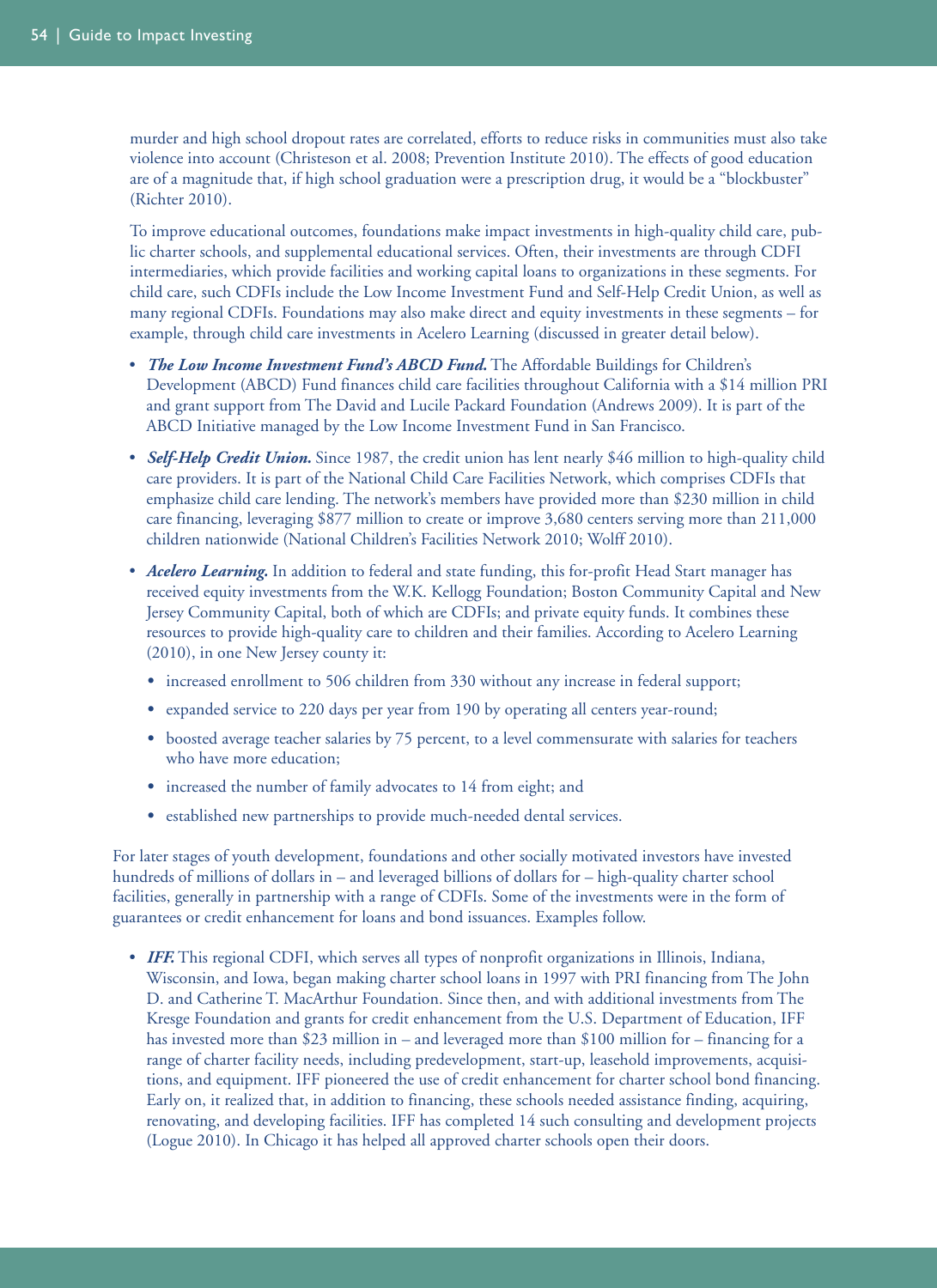murder and high school dropout rates are correlated, efforts to reduce risks in communities must also take violence into account (Christeson et al. 2008; Prevention Institute 2010). The effects of good education are of a magnitude that, if high school graduation were a prescription drug, it would be a "blockbuster" (Richter 2010).

To improve educational outcomes, foundations make impact investments in high-quality child care, public charter schools, and supplemental educational services. Often, their investments are through CDFI intermediaries, which provide facilities and working capital loans to organizations in these segments. For child care, such CDFIs include the Low Income Investment Fund and Self-Help Credit Union, as well as many regional CDFIs. Foundations may also make direct and equity investments in these segments – for example, through child care investments in Acelero Learning (discussed in greater detail below).

- ***The Low Income Investment Fund's ABCD Fund.*** The Affordable Buildings for Children's Development (ABCD) Fund finances child care facilities throughout California with a $14 million PRI and grant support from The David and Lucile Packard Foundation (Andrews 2009). It is part of the ABCD Initiative managed by the Low Income Investment Fund in San Francisco.
- ***Self-Help Credit Union.*** Since 1987, the credit union has lent nearly $46 million to high-quality child care providers. It is part of the National Child Care Facilities Network, which comprises CDFIs that emphasize child care lending. The network's members have provided more than $230 million in child care financing, leveraging $877 million to create or improve 3,680 centers serving more than 211,000 children nationwide (National Children's Facilities Network 2010; Wolff 2010).
- ***Acelero Learning.*** In addition to federal and state funding, this for-profit Head Start manager has received equity investments from the W.K. Kellogg Foundation; Boston Community Capital and New Jersey Community Capital, both of which are CDFIs; and private equity funds. It combines these resources to provide high-quality care to children and their families. According to Acelero Learning (2010), in one New Jersey county it:
  - increased enrollment to 506 children from 330 without any increase in federal support;
  - expanded service to 220 days per year from 190 by operating all centers year-round;
  - boosted average teacher salaries by 75 percent, to a level commensurate with salaries for teachers who have more education;
  - increased the number of family advocates to 14 from eight; and
  - established new partnerships to provide much-needed dental services.

For later stages of youth development, foundations and other socially motivated investors have invested hundreds of millions of dollars in – and leveraged billions of dollars for – high-quality charter school facilities, generally in partnership with a range of CDFIs. Some of the investments were in the form of guarantees or credit enhancement for loans and bond issuances. Examples follow.

- ***IFF.*** This regional CDFI, which serves all types of nonprofit organizations in Illinois, Indiana, Wisconsin, and Iowa, began making charter school loans in 1997 with PRI financing from The John D. and Catherine T. MacArthur Foundation. Since then, and with additional investments from The Kresge Foundation and grants for credit enhancement from the U.S. Department of Education, IFF has invested more than $23 million in – and leveraged more than $100 million for – financing for a range of charter facility needs, including predevelopment, start-up, leasehold improvements, acquisitions, and equipment. IFF pioneered the use of credit enhancement for charter school bond financing. Early on, it realized that, in addition to financing, these schools needed assistance finding, acquiring, renovating, and developing facilities. IFF has completed 14 such consulting and development projects (Logue 2010). In Chicago it has helped all approved charter schools open their doors.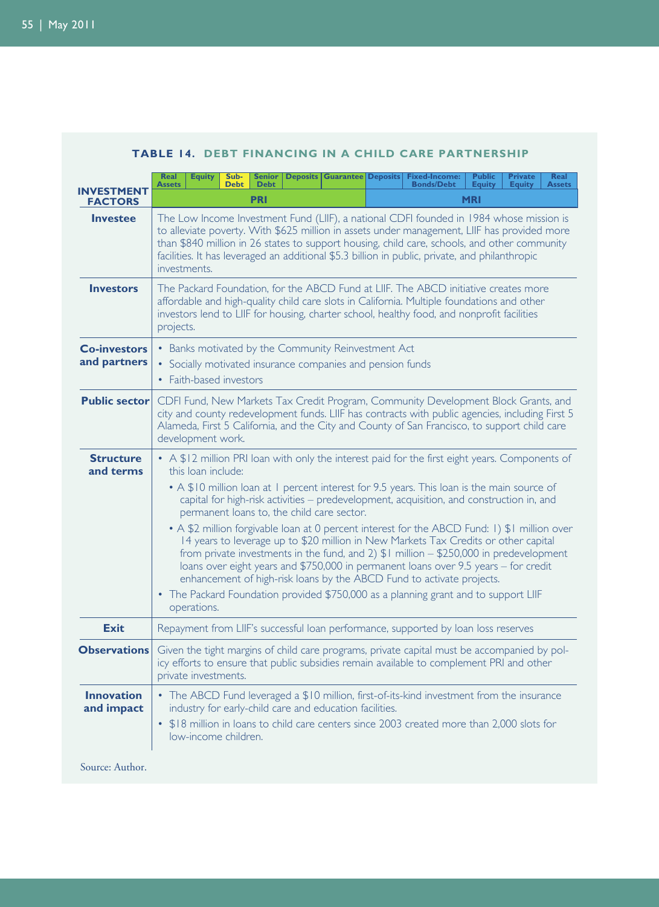**TABLE 14. DEBT FINANCING IN A CHILD CARE PARTNERSHIP**

| INVESTMENT FACTORS | Real Assets · Equity · Sub-Debt · Senior Debt · Deposits · Guarantee (PRI) / Deposits · Fixed-Income: Bonds/Debt · Public Equity · Private Equity · Real Assets (MRI) |
|---|---|
| **Investee** | The Low Income Investment Fund (LIIF), a national CDFI founded in 1984 whose mission is to alleviate poverty. With $625 million in assets under management, LIIF has provided more than $840 million in 26 states to support housing, child care, schools, and other community facilities. It has leveraged an additional $5.3 billion in public, private, and philanthropic investments. |
| **Investors** | The Packard Foundation, for the ABCD Fund at LIIF. The ABCD initiative creates more affordable and high-quality child care slots in California. Multiple foundations and other investors lend to LIIF for housing, charter school, healthy food, and nonprofit facilities projects. |
| **Co-investors and partners** | • Banks motivated by the Community Reinvestment Act<br>• Socially motivated insurance companies and pension funds<br>• Faith-based investors |
| **Public sector** | CDFI Fund, New Markets Tax Credit Program, Community Development Block Grants, and city and county redevelopment funds. LIIF has contracts with public agencies, including First 5 Alameda, First 5 California, and the City and County of San Francisco, to support child care development work. |
| **Structure and terms** | • A $12 million PRI loan with only the interest paid for the first eight years. Components of this loan include:<br>  • A $10 million loan at 1 percent interest for 9.5 years. This loan is the main source of capital for high-risk activities – predevelopment, acquisition, and construction in, and permanent loans to, the child care sector.<br>  • A $2 million forgivable loan at 0 percent interest for the ABCD Fund: 1) $1 million over 14 years to leverage up to $20 million in New Markets Tax Credits or other capital from private investments in the fund, and 2) $1 million – $250,000 in predevelopment loans over eight years and $750,000 in permanent loans over 9.5 years – for credit enhancement of high-risk loans by the ABCD Fund to activate projects.<br>• The Packard Foundation provided $750,000 as a planning grant and to support LIIF operations. |
| **Exit** | Repayment from LIIF's successful loan performance, supported by loan loss reserves |
| **Observations** | Given the tight margins of child care programs, private capital must be accompanied by policy efforts to ensure that public subsidies remain available to complement PRI and other private investments. |
| **Innovation and impact** | • The ABCD Fund leveraged a $10 million, first-of-its-kind investment from the insurance industry for early-child care and education facilities.<br>• $18 million in loans to child care centers since 2003 created more than 2,000 slots for low-income children. |

Source: Author.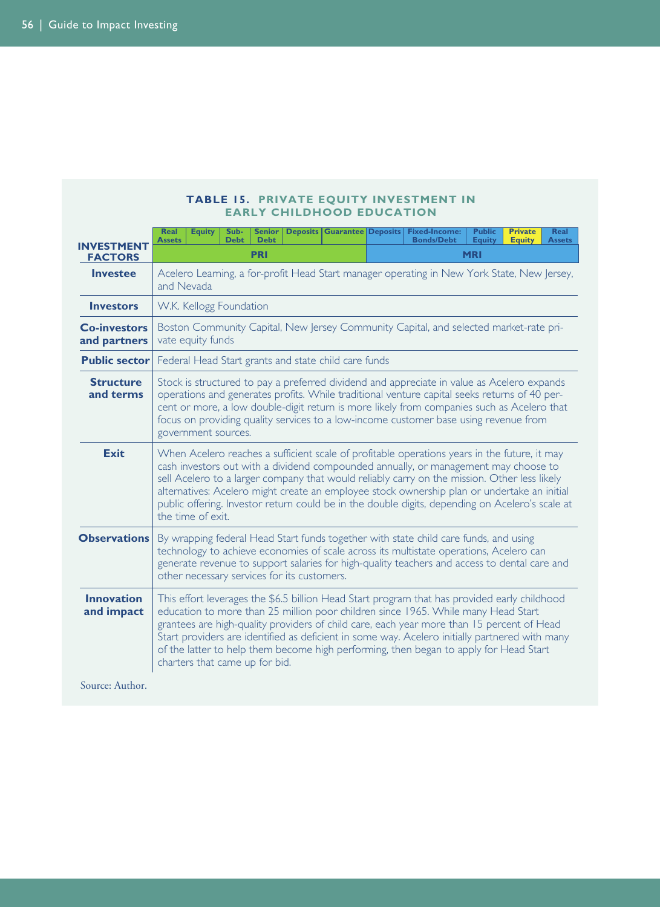**TABLE 15. PRIVATE EQUITY INVESTMENT IN EARLY CHILDHOOD EDUCATION**

| INVESTMENT FACTORS | Real Assets | Equity | Sub-Debt | Senior Debt | Deposits | Guarantee | Deposits | Fixed-Income: Bonds/Debt | Public Equity | Private Equity | Real Assets |
|---|---|---|---|---|---|---|---|---|---|---|---|
| | PRI | | | | | | MRI | | | | |
| **Investee** | Acelero Learning, a for-profit Head Start manager operating in New York State, New Jersey, and Nevada | | | | | | | | | | |
| **Investors** | W.K. Kellogg Foundation | | | | | | | | | | |
| **Co-investors and partners** | Boston Community Capital, New Jersey Community Capital, and selected market-rate private equity funds | | | | | | | | | | |
| **Public sector** | Federal Head Start grants and state child care funds | | | | | | | | | | |
| **Structure and terms** | Stock is structured to pay a preferred dividend and appreciate in value as Acelero expands operations and generates profits. While traditional venture capital seeks returns of 40 percent or more, a low double-digit return is more likely from companies such as Acelero that focus on providing quality services to a low-income customer base using revenue from government sources. | | | | | | | | | | |
| **Exit** | When Acelero reaches a sufficient scale of profitable operations years in the future, it may cash investors out with a dividend compounded annually, or management may choose to sell Acelero to a larger company that would reliably carry on the mission. Other less likely alternatives: Acelero might create an employee stock ownership plan or undertake an initial public offering. Investor return could be in the double digits, depending on Acelero's scale at the time of exit. | | | | | | | | | | |
| **Observations** | By wrapping federal Head Start funds together with state child care funds, and using technology to achieve economies of scale across its multistate operations, Acelero can generate revenue to support salaries for high-quality teachers and access to dental care and other necessary services for its customers. | | | | | | | | | | |
| **Innovation and impact** | This effort leverages the $6.5 billion Head Start program that has provided early childhood education to more than 25 million poor children since 1965. While many Head Start grantees are high-quality providers of child care, each year more than 15 percent of Head Start providers are identified as deficient in some way. Acelero initially partnered with many of the latter to help them become high performing, then began to apply for Head Start charters that came up for bid. | | | | | | | | | | |

Source: Author.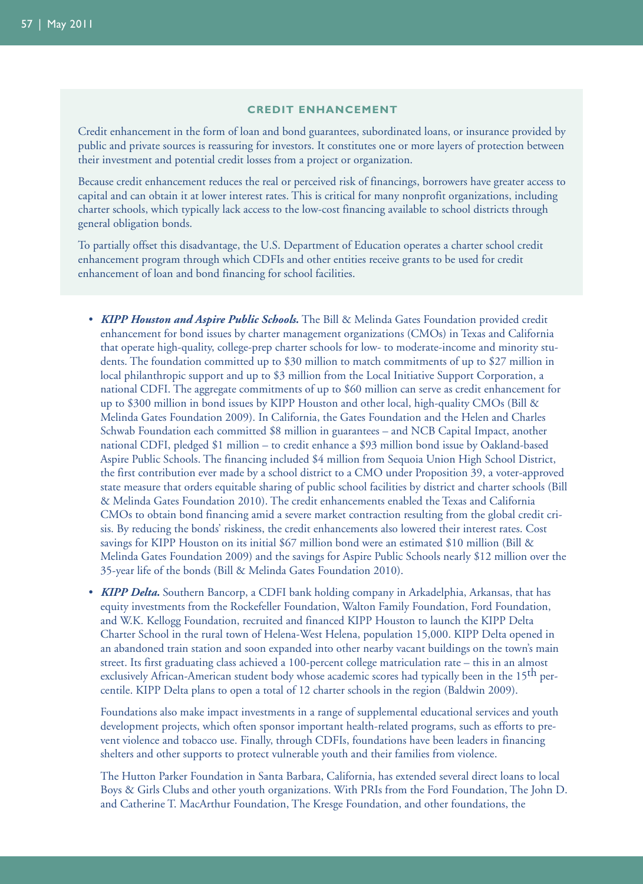### CREDIT ENHANCEMENT

Credit enhancement in the form of loan and bond guarantees, subordinated loans, or insurance provided by public and private sources is reassuring for investors. It constitutes one or more layers of protection between their investment and potential credit losses from a project or organization.

Because credit enhancement reduces the real or perceived risk of financings, borrowers have greater access to capital and can obtain it at lower interest rates. This is critical for many nonprofit organizations, including charter schools, which typically lack access to the low-cost financing available to school districts through general obligation bonds.

To partially offset this disadvantage, the U.S. Department of Education operates a charter school credit enhancement program through which CDFIs and other entities receive grants to be used for credit enhancement of loan and bond financing for school facilities.

- ***KIPP Houston and Aspire Public Schools.*** The Bill & Melinda Gates Foundation provided credit enhancement for bond issues by charter management organizations (CMOs) in Texas and California that operate high-quality, college-prep charter schools for low- to moderate-income and minority students. The foundation committed up to $30 million to match commitments of up to $27 million in local philanthropic support and up to $3 million from the Local Initiative Support Corporation, a national CDFI. The aggregate commitments of up to $60 million can serve as credit enhancement for up to $300 million in bond issues by KIPP Houston and other local, high-quality CMOs (Bill & Melinda Gates Foundation 2009). In California, the Gates Foundation and the Helen and Charles Schwab Foundation each committed $8 million in guarantees – and NCB Capital Impact, another national CDFI, pledged $1 million – to credit enhance a $93 million bond issue by Oakland-based Aspire Public Schools. The financing included $4 million from Sequoia Union High School District, the first contribution ever made by a school district to a CMO under Proposition 39, a voter-approved state measure that orders equitable sharing of public school facilities by district and charter schools (Bill & Melinda Gates Foundation 2010). The credit enhancements enabled the Texas and California CMOs to obtain bond financing amid a severe market contraction resulting from the global credit crisis. By reducing the bonds' riskiness, the credit enhancements also lowered their interest rates. Cost savings for KIPP Houston on its initial $67 million bond were an estimated $10 million (Bill & Melinda Gates Foundation 2009) and the savings for Aspire Public Schools nearly $12 million over the 35-year life of the bonds (Bill & Melinda Gates Foundation 2010).

- ***KIPP Delta.*** Southern Bancorp, a CDFI bank holding company in Arkadelphia, Arkansas, that has equity investments from the Rockefeller Foundation, Walton Family Foundation, Ford Foundation, and W.K. Kellogg Foundation, recruited and financed KIPP Houston to launch the KIPP Delta Charter School in the rural town of Helena-West Helena, population 15,000. KIPP Delta opened in an abandoned train station and soon expanded into other nearby vacant buildings on the town's main street. Its first graduating class achieved a 100-percent college matriculation rate – this in an almost exclusively African-American student body whose academic scores had typically been in the 15th percentile. KIPP Delta plans to open a total of 12 charter schools in the region (Baldwin 2009).

  Foundations also make impact investments in a range of supplemental educational services and youth development projects, which often sponsor important health-related programs, such as efforts to prevent violence and tobacco use. Finally, through CDFIs, foundations have been leaders in financing shelters and other supports to protect vulnerable youth and their families from violence.

  The Hutton Parker Foundation in Santa Barbara, California, has extended several direct loans to local Boys & Girls Clubs and other youth organizations. With PRIs from the Ford Foundation, The John D. and Catherine T. MacArthur Foundation, The Kresge Foundation, and other foundations, the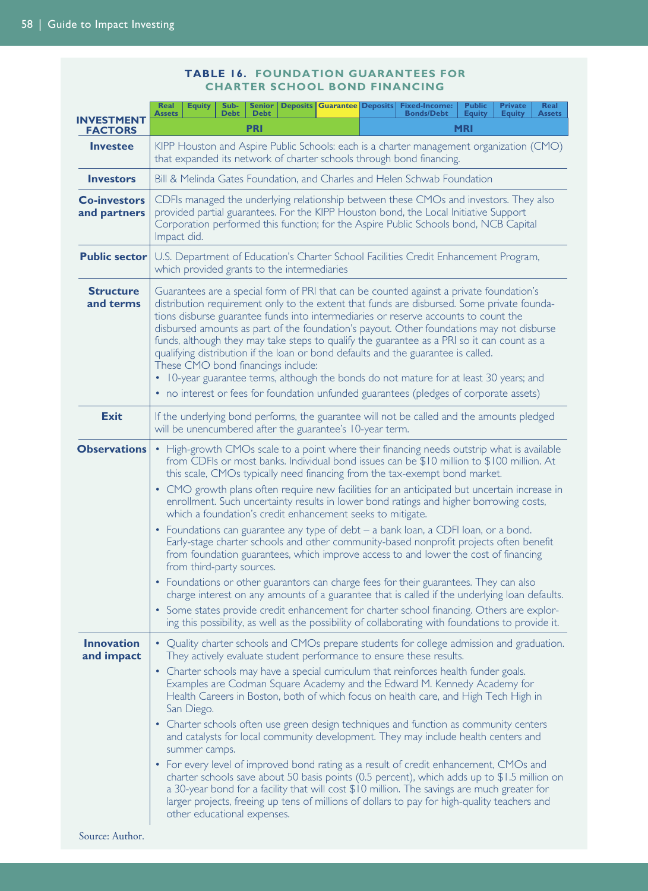**TABLE 16. FOUNDATION GUARANTEES FOR CHARTER SCHOOL BOND FINANCING**

| INVESTMENT FACTORS | Real Assets | Equity | Sub-Debt | Senior Debt | Deposits | Guarantee | Deposits | Fixed-Income: Bonds/Debt | Public Equity | Private Equity | Real Assets |
|---|---|---|---|---|---|---|---|---|---|---|---|
| | PRI | | | | | | MRI | | | | |

| INVESTMENT FACTORS | |
|---|---|
| **Investee** | KIPP Houston and Aspire Public Schools: each is a charter management organization (CMO) that expanded its network of charter schools through bond financing. |
| **Investors** | Bill & Melinda Gates Foundation, and Charles and Helen Schwab Foundation |
| **Co-investors and partners** | CDFIs managed the underlying relationship between these CMOs and investors. They also provided partial guarantees. For the KIPP Houston bond, the Local Initiative Support Corporation performed this function; for the Aspire Public Schools bond, NCB Capital Impact did. |
| **Public sector** | U.S. Department of Education's Charter School Facilities Credit Enhancement Program, which provided grants to the intermediaries |
| **Structure and terms** | Guarantees are a special form of PRI that can be counted against a private foundation's distribution requirement only to the extent that funds are disbursed. Some private foundations disburse guarantee funds into intermediaries or reserve accounts to count the disbursed amounts as part of the foundation's payout. Other foundations may not disburse funds, although they may take steps to qualify the guarantee as a PRI so it can count as a qualifying distribution if the loan or bond defaults and the guarantee is called.<br>These CMO bond financings include:<br>• 10-year guarantee terms, although the bonds do not mature for at least 30 years; and<br>• no interest or fees for foundation unfunded guarantees (pledges of corporate assets) |
| **Exit** | If the underlying bond performs, the guarantee will not be called and the amounts pledged will be unencumbered after the guarantee's 10-year term. |
| **Observations** | • High-growth CMOs scale to a point where their financing needs outstrip what is available from CDFIs or most banks. Individual bond issues can be $10 million to $100 million. At this scale, CMOs typically need financing from the tax-exempt bond market.<br>• CMO growth plans often require new facilities for an anticipated but uncertain increase in enrollment. Such uncertainty results in lower bond ratings and higher borrowing costs, which a foundation's credit enhancement seeks to mitigate.<br>• Foundations can guarantee any type of debt – a bank loan, a CDFI loan, or a bond. Early-stage charter schools and other community-based nonprofit projects often benefit from foundation guarantees, which improve access to and lower the cost of financing from third-party sources.<br>• Foundations or other guarantors can charge fees for their guarantees. They can also charge interest on any amounts of a guarantee that is called if the underlying loan defaults.<br>• Some states provide credit enhancement for charter school financing. Others are exploring this possibility, as well as the possibility of collaborating with foundations to provide it. |
| **Innovation and impact** | • Quality charter schools and CMOs prepare students for college admission and graduation. They actively evaluate student performance to ensure these results.<br>• Charter schools may have a special curriculum that reinforces health funder goals. Examples are Codman Square Academy and the Edward M. Kennedy Academy for Health Careers in Boston, both of which focus on health care, and High Tech High in San Diego.<br>• Charter schools often use green design techniques and function as community centers and catalysts for local community development. They may include health centers and summer camps.<br>• For every level of improved bond rating as a result of credit enhancement, CMOs and charter schools save about 50 basis points (0.5 percent), which adds up to $1.5 million on a 30-year bond for a facility that will cost $10 million. The savings are much greater for larger projects, freeing up tens of millions of dollars to pay for high-quality teachers and other educational expenses. |

Source: Author.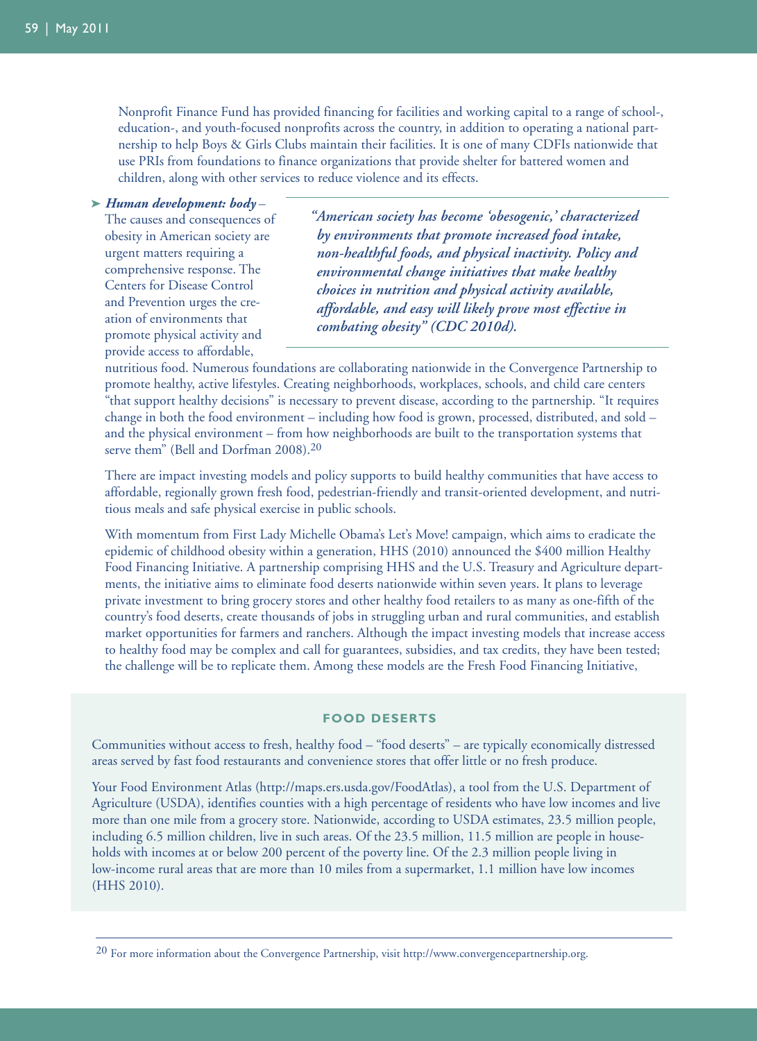Nonprofit Finance Fund has provided financing for facilities and working capital to a range of school-, education-, and youth-focused nonprofits across the country, in addition to operating a national partnership to help Boys & Girls Clubs maintain their facilities. It is one of many CDFIs nationwide that use PRIs from foundations to finance organizations that provide shelter for battered women and children, along with other services to reduce violence and its effects.

➤ ***Human development: body*** – The causes and consequences of obesity in American society are urgent matters requiring a comprehensive response. The Centers for Disease Control and Prevention urges the creation of environments that promote physical activity and provide access to affordable, nutritious food. Numerous foundations are collaborating nationwide in the Convergence Partnership to promote healthy, active lifestyles. Creating neighborhoods, workplaces, schools, and child care centers "that support healthy decisions" is necessary to prevent disease, according to the partnership. "It requires change in both the food environment – including how food is grown, processed, distributed, and sold – and the physical environment – from how neighborhoods are built to the transportation systems that serve them" (Bell and Dorfman 2008).[20]

> ***"American society has become 'obesogenic,' characterized by environments that promote increased food intake, non-healthful foods, and physical inactivity. Policy and environmental change initiatives that make healthy choices in nutrition and physical activity available, affordable, and easy will likely prove most effective in combating obesity" (CDC 2010d).***

There are impact investing models and policy supports to build healthy communities that have access to affordable, regionally grown fresh food, pedestrian-friendly and transit-oriented development, and nutritious meals and safe physical exercise in public schools.

With momentum from First Lady Michelle Obama's Let's Move! campaign, which aims to eradicate the epidemic of childhood obesity within a generation, HHS (2010) announced the $400 million Healthy Food Financing Initiative. A partnership comprising HHS and the U.S. Treasury and Agriculture departments, the initiative aims to eliminate food deserts nationwide within seven years. It plans to leverage private investment to bring grocery stores and other healthy food retailers to as many as one-fifth of the country's food deserts, create thousands of jobs in struggling urban and rural communities, and establish market opportunities for farmers and ranchers. Although the impact investing models that increase access to healthy food may be complex and call for guarantees, subsidies, and tax credits, they have been tested; the challenge will be to replicate them. Among these models are the Fresh Food Financing Initiative,

### FOOD DESERTS

Communities without access to fresh, healthy food – "food deserts" – are typically economically distressed areas served by fast food restaurants and convenience stores that offer little or no fresh produce.

Your Food Environment Atlas (http://maps.ers.usda.gov/FoodAtlas), a tool from the U.S. Department of Agriculture (USDA), identifies counties with a high percentage of residents who have low incomes and live more than one mile from a grocery store. Nationwide, according to USDA estimates, 23.5 million people, including 6.5 million children, live in such areas. Of the 23.5 million, 11.5 million are people in households with incomes at or below 200 percent of the poverty line. Of the 2.3 million people living in low-income rural areas that are more than 10 miles from a supermarket, 1.1 million have low incomes (HHS 2010).

---

[20] For more information about the Convergence Partnership, visit http://www.convergencepartnership.org.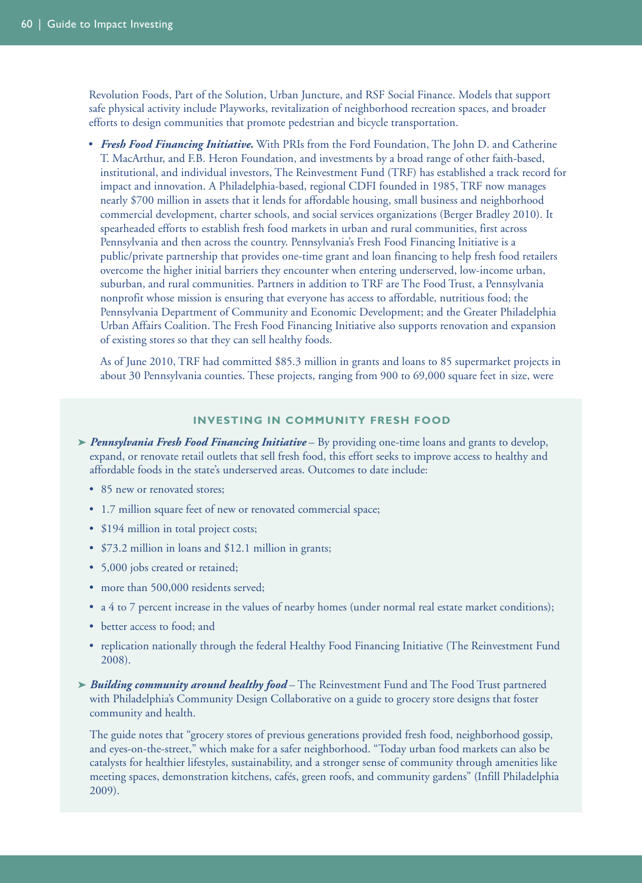Revolution Foods, Part of the Solution, Urban Juncture, and RSF Social Finance. Models that support safe physical activity include Playworks, revitalization of neighborhood recreation spaces, and broader efforts to design communities that promote pedestrian and bicycle transportation.

- ***Fresh Food Financing Initiative.*** With PRIs from the Ford Foundation, The John D. and Catherine T. MacArthur, and F.B. Heron Foundation, and investments by a broad range of other faith-based, institutional, and individual investors, The Reinvestment Fund (TRF) has established a track record for impact and innovation. A Philadelphia-based, regional CDFI founded in 1985, TRF now manages nearly $700 million in assets that it lends for affordable housing, small business and neighborhood commercial development, charter schools, and social services organizations (Berger Bradley 2010). It spearheaded efforts to establish fresh food markets in urban and rural communities, first across Pennsylvania and then across the country. Pennsylvania's Fresh Food Financing Initiative is a public/private partnership that provides one-time grant and loan financing to help fresh food retailers overcome the higher initial barriers they encounter when entering underserved, low-income urban, suburban, and rural communities. Partners in addition to TRF are The Food Trust, a Pennsylvania nonprofit whose mission is ensuring that everyone has access to affordable, nutritious food; the Pennsylvania Department of Community and Economic Development; and the Greater Philadelphia Urban Affairs Coalition. The Fresh Food Financing Initiative also supports renovation and expansion of existing stores so that they can sell healthy foods.

  As of June 2010, TRF had committed $85.3 million in grants and loans to 85 supermarket projects in about 30 Pennsylvania counties. These projects, ranging from 900 to 69,000 square feet in size, were

### INVESTING IN COMMUNITY FRESH FOOD

➤ ***Pennsylvania Fresh Food Financing Initiative*** – By providing one-time loans and grants to develop, expand, or renovate retail outlets that sell fresh food, this effort seeks to improve access to healthy and affordable foods in the state's underserved areas. Outcomes to date include:

- 85 new or renovated stores;
- 1.7 million square feet of new or renovated commercial space;
- $194 million in total project costs;
- $73.2 million in loans and $12.1 million in grants;
- 5,000 jobs created or retained;
- more than 500,000 residents served;
- a 4 to 7 percent increase in the values of nearby homes (under normal real estate market conditions);
- better access to food; and
- replication nationally through the federal Healthy Food Financing Initiative (The Reinvestment Fund 2008).

➤ ***Building community around healthy food*** – The Reinvestment Fund and The Food Trust partnered with Philadelphia's Community Design Collaborative on a guide to grocery store designs that foster community and health.

The guide notes that "grocery stores of previous generations provided fresh food, neighborhood gossip, and eyes-on-the-street," which make for a safer neighborhood. "Today urban food markets can also be catalysts for healthier lifestyles, sustainability, and a stronger sense of community through amenities like meeting spaces, demonstration kitchens, cafés, green roofs, and community gardens" (Infill Philadelphia 2009).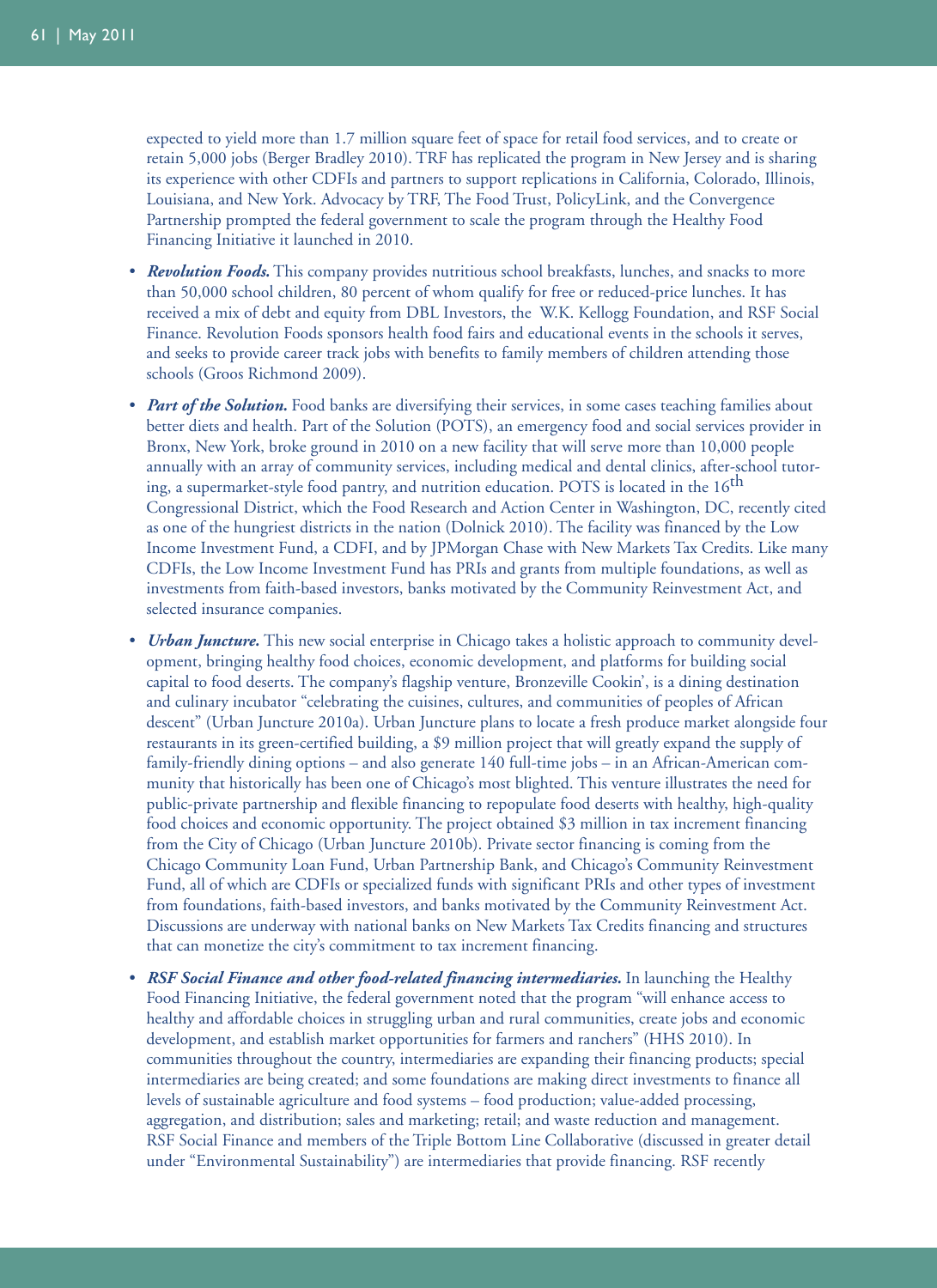expected to yield more than 1.7 million square feet of space for retail food services, and to create or retain 5,000 jobs (Berger Bradley 2010). TRF has replicated the program in New Jersey and is sharing its experience with other CDFIs and partners to support replications in California, Colorado, Illinois, Louisiana, and New York. Advocacy by TRF, The Food Trust, PolicyLink, and the Convergence Partnership prompted the federal government to scale the program through the Healthy Food Financing Initiative it launched in 2010.

- ***Revolution Foods.*** This company provides nutritious school breakfasts, lunches, and snacks to more than 50,000 school children, 80 percent of whom qualify for free or reduced-price lunches. It has received a mix of debt and equity from DBL Investors, the W.K. Kellogg Foundation, and RSF Social Finance. Revolution Foods sponsors health food fairs and educational events in the schools it serves, and seeks to provide career track jobs with benefits to family members of children attending those schools (Groos Richmond 2009).
- ***Part of the Solution.*** Food banks are diversifying their services, in some cases teaching families about better diets and health. Part of the Solution (POTS), an emergency food and social services provider in Bronx, New York, broke ground in 2010 on a new facility that will serve more than 10,000 people annually with an array of community services, including medical and dental clinics, after-school tutoring, a supermarket-style food pantry, and nutrition education. POTS is located in the 16th Congressional District, which the Food Research and Action Center in Washington, DC, recently cited as one of the hungriest districts in the nation (Dolnick 2010). The facility was financed by the Low Income Investment Fund, a CDFI, and by JPMorgan Chase with New Markets Tax Credits. Like many CDFIs, the Low Income Investment Fund has PRIs and grants from multiple foundations, as well as investments from faith-based investors, banks motivated by the Community Reinvestment Act, and selected insurance companies.
- ***Urban Juncture.*** This new social enterprise in Chicago takes a holistic approach to community development, bringing healthy food choices, economic development, and platforms for building social capital to food deserts. The company's flagship venture, Bronzeville Cookin', is a dining destination and culinary incubator "celebrating the cuisines, cultures, and communities of peoples of African descent" (Urban Juncture 2010a). Urban Juncture plans to locate a fresh produce market alongside four restaurants in its green-certified building, a $9 million project that will greatly expand the supply of family-friendly dining options – and also generate 140 full-time jobs – in an African-American community that historically has been one of Chicago's most blighted. This venture illustrates the need for public-private partnership and flexible financing to repopulate food deserts with healthy, high-quality food choices and economic opportunity. The project obtained $3 million in tax increment financing from the City of Chicago (Urban Juncture 2010b). Private sector financing is coming from the Chicago Community Loan Fund, Urban Partnership Bank, and Chicago's Community Reinvestment Fund, all of which are CDFIs or specialized funds with significant PRIs and other types of investment from foundations, faith-based investors, and banks motivated by the Community Reinvestment Act. Discussions are underway with national banks on New Markets Tax Credits financing and structures that can monetize the city's commitment to tax increment financing.
- ***RSF Social Finance and other food-related financing intermediaries.*** In launching the Healthy Food Financing Initiative, the federal government noted that the program "will enhance access to healthy and affordable choices in struggling urban and rural communities, create jobs and economic development, and establish market opportunities for farmers and ranchers" (HHS 2010). In communities throughout the country, intermediaries are expanding their financing products; special intermediaries are being created; and some foundations are making direct investments to finance all levels of sustainable agriculture and food systems – food production; value-added processing, aggregation, and distribution; sales and marketing; retail; and waste reduction and management. RSF Social Finance and members of the Triple Bottom Line Collaborative (discussed in greater detail under "Environmental Sustainability") are intermediaries that provide financing. RSF recently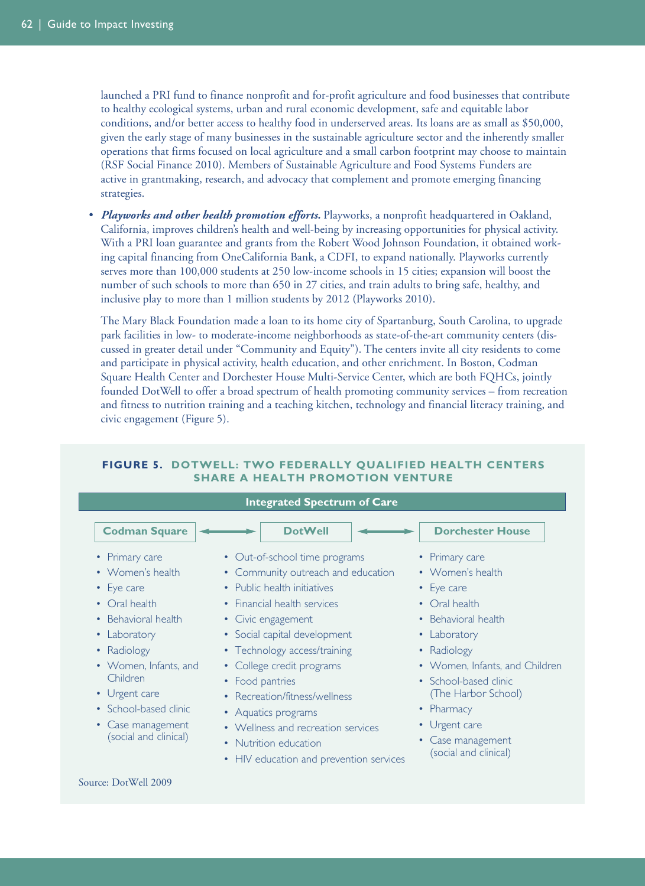launched a PRI fund to finance nonprofit and for-profit agriculture and food businesses that contribute to healthy ecological systems, urban and rural economic development, safe and equitable labor conditions, and/or better access to healthy food in underserved areas. Its loans are as small as $50,000, given the early stage of many businesses in the sustainable agriculture sector and the inherently smaller operations that firms focused on local agriculture and a small carbon footprint may choose to maintain (RSF Social Finance 2010). Members of Sustainable Agriculture and Food Systems Funders are active in grantmaking, research, and advocacy that complement and promote emerging financing strategies.

- ***Playworks and other health promotion efforts.*** Playworks, a nonprofit headquartered in Oakland, California, improves children's health and well-being by increasing opportunities for physical activity. With a PRI loan guarantee and grants from the Robert Wood Johnson Foundation, it obtained working capital financing from OneCalifornia Bank, a CDFI, to expand nationally. Playworks currently serves more than 100,000 students at 250 low-income schools in 15 cities; expansion will boost the number of such schools to more than 650 in 27 cities, and train adults to bring safe, healthy, and inclusive play to more than 1 million students by 2012 (Playworks 2010).

  The Mary Black Foundation made a loan to its home city of Spartanburg, South Carolina, to upgrade park facilities in low- to moderate-income neighborhoods as state-of-the-art community centers (discussed in greater detail under "Community and Equity"). The centers invite all city residents to come and participate in physical activity, health education, and other enrichment. In Boston, Codman Square Health Center and Dorchester House Multi-Service Center, which are both FQHCs, jointly founded DotWell to offer a broad spectrum of health promoting community services – from recreation and fitness to nutrition training and a teaching kitchen, technology and financial literacy training, and civic engagement (Figure 5).

**FIGURE 5. DOTWELL: TWO FEDERALLY QUALIFIED HEALTH CENTERS SHARE A HEALTH PROMOTION VENTURE**

**Integrated Spectrum of Care**

| Codman Square ⟷ | DotWell | ⟷ Dorchester House |
|---|---|---|
| Primary care | Out-of-school time programs | Primary care |
| Women's health | Community outreach and education | Women's health |
| Eye care | Public health initiatives | Eye care |
| Oral health | Financial health services | Oral health |
| Behavioral health | Civic engagement | Behavioral health |
| Laboratory | Social capital development | Laboratory |
| Radiology | Technology access/training | Radiology |
| Women, Infants, and Children | College credit programs | Women, Infants, and Children |
| Urgent care | Food pantries | School-based clinic (The Harbor School) |
| School-based clinic | Recreation/fitness/wellness | Pharmacy |
| Case management (social and clinical) | Aquatics programs | Urgent care |
| | Wellness and recreation services | Case management (social and clinical) |
| | Nutrition education | |
| | HIV education and prevention services | |

Source: DotWell 2009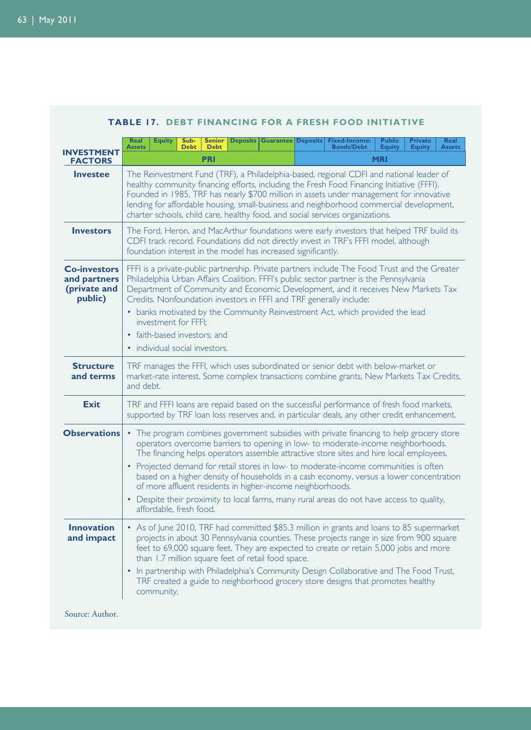**TABLE 17. DEBT FINANCING FOR A FRESH FOOD INITIATIVE**

| INVESTMENT FACTORS | Real Assets | Equity | Sub-Debt | Senior Debt | Deposits | Guarantee | Deposits | Fixed-Income: Bonds/Debt | Public Equity | Private Equity | Real Assets |
|---|---|---|---|---|---|---|---|---|---|---|---|
| | PRI | | | | | | MRI | | | | |
| **Investee** | The Reinvestment Fund (TRF), a Philadelphia-based, regional CDFI and national leader of healthy community financing efforts, including the Fresh Food Financing Initiative (FFFI). Founded in 1985, TRF has nearly $700 million in assets under management for innovative lending for affordable housing, small-business and neighborhood commercial development, charter schools, child care, healthy food, and social services organizations. | | | | | | | | | | |
| **Investors** | The Ford, Heron, and MacArthur foundations were early investors that helped TRF build its CDFI track record. Foundations did not directly invest in TRF's FFFI model, although foundation interest in the model has increased significantly. | | | | | | | | | | |
| **Co-investors and partners (private and public)** | FFFI is a private-public partnership. Private partners include The Food Trust and the Greater Philadelphia Urban Affairs Coalition. FFFI's public sector partner is the Pennsylvania Department of Community and Economic Development, and it receives New Markets Tax Credits. Nonfoundation investors in FFFI and TRF generally include: • banks motivated by the Community Reinvestment Act, which provided the lead investment for FFFI; • faith-based investors; and • individual social investors. | | | | | | | | | | |
| **Structure and terms** | TRF manages the FFFI, which uses subordinated or senior debt with below-market or market-rate interest. Some complex transactions combine grants, New Markets Tax Credits, and debt. | | | | | | | | | | |
| **Exit** | TRF and FFFI loans are repaid based on the successful performance of fresh food markets, supported by TRF loan loss reserves and, in particular deals, any other credit enhancement. | | | | | | | | | | |
| **Observations** | • The program combines government subsidies with private financing to help grocery store operators overcome barriers to opening in low- to moderate-income neighborhoods. The financing helps operators assemble attractive store sites and hire local employees. • Projected demand for retail stores in low- to moderate-income communities is often based on a higher density of households in a cash economy, versus a lower concentration of more affluent residents in higher-income neighborhoods. • Despite their proximity to local farms, many rural areas do not have access to quality, affordable, fresh food. | | | | | | | | | | |
| **Innovation and impact** | • As of June 2010, TRF had committed $85.3 million in grants and loans to 85 supermarket projects in about 30 Pennsylvania counties. These projects range in size from 900 square feet to 69,000 square feet. They are expected to create or retain 5,000 jobs and more than 1.7 million square feet of retail food space. • In partnership with Philadelphia's Community Design Collaborative and The Food Trust, TRF created a guide to neighborhood grocery store designs that promotes healthy community. | | | | | | | | | | |

Source: Author.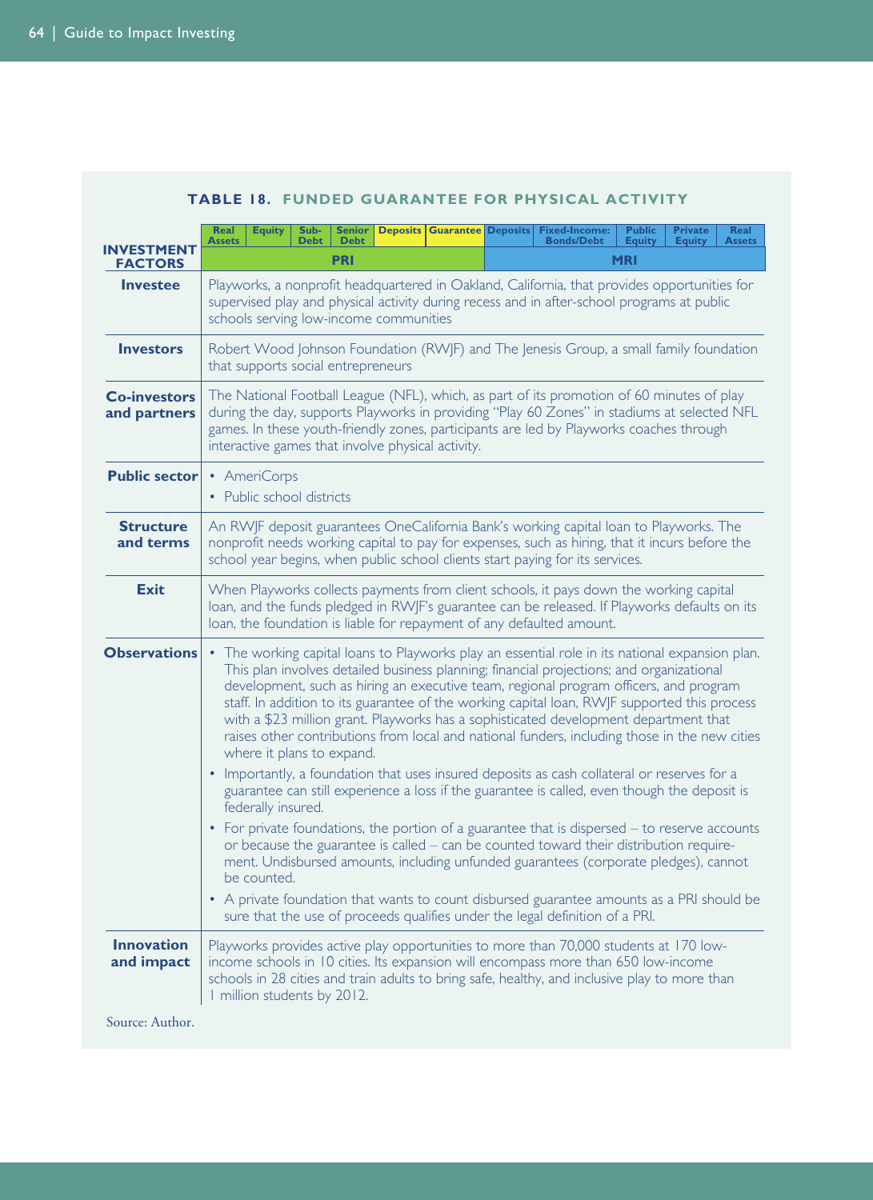## TABLE 18. FUNDED GUARANTEE FOR PHYSICAL ACTIVITY

| INVESTMENT FACTORS | Real Assets | Equity | Sub-Debt | Senior Debt | Deposits | Guarantee | Deposits | Fixed-Income: Bonds/Debt | Public Equity | Private Equity | Real Assets |
|---|---|---|---|---|---|---|---|---|---|---|---|
| | PRI | | | | | | MRI | | | | |

| INVESTMENT FACTORS | |
|---|---|
| **Investee** | Playworks, a nonprofit headquartered in Oakland, California, that provides opportunities for supervised play and physical activity during recess and in after-school programs at public schools serving low-income communities |
| **Investors** | Robert Wood Johnson Foundation (RWJF) and The Jenesis Group, a small family foundation that supports social entrepreneurs |
| **Co-investors and partners** | The National Football League (NFL), which, as part of its promotion of 60 minutes of play during the day, supports Playworks in providing "Play 60 Zones" in stadiums at selected NFL games. In these youth-friendly zones, participants are led by Playworks coaches through interactive games that involve physical activity. |
| **Public sector** | • AmeriCorps<br>• Public school districts |
| **Structure and terms** | An RWJF deposit guarantees OneCalifornia Bank's working capital loan to Playworks. The nonprofit needs working capital to pay for expenses, such as hiring, that it incurs before the school year begins, when public school clients start paying for its services. |
| **Exit** | When Playworks collects payments from client schools, it pays down the working capital loan, and the funds pledged in RWJF's guarantee can be released. If Playworks defaults on its loan, the foundation is liable for repayment of any defaulted amount. |
| **Observations** | • The working capital loans to Playworks play an essential role in its national expansion plan. This plan involves detailed business planning; financial projections; and organizational development, such as hiring an executive team, regional program officers, and program staff. In addition to its guarantee of the working capital loan, RWJF supported this process with a $23 million grant. Playworks has a sophisticated development department that raises other contributions from local and national funders, including those in the new cities where it plans to expand.<br>• Importantly, a foundation that uses insured deposits as cash collateral or reserves for a guarantee can still experience a loss if the guarantee is called, even though the deposit is federally insured.<br>• For private foundations, the portion of a guarantee that is dispersed – to reserve accounts or because the guarantee is called – can be counted toward their distribution requirement. Undisbursed amounts, including unfunded guarantees (corporate pledges), cannot be counted.<br>• A private foundation that wants to count disbursed guarantee amounts as a PRI should be sure that the use of proceeds qualifies under the legal definition of a PRI. |
| **Innovation and impact** | Playworks provides active play opportunities to more than 70,000 students at 170 low-income schools in 10 cities. Its expansion will encompass more than 650 low-income schools in 28 cities and train adults to bring safe, healthy, and inclusive play to more than 1 million students by 2012. |

Source: Author.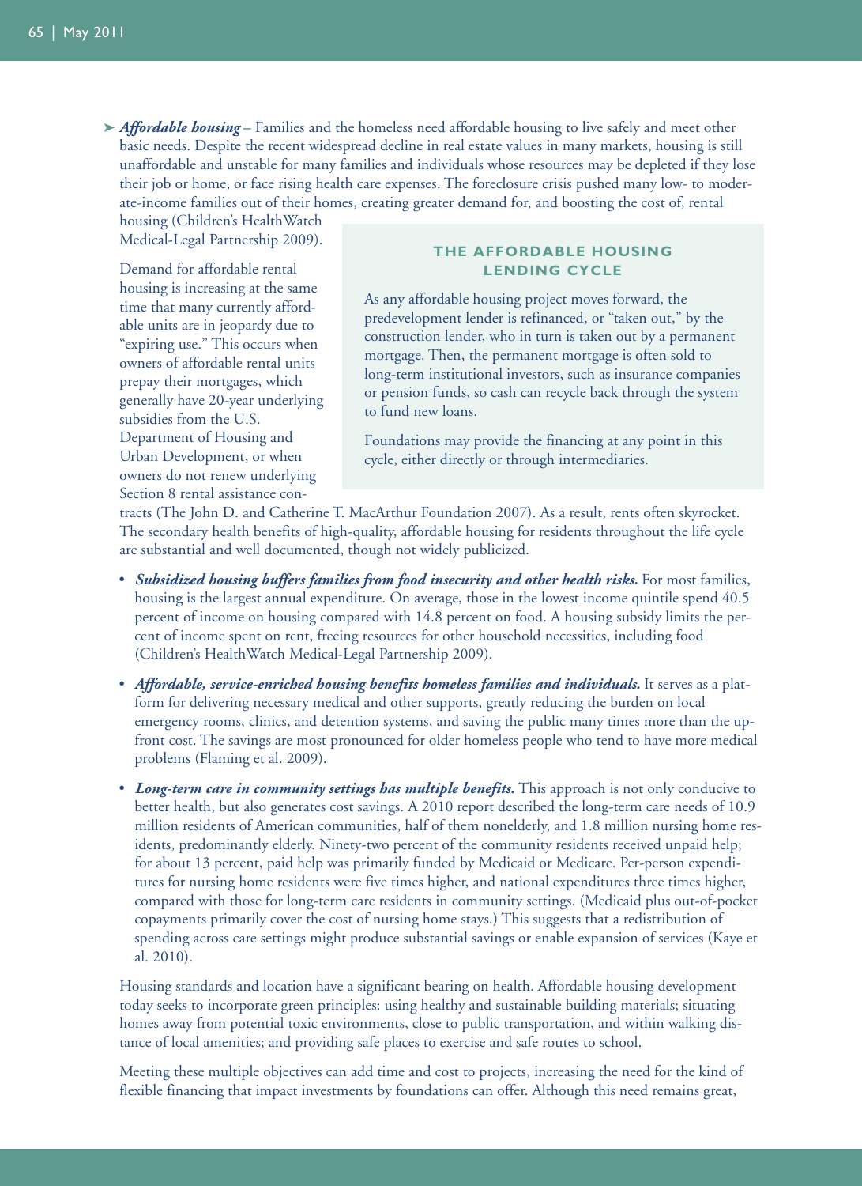➤ ***Affordable housing*** – Families and the homeless need affordable housing to live safely and meet other basic needs. Despite the recent widespread decline in real estate values in many markets, housing is still unaffordable and unstable for many families and individuals whose resources may be depleted if they lose their job or home, or face rising health care expenses. The foreclosure crisis pushed many low- to moderate-income families out of their homes, creating greater demand for, and boosting the cost of, rental housing (Children's HealthWatch Medical-Legal Partnership 2009).

Demand for affordable rental housing is increasing at the same time that many currently affordable units are in jeopardy due to "expiring use." This occurs when owners of affordable rental units prepay their mortgages, which generally have 20-year underlying subsidies from the U.S. Department of Housing and Urban Development, or when owners do not renew underlying Section 8 rental assistance contracts (The John D. and Catherine T. MacArthur Foundation 2007). As a result, rents often skyrocket. The secondary health benefits of high-quality, affordable housing for residents throughout the life cycle are substantial and well documented, though not widely publicized.

### THE AFFORDABLE HOUSING LENDING CYCLE

As any affordable housing project moves forward, the predevelopment lender is refinanced, or "taken out," by the construction lender, who in turn is taken out by a permanent mortgage. Then, the permanent mortgage is often sold to long-term institutional investors, such as insurance companies or pension funds, so cash can recycle back through the system to fund new loans.

Foundations may provide the financing at any point in this cycle, either directly or through intermediaries.

- ***Subsidized housing buffers families from food insecurity and other health risks.*** For most families, housing is the largest annual expenditure. On average, those in the lowest income quintile spend 40.5 percent of income on housing compared with 14.8 percent on food. A housing subsidy limits the percent of income spent on rent, freeing resources for other household necessities, including food (Children's HealthWatch Medical-Legal Partnership 2009).
- ***Affordable, service-enriched housing benefits homeless families and individuals.*** It serves as a platform for delivering necessary medical and other supports, greatly reducing the burden on local emergency rooms, clinics, and detention systems, and saving the public many times more than the up-front cost. The savings are most pronounced for older homeless people who tend to have more medical problems (Flaming et al. 2009).
- ***Long-term care in community settings has multiple benefits.*** This approach is not only conducive to better health, but also generates cost savings. A 2010 report described the long-term care needs of 10.9 million residents of American communities, half of them nonelderly, and 1.8 million nursing home residents, predominantly elderly. Ninety-two percent of the community residents received unpaid help; for about 13 percent, paid help was primarily funded by Medicaid or Medicare. Per-person expenditures for nursing home residents were five times higher, and national expenditures three times higher, compared with those for long-term care residents in community settings. (Medicaid plus out-of-pocket copayments primarily cover the cost of nursing home stays.) This suggests that a redistribution of spending across care settings might produce substantial savings or enable expansion of services (Kaye et al. 2010).

Housing standards and location have a significant bearing on health. Affordable housing development today seeks to incorporate green principles: using healthy and sustainable building materials; situating homes away from potential toxic environments, close to public transportation, and within walking distance of local amenities; and providing safe places to exercise and safe routes to school.

Meeting these multiple objectives can add time and cost to projects, increasing the need for the kind of flexible financing that impact investments by foundations can offer. Although this need remains great,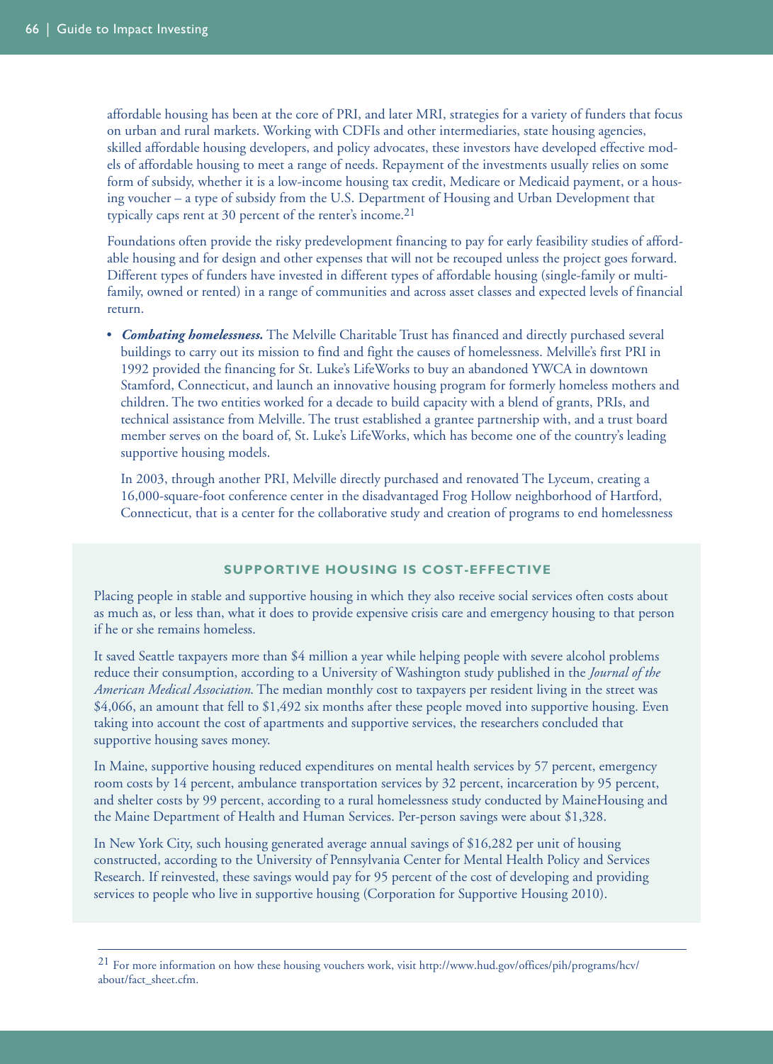affordable housing has been at the core of PRI, and later MRI, strategies for a variety of funders that focus on urban and rural markets. Working with CDFIs and other intermediaries, state housing agencies, skilled affordable housing developers, and policy advocates, these investors have developed effective models of affordable housing to meet a range of needs. Repayment of the investments usually relies on some form of subsidy, whether it is a low-income housing tax credit, Medicare or Medicaid payment, or a housing voucher – a type of subsidy from the U.S. Department of Housing and Urban Development that typically caps rent at 30 percent of the renter's income.[21]

Foundations often provide the risky predevelopment financing to pay for early feasibility studies of affordable housing and for design and other expenses that will not be recouped unless the project goes forward. Different types of funders have invested in different types of affordable housing (single-family or multi-family, owned or rented) in a range of communities and across asset classes and expected levels of financial return.

- ***Combating homelessness.*** The Melville Charitable Trust has financed and directly purchased several buildings to carry out its mission to find and fight the causes of homelessness. Melville's first PRI in 1992 provided the financing for St. Luke's LifeWorks to buy an abandoned YWCA in downtown Stamford, Connecticut, and launch an innovative housing program for formerly homeless mothers and children. The two entities worked for a decade to build capacity with a blend of grants, PRIs, and technical assistance from Melville. The trust established a grantee partnership with, and a trust board member serves on the board of, St. Luke's LifeWorks, which has become one of the country's leading supportive housing models.

  In 2003, through another PRI, Melville directly purchased and renovated The Lyceum, creating a 16,000-square-foot conference center in the disadvantaged Frog Hollow neighborhood of Hartford, Connecticut, that is a center for the collaborative study and creation of programs to end homelessness

### SUPPORTIVE HOUSING IS COST-EFFECTIVE

Placing people in stable and supportive housing in which they also receive social services often costs about as much as, or less than, what it does to provide expensive crisis care and emergency housing to that person if he or she remains homeless.

It saved Seattle taxpayers more than $4 million a year while helping people with severe alcohol problems reduce their consumption, according to a University of Washington study published in the *Journal of the American Medical Association.* The median monthly cost to taxpayers per resident living in the street was $4,066, an amount that fell to $1,492 six months after these people moved into supportive housing. Even taking into account the cost of apartments and supportive services, the researchers concluded that supportive housing saves money.

In Maine, supportive housing reduced expenditures on mental health services by 57 percent, emergency room costs by 14 percent, ambulance transportation services by 32 percent, incarceration by 95 percent, and shelter costs by 99 percent, according to a rural homelessness study conducted by MaineHousing and the Maine Department of Health and Human Services. Per-person savings were about $1,328.

In New York City, such housing generated average annual savings of $16,282 per unit of housing constructed, according to the University of Pennsylvania Center for Mental Health Policy and Services Research. If reinvested, these savings would pay for 95 percent of the cost of developing and providing services to people who live in supportive housing (Corporation for Supportive Housing 2010).

---

[21] For more information on how these housing vouchers work, visit http://www.hud.gov/offices/pih/programs/hcv/about/fact_sheet.cfm.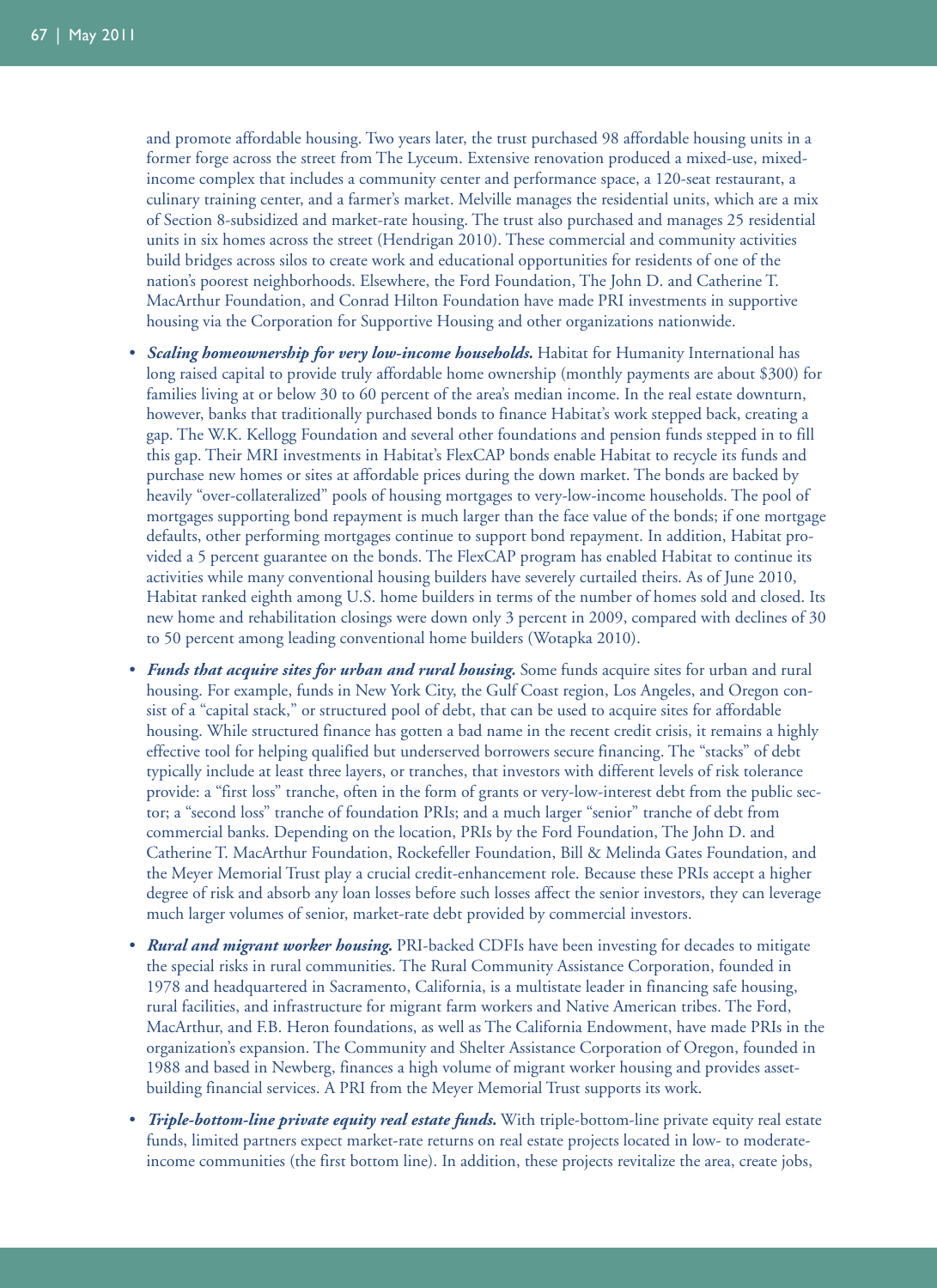and promote affordable housing. Two years later, the trust purchased 98 affordable housing units in a former forge across the street from The Lyceum. Extensive renovation produced a mixed-use, mixed-income complex that includes a community center and performance space, a 120-seat restaurant, a culinary training center, and a farmer's market. Melville manages the residential units, which are a mix of Section 8-subsidized and market-rate housing. The trust also purchased and manages 25 residential units in six homes across the street (Hendrigan 2010). These commercial and community activities build bridges across silos to create work and educational opportunities for residents of one of the nation's poorest neighborhoods. Elsewhere, the Ford Foundation, The John D. and Catherine T. MacArthur Foundation, and Conrad Hilton Foundation have made PRI investments in supportive housing via the Corporation for Supportive Housing and other organizations nationwide.

- ***Scaling homeownership for very low-income households.*** Habitat for Humanity International has long raised capital to provide truly affordable home ownership (monthly payments are about $300) for families living at or below 30 to 60 percent of the area's median income. In the real estate downturn, however, banks that traditionally purchased bonds to finance Habitat's work stepped back, creating a gap. The W.K. Kellogg Foundation and several other foundations and pension funds stepped in to fill this gap. Their MRI investments in Habitat's FlexCAP bonds enable Habitat to recycle its funds and purchase new homes or sites at affordable prices during the down market. The bonds are backed by heavily "over-collateralized" pools of housing mortgages to very-low-income households. The pool of mortgages supporting bond repayment is much larger than the face value of the bonds; if one mortgage defaults, other performing mortgages continue to support bond repayment. In addition, Habitat provided a 5 percent guarantee on the bonds. The FlexCAP program has enabled Habitat to continue its activities while many conventional housing builders have severely curtailed theirs. As of June 2010, Habitat ranked eighth among U.S. home builders in terms of the number of homes sold and closed. Its new home and rehabilitation closings were down only 3 percent in 2009, compared with declines of 30 to 50 percent among leading conventional home builders (Wotapka 2010).

- ***Funds that acquire sites for urban and rural housing.*** Some funds acquire sites for urban and rural housing. For example, funds in New York City, the Gulf Coast region, Los Angeles, and Oregon consist of a "capital stack," or structured pool of debt, that can be used to acquire sites for affordable housing. While structured finance has gotten a bad name in the recent credit crisis, it remains a highly effective tool for helping qualified but underserved borrowers secure financing. The "stacks" of debt typically include at least three layers, or tranches, that investors with different levels of risk tolerance provide: a "first loss" tranche, often in the form of grants or very-low-interest debt from the public sector; a "second loss" tranche of foundation PRIs; and a much larger "senior" tranche of debt from commercial banks. Depending on the location, PRIs by the Ford Foundation, The John D. and Catherine T. MacArthur Foundation, Rockefeller Foundation, Bill & Melinda Gates Foundation, and the Meyer Memorial Trust play a crucial credit-enhancement role. Because these PRIs accept a higher degree of risk and absorb any loan losses before such losses affect the senior investors, they can leverage much larger volumes of senior, market-rate debt provided by commercial investors.

- ***Rural and migrant worker housing.*** PRI-backed CDFIs have been investing for decades to mitigate the special risks in rural communities. The Rural Community Assistance Corporation, founded in 1978 and headquartered in Sacramento, California, is a multistate leader in financing safe housing, rural facilities, and infrastructure for migrant farm workers and Native American tribes. The Ford, MacArthur, and F.B. Heron foundations, as well as The California Endowment, have made PRIs in the organization's expansion. The Community and Shelter Assistance Corporation of Oregon, founded in 1988 and based in Newberg, finances a high volume of migrant worker housing and provides asset-building financial services. A PRI from the Meyer Memorial Trust supports its work.

- ***Triple-bottom-line private equity real estate funds.*** With triple-bottom-line private equity real estate funds, limited partners expect market-rate returns on real estate projects located in low- to moderate-income communities (the first bottom line). In addition, these projects revitalize the area, create jobs,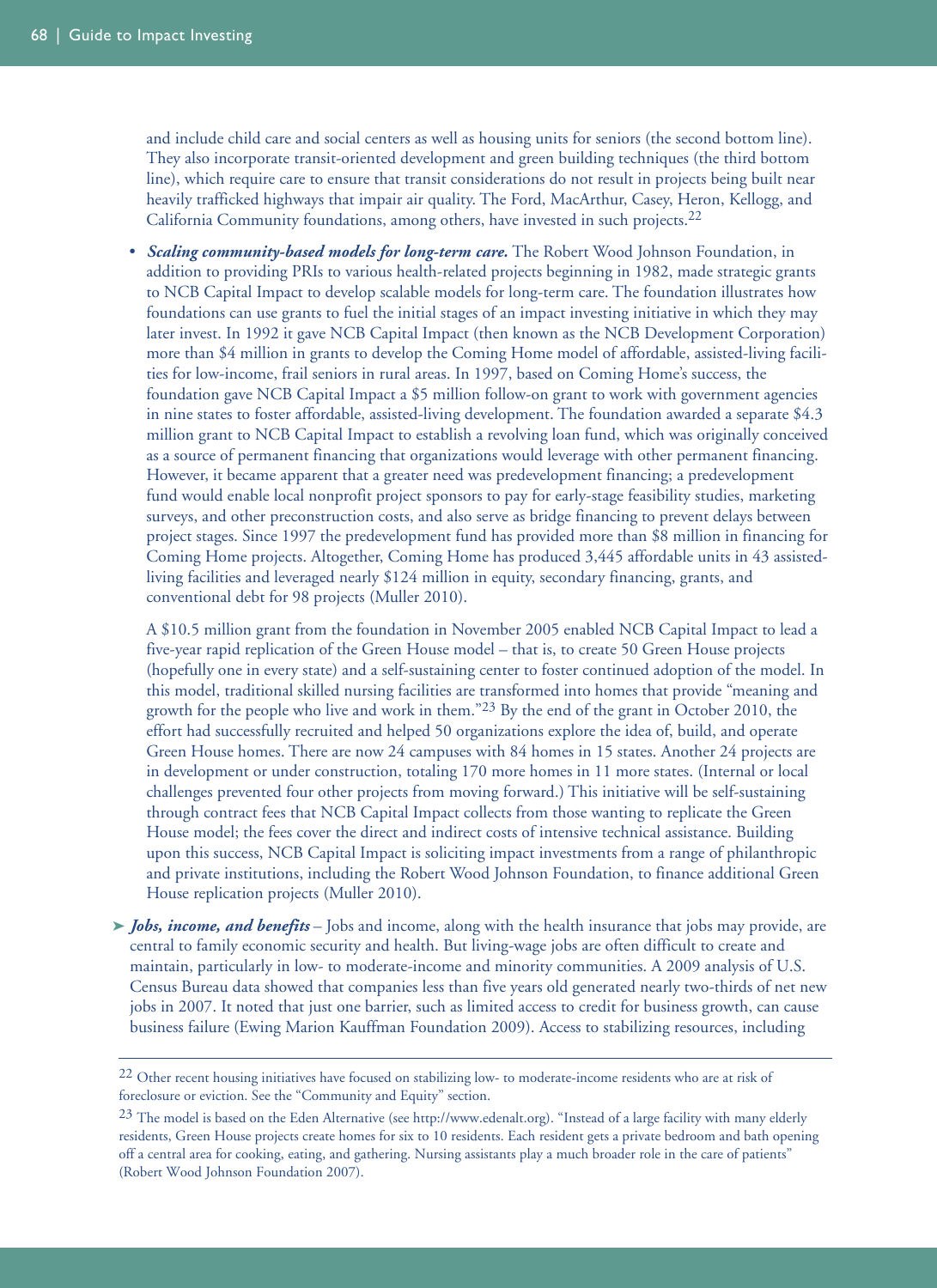and include child care and social centers as well as housing units for seniors (the second bottom line). They also incorporate transit-oriented development and green building techniques (the third bottom line), which require care to ensure that transit considerations do not result in projects being built near heavily trafficked highways that impair air quality. The Ford, MacArthur, Casey, Heron, Kellogg, and California Community foundations, among others, have invested in such projects.[22]

- ***Scaling community-based models for long-term care.*** The Robert Wood Johnson Foundation, in addition to providing PRIs to various health-related projects beginning in 1982, made strategic grants to NCB Capital Impact to develop scalable models for long-term care. The foundation illustrates how foundations can use grants to fuel the initial stages of an impact investing initiative in which they may later invest. In 1992 it gave NCB Capital Impact (then known as the NCB Development Corporation) more than $4 million in grants to develop the Coming Home model of affordable, assisted-living facilities for low-income, frail seniors in rural areas. In 1997, based on Coming Home's success, the foundation gave NCB Capital Impact a $5 million follow-on grant to work with government agencies in nine states to foster affordable, assisted-living development. The foundation awarded a separate $4.3 million grant to NCB Capital Impact to establish a revolving loan fund, which was originally conceived as a source of permanent financing that organizations would leverage with other permanent financing. However, it became apparent that a greater need was predevelopment financing; a predevelopment fund would enable local nonprofit project sponsors to pay for early-stage feasibility studies, marketing surveys, and other preconstruction costs, and also serve as bridge financing to prevent delays between project stages. Since 1997 the predevelopment fund has provided more than $8 million in financing for Coming Home projects. Altogether, Coming Home has produced 3,445 affordable units in 43 assisted-living facilities and leveraged nearly $124 million in equity, secondary financing, grants, and conventional debt for 98 projects (Muller 2010).

  A $10.5 million grant from the foundation in November 2005 enabled NCB Capital Impact to lead a five-year rapid replication of the Green House model – that is, to create 50 Green House projects (hopefully one in every state) and a self-sustaining center to foster continued adoption of the model. In this model, traditional skilled nursing facilities are transformed into homes that provide "meaning and growth for the people who live and work in them."[23] By the end of the grant in October 2010, the effort had successfully recruited and helped 50 organizations explore the idea of, build, and operate Green House homes. There are now 24 campuses with 84 homes in 15 states. Another 24 projects are in development or under construction, totaling 170 more homes in 11 more states. (Internal or local challenges prevented four other projects from moving forward.) This initiative will be self-sustaining through contract fees that NCB Capital Impact collects from those wanting to replicate the Green House model; the fees cover the direct and indirect costs of intensive technical assistance. Building upon this success, NCB Capital Impact is soliciting impact investments from a range of philanthropic and private institutions, including the Robert Wood Johnson Foundation, to finance additional Green House replication projects (Muller 2010).

➤ ***Jobs, income, and benefits*** – Jobs and income, along with the health insurance that jobs may provide, are central to family economic security and health. But living-wage jobs are often difficult to create and maintain, particularly in low- to moderate-income and minority communities. A 2009 analysis of U.S. Census Bureau data showed that companies less than five years old generated nearly two-thirds of net new jobs in 2007. It noted that just one barrier, such as limited access to credit for business growth, can cause business failure (Ewing Marion Kauffman Foundation 2009). Access to stabilizing resources, including

---

[22] Other recent housing initiatives have focused on stabilizing low- to moderate-income residents who are at risk of foreclosure or eviction. See the "Community and Equity" section.

[23] The model is based on the Eden Alternative (see http://www.edenalt.org). "Instead of a large facility with many elderly residents, Green House projects create homes for six to 10 residents. Each resident gets a private bedroom and bath opening off a central area for cooking, eating, and gathering. Nursing assistants play a much broader role in the care of patients" (Robert Wood Johnson Foundation 2007).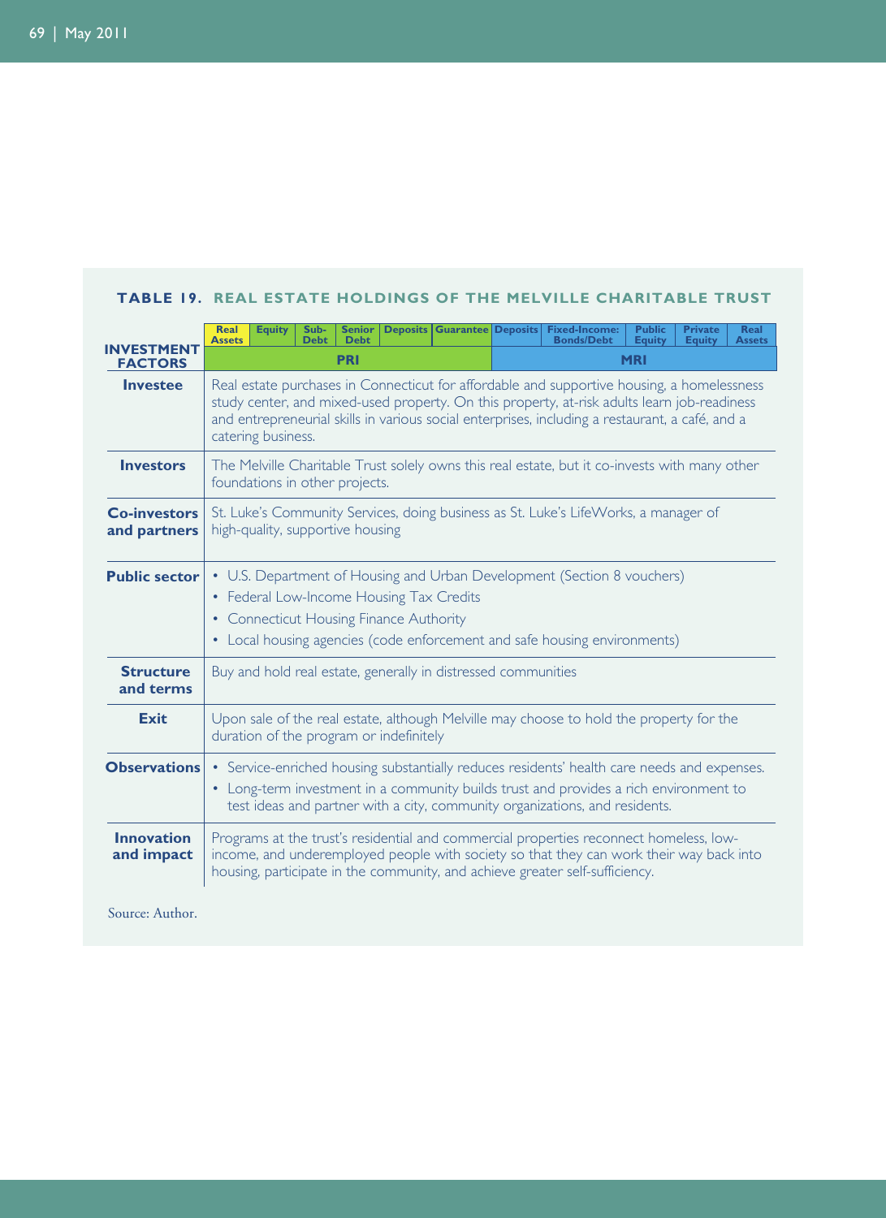**TABLE 19. REAL ESTATE HOLDINGS OF THE MELVILLE CHARITABLE TRUST**

| INVESTMENT FACTORS | Real Assets | Equity | Sub-Debt | Senior Debt | Deposits | Guarantee | Deposits | Fixed-Income: Bonds/Debt | Public Equity | Private Equity | Real Assets |
|---|---|---|---|---|---|---|---|---|---|---|---|
| | PRI | | | | | | MRI | | | | |
| **Investee** | Real estate purchases in Connecticut for affordable and supportive housing, a homelessness study center, and mixed-used property. On this property, at-risk adults learn job-readiness and entrepreneurial skills in various social enterprises, including a restaurant, a café, and a catering business. | | | | | | | | | | |
| **Investors** | The Melville Charitable Trust solely owns this real estate, but it co-invests with many other foundations in other projects. | | | | | | | | | | |
| **Co-investors and partners** | St. Luke's Community Services, doing business as St. Luke's LifeWorks, a manager of high-quality, supportive housing | | | | | | | | | | |
| **Public sector** | • U.S. Department of Housing and Urban Development (Section 8 vouchers)<br>• Federal Low-Income Housing Tax Credits<br>• Connecticut Housing Finance Authority<br>• Local housing agencies (code enforcement and safe housing environments) | | | | | | | | | | |
| **Structure and terms** | Buy and hold real estate, generally in distressed communities | | | | | | | | | | |
| **Exit** | Upon sale of the real estate, although Melville may choose to hold the property for the duration of the program or indefinitely | | | | | | | | | | |
| **Observations** | • Service-enriched housing substantially reduces residents' health care needs and expenses.<br>• Long-term investment in a community builds trust and provides a rich environment to test ideas and partner with a city, community organizations, and residents. | | | | | | | | | | |
| **Innovation and impact** | Programs at the trust's residential and commercial properties reconnect homeless, low-income, and underemployed people with society so that they can work their way back into housing, participate in the community, and achieve greater self-sufficiency. | | | | | | | | | | |

Source: Author.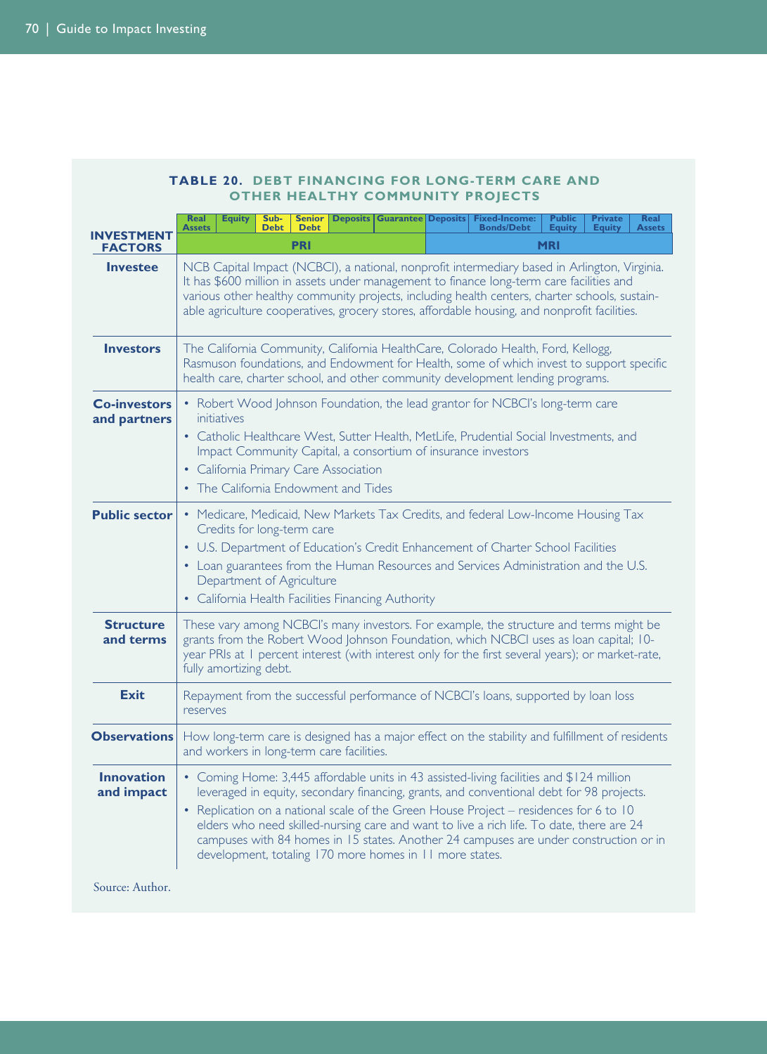**TABLE 20. DEBT FINANCING FOR LONG-TERM CARE AND OTHER HEALTHY COMMUNITY PROJECTS**

| INVESTMENT FACTORS | Real Assets / Equity / Sub-Debt / Senior Debt / Deposits / Guarantee — PRI; Deposits / Fixed-Income: Bonds/Debt / Public Equity / Private Equity / Real Assets — MRI |
|---|---|
| **Investee** | NCB Capital Impact (NCBCI), a national, nonprofit intermediary based in Arlington, Virginia. It has $600 million in assets under management to finance long-term care facilities and various other healthy community projects, including health centers, charter schools, sustainable agriculture cooperatives, grocery stores, affordable housing, and nonprofit facilities. |
| **Investors** | The California Community, California HealthCare, Colorado Health, Ford, Kellogg, Rasmuson foundations, and Endowment for Health, some of which invest to support specific health care, charter school, and other community development lending programs. |
| **Co-investors and partners** | • Robert Wood Johnson Foundation, the lead grantor for NCBCI's long-term care initiatives<br>• Catholic Healthcare West, Sutter Health, MetLife, Prudential Social Investments, and Impact Community Capital, a consortium of insurance investors<br>• California Primary Care Association<br>• The California Endowment and Tides |
| **Public sector** | • Medicare, Medicaid, New Markets Tax Credits, and federal Low-Income Housing Tax Credits for long-term care<br>• U.S. Department of Education's Credit Enhancement of Charter School Facilities<br>• Loan guarantees from the Human Resources and Services Administration and the U.S. Department of Agriculture<br>• California Health Facilities Financing Authority |
| **Structure and terms** | These vary among NCBCI's many investors. For example, the structure and terms might be grants from the Robert Wood Johnson Foundation, which NCBCI uses as loan capital; 10-year PRIs at 1 percent interest (with interest only for the first several years); or market-rate, fully amortizing debt. |
| **Exit** | Repayment from the successful performance of NCBCI's loans, supported by loan loss reserves |
| **Observations** | How long-term care is designed has a major effect on the stability and fulfillment of residents and workers in long-term care facilities. |
| **Innovation and impact** | • Coming Home: 3,445 affordable units in 43 assisted-living facilities and $124 million leveraged in equity, secondary financing, grants, and conventional debt for 98 projects.<br>• Replication on a national scale of the Green House Project – residences for 6 to 10 elders who need skilled-nursing care and want to live a rich life. To date, there are 24 campuses with 84 homes in 15 states. Another 24 campuses are under construction or in development, totaling 170 more homes in 11 more states. |

Source: Author.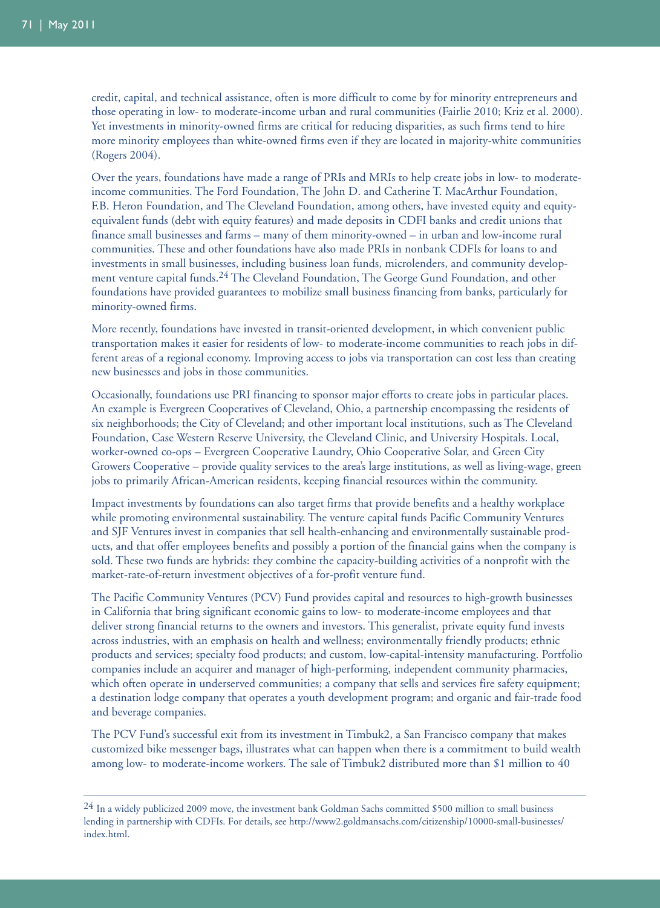credit, capital, and technical assistance, often is more difficult to come by for minority entrepreneurs and those operating in low- to moderate-income urban and rural communities (Fairlie 2010; Kriz et al. 2000). Yet investments in minority-owned firms are critical for reducing disparities, as such firms tend to hire more minority employees than white-owned firms even if they are located in majority-white communities (Rogers 2004).

Over the years, foundations have made a range of PRIs and MRIs to help create jobs in low- to moderate-income communities. The Ford Foundation, The John D. and Catherine T. MacArthur Foundation, F.B. Heron Foundation, and The Cleveland Foundation, among others, have invested equity and equity-equivalent funds (debt with equity features) and made deposits in CDFI banks and credit unions that finance small businesses and farms – many of them minority-owned – in urban and low-income rural communities. These and other foundations have also made PRIs in nonbank CDFIs for loans to and investments in small businesses, including business loan funds, microlenders, and community development venture capital funds.[24] The Cleveland Foundation, The George Gund Foundation, and other foundations have provided guarantees to mobilize small business financing from banks, particularly for minority-owned firms.

More recently, foundations have invested in transit-oriented development, in which convenient public transportation makes it easier for residents of low- to moderate-income communities to reach jobs in different areas of a regional economy. Improving access to jobs via transportation can cost less than creating new businesses and jobs in those communities.

Occasionally, foundations use PRI financing to sponsor major efforts to create jobs in particular places. An example is Evergreen Cooperatives of Cleveland, Ohio, a partnership encompassing the residents of six neighborhoods; the City of Cleveland; and other important local institutions, such as The Cleveland Foundation, Case Western Reserve University, the Cleveland Clinic, and University Hospitals. Local, worker-owned co-ops – Evergreen Cooperative Laundry, Ohio Cooperative Solar, and Green City Growers Cooperative – provide quality services to the area's large institutions, as well as living-wage, green jobs to primarily African-American residents, keeping financial resources within the community.

Impact investments by foundations can also target firms that provide benefits and a healthy workplace while promoting environmental sustainability. The venture capital funds Pacific Community Ventures and SJF Ventures invest in companies that sell health-enhancing and environmentally sustainable products, and that offer employees benefits and possibly a portion of the financial gains when the company is sold. These two funds are hybrids: they combine the capacity-building activities of a nonprofit with the market-rate-of-return investment objectives of a for-profit venture fund.

The Pacific Community Ventures (PCV) Fund provides capital and resources to high-growth businesses in California that bring significant economic gains to low- to moderate-income employees and that deliver strong financial returns to the owners and investors. This generalist, private equity fund invests across industries, with an emphasis on health and wellness; environmentally friendly products; ethnic products and services; specialty food products; and custom, low-capital-intensity manufacturing. Portfolio companies include an acquirer and manager of high-performing, independent community pharmacies, which often operate in underserved communities; a company that sells and services fire safety equipment; a destination lodge company that operates a youth development program; and organic and fair-trade food and beverage companies.

The PCV Fund's successful exit from its investment in Timbuk2, a San Francisco company that makes customized bike messenger bags, illustrates what can happen when there is a commitment to build wealth among low- to moderate-income workers. The sale of Timbuk2 distributed more than $1 million to 40

---

[24] In a widely publicized 2009 move, the investment bank Goldman Sachs committed $500 million to small business lending in partnership with CDFIs. For details, see http://www2.goldmansachs.com/citizenship/10000-small-businesses/index.html.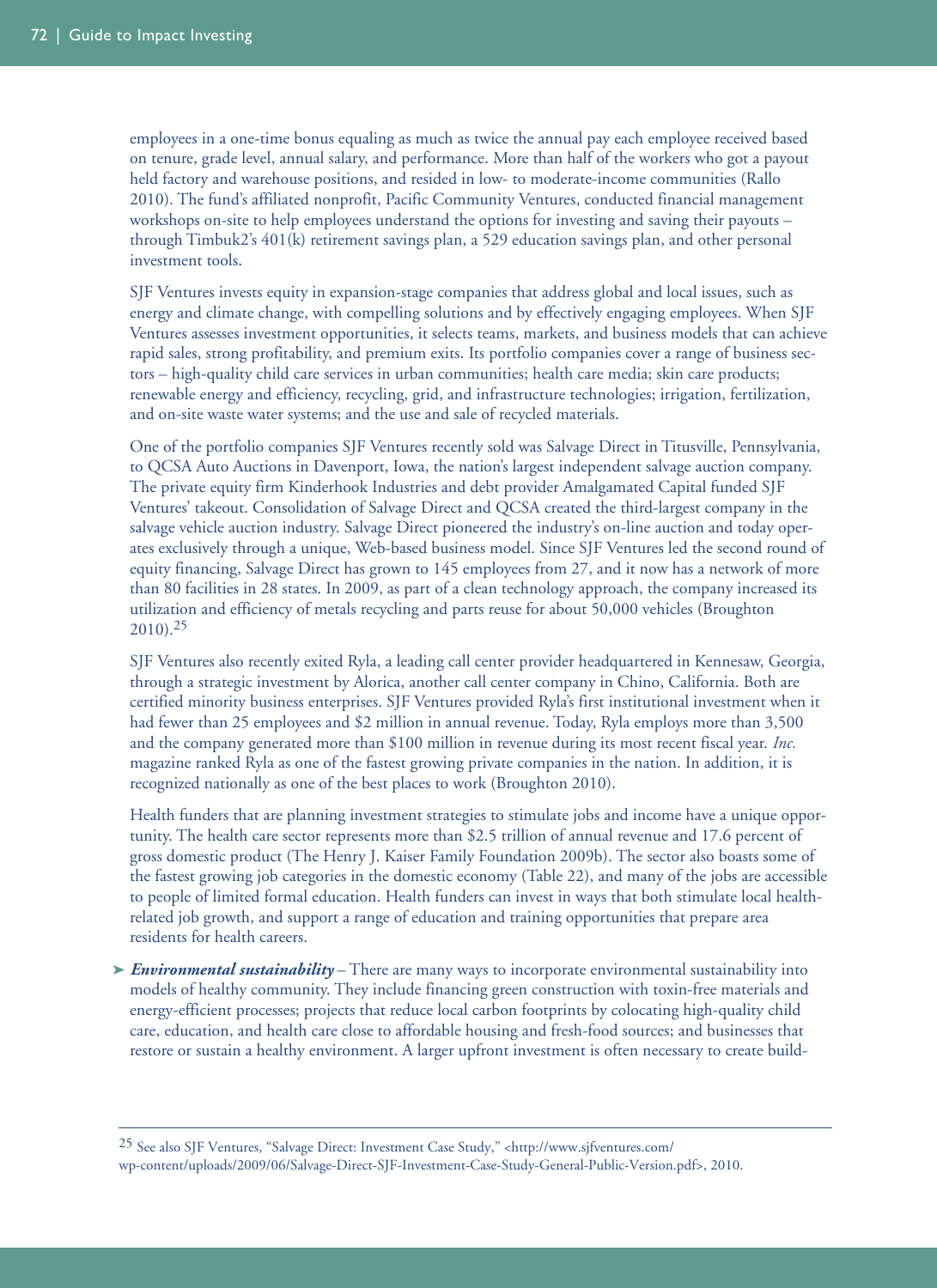employees in a one-time bonus equaling as much as twice the annual pay each employee received based on tenure, grade level, annual salary, and performance. More than half of the workers who got a payout held factory and warehouse positions, and resided in low- to moderate-income communities (Rallo 2010). The fund's affiliated nonprofit, Pacific Community Ventures, conducted financial management workshops on-site to help employees understand the options for investing and saving their payouts – through Timbuk2's 401(k) retirement savings plan, a 529 education savings plan, and other personal investment tools.

SJF Ventures invests equity in expansion-stage companies that address global and local issues, such as energy and climate change, with compelling solutions and by effectively engaging employees. When SJF Ventures assesses investment opportunities, it selects teams, markets, and business models that can achieve rapid sales, strong profitability, and premium exits. Its portfolio companies cover a range of business sectors – high-quality child care services in urban communities; health care media; skin care products; renewable energy and efficiency, recycling, grid, and infrastructure technologies; irrigation, fertilization, and on-site waste water systems; and the use and sale of recycled materials.

One of the portfolio companies SJF Ventures recently sold was Salvage Direct in Titusville, Pennsylvania, to QCSA Auto Auctions in Davenport, Iowa, the nation's largest independent salvage auction company. The private equity firm Kinderhook Industries and debt provider Amalgamated Capital funded SJF Ventures' takeout. Consolidation of Salvage Direct and QCSA created the third-largest company in the salvage vehicle auction industry. Salvage Direct pioneered the industry's on-line auction and today operates exclusively through a unique, Web-based business model. Since SJF Ventures led the second round of equity financing, Salvage Direct has grown to 145 employees from 27, and it now has a network of more than 80 facilities in 28 states. In 2009, as part of a clean technology approach, the company increased its utilization and efficiency of metals recycling and parts reuse for about 50,000 vehicles (Broughton 2010).[25]

SJF Ventures also recently exited Ryla, a leading call center provider headquartered in Kennesaw, Georgia, through a strategic investment by Alorica, another call center company in Chino, California. Both are certified minority business enterprises. SJF Ventures provided Ryla's first institutional investment when it had fewer than 25 employees and $2 million in annual revenue. Today, Ryla employs more than 3,500 and the company generated more than $100 million in revenue during its most recent fiscal year. *Inc.* magazine ranked Ryla as one of the fastest growing private companies in the nation. In addition, it is recognized nationally as one of the best places to work (Broughton 2010).

Health funders that are planning investment strategies to stimulate jobs and income have a unique opportunity. The health care sector represents more than $2.5 trillion of annual revenue and 17.6 percent of gross domestic product (The Henry J. Kaiser Family Foundation 2009b). The sector also boasts some of the fastest growing job categories in the domestic economy (Table 22), and many of the jobs are accessible to people of limited formal education. Health funders can invest in ways that both stimulate local health-related job growth, and support a range of education and training opportunities that prepare area residents for health careers.

➤ ***Environmental sustainability*** – There are many ways to incorporate environmental sustainability into models of healthy community. They include financing green construction with toxin-free materials and energy-efficient processes; projects that reduce local carbon footprints by colocating high-quality child care, education, and health care close to affordable housing and fresh-food sources; and businesses that restore or sustain a healthy environment. A larger upfront investment is often necessary to create build-

---

[25] See also SJF Ventures, "Salvage Direct: Investment Case Study," <http://www.sjfventures.com/wp-content/uploads/2009/06/Salvage-Direct-SJF-Investment-Case-Study-General-Public-Version.pdf>, 2010.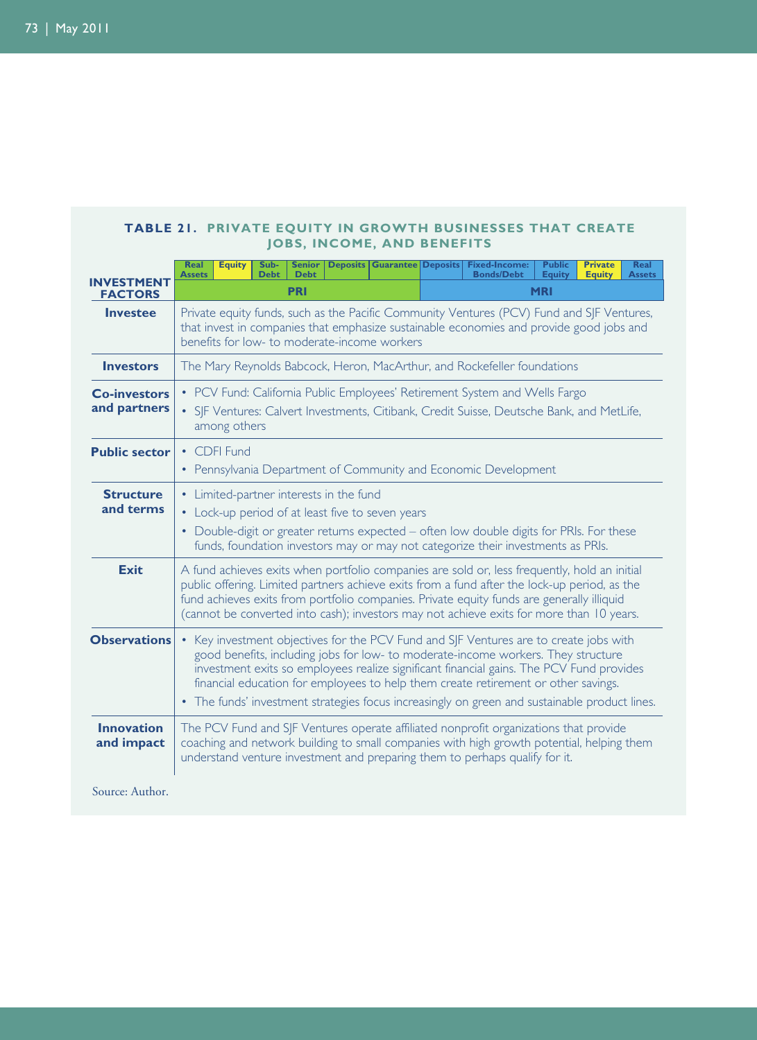**TABLE 21. PRIVATE EQUITY IN GROWTH BUSINESSES THAT CREATE JOBS, INCOME, AND BENEFITS**

| INVESTMENT FACTORS | Real Assets | Equity | Sub-Debt | Senior Debt | Deposits | Guarantee | Deposits | Fixed-Income: Bonds/Debt | Public Equity | Private Equity | Real Assets |
|---|---|---|---|---|---|---|---|---|---|---|---|
| | PRI | | | | | | MRI | | | | |
| **Investee** | Private equity funds, such as the Pacific Community Ventures (PCV) Fund and SJF Ventures, that invest in companies that emphasize sustainable economies and provide good jobs and benefits for low- to moderate-income workers | | | | | | | | | | |
| **Investors** | The Mary Reynolds Babcock, Heron, MacArthur, and Rockefeller foundations | | | | | | | | | | |
| **Co-investors and partners** | • PCV Fund: California Public Employees' Retirement System and Wells Fargo<br>• SJF Ventures: Calvert Investments, Citibank, Credit Suisse, Deutsche Bank, and MetLife, among others | | | | | | | | | | |
| **Public sector** | • CDFI Fund<br>• Pennsylvania Department of Community and Economic Development | | | | | | | | | | |
| **Structure and terms** | • Limited-partner interests in the fund<br>• Lock-up period of at least five to seven years<br>• Double-digit or greater returns expected – often low double digits for PRIs. For these funds, foundation investors may or may not categorize their investments as PRIs. | | | | | | | | | | |
| **Exit** | A fund achieves exits when portfolio companies are sold or, less frequently, hold an initial public offering. Limited partners achieve exits from a fund after the lock-up period, as the fund achieves exits from portfolio companies. Private equity funds are generally illiquid (cannot be converted into cash); investors may not achieve exits for more than 10 years. | | | | | | | | | | |
| **Observations** | • Key investment objectives for the PCV Fund and SJF Ventures are to create jobs with good benefits, including jobs for low- to moderate-income workers. They structure investment exits so employees realize significant financial gains. The PCV Fund provides financial education for employees to help them create retirement or other savings.<br>• The funds' investment strategies focus increasingly on green and sustainable product lines. | | | | | | | | | | |
| **Innovation and impact** | The PCV Fund and SJF Ventures operate affiliated nonprofit organizations that provide coaching and network building to small companies with high growth potential, helping them understand venture investment and preparing them to perhaps qualify for it. | | | | | | | | | | |

Source: Author.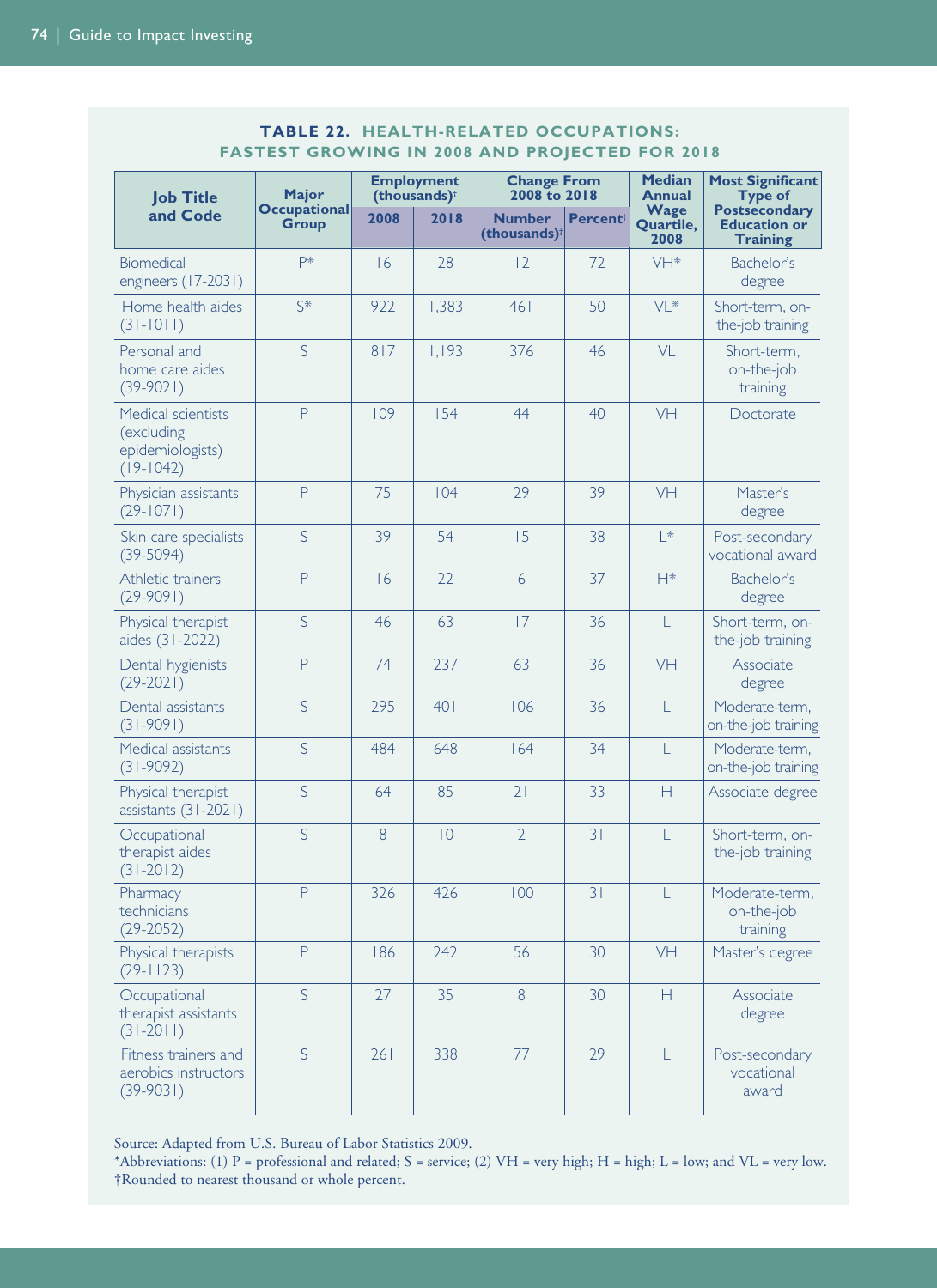**TABLE 22. HEALTH-RELATED OCCUPATIONS: FASTEST GROWING IN 2008 AND PROJECTED FOR 2018**

| Job Title and Code | Major Occupational Group | Employment (thousands)† | | Change From 2008 to 2018 | | Median Annual Wage Quartile, 2008 | Most Significant Type of Postsecondary Education or Training |
|---|---|---|---|---|---|---|---|
| | | 2008 | 2018 | Number (thousands)† | Percent† | | |
| Biomedical engineers (17-2031) | P* | 16 | 28 | 12 | 72 | VH* | Bachelor's degree |
| Home health aides (31-1011) | S* | 922 | 1,383 | 461 | 50 | VL* | Short-term, on-the-job training |
| Personal and home care aides (39-9021) | S | 817 | 1,193 | 376 | 46 | VL | Short-term, on-the-job training |
| Medical scientists (excluding epidemiologists) (19-1042) | P | 109 | 154 | 44 | 40 | VH | Doctorate |
| Physician assistants (29-1071) | P | 75 | 104 | 29 | 39 | VH | Master's degree |
| Skin care specialists (39-5094) | S | 39 | 54 | 15 | 38 | L* | Post-secondary vocational award |
| Athletic trainers (29-9091) | P | 16 | 22 | 6 | 37 | H* | Bachelor's degree |
| Physical therapist aides (31-2022) | S | 46 | 63 | 17 | 36 | L | Short-term, on-the-job training |
| Dental hygienists (29-2021) | P | 74 | 237 | 63 | 36 | VH | Associate degree |
| Dental assistants (31-9091) | S | 295 | 401 | 106 | 36 | L | Moderate-term, on-the-job training |
| Medical assistants (31-9092) | S | 484 | 648 | 164 | 34 | L | Moderate-term, on-the-job training |
| Physical therapist assistants (31-2021) | S | 64 | 85 | 21 | 33 | H | Associate degree |
| Occupational therapist aides (31-2012) | S | 8 | 10 | 2 | 31 | L | Short-term, on-the-job training |
| Pharmacy technicians (29-2052) | P | 326 | 426 | 100 | 31 | L | Moderate-term, on-the-job training |
| Physical therapists (29-1123) | P | 186 | 242 | 56 | 30 | VH | Master's degree |
| Occupational therapist assistants (31-2011) | S | 27 | 35 | 8 | 30 | H | Associate degree |
| Fitness trainers and aerobics instructors (39-9031) | S | 261 | 338 | 77 | 29 | L | Post-secondary vocational award |

Source: Adapted from U.S. Bureau of Labor Statistics 2009.
*Abbreviations: (1) P = professional and related; S = service; (2) VH = very high; H = high; L = low; and VL = very low.
†Rounded to nearest thousand or whole percent.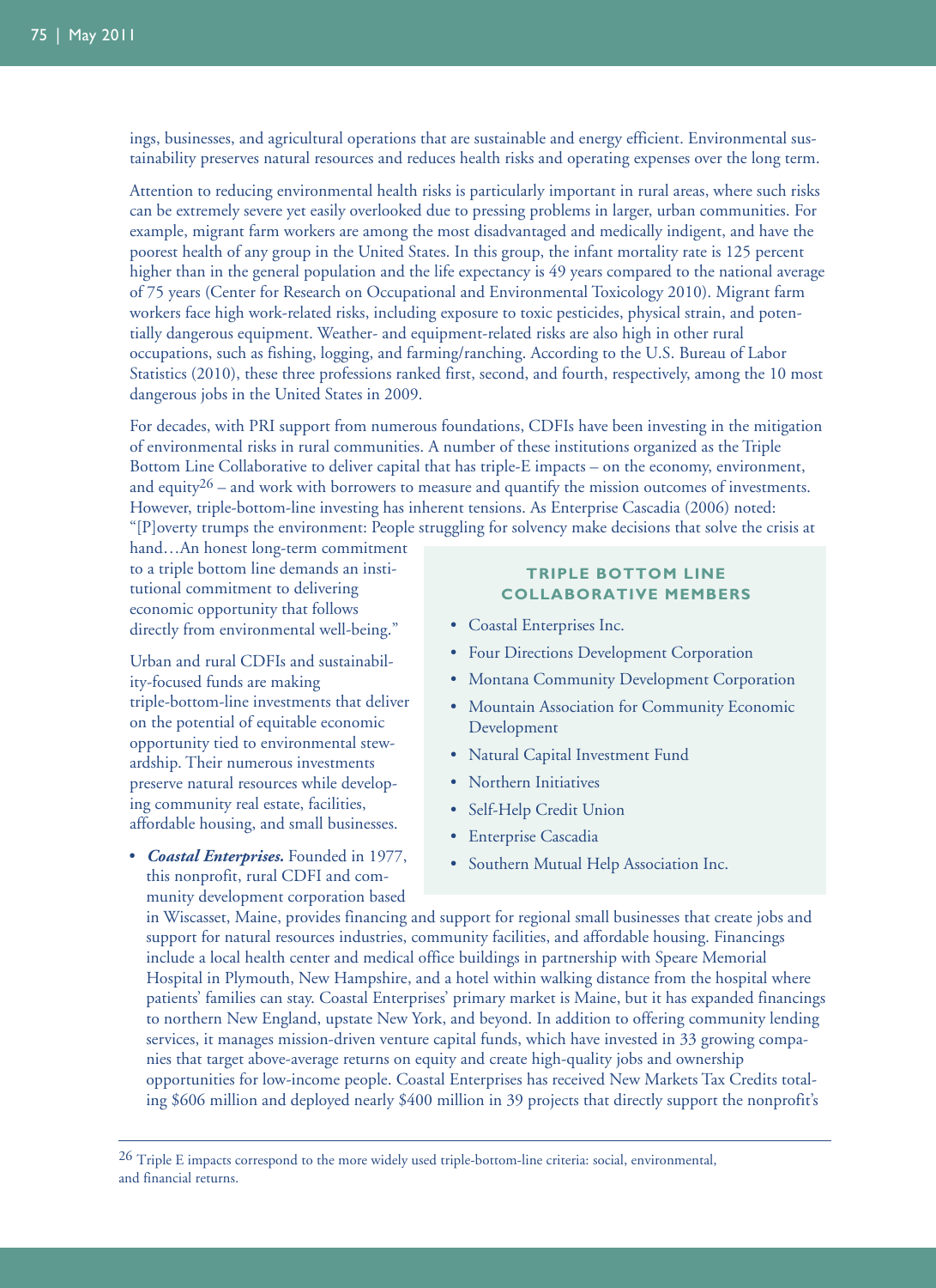ings, businesses, and agricultural operations that are sustainable and energy efficient. Environmental sustainability preserves natural resources and reduces health risks and operating expenses over the long term.

Attention to reducing environmental health risks is particularly important in rural areas, where such risks can be extremely severe yet easily overlooked due to pressing problems in larger, urban communities. For example, migrant farm workers are among the most disadvantaged and medically indigent, and have the poorest health of any group in the United States. In this group, the infant mortality rate is 125 percent higher than in the general population and the life expectancy is 49 years compared to the national average of 75 years (Center for Research on Occupational and Environmental Toxicology 2010). Migrant farm workers face high work-related risks, including exposure to toxic pesticides, physical strain, and potentially dangerous equipment. Weather- and equipment-related risks are also high in other rural occupations, such as fishing, logging, and farming/ranching. According to the U.S. Bureau of Labor Statistics (2010), these three professions ranked first, second, and fourth, respectively, among the 10 most dangerous jobs in the United States in 2009.

For decades, with PRI support from numerous foundations, CDFIs have been investing in the mitigation of environmental risks in rural communities. A number of these institutions organized as the Triple Bottom Line Collaborative to deliver capital that has triple-E impacts – on the economy, environment, and equity[26] – and work with borrowers to measure and quantify the mission outcomes of investments. However, triple-bottom-line investing has inherent tensions. As Enterprise Cascadia (2006) noted: "[P]overty trumps the environment: People struggling for solvency make decisions that solve the crisis at hand…An honest long-term commitment to a triple bottom line demands an institutional commitment to delivering economic opportunity that follows directly from environmental well-being."

Urban and rural CDFIs and sustainability-focused funds are making triple-bottom-line investments that deliver on the potential of equitable economic opportunity tied to environmental stewardship. Their numerous investments preserve natural resources while developing community real estate, facilities, affordable housing, and small businesses.

**TRIPLE BOTTOM LINE COLLABORATIVE MEMBERS**

- Coastal Enterprises Inc.
- Four Directions Development Corporation
- Montana Community Development Corporation
- Mountain Association for Community Economic Development
- Natural Capital Investment Fund
- Northern Initiatives
- Self-Help Credit Union
- Enterprise Cascadia
- Southern Mutual Help Association Inc.

- ***Coastal Enterprises.*** Founded in 1977, this nonprofit, rural CDFI and community development corporation based in Wiscasset, Maine, provides financing and support for regional small businesses that create jobs and support for natural resources industries, community facilities, and affordable housing. Financings include a local health center and medical office buildings in partnership with Speare Memorial Hospital in Plymouth, New Hampshire, and a hotel within walking distance from the hospital where patients' families can stay. Coastal Enterprises' primary market is Maine, but it has expanded financings to northern New England, upstate New York, and beyond. In addition to offering community lending services, it manages mission-driven venture capital funds, which have invested in 33 growing companies that target above-average returns on equity and create high-quality jobs and ownership opportunities for low-income people. Coastal Enterprises has received New Markets Tax Credits totaling $606 million and deployed nearly $400 million in 39 projects that directly support the nonprofit's

[26] Triple E impacts correspond to the more widely used triple-bottom-line criteria: social, environmental, and financial returns.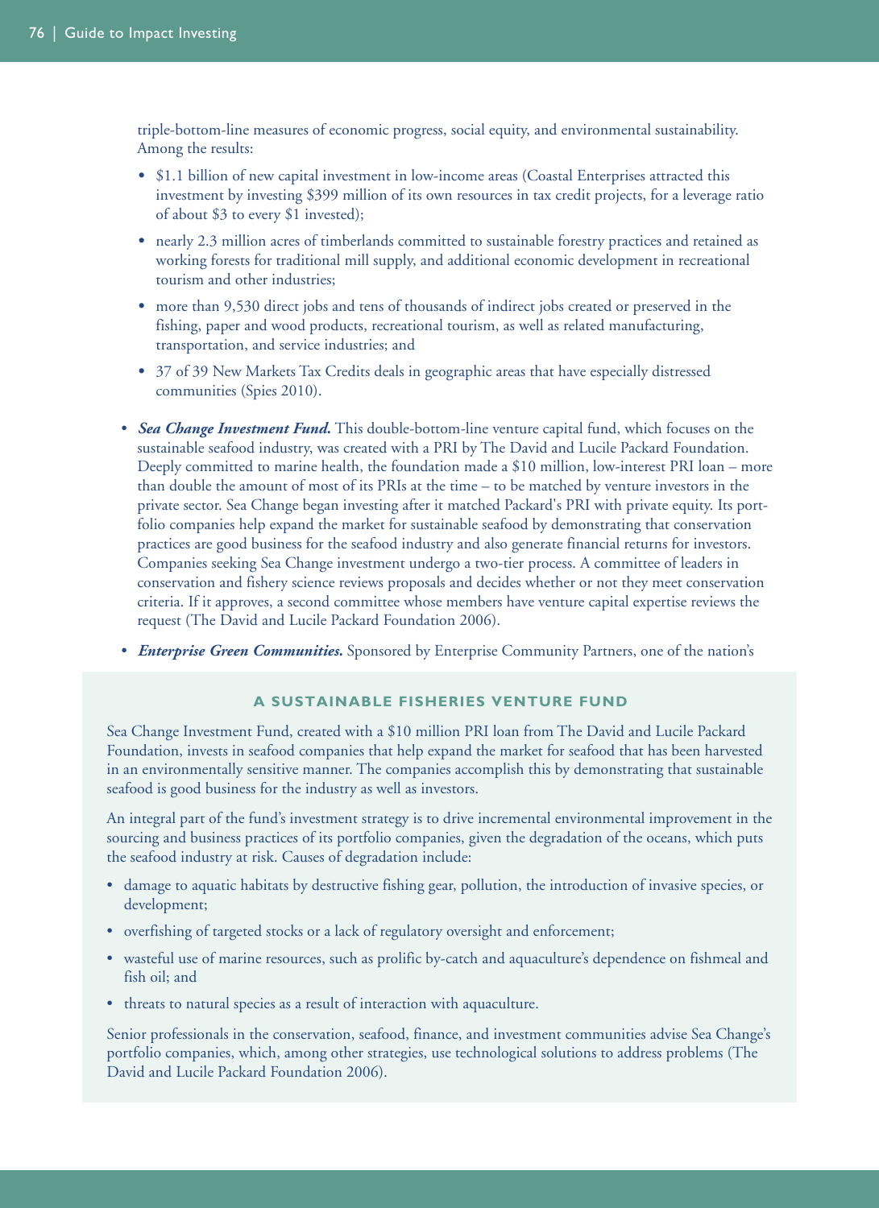triple-bottom-line measures of economic progress, social equity, and environmental sustainability. Among the results:

  - $1.1 billion of new capital investment in low-income areas (Coastal Enterprises attracted this investment by investing $399 million of its own resources in tax credit projects, for a leverage ratio of about $3 to every $1 invested);
  - nearly 2.3 million acres of timberlands committed to sustainable forestry practices and retained as working forests for traditional mill supply, and additional economic development in recreational tourism and other industries;
  - more than 9,530 direct jobs and tens of thousands of indirect jobs created or preserved in the fishing, paper and wood products, recreational tourism, as well as related manufacturing, transportation, and service industries; and
  - 37 of 39 New Markets Tax Credits deals in geographic areas that have especially distressed communities (Spies 2010).

- ***Sea Change Investment Fund.*** This double-bottom-line venture capital fund, which focuses on the sustainable seafood industry, was created with a PRI by The David and Lucile Packard Foundation. Deeply committed to marine health, the foundation made a $10 million, low-interest PRI loan – more than double the amount of most of its PRIs at the time – to be matched by venture investors in the private sector. Sea Change began investing after it matched Packard's PRI with private equity. Its portfolio companies help expand the market for sustainable seafood by demonstrating that conservation practices are good business for the seafood industry and also generate financial returns for investors. Companies seeking Sea Change investment undergo a two-tier process. A committee of leaders in conservation and fishery science reviews proposals and decides whether or not they meet conservation criteria. If it approves, a second committee whose members have venture capital expertise reviews the request (The David and Lucile Packard Foundation 2006).

- ***Enterprise Green Communities.*** Sponsored by Enterprise Community Partners, one of the nation's

### A SUSTAINABLE FISHERIES VENTURE FUND

Sea Change Investment Fund, created with a $10 million PRI loan from The David and Lucile Packard Foundation, invests in seafood companies that help expand the market for seafood that has been harvested in an environmentally sensitive manner. The companies accomplish this by demonstrating that sustainable seafood is good business for the industry as well as investors.

An integral part of the fund's investment strategy is to drive incremental environmental improvement in the sourcing and business practices of its portfolio companies, given the degradation of the oceans, which puts the seafood industry at risk. Causes of degradation include:

- damage to aquatic habitats by destructive fishing gear, pollution, the introduction of invasive species, or development;
- overfishing of targeted stocks or a lack of regulatory oversight and enforcement;
- wasteful use of marine resources, such as prolific by-catch and aquaculture's dependence on fishmeal and fish oil; and
- threats to natural species as a result of interaction with aquaculture.

Senior professionals in the conservation, seafood, finance, and investment communities advise Sea Change's portfolio companies, which, among other strategies, use technological solutions to address problems (The David and Lucile Packard Foundation 2006).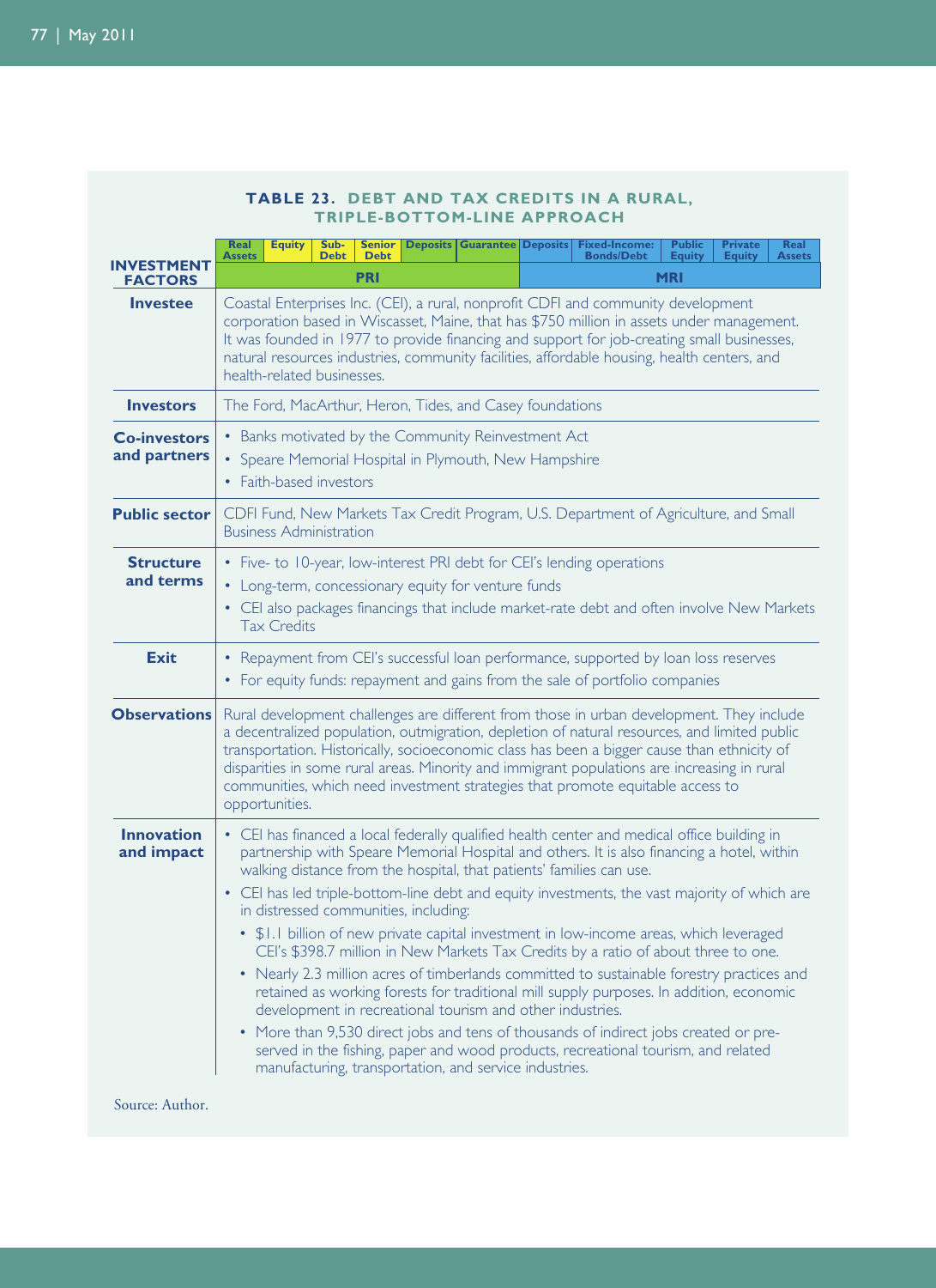### TABLE 23. DEBT AND TAX CREDITS IN A RURAL, TRIPLE-BOTTOM-LINE APPROACH

| INVESTMENT FACTORS | Real Assets | Equity | Sub-Debt | Senior Debt | Deposits | Guarantee | Deposits | Fixed-Income: Bonds/Debt | Public Equity | Private Equity | Real Assets |
|---|---|---|---|---|---|---|---|---|---|---|---|
| | PRI | | | | | | MRI | | | | |

| INVESTMENT FACTORS | |
|---|---|
| **Investee** | Coastal Enterprises Inc. (CEI), a rural, nonprofit CDFI and community development corporation based in Wiscasset, Maine, that has $750 million in assets under management. It was founded in 1977 to provide financing and support for job-creating small businesses, natural resources industries, community facilities, affordable housing, health centers, and health-related businesses. |
| **Investors** | The Ford, MacArthur, Heron, Tides, and Casey foundations |
| **Co-investors and partners** | • Banks motivated by the Community Reinvestment Act<br>• Speare Memorial Hospital in Plymouth, New Hampshire<br>• Faith-based investors |
| **Public sector** | CDFI Fund, New Markets Tax Credit Program, U.S. Department of Agriculture, and Small Business Administration |
| **Structure and terms** | • Five- to 10-year, low-interest PRI debt for CEI's lending operations<br>• Long-term, concessionary equity for venture funds<br>• CEI also packages financings that include market-rate debt and often involve New Markets Tax Credits |
| **Exit** | • Repayment from CEI's successful loan performance, supported by loan loss reserves<br>• For equity funds: repayment and gains from the sale of portfolio companies |
| **Observations** | Rural development challenges are different from those in urban development. They include a decentralized population, outmigration, depletion of natural resources, and limited public transportation. Historically, socioeconomic class has been a bigger cause than ethnicity of disparities in some rural areas. Minority and immigrant populations are increasing in rural communities, which need investment strategies that promote equitable access to opportunities. |
| **Innovation and impact** | • CEI has financed a local federally qualified health center and medical office building in partnership with Speare Memorial Hospital and others. It is also financing a hotel, within walking distance from the hospital, that patients' families can use.<br>• CEI has led triple-bottom-line debt and equity investments, the vast majority of which are in distressed communities, including:<br>  • $1.1 billion of new private capital investment in low-income areas, which leveraged CEI's $398.7 million in New Markets Tax Credits by a ratio of about three to one.<br>  • Nearly 2.3 million acres of timberlands committed to sustainable forestry practices and retained as working forests for traditional mill supply purposes. In addition, economic development in recreational tourism and other industries.<br>  • More than 9,530 direct jobs and tens of thousands of indirect jobs created or preserved in the fishing, paper and wood products, recreational tourism, and related manufacturing, transportation, and service industries. |

Source: Author.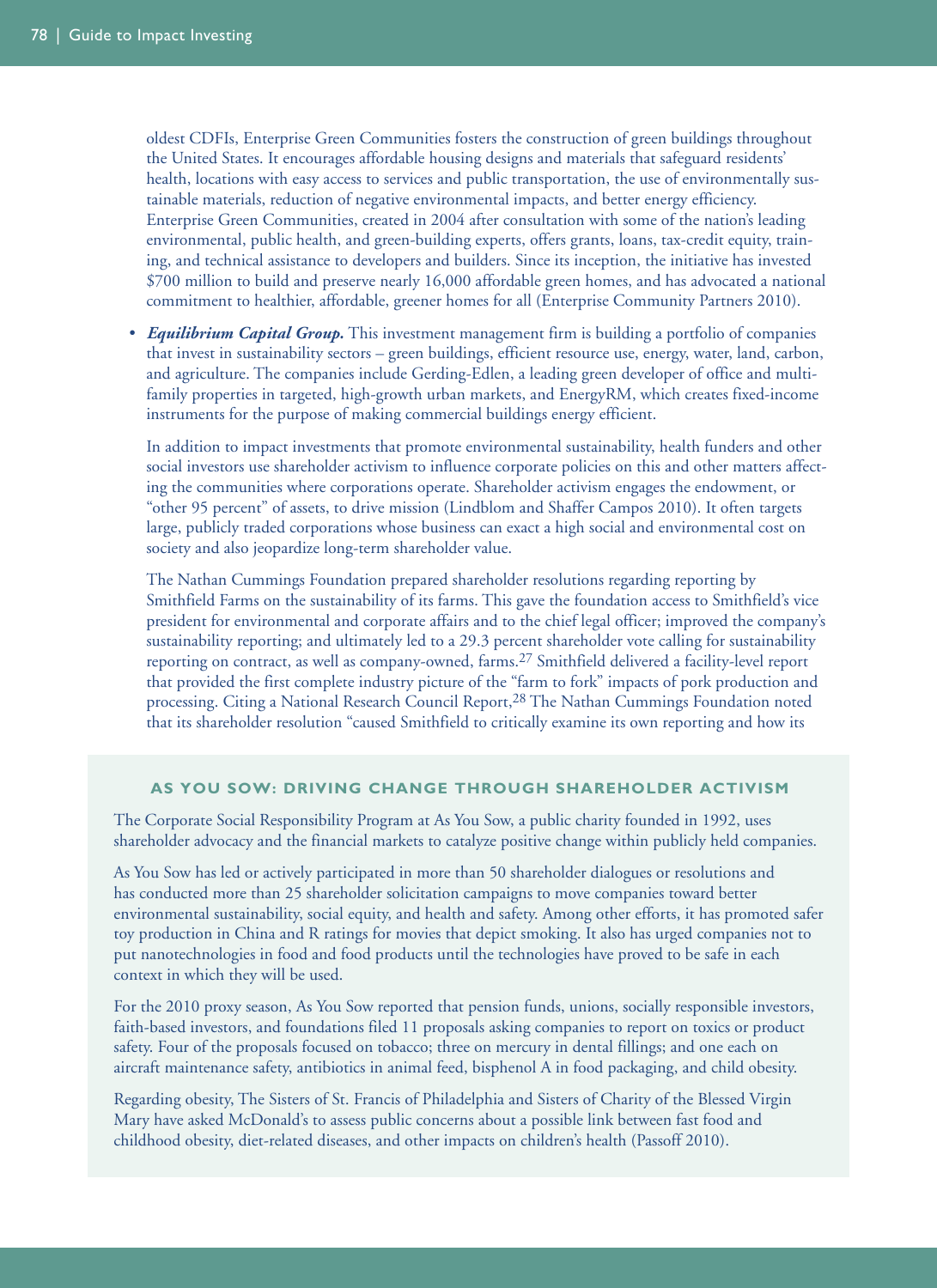oldest CDFIs, Enterprise Green Communities fosters the construction of green buildings throughout the United States. It encourages affordable housing designs and materials that safeguard residents' health, locations with easy access to services and public transportation, the use of environmentally sustainable materials, reduction of negative environmental impacts, and better energy efficiency. Enterprise Green Communities, created in 2004 after consultation with some of the nation's leading environmental, public health, and green-building experts, offers grants, loans, tax-credit equity, training, and technical assistance to developers and builders. Since its inception, the initiative has invested $700 million to build and preserve nearly 16,000 affordable green homes, and has advocated a national commitment to healthier, affordable, greener homes for all (Enterprise Community Partners 2010).

- ***Equilibrium Capital Group.*** This investment management firm is building a portfolio of companies that invest in sustainability sectors – green buildings, efficient resource use, energy, water, land, carbon, and agriculture. The companies include Gerding-Edlen, a leading green developer of office and multifamily properties in targeted, high-growth urban markets, and EnergyRM, which creates fixed-income instruments for the purpose of making commercial buildings energy efficient.

In addition to impact investments that promote environmental sustainability, health funders and other social investors use shareholder activism to influence corporate policies on this and other matters affecting the communities where corporations operate. Shareholder activism engages the endowment, or "other 95 percent" of assets, to drive mission (Lindblom and Shaffer Campos 2010). It often targets large, publicly traded corporations whose business can exact a high social and environmental cost on society and also jeopardize long-term shareholder value.

The Nathan Cummings Foundation prepared shareholder resolutions regarding reporting by Smithfield Farms on the sustainability of its farms. This gave the foundation access to Smithfield's vice president for environmental and corporate affairs and to the chief legal officer; improved the company's sustainability reporting; and ultimately led to a 29.3 percent shareholder vote calling for sustainability reporting on contract, as well as company-owned, farms.[27] Smithfield delivered a facility-level report that provided the first complete industry picture of the "farm to fork" impacts of pork production and processing. Citing a National Research Council Report,[28] The Nathan Cummings Foundation noted that its shareholder resolution "caused Smithfield to critically examine its own reporting and how its

### AS YOU SOW: DRIVING CHANGE THROUGH SHAREHOLDER ACTIVISM

The Corporate Social Responsibility Program at As You Sow, a public charity founded in 1992, uses shareholder advocacy and the financial markets to catalyze positive change within publicly held companies.

As You Sow has led or actively participated in more than 50 shareholder dialogues or resolutions and has conducted more than 25 shareholder solicitation campaigns to move companies toward better environmental sustainability, social equity, and health and safety. Among other efforts, it has promoted safer toy production in China and R ratings for movies that depict smoking. It also has urged companies not to put nanotechnologies in food and food products until the technologies have proved to be safe in each context in which they will be used.

For the 2010 proxy season, As You Sow reported that pension funds, unions, socially responsible investors, faith-based investors, and foundations filed 11 proposals asking companies to report on toxics or product safety. Four of the proposals focused on tobacco; three on mercury in dental fillings; and one each on aircraft maintenance safety, antibiotics in animal feed, bisphenol A in food packaging, and child obesity.

Regarding obesity, The Sisters of St. Francis of Philadelphia and Sisters of Charity of the Blessed Virgin Mary have asked McDonald's to assess public concerns about a possible link between fast food and childhood obesity, diet-related diseases, and other impacts on children's health (Passoff 2010).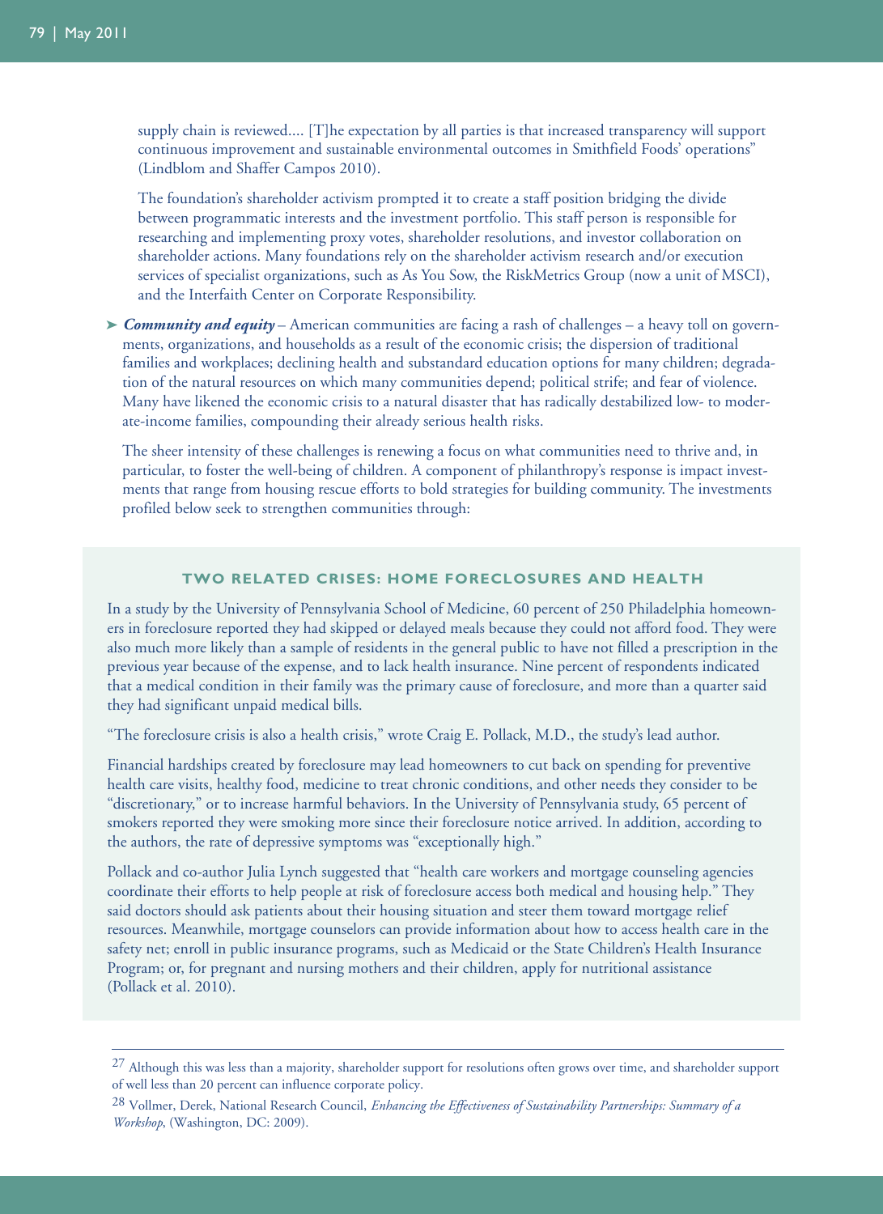supply chain is reviewed.... [T]he expectation by all parties is that increased transparency will support continuous improvement and sustainable environmental outcomes in Smithfield Foods' operations" (Lindblom and Shaffer Campos 2010).

The foundation's shareholder activism prompted it to create a staff position bridging the divide between programmatic interests and the investment portfolio. This staff person is responsible for researching and implementing proxy votes, shareholder resolutions, and investor collaboration on shareholder actions. Many foundations rely on the shareholder activism research and/or execution services of specialist organizations, such as As You Sow, the RiskMetrics Group (now a unit of MSCI), and the Interfaith Center on Corporate Responsibility.

- ***Community and equity*** – American communities are facing a rash of challenges – a heavy toll on governments, organizations, and households as a result of the economic crisis; the dispersion of traditional families and workplaces; declining health and substandard education options for many children; degradation of the natural resources on which many communities depend; political strife; and fear of violence. Many have likened the economic crisis to a natural disaster that has radically destabilized low- to moderate-income families, compounding their already serious health risks.

  The sheer intensity of these challenges is renewing a focus on what communities need to thrive and, in particular, to foster the well-being of children. A component of philanthropy's response is impact investments that range from housing rescue efforts to bold strategies for building community. The investments profiled below seek to strengthen communities through:

### TWO RELATED CRISES: HOME FORECLOSURES AND HEALTH

In a study by the University of Pennsylvania School of Medicine, 60 percent of 250 Philadelphia homeowners in foreclosure reported they had skipped or delayed meals because they could not afford food. They were also much more likely than a sample of residents in the general public to have not filled a prescription in the previous year because of the expense, and to lack health insurance. Nine percent of respondents indicated that a medical condition in their family was the primary cause of foreclosure, and more than a quarter said they had significant unpaid medical bills.

"The foreclosure crisis is also a health crisis," wrote Craig E. Pollack, M.D., the study's lead author.

Financial hardships created by foreclosure may lead homeowners to cut back on spending for preventive health care visits, healthy food, medicine to treat chronic conditions, and other needs they consider to be "discretionary," or to increase harmful behaviors. In the University of Pennsylvania study, 65 percent of smokers reported they were smoking more since their foreclosure notice arrived. In addition, according to the authors, the rate of depressive symptoms was "exceptionally high."

Pollack and co-author Julia Lynch suggested that "health care workers and mortgage counseling agencies coordinate their efforts to help people at risk of foreclosure access both medical and housing help." They said doctors should ask patients about their housing situation and steer them toward mortgage relief resources. Meanwhile, mortgage counselors can provide information about how to access health care in the safety net; enroll in public insurance programs, such as Medicaid or the State Children's Health Insurance Program; or, for pregnant and nursing mothers and their children, apply for nutritional assistance (Pollack et al. 2010).

---

[27] Although this was less than a majority, shareholder support for resolutions often grows over time, and shareholder support of well less than 20 percent can influence corporate policy.

[28] Vollmer, Derek, National Research Council, *Enhancing the Effectiveness of Sustainability Partnerships: Summary of a Workshop*, (Washington, DC: 2009).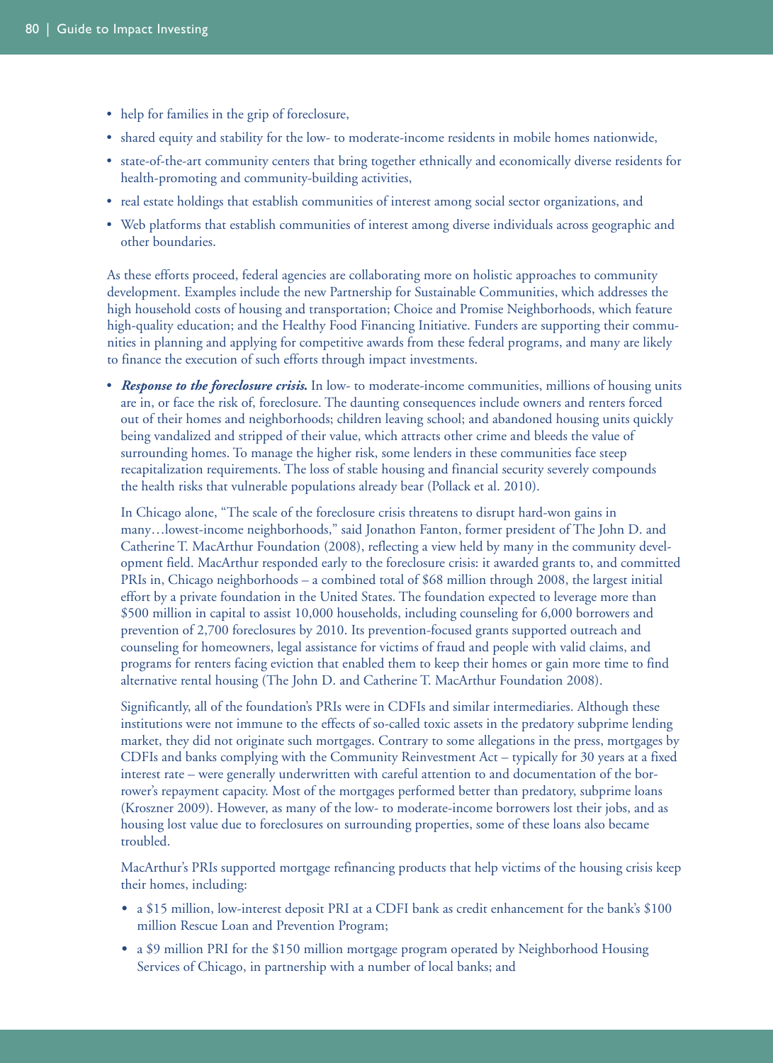- help for families in the grip of foreclosure,
- shared equity and stability for the low- to moderate-income residents in mobile homes nationwide,
- state-of-the-art community centers that bring together ethnically and economically diverse residents for health-promoting and community-building activities,
- real estate holdings that establish communities of interest among social sector organizations, and
- Web platforms that establish communities of interest among diverse individuals across geographic and other boundaries.

As these efforts proceed, federal agencies are collaborating more on holistic approaches to community development. Examples include the new Partnership for Sustainable Communities, which addresses the high household costs of housing and transportation; Choice and Promise Neighborhoods, which feature high-quality education; and the Healthy Food Financing Initiative. Funders are supporting their communities in planning and applying for competitive awards from these federal programs, and many are likely to finance the execution of such efforts through impact investments.

- ***Response to the foreclosure crisis.*** In low- to moderate-income communities, millions of housing units are in, or face the risk of, foreclosure. The daunting consequences include owners and renters forced out of their homes and neighborhoods; children leaving school; and abandoned housing units quickly being vandalized and stripped of their value, which attracts other crime and bleeds the value of surrounding homes. To manage the higher risk, some lenders in these communities face steep recapitalization requirements. The loss of stable housing and financial security severely compounds the health risks that vulnerable populations already bear (Pollack et al. 2010).

  In Chicago alone, "The scale of the foreclosure crisis threatens to disrupt hard-won gains in many…lowest-income neighborhoods," said Jonathon Fanton, former president of The John D. and Catherine T. MacArthur Foundation (2008), reflecting a view held by many in the community development field. MacArthur responded early to the foreclosure crisis: it awarded grants to, and committed PRIs in, Chicago neighborhoods – a combined total of $68 million through 2008, the largest initial effort by a private foundation in the United States. The foundation expected to leverage more than $500 million in capital to assist 10,000 households, including counseling for 6,000 borrowers and prevention of 2,700 foreclosures by 2010. Its prevention-focused grants supported outreach and counseling for homeowners, legal assistance for victims of fraud and people with valid claims, and programs for renters facing eviction that enabled them to keep their homes or gain more time to find alternative rental housing (The John D. and Catherine T. MacArthur Foundation 2008).

  Significantly, all of the foundation's PRIs were in CDFIs and similar intermediaries. Although these institutions were not immune to the effects of so-called toxic assets in the predatory subprime lending market, they did not originate such mortgages. Contrary to some allegations in the press, mortgages by CDFIs and banks complying with the Community Reinvestment Act – typically for 30 years at a fixed interest rate – were generally underwritten with careful attention to and documentation of the borrower's repayment capacity. Most of the mortgages performed better than predatory, subprime loans (Kroszner 2009). However, as many of the low- to moderate-income borrowers lost their jobs, and as housing lost value due to foreclosures on surrounding properties, some of these loans also became troubled.

  MacArthur's PRIs supported mortgage refinancing products that help victims of the housing crisis keep their homes, including:

  - a $15 million, low-interest deposit PRI at a CDFI bank as credit enhancement for the bank's $100 million Rescue Loan and Prevention Program;
  - a $9 million PRI for the $150 million mortgage program operated by Neighborhood Housing Services of Chicago, in partnership with a number of local banks; and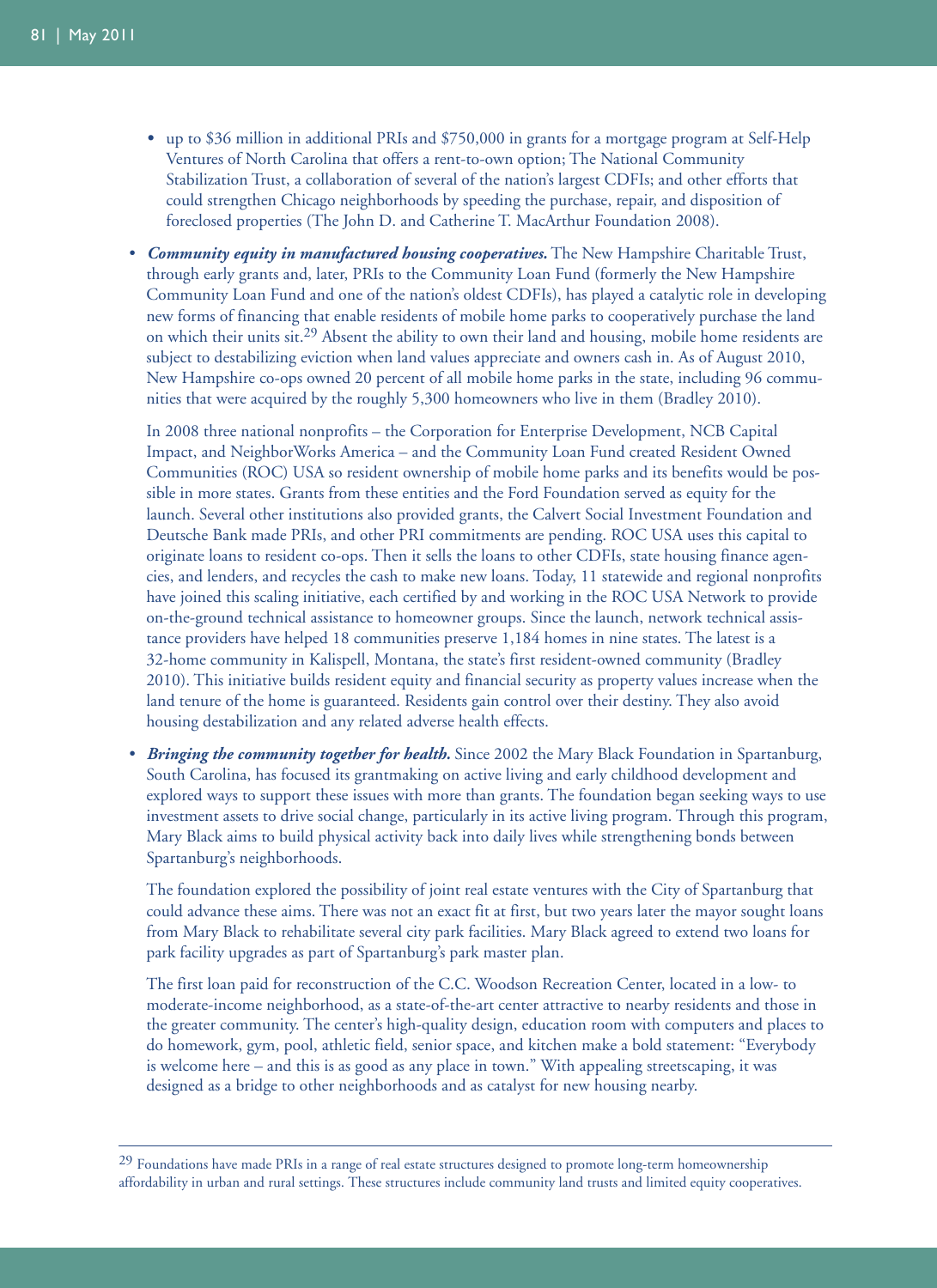- up to $36 million in additional PRIs and $750,000 in grants for a mortgage program at Self-Help Ventures of North Carolina that offers a rent-to-own option; The National Community Stabilization Trust, a collaboration of several of the nation's largest CDFIs; and other efforts that could strengthen Chicago neighborhoods by speeding the purchase, repair, and disposition of foreclosed properties (The John D. and Catherine T. MacArthur Foundation 2008).

- ***Community equity in manufactured housing cooperatives.*** The New Hampshire Charitable Trust, through early grants and, later, PRIs to the Community Loan Fund (formerly the New Hampshire Community Loan Fund and one of the nation's oldest CDFIs), has played a catalytic role in developing new forms of financing that enable residents of mobile home parks to cooperatively purchase the land on which their units sit.[29] Absent the ability to own their land and housing, mobile home residents are subject to destabilizing eviction when land values appreciate and owners cash in. As of August 2010, New Hampshire co-ops owned 20 percent of all mobile home parks in the state, including 96 communities that were acquired by the roughly 5,300 homeowners who live in them (Bradley 2010).

  In 2008 three national nonprofits – the Corporation for Enterprise Development, NCB Capital Impact, and NeighborWorks America – and the Community Loan Fund created Resident Owned Communities (ROC) USA so resident ownership of mobile home parks and its benefits would be possible in more states. Grants from these entities and the Ford Foundation served as equity for the launch. Several other institutions also provided grants, the Calvert Social Investment Foundation and Deutsche Bank made PRIs, and other PRI commitments are pending. ROC USA uses this capital to originate loans to resident co-ops. Then it sells the loans to other CDFIs, state housing finance agencies, and lenders, and recycles the cash to make new loans. Today, 11 statewide and regional nonprofits have joined this scaling initiative, each certified by and working in the ROC USA Network to provide on-the-ground technical assistance to homeowner groups. Since the launch, network technical assistance providers have helped 18 communities preserve 1,184 homes in nine states. The latest is a 32-home community in Kalispell, Montana, the state's first resident-owned community (Bradley 2010). This initiative builds resident equity and financial security as property values increase when the land tenure of the home is guaranteed. Residents gain control over their destiny. They also avoid housing destabilization and any related adverse health effects.

- ***Bringing the community together for health.*** Since 2002 the Mary Black Foundation in Spartanburg, South Carolina, has focused its grantmaking on active living and early childhood development and explored ways to support these issues with more than grants. The foundation began seeking ways to use investment assets to drive social change, particularly in its active living program. Through this program, Mary Black aims to build physical activity back into daily lives while strengthening bonds between Spartanburg's neighborhoods.

  The foundation explored the possibility of joint real estate ventures with the City of Spartanburg that could advance these aims. There was not an exact fit at first, but two years later the mayor sought loans from Mary Black to rehabilitate several city park facilities. Mary Black agreed to extend two loans for park facility upgrades as part of Spartanburg's park master plan.

  The first loan paid for reconstruction of the C.C. Woodson Recreation Center, located in a low- to moderate-income neighborhood, as a state-of-the-art center attractive to nearby residents and those in the greater community. The center's high-quality design, education room with computers and places to do homework, gym, pool, athletic field, senior space, and kitchen make a bold statement: "Everybody is welcome here – and this is as good as any place in town." With appealing streetscaping, it was designed as a bridge to other neighborhoods and as catalyst for new housing nearby.

---

[29] Foundations have made PRIs in a range of real estate structures designed to promote long-term homeownership affordability in urban and rural settings. These structures include community land trusts and limited equity cooperatives.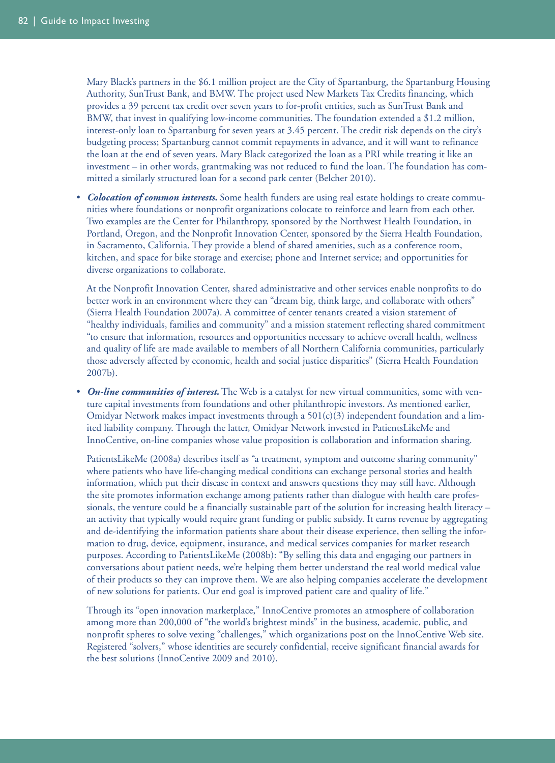Mary Black's partners in the $6.1 million project are the City of Spartanburg, the Spartanburg Housing Authority, SunTrust Bank, and BMW. The project used New Markets Tax Credits financing, which provides a 39 percent tax credit over seven years to for-profit entities, such as SunTrust Bank and BMW, that invest in qualifying low-income communities. The foundation extended a $1.2 million, interest-only loan to Spartanburg for seven years at 3.45 percent. The credit risk depends on the city's budgeting process; Spartanburg cannot commit repayments in advance, and it will want to refinance the loan at the end of seven years. Mary Black categorized the loan as a PRI while treating it like an investment – in other words, grantmaking was not reduced to fund the loan. The foundation has committed a similarly structured loan for a second park center (Belcher 2010).

- ***Colocation of common interests.*** Some health funders are using real estate holdings to create communities where foundations or nonprofit organizations colocate to reinforce and learn from each other. Two examples are the Center for Philanthropy, sponsored by the Northwest Health Foundation, in Portland, Oregon, and the Nonprofit Innovation Center, sponsored by the Sierra Health Foundation, in Sacramento, California. They provide a blend of shared amenities, such as a conference room, kitchen, and space for bike storage and exercise; phone and Internet service; and opportunities for diverse organizations to collaborate.

  At the Nonprofit Innovation Center, shared administrative and other services enable nonprofits to do better work in an environment where they can "dream big, think large, and collaborate with others" (Sierra Health Foundation 2007a). A committee of center tenants created a vision statement of "healthy individuals, families and community" and a mission statement reflecting shared commitment "to ensure that information, resources and opportunities necessary to achieve overall health, wellness and quality of life are made available to members of all Northern California communities, particularly those adversely affected by economic, health and social justice disparities" (Sierra Health Foundation 2007b).

- ***On-line communities of interest.*** The Web is a catalyst for new virtual communities, some with venture capital investments from foundations and other philanthropic investors. As mentioned earlier, Omidyar Network makes impact investments through a 501(c)(3) independent foundation and a limited liability company. Through the latter, Omidyar Network invested in PatientsLikeMe and InnoCentive, on-line companies whose value proposition is collaboration and information sharing.

  PatientsLikeMe (2008a) describes itself as "a treatment, symptom and outcome sharing community" where patients who have life-changing medical conditions can exchange personal stories and health information, which put their disease in context and answers questions they may still have. Although the site promotes information exchange among patients rather than dialogue with health care professionals, the venture could be a financially sustainable part of the solution for increasing health literacy – an activity that typically would require grant funding or public subsidy. It earns revenue by aggregating and de-identifying the information patients share about their disease experience, then selling the information to drug, device, equipment, insurance, and medical services companies for market research purposes. According to PatientsLikeMe (2008b): "By selling this data and engaging our partners in conversations about patient needs, we're helping them better understand the real world medical value of their products so they can improve them. We are also helping companies accelerate the development of new solutions for patients. Our end goal is improved patient care and quality of life."

  Through its "open innovation marketplace," InnoCentive promotes an atmosphere of collaboration among more than 200,000 of "the world's brightest minds" in the business, academic, public, and nonprofit spheres to solve vexing "challenges," which organizations post on the InnoCentive Web site. Registered "solvers," whose identities are securely confidential, receive significant financial awards for the best solutions (InnoCentive 2009 and 2010).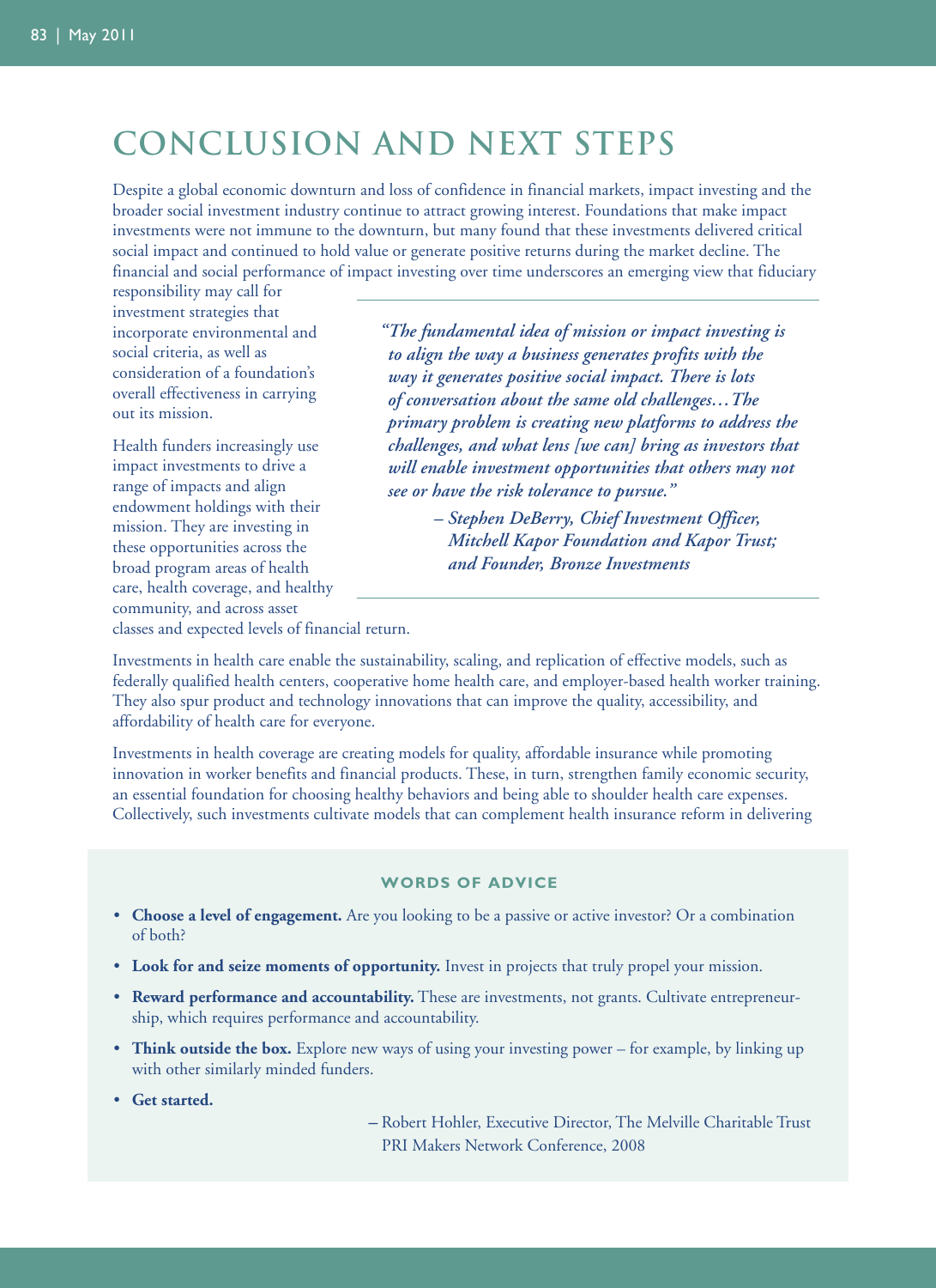# CONCLUSION AND NEXT STEPS

Despite a global economic downturn and loss of confidence in financial markets, impact investing and the broader social investment industry continue to attract growing interest. Foundations that make impact investments were not immune to the downturn, but many found that these investments delivered critical social impact and continued to hold value or generate positive returns during the market decline. The financial and social performance of impact investing over time underscores an emerging view that fiduciary responsibility may call for investment strategies that incorporate environmental and social criteria, as well as consideration of a foundation's overall effectiveness in carrying out its mission.

> *"The fundamental idea of mission or impact investing is to align the way a business generates profits with the way it generates positive social impact. There is lots of conversation about the same old challenges…The primary problem is creating new platforms to address the challenges, and what lens [we can] bring as investors that will enable investment opportunities that others may not see or have the risk tolerance to pursue."*
>
> *– Stephen DeBerry, Chief Investment Officer, Mitchell Kapor Foundation and Kapor Trust; and Founder, Bronze Investments*

Health funders increasingly use impact investments to drive a range of impacts and align endowment holdings with their mission. They are investing in these opportunities across the broad program areas of health care, health coverage, and healthy community, and across asset classes and expected levels of financial return.

Investments in health care enable the sustainability, scaling, and replication of effective models, such as federally qualified health centers, cooperative home health care, and employer-based health worker training. They also spur product and technology innovations that can improve the quality, accessibility, and affordability of health care for everyone.

Investments in health coverage are creating models for quality, affordable insurance while promoting innovation in worker benefits and financial products. These, in turn, strengthen family economic security, an essential foundation for choosing healthy behaviors and being able to shoulder health care expenses. Collectively, such investments cultivate models that can complement health insurance reform in delivering

### WORDS OF ADVICE

- **Choose a level of engagement.** Are you looking to be a passive or active investor? Or a combination of both?
- **Look for and seize moments of opportunity.** Invest in projects that truly propel your mission.
- **Reward performance and accountability.** These are investments, not grants. Cultivate entrepreneurship, which requires performance and accountability.
- **Think outside the box.** Explore new ways of using your investing power – for example, by linking up with other similarly minded funders.
- **Get started.**

– Robert Hohler, Executive Director, The Melville Charitable Trust
PRI Makers Network Conference, 2008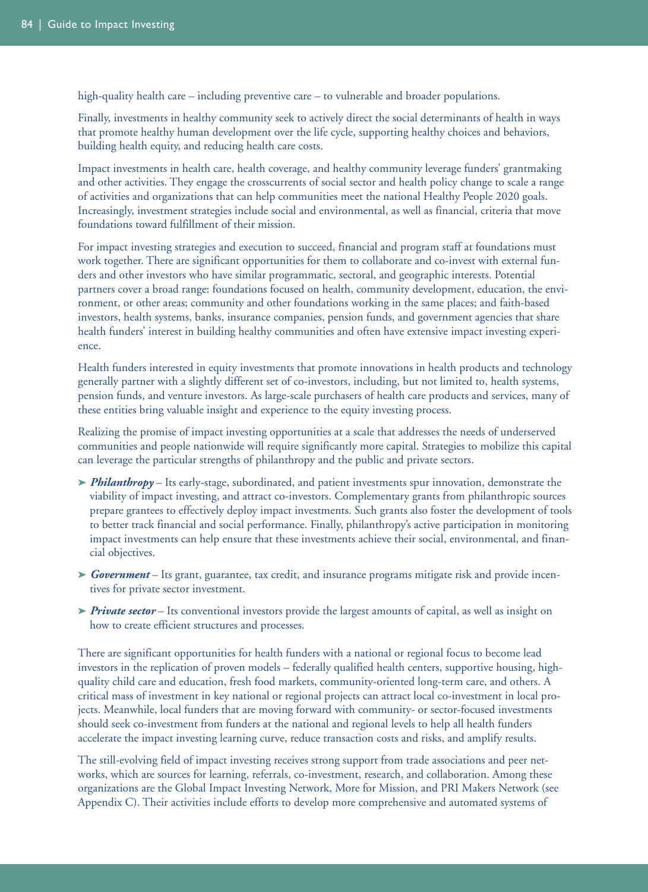high-quality health care – including preventive care – to vulnerable and broader populations.

Finally, investments in healthy community seek to actively direct the social determinants of health in ways that promote healthy human development over the life cycle, supporting healthy choices and behaviors, building health equity, and reducing health care costs.

Impact investments in health care, health coverage, and healthy community leverage funders' grantmaking and other activities. They engage the crosscurrents of social sector and health policy change to scale a range of activities and organizations that can help communities meet the national Healthy People 2020 goals. Increasingly, investment strategies include social and environmental, as well as financial, criteria that move foundations toward fulfillment of their mission.

For impact investing strategies and execution to succeed, financial and program staff at foundations must work together. There are significant opportunities for them to collaborate and co-invest with external funders and other investors who have similar programmatic, sectoral, and geographic interests. Potential partners cover a broad range: foundations focused on health, community development, education, the environment, or other areas; community and other foundations working in the same places; and faith-based investors, health systems, banks, insurance companies, pension funds, and government agencies that share health funders' interest in building healthy communities and often have extensive impact investing experience.

Health funders interested in equity investments that promote innovations in health products and technology generally partner with a slightly different set of co-investors, including, but not limited to, health systems, pension funds, and venture investors. As large-scale purchasers of health care products and services, many of these entities bring valuable insight and experience to the equity investing process.

Realizing the promise of impact investing opportunities at a scale that addresses the needs of underserved communities and people nationwide will require significantly more capital. Strategies to mobilize this capital can leverage the particular strengths of philanthropy and the public and private sectors.

- ***Philanthropy*** – Its early-stage, subordinated, and patient investments spur innovation, demonstrate the viability of impact investing, and attract co-investors. Complementary grants from philanthropic sources prepare grantees to effectively deploy impact investments. Such grants also foster the development of tools to better track financial and social performance. Finally, philanthropy's active participation in monitoring impact investments can help ensure that these investments achieve their social, environmental, and financial objectives.
- ***Government*** – Its grant, guarantee, tax credit, and insurance programs mitigate risk and provide incentives for private sector investment.
- ***Private sector*** – Its conventional investors provide the largest amounts of capital, as well as insight on how to create efficient structures and processes.

There are significant opportunities for health funders with a national or regional focus to become lead investors in the replication of proven models – federally qualified health centers, supportive housing, high-quality child care and education, fresh food markets, community-oriented long-term care, and others. A critical mass of investment in key national or regional projects can attract local co-investment in local projects. Meanwhile, local funders that are moving forward with community- or sector-focused investments should seek co-investment from funders at the national and regional levels to help all health funders accelerate the impact investing learning curve, reduce transaction costs and risks, and amplify results.

The still-evolving field of impact investing receives strong support from trade associations and peer networks, which are sources for learning, referrals, co-investment, research, and collaboration. Among these organizations are the Global Impact Investing Network, More for Mission, and PRI Makers Network (see Appendix C). Their activities include efforts to develop more comprehensive and automated systems of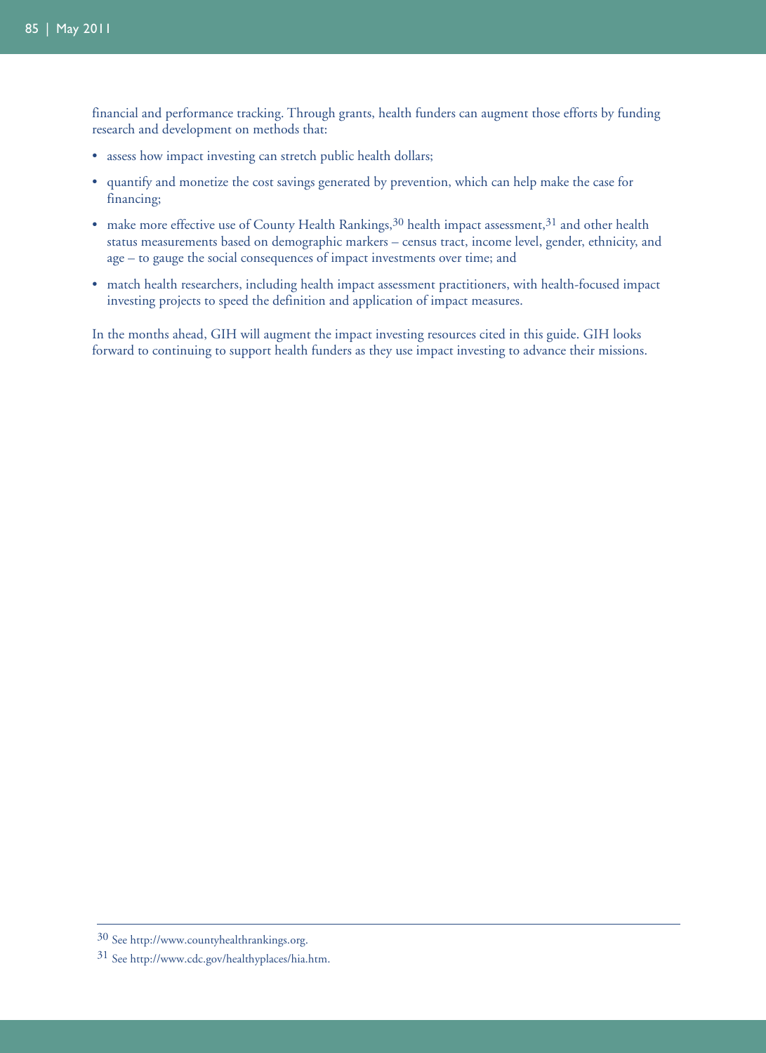financial and performance tracking. Through grants, health funders can augment those efforts by funding research and development on methods that:

- assess how impact investing can stretch public health dollars;
- quantify and monetize the cost savings generated by prevention, which can help make the case for financing;
- make more effective use of County Health Rankings,[30] health impact assessment,[31] and other health status measurements based on demographic markers – census tract, income level, gender, ethnicity, and age – to gauge the social consequences of impact investments over time; and
- match health researchers, including health impact assessment practitioners, with health-focused impact investing projects to speed the definition and application of impact measures.

In the months ahead, GIH will augment the impact investing resources cited in this guide. GIH looks forward to continuing to support health funders as they use impact investing to advance their missions.

---

[30] See http://www.countyhealthrankings.org.

[31] See http://www.cdc.gov/healthyplaces/hia.htm.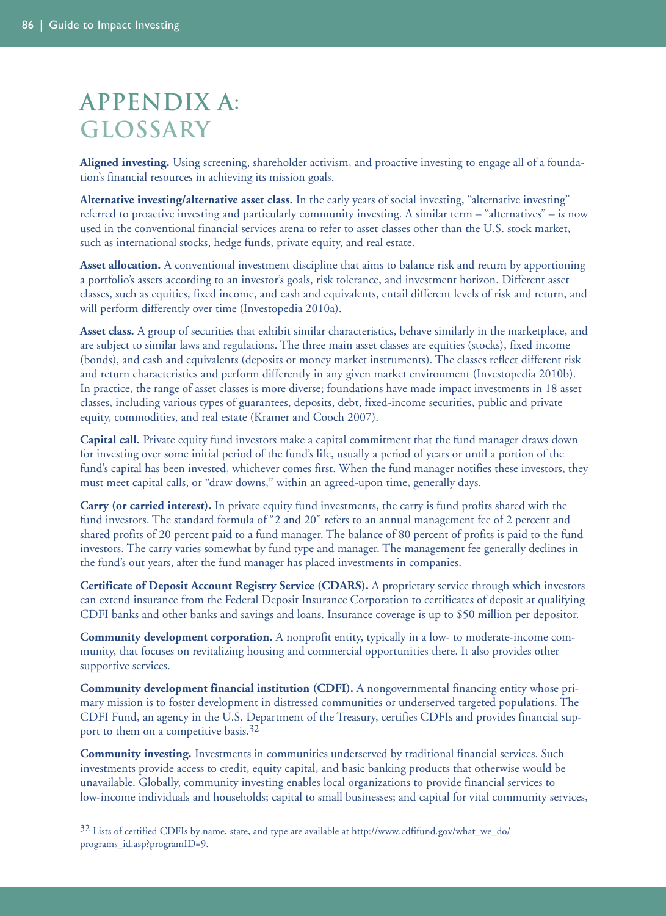# APPENDIX A: GLOSSARY

**Aligned investing.** Using screening, shareholder activism, and proactive investing to engage all of a foundation's financial resources in achieving its mission goals.

**Alternative investing/alternative asset class.** In the early years of social investing, "alternative investing" referred to proactive investing and particularly community investing. A similar term – "alternatives" – is now used in the conventional financial services arena to refer to asset classes other than the U.S. stock market, such as international stocks, hedge funds, private equity, and real estate.

**Asset allocation.** A conventional investment discipline that aims to balance risk and return by apportioning a portfolio's assets according to an investor's goals, risk tolerance, and investment horizon. Different asset classes, such as equities, fixed income, and cash and equivalents, entail different levels of risk and return, and will perform differently over time (Investopedia 2010a).

**Asset class.** A group of securities that exhibit similar characteristics, behave similarly in the marketplace, and are subject to similar laws and regulations. The three main asset classes are equities (stocks), fixed income (bonds), and cash and equivalents (deposits or money market instruments). The classes reflect different risk and return characteristics and perform differently in any given market environment (Investopedia 2010b). In practice, the range of asset classes is more diverse; foundations have made impact investments in 18 asset classes, including various types of guarantees, deposits, debt, fixed-income securities, public and private equity, commodities, and real estate (Kramer and Cooch 2007).

**Capital call.** Private equity fund investors make a capital commitment that the fund manager draws down for investing over some initial period of the fund's life, usually a period of years or until a portion of the fund's capital has been invested, whichever comes first. When the fund manager notifies these investors, they must meet capital calls, or "draw downs," within an agreed-upon time, generally days.

**Carry (or carried interest).** In private equity fund investments, the carry is fund profits shared with the fund investors. The standard formula of "2 and 20" refers to an annual management fee of 2 percent and shared profits of 20 percent paid to a fund manager. The balance of 80 percent of profits is paid to the fund investors. The carry varies somewhat by fund type and manager. The management fee generally declines in the fund's out years, after the fund manager has placed investments in companies.

**Certificate of Deposit Account Registry Service (CDARS).** A proprietary service through which investors can extend insurance from the Federal Deposit Insurance Corporation to certificates of deposit at qualifying CDFI banks and other banks and savings and loans. Insurance coverage is up to $50 million per depositor.

**Community development corporation.** A nonprofit entity, typically in a low- to moderate-income community, that focuses on revitalizing housing and commercial opportunities there. It also provides other supportive services.

**Community development financial institution (CDFI).** A nongovernmental financing entity whose primary mission is to foster development in distressed communities or underserved targeted populations. The CDFI Fund, an agency in the U.S. Department of the Treasury, certifies CDFIs and provides financial support to them on a competitive basis.[32]

**Community investing.** Investments in communities underserved by traditional financial services. Such investments provide access to credit, equity capital, and basic banking products that otherwise would be unavailable. Globally, community investing enables local organizations to provide financial services to low-income individuals and households; capital to small businesses; and capital for vital community services,

---

[32] Lists of certified CDFIs by name, state, and type are available at http://www.cdfifund.gov/what_we_do/programs_id.asp?programID=9.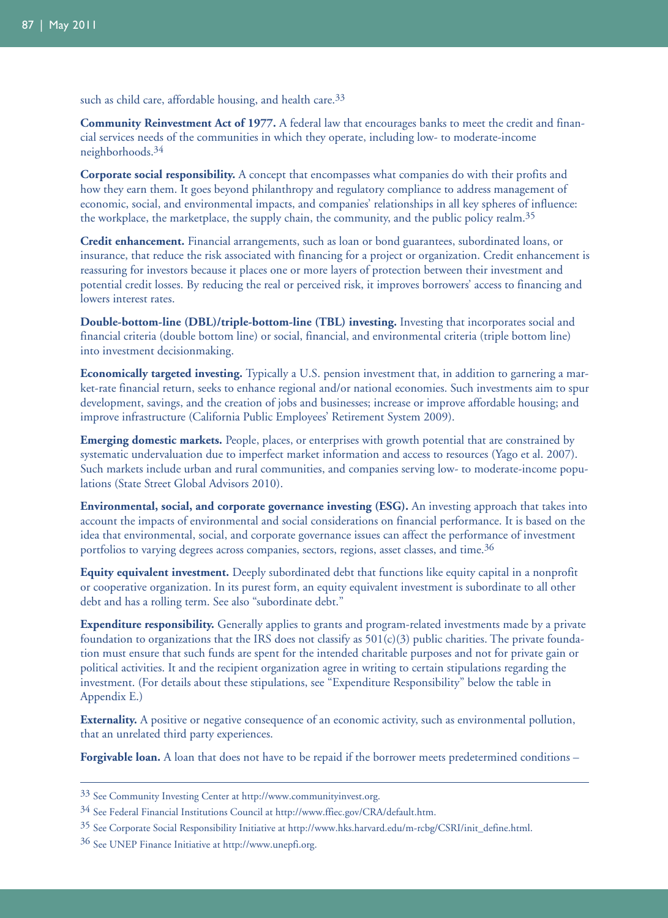such as child care, affordable housing, and health care.[33]

**Community Reinvestment Act of 1977.** A federal law that encourages banks to meet the credit and financial services needs of the communities in which they operate, including low- to moderate-income neighborhoods.[34]

**Corporate social responsibility.** A concept that encompasses what companies do with their profits and how they earn them. It goes beyond philanthropy and regulatory compliance to address management of economic, social, and environmental impacts, and companies' relationships in all key spheres of influence: the workplace, the marketplace, the supply chain, the community, and the public policy realm.[35]

**Credit enhancement.** Financial arrangements, such as loan or bond guarantees, subordinated loans, or insurance, that reduce the risk associated with financing for a project or organization. Credit enhancement is reassuring for investors because it places one or more layers of protection between their investment and potential credit losses. By reducing the real or perceived risk, it improves borrowers' access to financing and lowers interest rates.

**Double-bottom-line (DBL)/triple-bottom-line (TBL) investing.** Investing that incorporates social and financial criteria (double bottom line) or social, financial, and environmental criteria (triple bottom line) into investment decisionmaking.

**Economically targeted investing.** Typically a U.S. pension investment that, in addition to garnering a market-rate financial return, seeks to enhance regional and/or national economies. Such investments aim to spur development, savings, and the creation of jobs and businesses; increase or improve affordable housing; and improve infrastructure (California Public Employees' Retirement System 2009).

**Emerging domestic markets.** People, places, or enterprises with growth potential that are constrained by systematic undervaluation due to imperfect market information and access to resources (Yago et al. 2007). Such markets include urban and rural communities, and companies serving low- to moderate-income populations (State Street Global Advisors 2010).

**Environmental, social, and corporate governance investing (ESG).** An investing approach that takes into account the impacts of environmental and social considerations on financial performance. It is based on the idea that environmental, social, and corporate governance issues can affect the performance of investment portfolios to varying degrees across companies, sectors, regions, asset classes, and time.[36]

**Equity equivalent investment.** Deeply subordinated debt that functions like equity capital in a nonprofit or cooperative organization. In its purest form, an equity equivalent investment is subordinate to all other debt and has a rolling term. See also "subordinate debt."

**Expenditure responsibility.** Generally applies to grants and program-related investments made by a private foundation to organizations that the IRS does not classify as 501(c)(3) public charities. The private foundation must ensure that such funds are spent for the intended charitable purposes and not for private gain or political activities. It and the recipient organization agree in writing to certain stipulations regarding the investment. (For details about these stipulations, see "Expenditure Responsibility" below the table in Appendix E.)

**Externality.** A positive or negative consequence of an economic activity, such as environmental pollution, that an unrelated third party experiences.

**Forgivable loan.** A loan that does not have to be repaid if the borrower meets predetermined conditions –

---

[33] See Community Investing Center at http://www.communityinvest.org.

[34] See Federal Financial Institutions Council at http://www.ffiec.gov/CRA/default.htm.

[35] See Corporate Social Responsibility Initiative at http://www.hks.harvard.edu/m-rcbg/CSRI/init_define.html.

[36] See UNEP Finance Initiative at http://www.unepfi.org.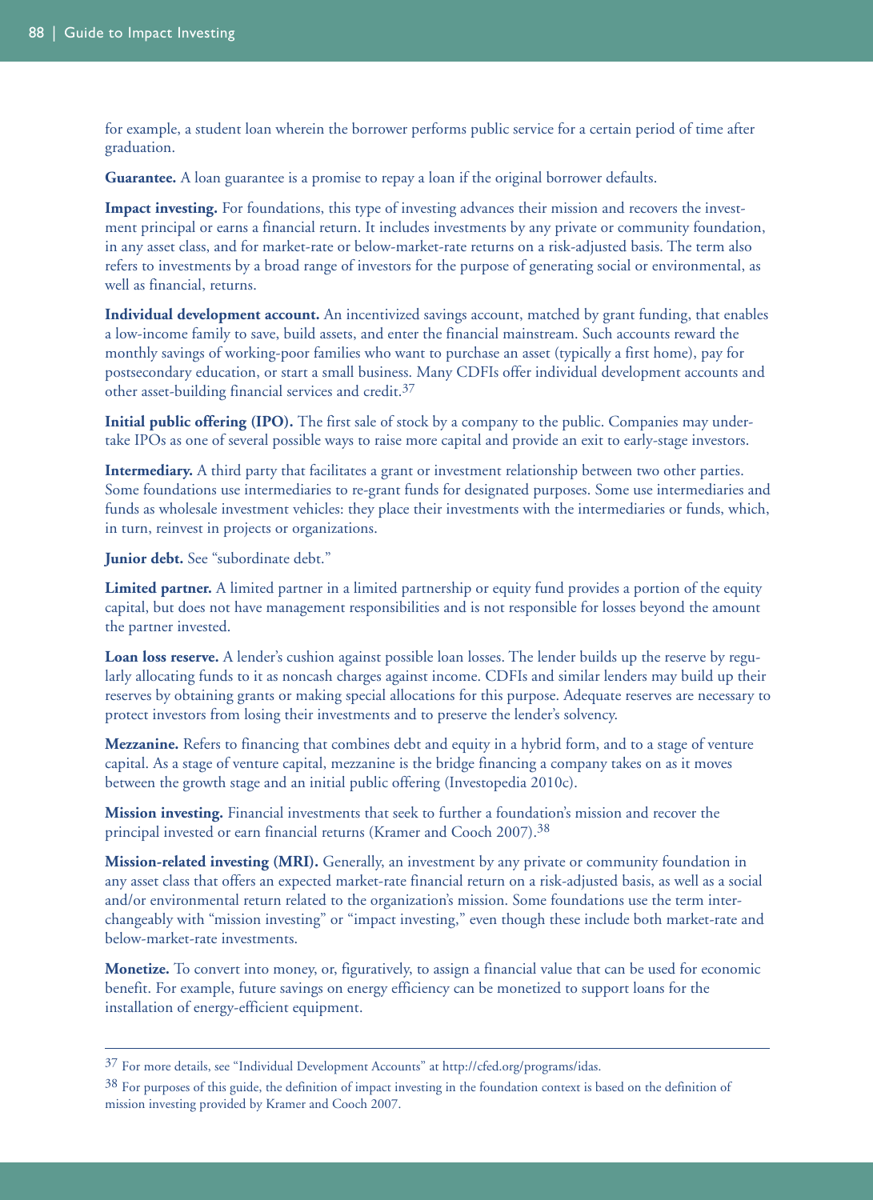for example, a student loan wherein the borrower performs public service for a certain period of time after graduation.

**Guarantee.** A loan guarantee is a promise to repay a loan if the original borrower defaults.

**Impact investing.** For foundations, this type of investing advances their mission and recovers the investment principal or earns a financial return. It includes investments by any private or community foundation, in any asset class, and for market-rate or below-market-rate returns on a risk-adjusted basis. The term also refers to investments by a broad range of investors for the purpose of generating social or environmental, as well as financial, returns.

**Individual development account.** An incentivized savings account, matched by grant funding, that enables a low-income family to save, build assets, and enter the financial mainstream. Such accounts reward the monthly savings of working-poor families who want to purchase an asset (typically a first home), pay for postsecondary education, or start a small business. Many CDFIs offer individual development accounts and other asset-building financial services and credit.[37]

**Initial public offering (IPO).** The first sale of stock by a company to the public. Companies may undertake IPOs as one of several possible ways to raise more capital and provide an exit to early-stage investors.

**Intermediary.** A third party that facilitates a grant or investment relationship between two other parties. Some foundations use intermediaries to re-grant funds for designated purposes. Some use intermediaries and funds as wholesale investment vehicles: they place their investments with the intermediaries or funds, which, in turn, reinvest in projects or organizations.

**Junior debt.** See "subordinate debt."

**Limited partner.** A limited partner in a limited partnership or equity fund provides a portion of the equity capital, but does not have management responsibilities and is not responsible for losses beyond the amount the partner invested.

**Loan loss reserve.** A lender's cushion against possible loan losses. The lender builds up the reserve by regularly allocating funds to it as noncash charges against income. CDFIs and similar lenders may build up their reserves by obtaining grants or making special allocations for this purpose. Adequate reserves are necessary to protect investors from losing their investments and to preserve the lender's solvency.

**Mezzanine.** Refers to financing that combines debt and equity in a hybrid form, and to a stage of venture capital. As a stage of venture capital, mezzanine is the bridge financing a company takes on as it moves between the growth stage and an initial public offering (Investopedia 2010c).

**Mission investing.** Financial investments that seek to further a foundation's mission and recover the principal invested or earn financial returns (Kramer and Cooch 2007).[38]

**Mission-related investing (MRI).** Generally, an investment by any private or community foundation in any asset class that offers an expected market-rate financial return on a risk-adjusted basis, as well as a social and/or environmental return related to the organization's mission. Some foundations use the term interchangeably with "mission investing" or "impact investing," even though these include both market-rate and below-market-rate investments.

**Monetize.** To convert into money, or, figuratively, to assign a financial value that can be used for economic benefit. For example, future savings on energy efficiency can be monetized to support loans for the installation of energy-efficient equipment.

---

[37] For more details, see "Individual Development Accounts" at http://cfed.org/programs/idas.

[38] For purposes of this guide, the definition of impact investing in the foundation context is based on the definition of mission investing provided by Kramer and Cooch 2007.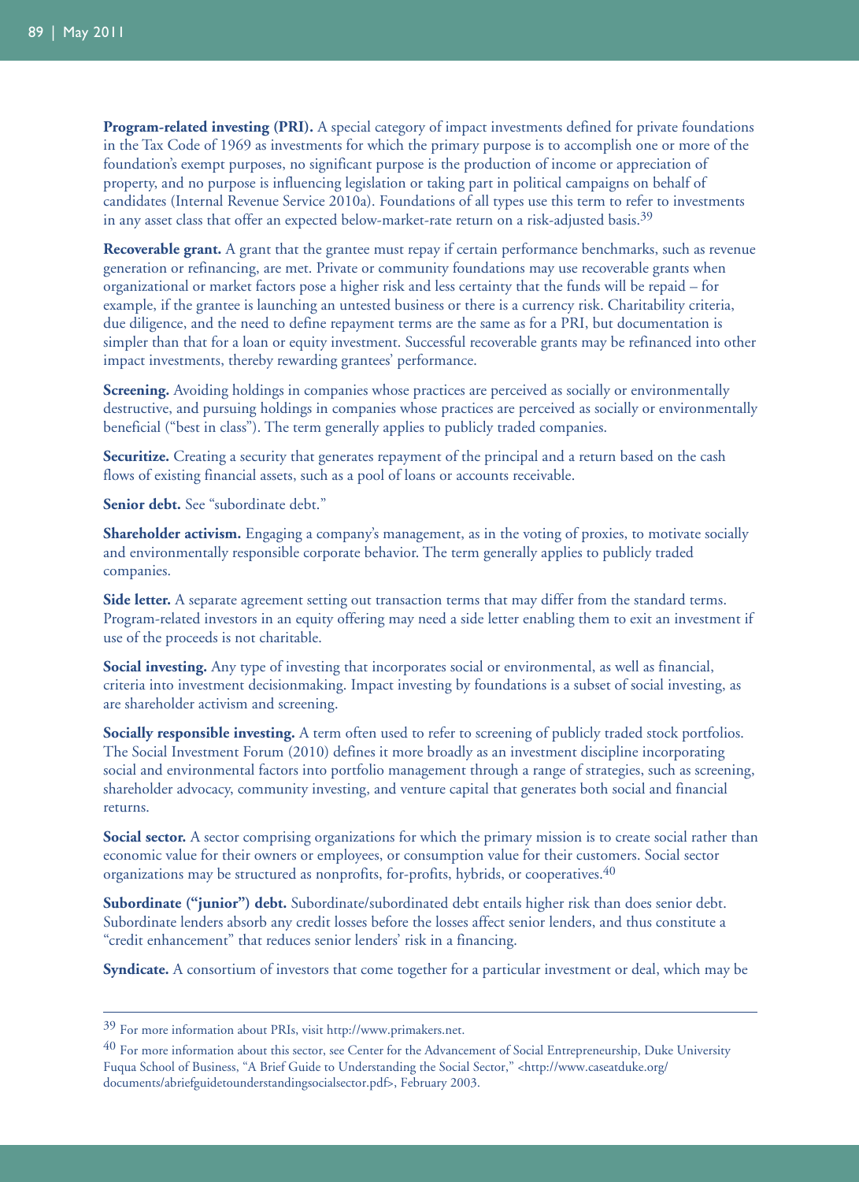**Program-related investing (PRI).** A special category of impact investments defined for private foundations in the Tax Code of 1969 as investments for which the primary purpose is to accomplish one or more of the foundation's exempt purposes, no significant purpose is the production of income or appreciation of property, and no purpose is influencing legislation or taking part in political campaigns on behalf of candidates (Internal Revenue Service 2010a). Foundations of all types use this term to refer to investments in any asset class that offer an expected below-market-rate return on a risk-adjusted basis.[39]

**Recoverable grant.** A grant that the grantee must repay if certain performance benchmarks, such as revenue generation or refinancing, are met. Private or community foundations may use recoverable grants when organizational or market factors pose a higher risk and less certainty that the funds will be repaid – for example, if the grantee is launching an untested business or there is a currency risk. Charitability criteria, due diligence, and the need to define repayment terms are the same as for a PRI, but documentation is simpler than that for a loan or equity investment. Successful recoverable grants may be refinanced into other impact investments, thereby rewarding grantees' performance.

**Screening.** Avoiding holdings in companies whose practices are perceived as socially or environmentally destructive, and pursuing holdings in companies whose practices are perceived as socially or environmentally beneficial ("best in class"). The term generally applies to publicly traded companies.

**Securitize.** Creating a security that generates repayment of the principal and a return based on the cash flows of existing financial assets, such as a pool of loans or accounts receivable.

**Senior debt.** See "subordinate debt."

**Shareholder activism.** Engaging a company's management, as in the voting of proxies, to motivate socially and environmentally responsible corporate behavior. The term generally applies to publicly traded companies.

**Side letter.** A separate agreement setting out transaction terms that may differ from the standard terms. Program-related investors in an equity offering may need a side letter enabling them to exit an investment if use of the proceeds is not charitable.

**Social investing.** Any type of investing that incorporates social or environmental, as well as financial, criteria into investment decisionmaking. Impact investing by foundations is a subset of social investing, as are shareholder activism and screening.

**Socially responsible investing.** A term often used to refer to screening of publicly traded stock portfolios. The Social Investment Forum (2010) defines it more broadly as an investment discipline incorporating social and environmental factors into portfolio management through a range of strategies, such as screening, shareholder advocacy, community investing, and venture capital that generates both social and financial returns.

**Social sector.** A sector comprising organizations for which the primary mission is to create social rather than economic value for their owners or employees, or consumption value for their customers. Social sector organizations may be structured as nonprofits, for-profits, hybrids, or cooperatives.[40]

**Subordinate ("junior") debt.** Subordinate/subordinated debt entails higher risk than does senior debt. Subordinate lenders absorb any credit losses before the losses affect senior lenders, and thus constitute a "credit enhancement" that reduces senior lenders' risk in a financing.

**Syndicate.** A consortium of investors that come together for a particular investment or deal, which may be

---

[39] For more information about PRIs, visit http://www.primakers.net.

[40] For more information about this sector, see Center for the Advancement of Social Entrepreneurship, Duke University Fuqua School of Business, "A Brief Guide to Understanding the Social Sector," <http://www.caseatduke.org/documents/abriefguidetounderstandingsocialsector.pdf>, February 2003.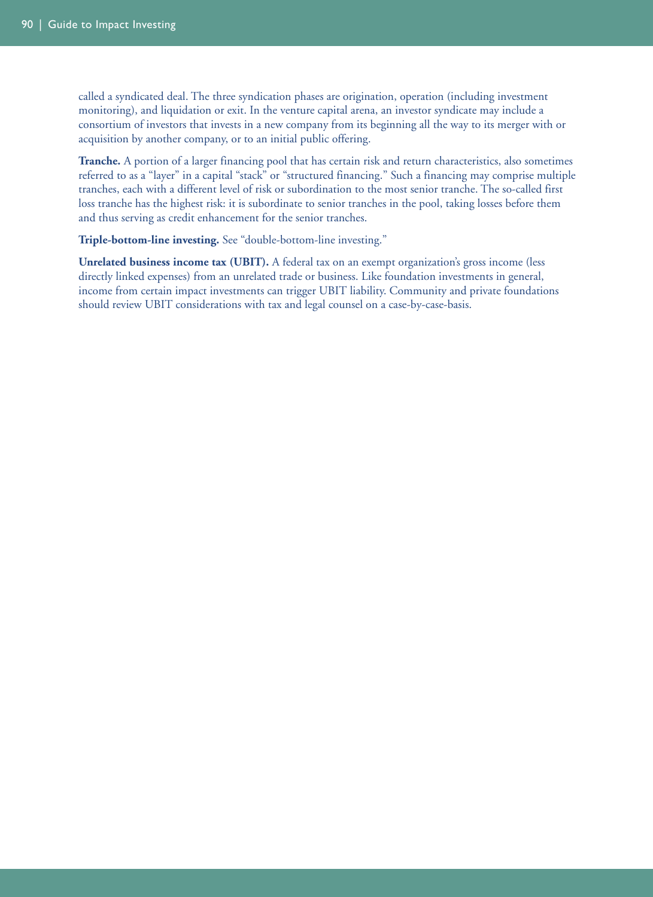called a syndicated deal. The three syndication phases are origination, operation (including investment monitoring), and liquidation or exit. In the venture capital arena, an investor syndicate may include a consortium of investors that invests in a new company from its beginning all the way to its merger with or acquisition by another company, or to an initial public offering.

**Tranche.** A portion of a larger financing pool that has certain risk and return characteristics, also sometimes referred to as a "layer" in a capital "stack" or "structured financing." Such a financing may comprise multiple tranches, each with a different level of risk or subordination to the most senior tranche. The so-called first loss tranche has the highest risk: it is subordinate to senior tranches in the pool, taking losses before them and thus serving as credit enhancement for the senior tranches.

**Triple-bottom-line investing.** See "double-bottom-line investing."

**Unrelated business income tax (UBIT).** A federal tax on an exempt organization's gross income (less directly linked expenses) from an unrelated trade or business. Like foundation investments in general, income from certain impact investments can trigger UBIT liability. Community and private foundations should review UBIT considerations with tax and legal counsel on a case-by-case-basis.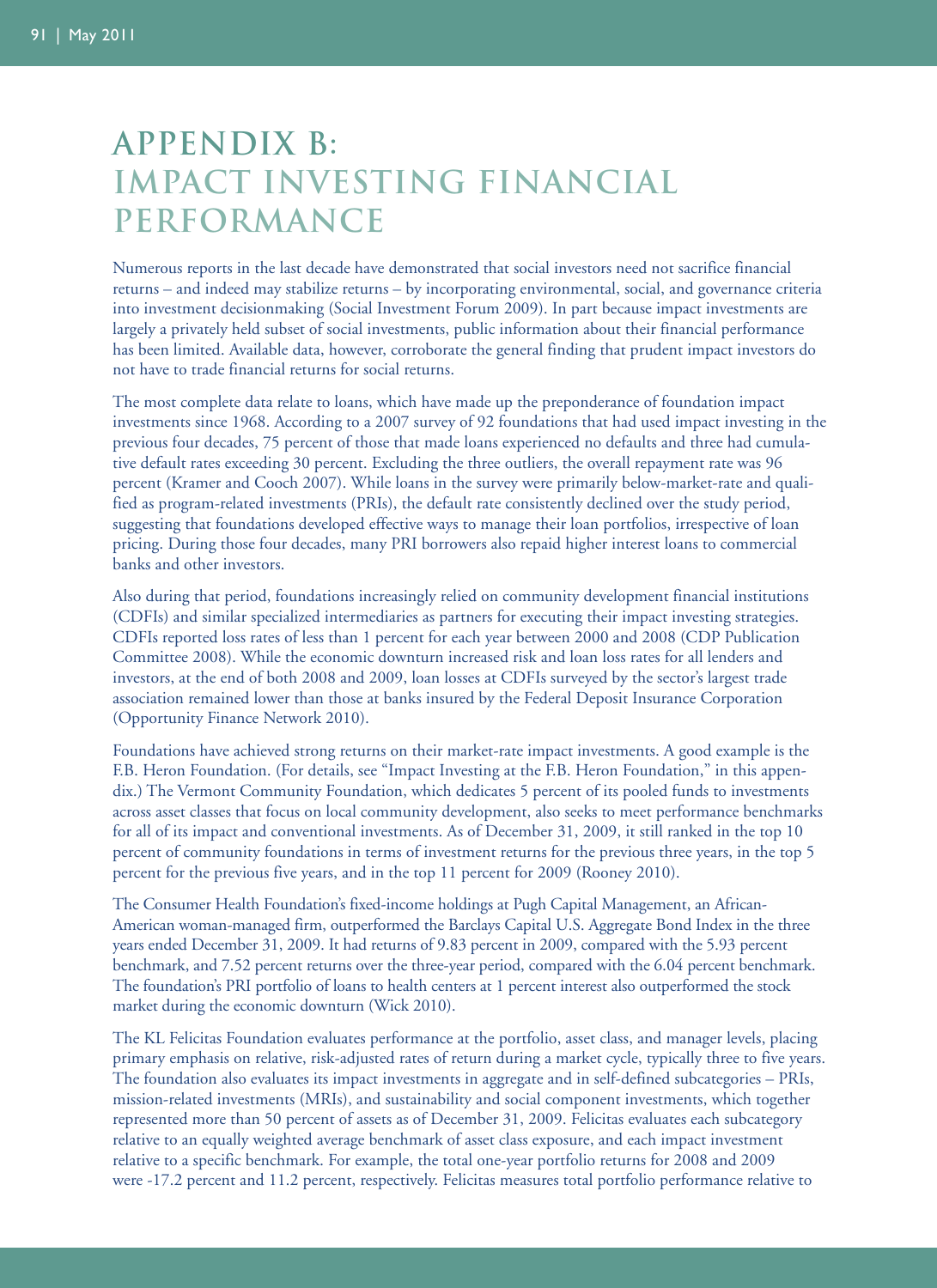# APPENDIX B: IMPACT INVESTING FINANCIAL PERFORMANCE

Numerous reports in the last decade have demonstrated that social investors need not sacrifice financial returns – and indeed may stabilize returns – by incorporating environmental, social, and governance criteria into investment decisionmaking (Social Investment Forum 2009). In part because impact investments are largely a privately held subset of social investments, public information about their financial performance has been limited. Available data, however, corroborate the general finding that prudent impact investors do not have to trade financial returns for social returns.

The most complete data relate to loans, which have made up the preponderance of foundation impact investments since 1968. According to a 2007 survey of 92 foundations that had used impact investing in the previous four decades, 75 percent of those that made loans experienced no defaults and three had cumulative default rates exceeding 30 percent. Excluding the three outliers, the overall repayment rate was 96 percent (Kramer and Cooch 2007). While loans in the survey were primarily below-market-rate and qualified as program-related investments (PRIs), the default rate consistently declined over the study period, suggesting that foundations developed effective ways to manage their loan portfolios, irrespective of loan pricing. During those four decades, many PRI borrowers also repaid higher interest loans to commercial banks and other investors.

Also during that period, foundations increasingly relied on community development financial institutions (CDFIs) and similar specialized intermediaries as partners for executing their impact investing strategies. CDFIs reported loss rates of less than 1 percent for each year between 2000 and 2008 (CDP Publication Committee 2008). While the economic downturn increased risk and loan loss rates for all lenders and investors, at the end of both 2008 and 2009, loan losses at CDFIs surveyed by the sector's largest trade association remained lower than those at banks insured by the Federal Deposit Insurance Corporation (Opportunity Finance Network 2010).

Foundations have achieved strong returns on their market-rate impact investments. A good example is the F.B. Heron Foundation. (For details, see "Impact Investing at the F.B. Heron Foundation," in this appendix.) The Vermont Community Foundation, which dedicates 5 percent of its pooled funds to investments across asset classes that focus on local community development, also seeks to meet performance benchmarks for all of its impact and conventional investments. As of December 31, 2009, it still ranked in the top 10 percent of community foundations in terms of investment returns for the previous three years, in the top 5 percent for the previous five years, and in the top 11 percent for 2009 (Rooney 2010).

The Consumer Health Foundation's fixed-income holdings at Pugh Capital Management, an African-American woman-managed firm, outperformed the Barclays Capital U.S. Aggregate Bond Index in the three years ended December 31, 2009. It had returns of 9.83 percent in 2009, compared with the 5.93 percent benchmark, and 7.52 percent returns over the three-year period, compared with the 6.04 percent benchmark. The foundation's PRI portfolio of loans to health centers at 1 percent interest also outperformed the stock market during the economic downturn (Wick 2010).

The KL Felicitas Foundation evaluates performance at the portfolio, asset class, and manager levels, placing primary emphasis on relative, risk-adjusted rates of return during a market cycle, typically three to five years. The foundation also evaluates its impact investments in aggregate and in self-defined subcategories – PRIs, mission-related investments (MRIs), and sustainability and social component investments, which together represented more than 50 percent of assets as of December 31, 2009. Felicitas evaluates each subcategory relative to an equally weighted average benchmark of asset class exposure, and each impact investment relative to a specific benchmark. For example, the total one-year portfolio returns for 2008 and 2009 were -17.2 percent and 11.2 percent, respectively. Felicitas measures total portfolio performance relative to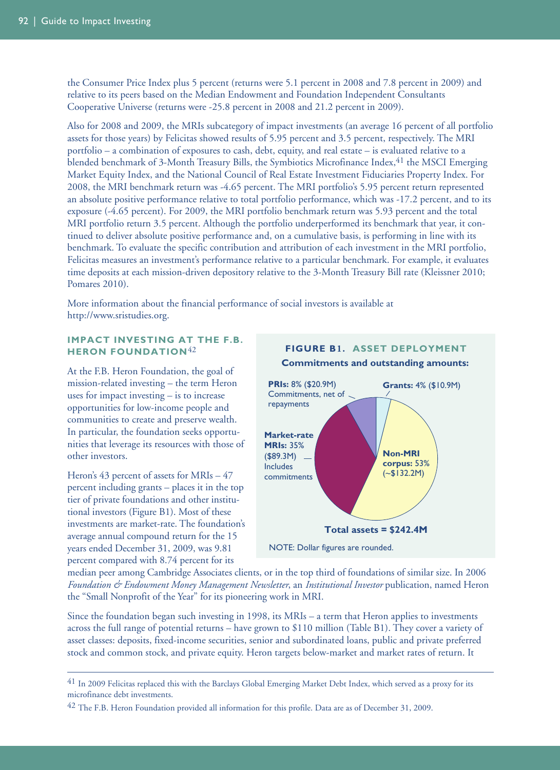the Consumer Price Index plus 5 percent (returns were 5.1 percent in 2008 and 7.8 percent in 2009) and relative to its peers based on the Median Endowment and Foundation Independent Consultants Cooperative Universe (returns were -25.8 percent in 2008 and 21.2 percent in 2009).

Also for 2008 and 2009, the MRIs subcategory of impact investments (an average 16 percent of all portfolio assets for those years) by Felicitas showed results of 5.95 percent and 3.5 percent, respectively. The MRI portfolio – a combination of exposures to cash, debt, equity, and real estate – is evaluated relative to a blended benchmark of 3-Month Treasury Bills, the Symbiotics Microfinance Index,[41] the MSCI Emerging Market Equity Index, and the National Council of Real Estate Investment Fiduciaries Property Index. For 2008, the MRI benchmark return was -4.65 percent. The MRI portfolio's 5.95 percent return represented an absolute positive performance relative to total portfolio performance, which was -17.2 percent, and to its exposure (-4.65 percent). For 2009, the MRI portfolio benchmark return was 5.93 percent and the total MRI portfolio return 3.5 percent. Although the portfolio underperformed its benchmark that year, it continued to deliver absolute positive performance and, on a cumulative basis, is performing in line with its benchmark. To evaluate the specific contribution and attribution of each investment in the MRI portfolio, Felicitas measures an investment's performance relative to a particular benchmark. For example, it evaluates time deposits at each mission-driven depository relative to the 3-Month Treasury Bill rate (Kleissner 2010; Pomares 2010).

More information about the financial performance of social investors is available at http://www.sristudies.org.

### IMPACT INVESTING AT THE F.B. HERON FOUNDATION[42]

At the F.B. Heron Foundation, the goal of mission-related investing – the term Heron uses for impact investing – is to increase opportunities for low-income people and communities to create and preserve wealth. In particular, the foundation seeks opportunities that leverage its resources with those of other investors.

Heron's 43 percent of assets for MRIs – 47 percent including grants – places it in the top tier of private foundations and other institutional investors (Figure B1). Most of these investments are market-rate. The foundation's average annual compound return for the 15 years ended December 31, 2009, was 9.81 percent compared with 8.74 percent for its median peer among Cambridge Associates clients, or in the top third of foundations of similar size. In 2006 *Foundation & Endowment Money Management Newsletter*, an *Institutional Investor* publication, named Heron the "Small Nonprofit of the Year" for its pioneering work in MRI.

**FIGURE B1. ASSET DEPLOYMENT**

**Commitments and outstanding amounts:**

- **PRIs:** 8% ($20.9M) Commitments, net of repayments
- **Grants:** 4% ($10.9M)
- **Market-rate MRIs:** 35% ($89.3M) Includes commitments
- **Non-MRI corpus:** 53% (~$132.2M)

**Total assets = $242.4M**

NOTE: Dollar figures are rounded.

Since the foundation began such investing in 1998, its MRIs – a term that Heron applies to investments across the full range of potential returns – have grown to $110 million (Table B1). They cover a variety of asset classes: deposits, fixed-income securities, senior and subordinated loans, public and private preferred stock and common stock, and private equity. Heron targets below-market and market rates of return. It

[41] In 2009 Felicitas replaced this with the Barclays Global Emerging Market Debt Index, which served as a proxy for its microfinance debt investments.

[42] The F.B. Heron Foundation provided all information for this profile. Data are as of December 31, 2009.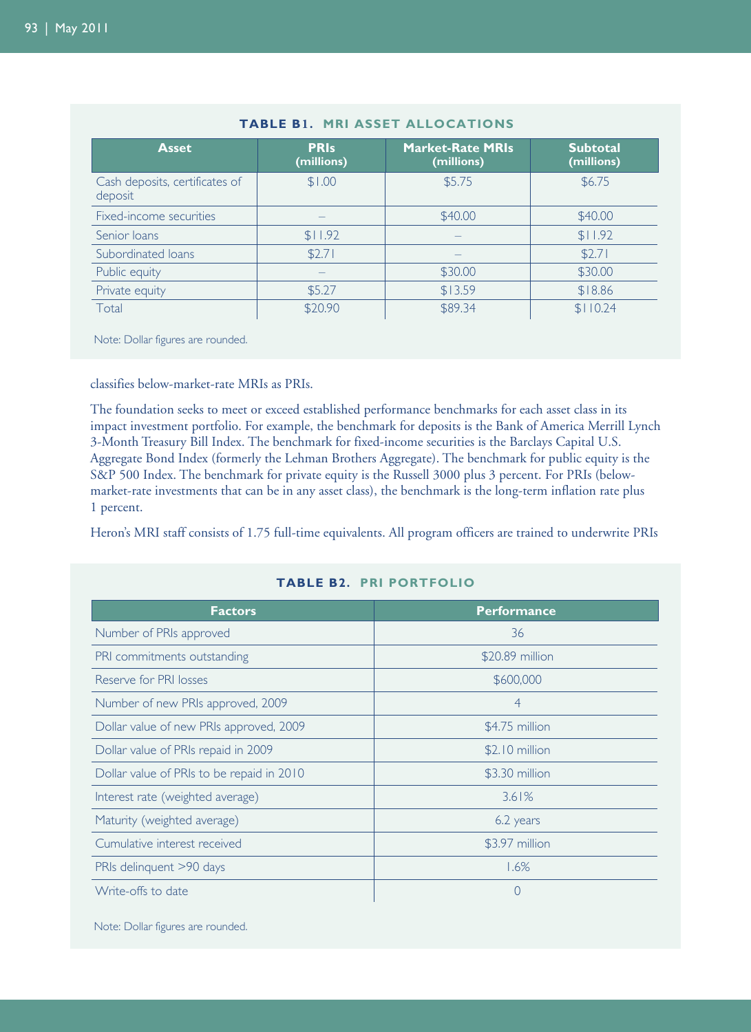**TABLE B1. MRI ASSET ALLOCATIONS**

| Asset | PRIs (millions) | Market-Rate MRIs (millions) | Subtotal (millions) |
|---|---|---|---|
| Cash deposits, certificates of deposit | $1.00 | $5.75 | $6.75 |
| Fixed-income securities | – | $40.00 | $40.00 |
| Senior loans | $11.92 | – | $11.92 |
| Subordinated loans | $2.71 | – | $2.71 |
| Public equity | – | $30.00 | $30.00 |
| Private equity | $5.27 | $13.59 | $18.86 |
| Total | $20.90 | $89.34 | $110.24 |

Note: Dollar figures are rounded.

classifies below-market-rate MRIs as PRIs.

The foundation seeks to meet or exceed established performance benchmarks for each asset class in its impact investment portfolio. For example, the benchmark for deposits is the Bank of America Merrill Lynch 3-Month Treasury Bill Index. The benchmark for fixed-income securities is the Barclays Capital U.S. Aggregate Bond Index (formerly the Lehman Brothers Aggregate). The benchmark for public equity is the S&P 500 Index. The benchmark for private equity is the Russell 3000 plus 3 percent. For PRIs (below-market-rate investments that can be in any asset class), the benchmark is the long-term inflation rate plus 1 percent.

Heron's MRI staff consists of 1.75 full-time equivalents. All program officers are trained to underwrite PRIs

**TABLE B2. PRI PORTFOLIO**

| Factors | Performance |
|---|---|
| Number of PRIs approved | 36 |
| PRI commitments outstanding | $20.89 million |
| Reserve for PRI losses | $600,000 |
| Number of new PRIs approved, 2009 | 4 |
| Dollar value of new PRIs approved, 2009 | $4.75 million |
| Dollar value of PRIs repaid in 2009 | $2.10 million |
| Dollar value of PRIs to be repaid in 2010 | $3.30 million |
| Interest rate (weighted average) | 3.61% |
| Maturity (weighted average) | 6.2 years |
| Cumulative interest received | $3.97 million |
| PRIs delinquent >90 days | 1.6% |
| Write-offs to date | 0 |

Note: Dollar figures are rounded.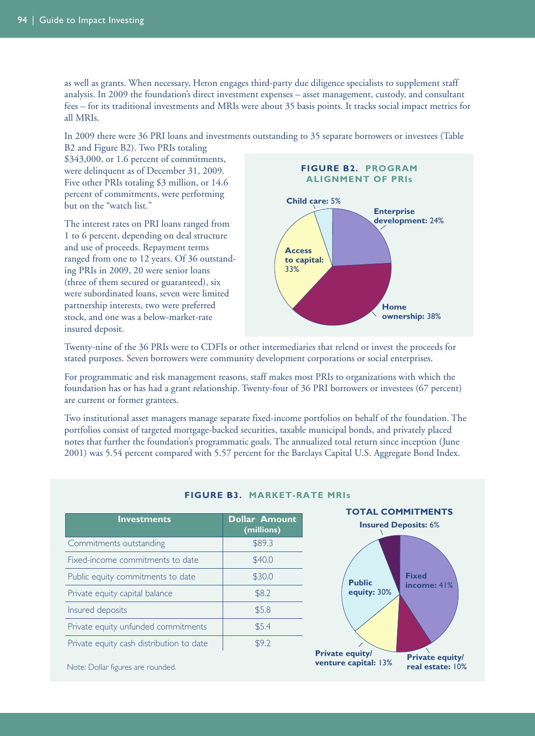as well as grants. When necessary, Heron engages third-party due diligence specialists to supplement staff analysis. In 2009 the foundation's direct investment expenses – asset management, custody, and consultant fees – for its traditional investments and MRIs were about 35 basis points. It tracks social impact metrics for all MRIs.

In 2009 there were 36 PRI loans and investments outstanding to 35 separate borrowers or investees (Table B2 and Figure B2). Two PRIs totaling $343,000, or 1.6 percent of commitments, were delinquent as of December 31, 2009. Five other PRIs totaling $3 million, or 14.6 percent of commitments, were performing but on the "watch list."

The interest rates on PRI loans ranged from 1 to 6 percent, depending on deal structure and use of proceeds. Repayment terms ranged from one to 12 years. Of 36 outstanding PRIs in 2009, 20 were senior loans (three of them secured or guaranteed), six were subordinated loans, seven were limited partnership interests, two were preferred stock, and one was a below-market-rate insured deposit.

**FIGURE B2. PROGRAM ALIGNMENT OF PRIs**

- Child care: 5%
- Enterprise development: 24%
- Access to capital: 33%
- Home ownership: 38%

Twenty-nine of the 36 PRIs were to CDFIs or other intermediaries that relend or invest the proceeds for stated purposes. Seven borrowers were community development corporations or social enterprises.

For programmatic and risk management reasons, staff makes most PRIs to organizations with which the foundation has or has had a grant relationship. Twenty-four of 36 PRI borrowers or investees (67 percent) are current or former grantees.

Two institutional asset managers manage separate fixed-income portfolios on behalf of the foundation. The portfolios consist of targeted mortgage-backed securities, taxable municipal bonds, and privately placed notes that further the foundation's programmatic goals. The annualized total return since inception (June 2001) was 5.54 percent compared with 5.57 percent for the Barclays Capital U.S. Aggregate Bond Index.

**FIGURE B3. MARKET-RATE MRIs**

| Investments | Dollar Amount (millions) |
|---|---|
| Commitments outstanding | $89.3 |
| Fixed-income commitments to date | $40.0 |
| Public equity commitments to date | $30.0 |
| Private equity capital balance | $8.2 |
| Insured deposits | $5.8 |
| Private equity unfunded commitments | $5.4 |
| Private equity cash distribution to date | $9.2 |

Note: Dollar figures are rounded.

**TOTAL COMMITMENTS**

- Insured Deposits: 6%
- Fixed income: 41%
- Public equity: 30%
- Private equity/ venture capital: 13%
- Private equity/ real estate: 10%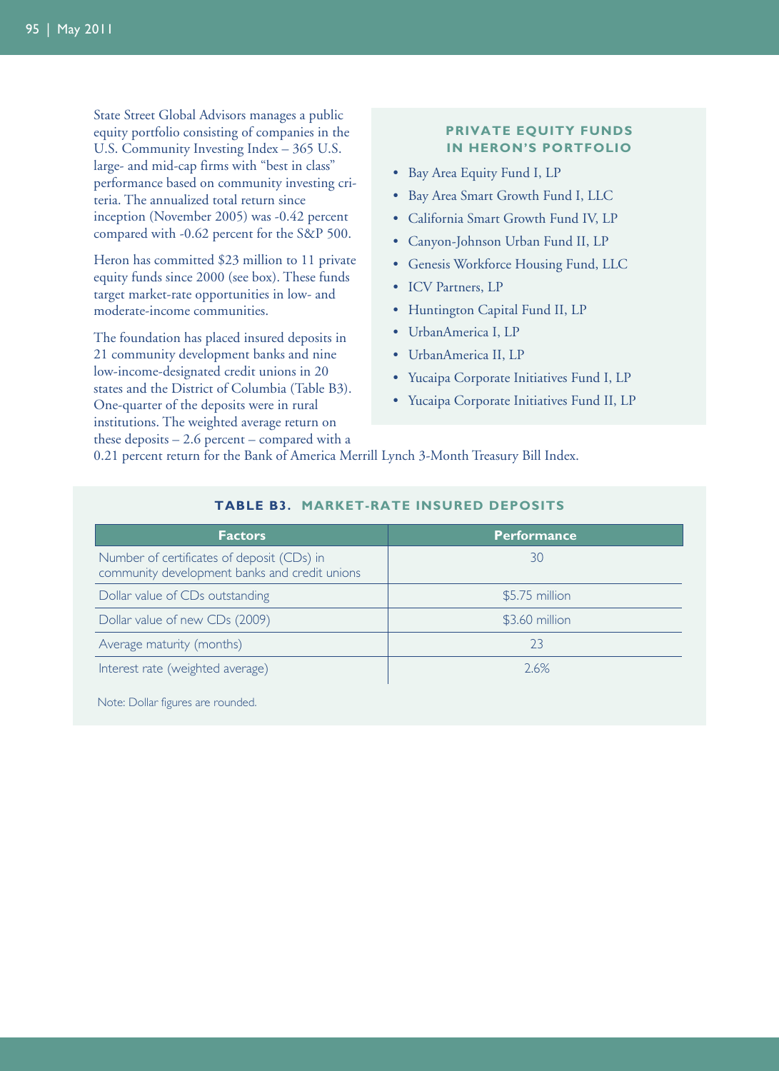State Street Global Advisors manages a public equity portfolio consisting of companies in the U.S. Community Investing Index – 365 U.S. large- and mid-cap firms with "best in class" performance based on community investing criteria. The annualized total return since inception (November 2005) was -0.42 percent compared with -0.62 percent for the S&P 500.

Heron has committed $23 million to 11 private equity funds since 2000 (see box). These funds target market-rate opportunities in low- and moderate-income communities.

The foundation has placed insured deposits in 21 community development banks and nine low-income-designated credit unions in 20 states and the District of Columbia (Table B3). One-quarter of the deposits were in rural institutions. The weighted average return on these deposits – 2.6 percent – compared with a 0.21 percent return for the Bank of America Merrill Lynch 3-Month Treasury Bill Index.

### PRIVATE EQUITY FUNDS IN HERON'S PORTFOLIO

- Bay Area Equity Fund I, LP
- Bay Area Smart Growth Fund I, LLC
- California Smart Growth Fund IV, LP
- Canyon-Johnson Urban Fund II, LP
- Genesis Workforce Housing Fund, LLC
- ICV Partners, LP
- Huntington Capital Fund II, LP
- UrbanAmerica I, LP
- UrbanAmerica II, LP
- Yucaipa Corporate Initiatives Fund I, LP
- Yucaipa Corporate Initiatives Fund II, LP

### TABLE B3. MARKET-RATE INSURED DEPOSITS

| Factors | Performance |
|---|---|
| Number of certificates of deposit (CDs) in community development banks and credit unions | 30 |
| Dollar value of CDs outstanding | $5.75 million |
| Dollar value of new CDs (2009) | $3.60 million |
| Average maturity (months) | 23 |
| Interest rate (weighted average) | 2.6% |

Note: Dollar figures are rounded.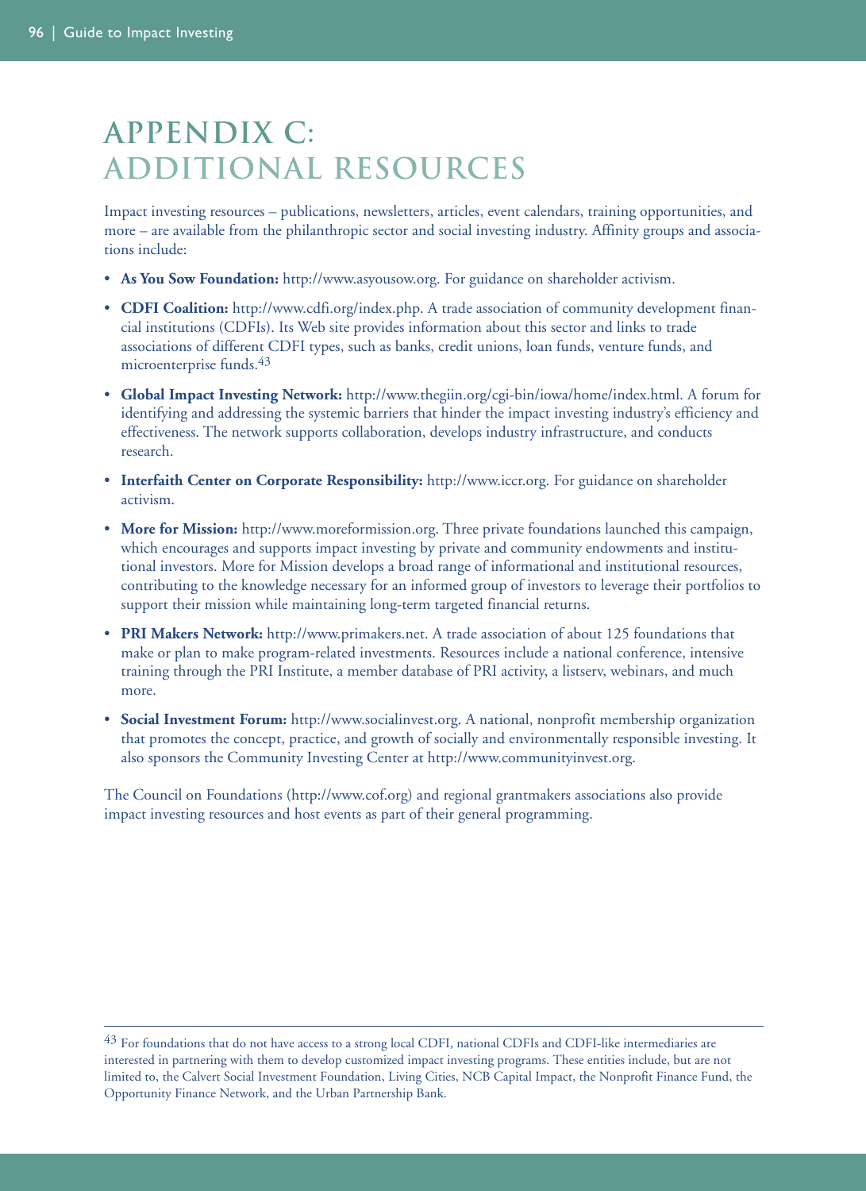// Appendix C: Additional Resources — transcription of the resource list and its footnote
# APPENDIX C: ADDITIONAL RESOURCES

Impact investing resources – publications, newsletters, articles, event calendars, training opportunities, and more – are available from the philanthropic sector and social investing industry. Affinity groups and associations include:

- **As You Sow Foundation:** http://www.asyousow.org. For guidance on shareholder activism.
- **CDFI Coalition:** http://www.cdfi.org/index.php. A trade association of community development financial institutions (CDFIs). Its Web site provides information about this sector and links to trade associations of different CDFI types, such as banks, credit unions, loan funds, venture funds, and microenterprise funds.[43]
- **Global Impact Investing Network:** http://www.thegiin.org/cgi-bin/iowa/home/index.html. A forum for identifying and addressing the systemic barriers that hinder the impact investing industry's efficiency and effectiveness. The network supports collaboration, develops industry infrastructure, and conducts research.
- **Interfaith Center on Corporate Responsibility:** http://www.iccr.org. For guidance on shareholder activism.
- **More for Mission:** http://www.moreformission.org. Three private foundations launched this campaign, which encourages and supports impact investing by private and community endowments and institutional investors. More for Mission develops a broad range of informational and institutional resources, contributing to the knowledge necessary for an informed group of investors to leverage their portfolios to support their mission while maintaining long-term targeted financial returns.
- **PRI Makers Network:** http://www.primakers.net. A trade association of about 125 foundations that make or plan to make program-related investments. Resources include a national conference, intensive training through the PRI Institute, a member database of PRI activity, a listserv, webinars, and much more.
- **Social Investment Forum:** http://www.socialinvest.org. A national, nonprofit membership organization that promotes the concept, practice, and growth of socially and environmentally responsible investing. It also sponsors the Community Investing Center at http://www.communityinvest.org.

The Council on Foundations (http://www.cof.org) and regional grantmakers associations also provide impact investing resources and host events as part of their general programming.

---

[43] For foundations that do not have access to a strong local CDFI, national CDFIs and CDFI-like intermediaries are interested in partnering with them to develop customized impact investing programs. These entities include, but are not limited to, the Calvert Social Investment Foundation, Living Cities, NCB Capital Impact, the Nonprofit Finance Fund, the Opportunity Finance Network, and the Urban Partnership Bank.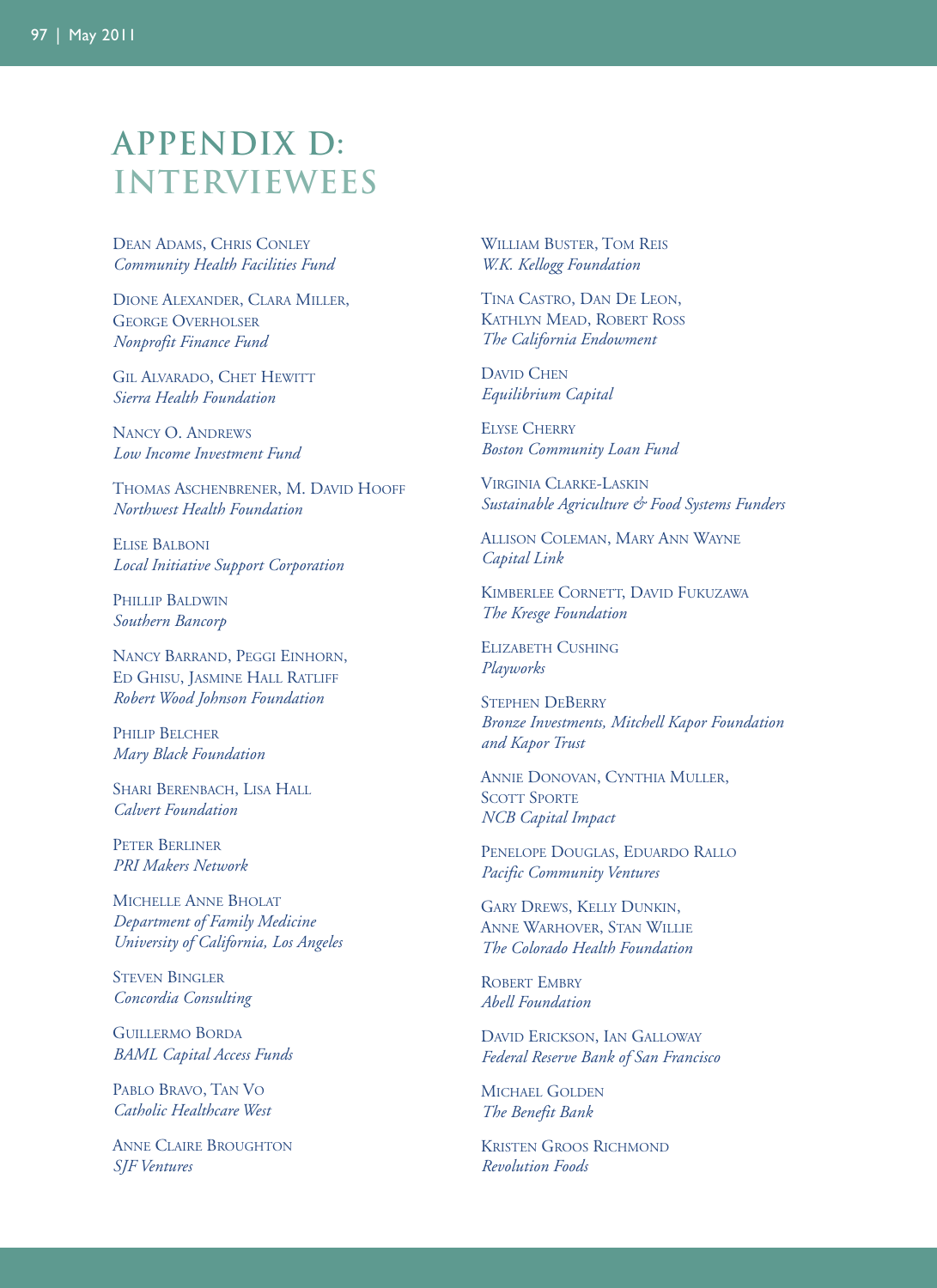# APPENDIX D: INTERVIEWEES

DEAN ADAMS, CHRIS CONLEY
*Community Health Facilities Fund*

DIONE ALEXANDER, CLARA MILLER, GEORGE OVERHOLSER
*Nonprofit Finance Fund*

GIL ALVARADO, CHET HEWITT
*Sierra Health Foundation*

NANCY O. ANDREWS
*Low Income Investment Fund*

THOMAS ASCHENBRENER, M. DAVID HOOFF
*Northwest Health Foundation*

ELISE BALBONI
*Local Initiative Support Corporation*

PHILLIP BALDWIN
*Southern Bancorp*

NANCY BARRAND, PEGGI EINHORN, ED GHISU, JASMINE HALL RATLIFF
*Robert Wood Johnson Foundation*

PHILIP BELCHER
*Mary Black Foundation*

SHARI BERENBACH, LISA HALL
*Calvert Foundation*

PETER BERLINER
*PRI Makers Network*

MICHELLE ANNE BHOLAT
*Department of Family Medicine*
*University of California, Los Angeles*

STEVEN BINGLER
*Concordia Consulting*

GUILLERMO BORDA
*BAML Capital Access Funds*

PABLO BRAVO, TAN VO
*Catholic Healthcare West*

ANNE CLAIRE BROUGHTON
*SJF Ventures*

WILLIAM BUSTER, TOM REIS
*W.K. Kellogg Foundation*

TINA CASTRO, DAN DE LEON, KATHLYN MEAD, ROBERT ROSS
*The California Endowment*

DAVID CHEN
*Equilibrium Capital*

ELYSE CHERRY
*Boston Community Loan Fund*

VIRGINIA CLARKE-LASKIN
*Sustainable Agriculture & Food Systems Funders*

ALLISON COLEMAN, MARY ANN WAYNE
*Capital Link*

KIMBERLEE CORNETT, DAVID FUKUZAWA
*The Kresge Foundation*

ELIZABETH CUSHING
*Playworks*

STEPHEN DEBERRY
*Bronze Investments, Mitchell Kapor Foundation and Kapor Trust*

ANNIE DONOVAN, CYNTHIA MULLER, SCOTT SPORTE
*NCB Capital Impact*

PENELOPE DOUGLAS, EDUARDO RALLO
*Pacific Community Ventures*

GARY DREWS, KELLY DUNKIN, ANNE WARHOVER, STAN WILLIE
*The Colorado Health Foundation*

ROBERT EMBRY
*Abell Foundation*

DAVID ERICKSON, IAN GALLOWAY
*Federal Reserve Bank of San Francisco*

MICHAEL GOLDEN
*The Benefit Bank*

KRISTEN GROOS RICHMOND
*Revolution Foods*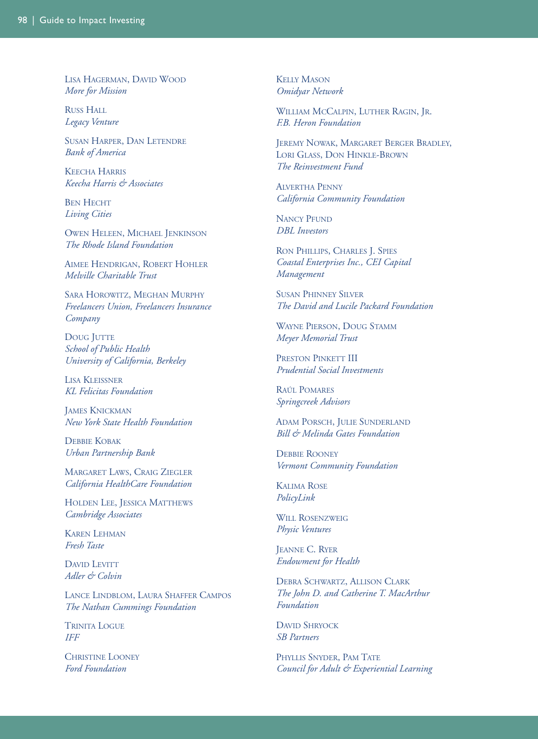Lisa Hagerman, David Wood
*More for Mission*

Russ Hall
*Legacy Venture*

Susan Harper, Dan Letendre
*Bank of America*

Keecha Harris
*Keecha Harris & Associates*

Ben Hecht
*Living Cities*

Owen Heleen, Michael Jenkinson
*The Rhode Island Foundation*

Aimee Hendrigan, Robert Hohler
*Melville Charitable Trust*

Sara Horowitz, Meghan Murphy
*Freelancers Union, Freelancers Insurance Company*

Doug Jutte
*School of Public Health*
*University of California, Berkeley*

Lisa Kleissner
*KL Felicitas Foundation*

James Knickman
*New York State Health Foundation*

Debbie Kobak
*Urban Partnership Bank*

Margaret Laws, Craig Ziegler
*California HealthCare Foundation*

Holden Lee, Jessica Matthews
*Cambridge Associates*

Karen Lehman
*Fresh Taste*

David Levitt
*Adler & Colvin*

Lance Lindblom, Laura Shaffer Campos
*The Nathan Cummings Foundation*

Trinita Logue
*IFF*

Christine Looney
*Ford Foundation*

Kelly Mason
*Omidyar Network*

William McCalpin, Luther Ragin, Jr.
*F.B. Heron Foundation*

Jeremy Nowak, Margaret Berger Bradley, Lori Glass, Don Hinkle-Brown
*The Reinvestment Fund*

Alvertha Penny
*California Community Foundation*

Nancy Pfund
*DBL Investors*

Ron Phillips, Charles J. Spies
*Coastal Enterprises Inc., CEI Capital Management*

Susan Phinney Silver
*The David and Lucile Packard Foundation*

Wayne Pierson, Doug Stamm
*Meyer Memorial Trust*

Preston Pinkett III
*Prudential Social Investments*

Raúl Pomares
*Springcreek Advisors*

Adam Porsch, Julie Sunderland
*Bill & Melinda Gates Foundation*

Debbie Rooney
*Vermont Community Foundation*

Kalima Rose
*PolicyLink*

Will Rosenzweig
*Physic Ventures*

Jeanne C. Ryer
*Endowment for Health*

Debra Schwartz, Allison Clark
*The John D. and Catherine T. MacArthur Foundation*

David Shryock
*SB Partners*

Phyllis Snyder, Pam Tate
*Council for Adult & Experiential Learning*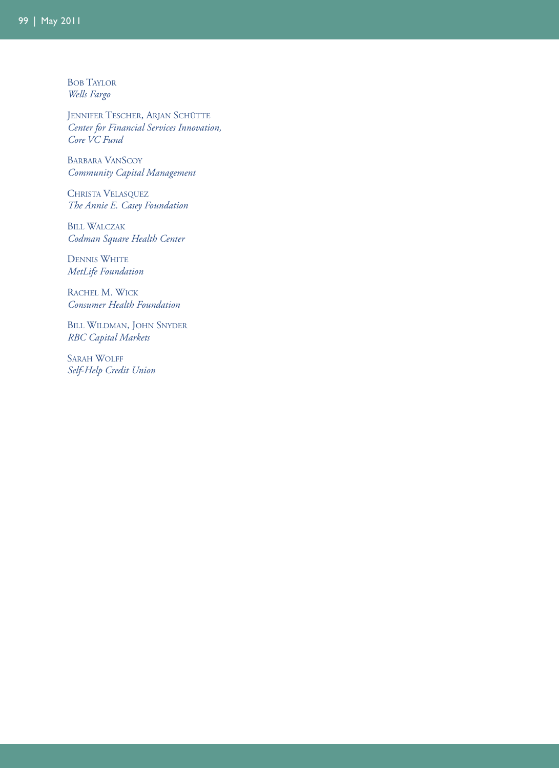Bob Taylor
*Wells Fargo*

Jennifer Tescher, Arjan Schütte
*Center for Financial Services Innovation,*
*Core VC Fund*

Barbara VanScoy
*Community Capital Management*

Christa Velasquez
*The Annie E. Casey Foundation*

Bill Walczak
*Codman Square Health Center*

Dennis White
*MetLife Foundation*

Rachel M. Wick
*Consumer Health Foundation*

Bill Wildman, John Snyder
*RBC Capital Markets*

Sarah Wolff
*Self-Help Credit Union*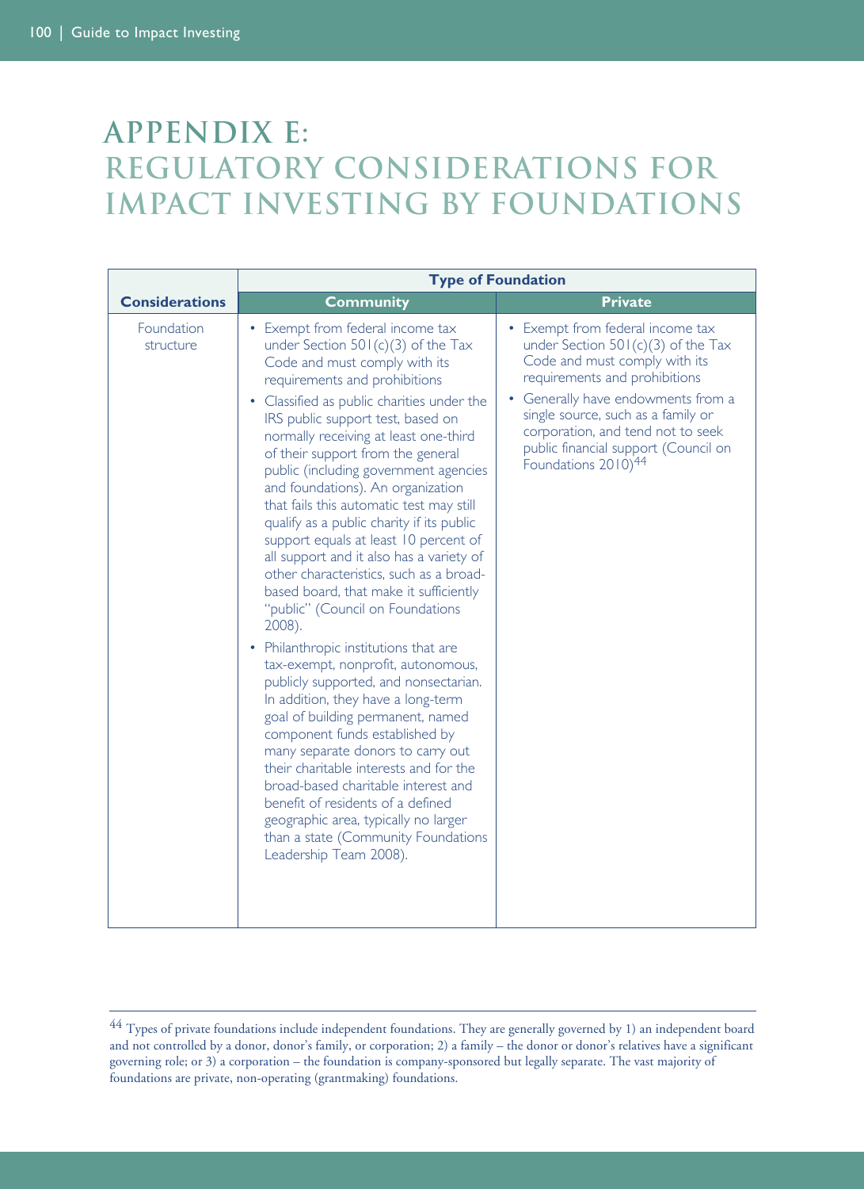# APPENDIX E: REGULATORY CONSIDERATIONS FOR IMPACT INVESTING BY FOUNDATIONS

| | Type of Foundation | |
|---|---|---|
| **Considerations** | **Community** | **Private** |
| Foundation structure | • Exempt from federal income tax under Section 501(c)(3) of the Tax Code and must comply with its requirements and prohibitions<br>• Classified as public charities under the IRS public support test, based on normally receiving at least one-third of their support from the general public (including government agencies and foundations). An organization that fails this automatic test may still qualify as a public charity if its public support equals at least 10 percent of all support and it also has a variety of other characteristics, such as a broad-based board, that make it sufficiently "public" (Council on Foundations 2008).<br>• Philanthropic institutions that are tax-exempt, nonprofit, autonomous, publicly supported, and nonsectarian. In addition, they have a long-term goal of building permanent, named component funds established by many separate donors to carry out their charitable interests and for the broad-based charitable interest and benefit of residents of a defined geographic area, typically no larger than a state (Community Foundations Leadership Team 2008). | • Exempt from federal income tax under Section 501(c)(3) of the Tax Code and must comply with its requirements and prohibitions<br>• Generally have endowments from a single source, such as a family or corporation, and tend not to seek public financial support (Council on Foundations 2010)[44] |

[44] Types of private foundations include independent foundations. They are generally governed by 1) an independent board and not controlled by a donor, donor's family, or corporation; 2) a family – the donor or donor's relatives have a significant governing role; or 3) a corporation – the foundation is company-sponsored but legally separate. The vast majority of foundations are private, non-operating (grantmaking) foundations.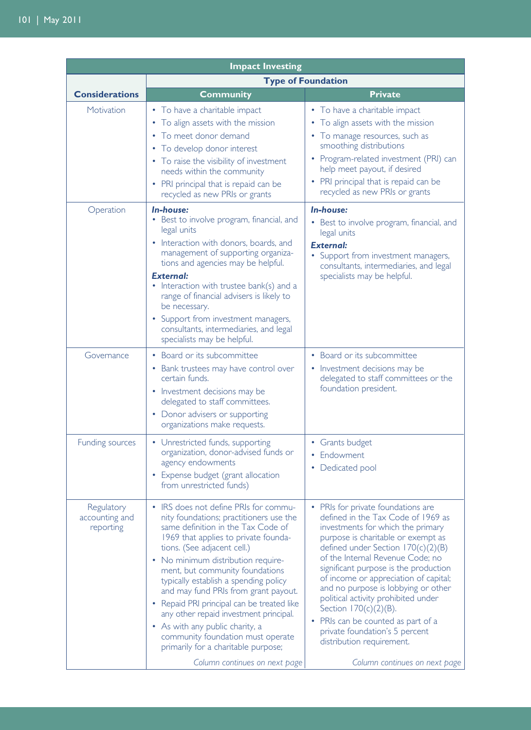| Impact Investing | | |
|---|---|---|
| | **Type of Foundation** | |
| **Considerations** | **Community** | **Private** |
| Motivation | • To have a charitable impact<br>• To align assets with the mission<br>• To meet donor demand<br>• To develop donor interest<br>• To raise the visibility of investment needs within the community<br>• PRI principal that is repaid can be recycled as new PRIs or grants | • To have a charitable impact<br>• To align assets with the mission<br>• To manage resources, such as smoothing distributions<br>• Program-related investment (PRI) can help meet payout, if desired<br>• PRI principal that is repaid can be recycled as new PRIs or grants |
| Operation | ***In-house:***<br>• Best to involve program, financial, and legal units<br>• Interaction with donors, boards, and management of supporting organizations and agencies may be helpful.<br>***External:***<br>• Interaction with trustee bank(s) and a range of financial advisers is likely to be necessary.<br>• Support from investment managers, consultants, intermediaries, and legal specialists may be helpful. | ***In-house:***<br>• Best to involve program, financial, and legal units<br>***External:***<br>• Support from investment managers, consultants, intermediaries, and legal specialists may be helpful. |
| Governance | • Board or its subcommittee<br>• Bank trustees may have control over certain funds.<br>• Investment decisions may be delegated to staff committees.<br>• Donor advisers or supporting organizations make requests. | • Board or its subcommittee<br>• Investment decisions may be delegated to staff committees or the foundation president. |
| Funding sources | • Unrestricted funds, supporting organization, donor-advised funds or agency endowments<br>• Expense budget (grant allocation from unrestricted funds) | • Grants budget<br>• Endowment<br>• Dedicated pool |
| Regulatory accounting and reporting | • IRS does not define PRIs for community foundations; practitioners use the same definition in the Tax Code of 1969 that applies to private foundations. (See adjacent cell.)<br>• No minimum distribution requirement, but community foundations typically establish a spending policy and may fund PRIs from grant payout.<br>• Repaid PRI principal can be treated like any other repaid investment principal.<br>• As with any public charity, a community foundation must operate primarily for a charitable purpose;<br>*Column continues on next page* | • PRIs for private foundations are defined in the Tax Code of 1969 as investments for which the primary purpose is charitable or exempt as defined under Section 170(c)(2)(B) of the Internal Revenue Code; no significant purpose is the production of income or appreciation of capital; and no purpose is lobbying or other political activity prohibited under Section 170(c)(2)(B).<br>• PRIs can be counted as part of a private foundation's 5 percent distribution requirement.<br>*Column continues on next page* |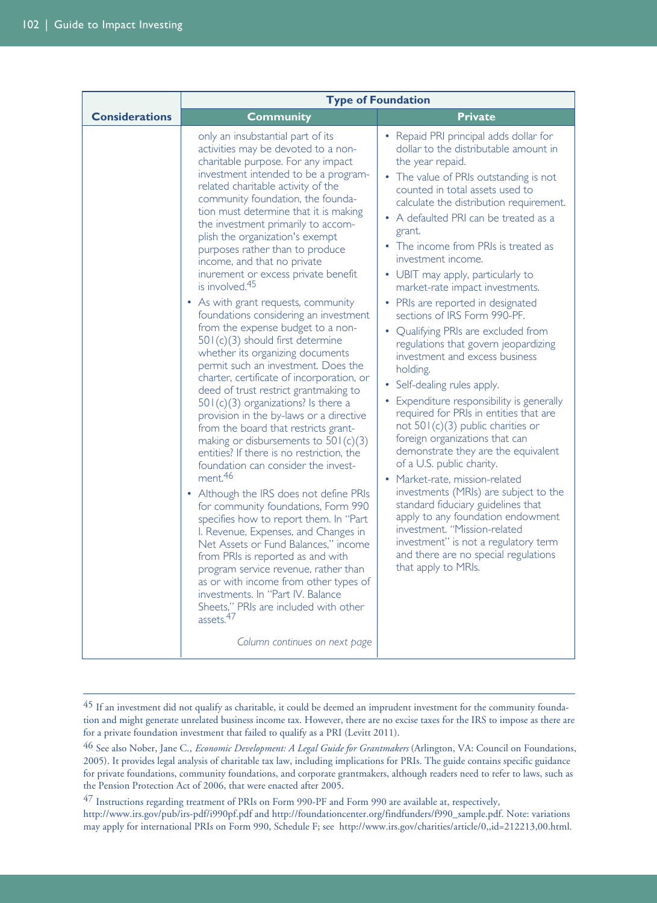| Considerations | Type of Foundation | |
|---|---|---|
| | **Community** | **Private** |
| | only an insubstantial part of its activities may be devoted to a non-charitable purpose. For any impact investment intended to be a program-related charitable activity of the community foundation, the foundation must determine that it is making the investment primarily to accomplish the organization's exempt purposes rather than to produce income, and that no private inurement or excess private benefit is involved.[45]<br>• As with grant requests, community foundations considering an investment from the expense budget to a non-501(c)(3) should first determine whether its organizing documents permit such an investment. Does the charter, certificate of incorporation, or deed of trust restrict grantmaking to 501(c)(3) organizations? Is there a provision in the by-laws or a directive from the board that restricts grantmaking or disbursements to 501(c)(3) entities? If there is no restriction, the foundation can consider the investment.[46]<br>• Although the IRS does not define PRIs for community foundations, Form 990 specifies how to report them. In "Part I. Revenue, Expenses, and Changes in Net Assets or Fund Balances," income from PRIs is reported as and with program service revenue, rather than as or with income from other types of investments. In "Part IV. Balance Sheets," PRIs are included with other assets.[47]<br><br>*Column continues on next page* | • Repaid PRI principal adds dollar for dollar to the distributable amount in the year repaid.<br>• The value of PRIs outstanding is not counted in total assets used to calculate the distribution requirement.<br>• A defaulted PRI can be treated as a grant.<br>• The income from PRIs is treated as investment income.<br>• UBIT may apply, particularly to market-rate impact investments.<br>• PRIs are reported in designated sections of IRS Form 990-PF.<br>• Qualifying PRIs are excluded from regulations that govern jeopardizing investment and excess business holding.<br>• Self-dealing rules apply.<br>• Expenditure responsibility is generally required for PRIs in entities that are not 501(c)(3) public charities or foreign organizations that can demonstrate they are the equivalent of a U.S. public charity.<br>• Market-rate, mission-related investments (MRIs) are subject to the standard fiduciary guidelines that apply to any foundation endowment investment. "Mission-related investment" is not a regulatory term and there are no special regulations that apply to MRIs. |

[45] If an investment did not qualify as charitable, it could be deemed an imprudent investment for the community foundation and might generate unrelated business income tax. However, there are no excise taxes for the IRS to impose as there are for a private foundation investment that failed to qualify as a PRI (Levitt 2011).

[46] See also Nober, Jane C., *Economic Development: A Legal Guide for Grantmakers* (Arlington, VA: Council on Foundations, 2005). It provides legal analysis of charitable tax law, including implications for PRIs. The guide contains specific guidance for private foundations, community foundations, and corporate grantmakers, although readers need to refer to laws, such as the Pension Protection Act of 2006, that were enacted after 2005.

[47] Instructions regarding treatment of PRIs on Form 990-PF and Form 990 are available at, respectively, http://www.irs.gov/pub/irs-pdf/i990pf.pdf and http://foundationcenter.org/findfunders/f990_sample.pdf. Note: variations may apply for international PRIs on Form 990, Schedule F; see http://www.irs.gov/charities/article/0,,id=212213,00.html.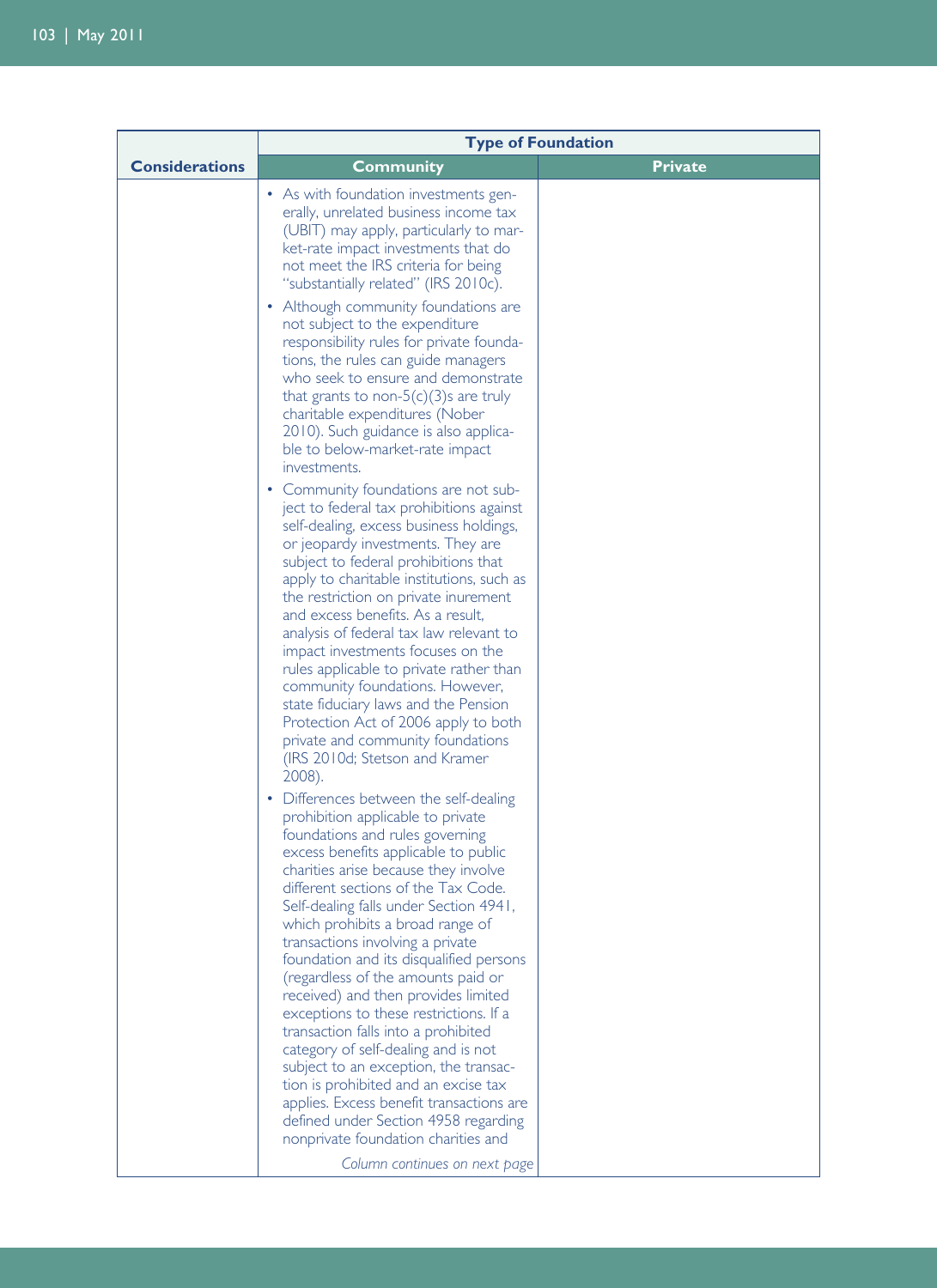| Considerations | Type of Foundation | |
|---|---|---|
| | **Community** | **Private** |
| | • As with foundation investments generally, unrelated business income tax (UBIT) may apply, particularly to market-rate impact investments that do not meet the IRS criteria for being "substantially related" (IRS 2010c).<br>• Although community foundations are not subject to the expenditure responsibility rules for private foundations, the rules can guide managers who seek to ensure and demonstrate that grants to non-5(c)(3)s are truly charitable expenditures (Nober 2010). Such guidance is also applicable to below-market-rate impact investments.<br>• Community foundations are not subject to federal tax prohibitions against self-dealing, excess business holdings, or jeopardy investments. They are subject to federal prohibitions that apply to charitable institutions, such as the restriction on private inurement and excess benefits. As a result, analysis of federal tax law relevant to impact investments focuses on the rules applicable to private rather than community foundations. However, state fiduciary laws and the Pension Protection Act of 2006 apply to both private and community foundations (IRS 2010d; Stetson and Kramer 2008).<br>• Differences between the self-dealing prohibition applicable to private foundations and rules governing excess benefits applicable to public charities arise because they involve different sections of the Tax Code. Self-dealing falls under Section 4941, which prohibits a broad range of transactions involving a private foundation and its disqualified persons (regardless of the amounts paid or received) and then provides limited exceptions to these restrictions. If a transaction falls into a prohibited category of self-dealing and is not subject to an exception, the transaction is prohibited and an excise tax applies. Excess benefit transactions are defined under Section 4958 regarding nonprivate foundation charities and<br>*Column continues on next page* | |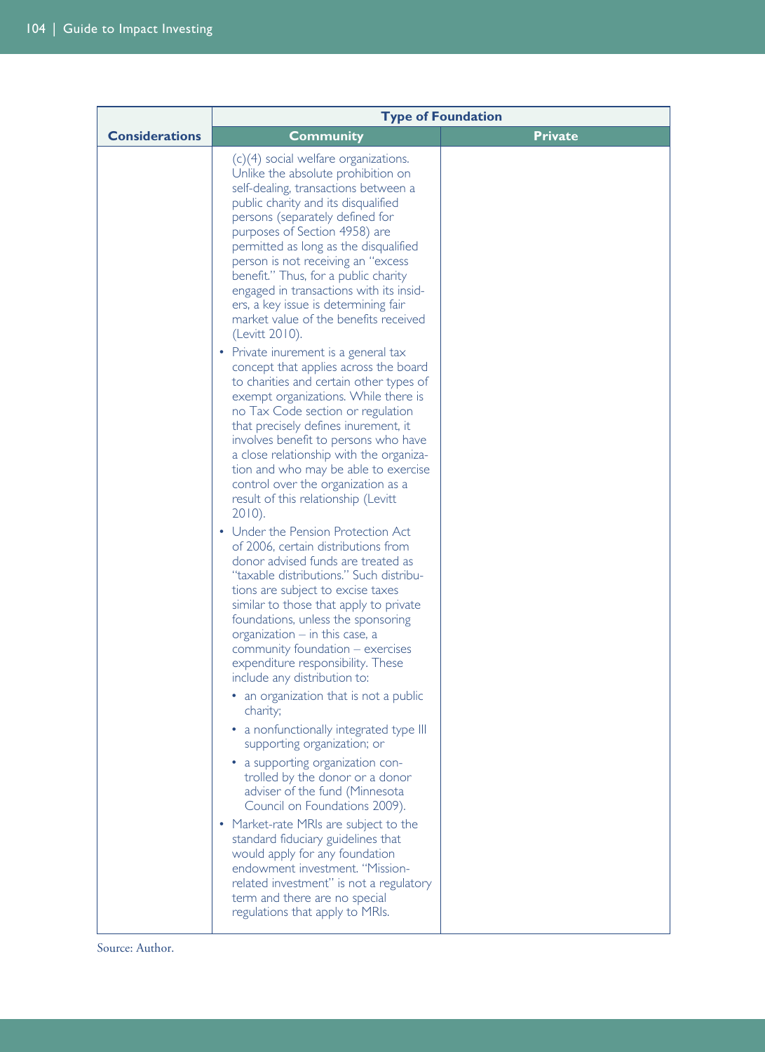| Considerations | Type of Foundation | |
|---|---|---|
| | **Community** | **Private** |
| | (c)(4) social welfare organizations. Unlike the absolute prohibition on self-dealing, transactions between a public charity and its disqualified persons (separately defined for purposes of Section 4958) are permitted as long as the disqualified person is not receiving an "excess benefit." Thus, for a public charity engaged in transactions with its insiders, a key issue is determining fair market value of the benefits received (Levitt 2010).<br>• Private inurement is a general tax concept that applies across the board to charities and certain other types of exempt organizations. While there is no Tax Code section or regulation that precisely defines inurement, it involves benefit to persons who have a close relationship with the organization and who may be able to exercise control over the organization as a result of this relationship (Levitt 2010).<br>• Under the Pension Protection Act of 2006, certain distributions from donor advised funds are treated as "taxable distributions." Such distributions are subject to excise taxes similar to those that apply to private foundations, unless the sponsoring organization – in this case, a community foundation – exercises expenditure responsibility. These include any distribution to:<br>  • an organization that is not a public charity;<br>  • a nonfunctionally integrated type III supporting organization; or<br>  • a supporting organization controlled by the donor or a donor adviser of the fund (Minnesota Council on Foundations 2009).<br>• Market-rate MRIs are subject to the standard fiduciary guidelines that would apply for any foundation endowment investment. "Mission-related investment" is not a regulatory term and there are no special regulations that apply to MRIs. | |

Source: Author.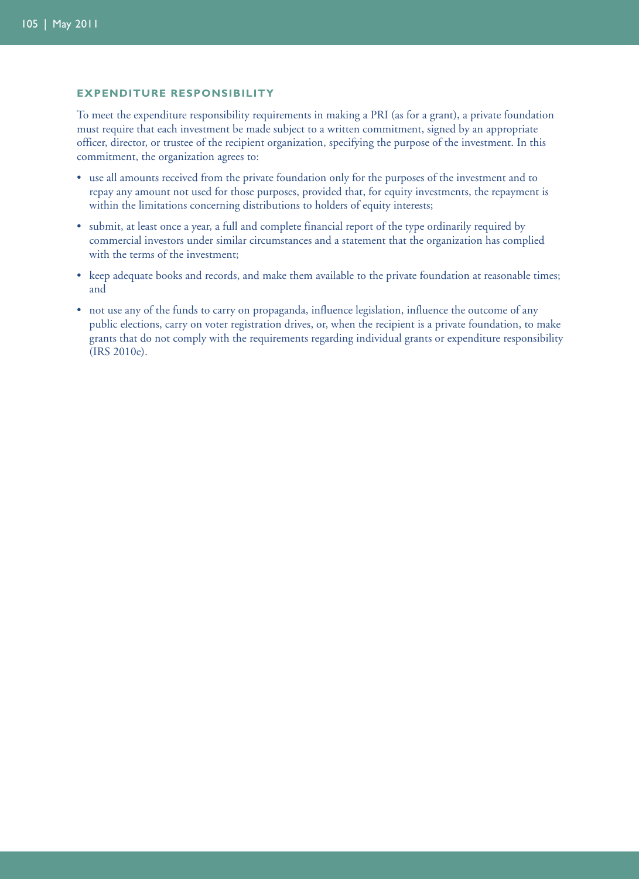### EXPENDITURE RESPONSIBILITY

To meet the expenditure responsibility requirements in making a PRI (as for a grant), a private foundation must require that each investment be made subject to a written commitment, signed by an appropriate officer, director, or trustee of the recipient organization, specifying the purpose of the investment. In this commitment, the organization agrees to:

- use all amounts received from the private foundation only for the purposes of the investment and to repay any amount not used for those purposes, provided that, for equity investments, the repayment is within the limitations concerning distributions to holders of equity interests;
- submit, at least once a year, a full and complete financial report of the type ordinarily required by commercial investors under similar circumstances and a statement that the organization has complied with the terms of the investment;
- keep adequate books and records, and make them available to the private foundation at reasonable times; and
- not use any of the funds to carry on propaganda, influence legislation, influence the outcome of any public elections, carry on voter registration drives, or, when the recipient is a private foundation, to make grants that do not comply with the requirements regarding individual grants or expenditure responsibility (IRS 2010e).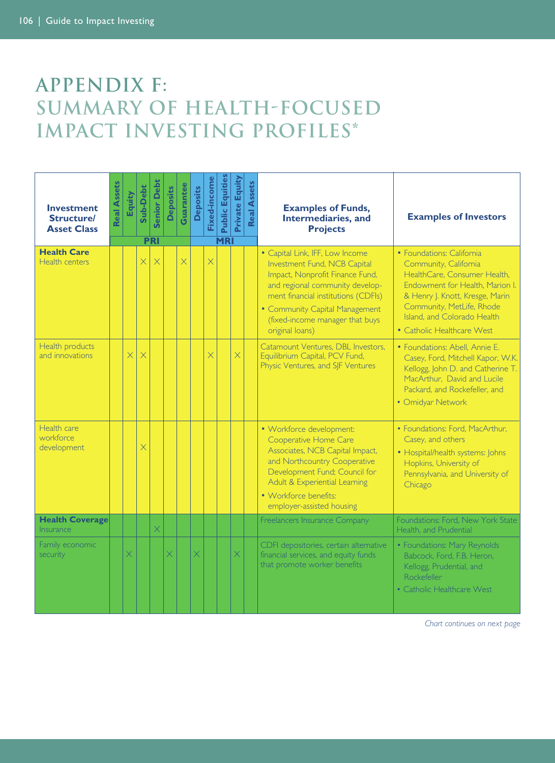# APPENDIX F: SUMMARY OF HEALTH-FOCUSED IMPACT INVESTING PROFILES*

| Investment Structure/ Asset Class | PRI | | | | | | MRI | | | | | Examples of Funds, Intermediaries, and Projects | Examples of Investors |
|---|---|---|---|---|---|---|---|---|---|---|---|---|---|
| | Real Assets | Equity | Sub-Debt | Senior Debt | Deposits | Guarantee | Deposits | Fixed-income | Public Equities | Private Equity | Real Assets | | |
| **Health Care**<br>Health centers | | | X | X | | X | | X | | | | • Capital Link, IFF, Low Income Investment Fund, NCB Capital Impact, Nonprofit Finance Fund, and regional community development financial institutions (CDFIs)<br>• Community Capital Management (fixed-income manager that buys original loans) | • Foundations: California Community, California HealthCare, Consumer Health, Endowment for Health, Marion I. & Henry J. Knott, Kresge, Marin Community, MetLife, Rhode Island, and Colorado Health<br>• Catholic Healthcare West |
| Health products and innovations | | X | X | | | | | X | | X | | Catamount Ventures, DBL Investors, Equilibrium Capital, PCV Fund, Physic Ventures, and SJF Ventures | • Foundations: Abell, Annie E. Casey, Ford, Mitchell Kapor, W.K. Kellogg, John D. and Catherine T. MacArthur, David and Lucile Packard, and Rockefeller, and<br>• Omidyar Network |
| Health care workforce development | | | X | | | | | | | | | • Workforce development: Cooperative Home Care Associates, NCB Capital Impact, and Northcountry Cooperative Development Fund; Council for Adult & Experiential Learning<br>• Workforce benefits: employer-assisted housing | • Foundations: Ford, MacArthur, Casey, and others<br>• Hospital/health systems: Johns Hopkins, University of Pennsylvania, and University of Chicago |
| **Health Coverage**<br>Insurance | | | | X | | | | | | | | Freelancers Insurance Company | Foundations: Ford, New York State Health, and Prudential |
| Family economic security | | X | | | X | | X | | | X | | CDFI depositories, certain alternative financial services, and equity funds that promote worker benefits | • Foundations: Mary Reynolds Babcock, Ford, F.B. Heron, Kellogg, Prudential, and Rockefeller<br>• Catholic Healthcare West |

*Chart continues on next page*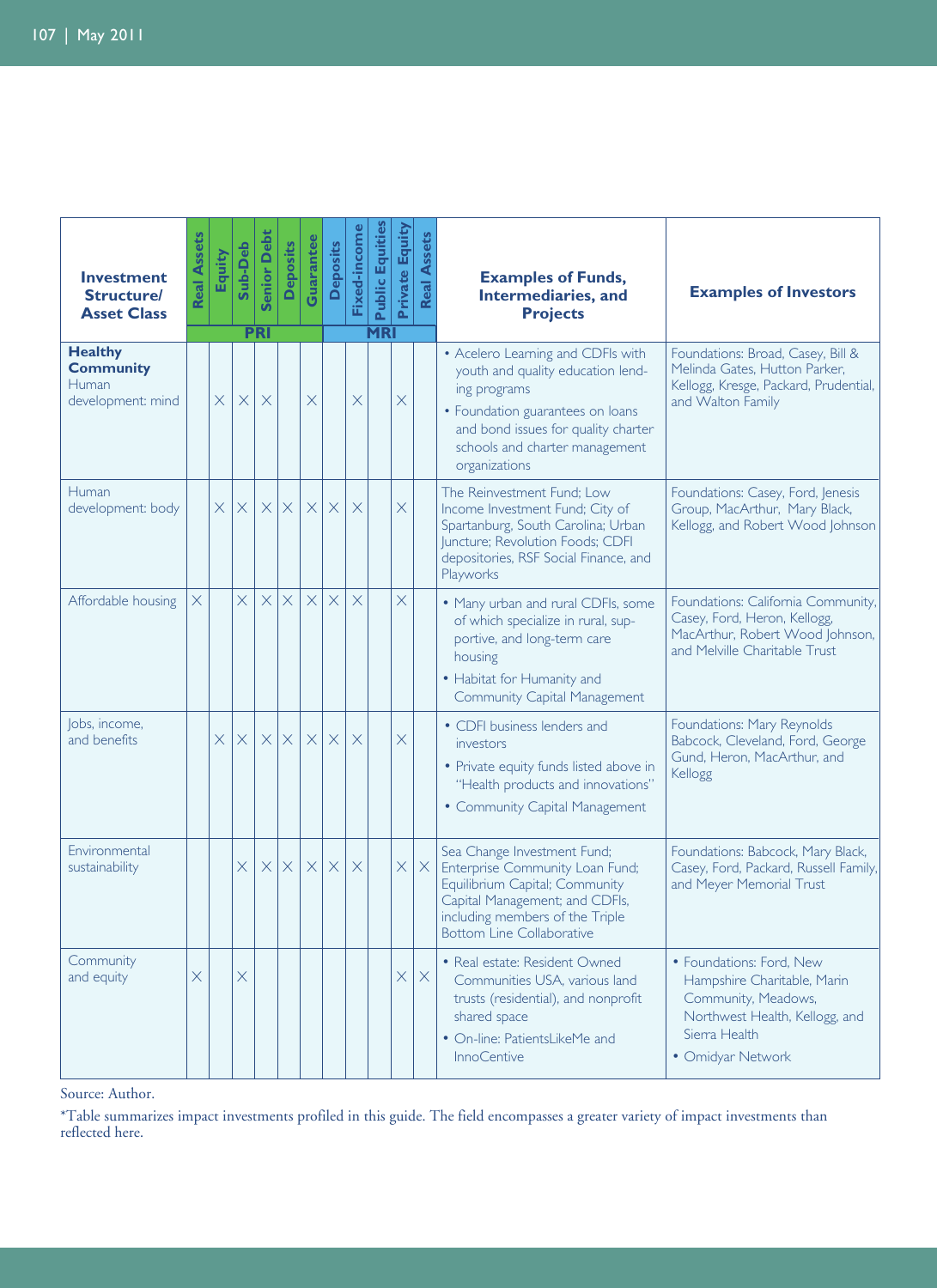| Investment Structure/ Asset Class | PRI | | | | | | MRI | | | | | Examples of Funds, Intermediaries, and Projects | Examples of Investors |
|---|---|---|---|---|---|---|---|---|---|---|---|---|---|
| | Real Assets | Equity | Sub-Deb | Senior Debt | Deposits | Guarantee | Deposits | Fixed-income | Public Equities | Private Equity | Real Assets | | |
| **Healthy Community** Human development: mind | | X | X | X | | X | | X | | X | | • Acelero Learning and CDFIs with youth and quality education lending programs<br>• Foundation guarantees on loans and bond issues for quality charter schools and charter management organizations | Foundations: Broad, Casey, Bill & Melinda Gates, Hutton Parker, Kellogg, Kresge, Packard, Prudential, and Walton Family |
| Human development: body | | X | X | X | X | X | X | X | | X | | The Reinvestment Fund; Low Income Investment Fund; City of Spartanburg, South Carolina; Urban Juncture; Revolution Foods; CDFI depositories, RSF Social Finance, and Playworks | Foundations: Casey, Ford, Jenesis Group, MacArthur, Mary Black, Kellogg, and Robert Wood Johnson |
| Affordable housing | X | | X | X | X | X | X | X | | X | | • Many urban and rural CDFIs, some of which specialize in rural, supportive, and long-term care housing<br>• Habitat for Humanity and Community Capital Management | Foundations: California Community, Casey, Ford, Heron, Kellogg, MacArthur, Robert Wood Johnson, and Melville Charitable Trust |
| Jobs, income, and benefits | | X | X | X | X | X | X | X | | X | | • CDFI business lenders and investors<br>• Private equity funds listed above in "Health products and innovations"<br>• Community Capital Management | Foundations: Mary Reynolds Babcock, Cleveland, Ford, George Gund, Heron, MacArthur, and Kellogg |
| Environmental sustainability | | | X | X | X | X | X | X | | X | X | Sea Change Investment Fund; Enterprise Community Loan Fund; Equilibrium Capital; Community Capital Management; and CDFIs, including members of the Triple Bottom Line Collaborative | Foundations: Babcock, Mary Black, Casey, Ford, Packard, Russell Family, and Meyer Memorial Trust |
| Community and equity | X | | X | | | | | | | X | X | • Real estate: Resident Owned Communities USA, various land trusts (residential), and nonprofit shared space<br>• On-line: PatientsLikeMe and InnoCentive | • Foundations: Ford, New Hampshire Charitable, Marin Community, Meadows, Northwest Health, Kellogg, and Sierra Health<br>• Omidyar Network |

Source: Author.

*Table summarizes impact investments profiled in this guide. The field encompasses a greater variety of impact investments than reflected here.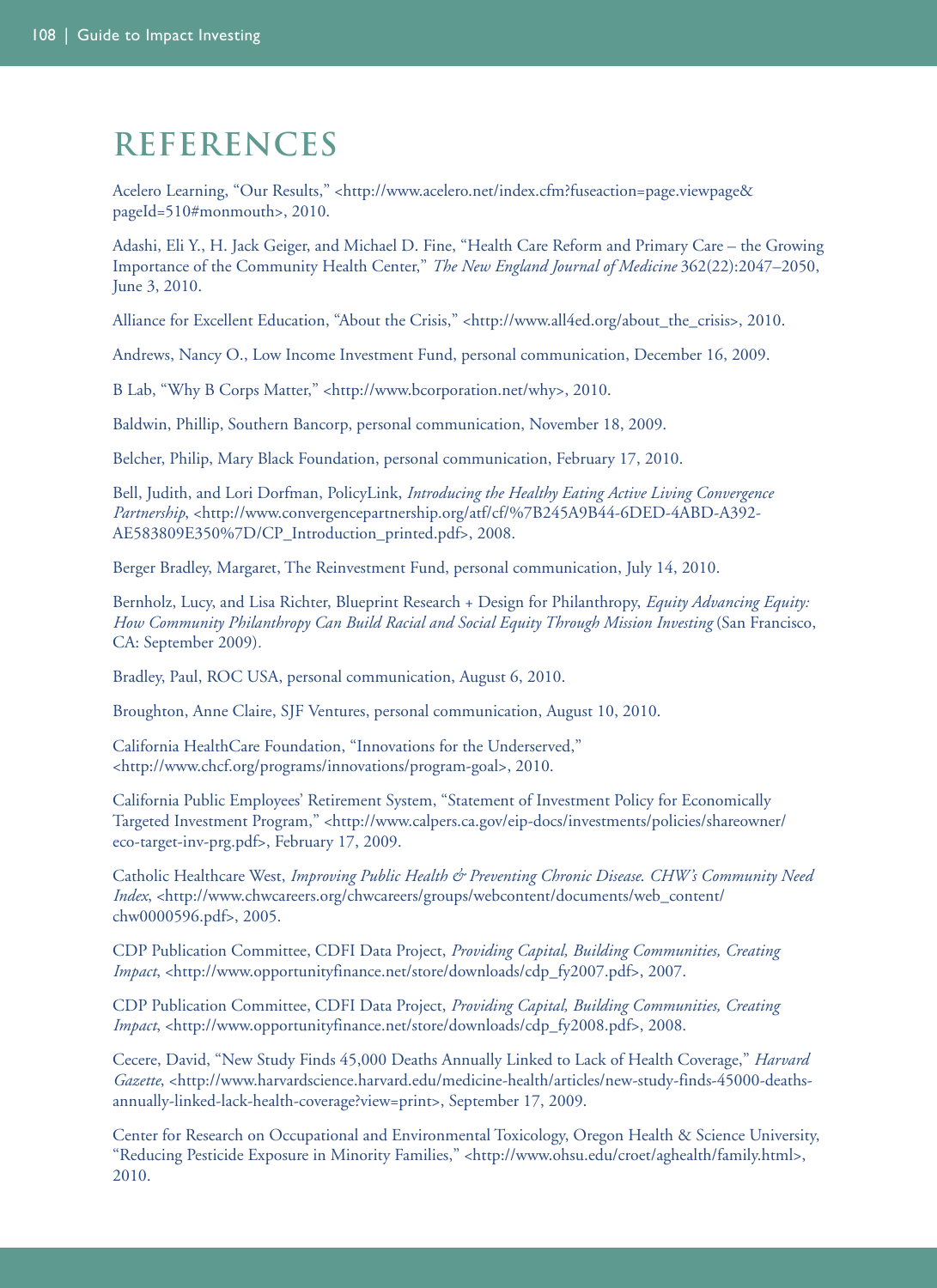# REFERENCES

Acelero Learning, "Our Results," <http://www.acelero.net/index.cfm?fuseaction=page.viewpage&pageId=510#monmouth>, 2010.

Adashi, Eli Y., H. Jack Geiger, and Michael D. Fine, "Health Care Reform and Primary Care – the Growing Importance of the Community Health Center," *The New England Journal of Medicine* 362(22):2047–2050, June 3, 2010.

Alliance for Excellent Education, "About the Crisis," <http://www.all4ed.org/about_the_crisis>, 2010.

Andrews, Nancy O., Low Income Investment Fund, personal communication, December 16, 2009.

B Lab, "Why B Corps Matter," <http://www.bcorporation.net/why>, 2010.

Baldwin, Phillip, Southern Bancorp, personal communication, November 18, 2009.

Belcher, Philip, Mary Black Foundation, personal communication, February 17, 2010.

Bell, Judith, and Lori Dorfman, PolicyLink, *Introducing the Healthy Eating Active Living Convergence Partnership*, <http://www.convergencepartnership.org/atf/cf/%7B245A9B44-6DED-4ABD-A392-AE583809E350%7D/CP_Introduction_printed.pdf>, 2008.

Berger Bradley, Margaret, The Reinvestment Fund, personal communication, July 14, 2010.

Bernholz, Lucy, and Lisa Richter, Blueprint Research + Design for Philanthropy, *Equity Advancing Equity: How Community Philanthropy Can Build Racial and Social Equity Through Mission Investing* (San Francisco, CA: September 2009).

Bradley, Paul, ROC USA, personal communication, August 6, 2010.

Broughton, Anne Claire, SJF Ventures, personal communication, August 10, 2010.

California HealthCare Foundation, "Innovations for the Underserved," <http://www.chcf.org/programs/innovations/program-goal>, 2010.

California Public Employees' Retirement System, "Statement of Investment Policy for Economically Targeted Investment Program," <http://www.calpers.ca.gov/eip-docs/investments/policies/shareowner/eco-target-inv-prg.pdf>, February 17, 2009.

Catholic Healthcare West, *Improving Public Health & Preventing Chronic Disease. CHW's Community Need Index*, <http://www.chwcareers.org/chwcareers/groups/webcontent/documents/web_content/chw0000596.pdf>, 2005.

CDP Publication Committee, CDFI Data Project, *Providing Capital, Building Communities, Creating Impact*, <http://www.opportunityfinance.net/store/downloads/cdp_fy2007.pdf>, 2007.

CDP Publication Committee, CDFI Data Project, *Providing Capital, Building Communities, Creating Impact*, <http://www.opportunityfinance.net/store/downloads/cdp_fy2008.pdf>, 2008.

Cecere, David, "New Study Finds 45,000 Deaths Annually Linked to Lack of Health Coverage," *Harvard Gazette*, <http://www.harvardscience.harvard.edu/medicine-health/articles/new-study-finds-45000-deaths-annually-linked-lack-health-coverage?view=print>, September 17, 2009.

Center for Research on Occupational and Environmental Toxicology, Oregon Health & Science University, "Reducing Pesticide Exposure in Minority Families," <http://www.ohsu.edu/croet/aghealth/family.html>, 2010.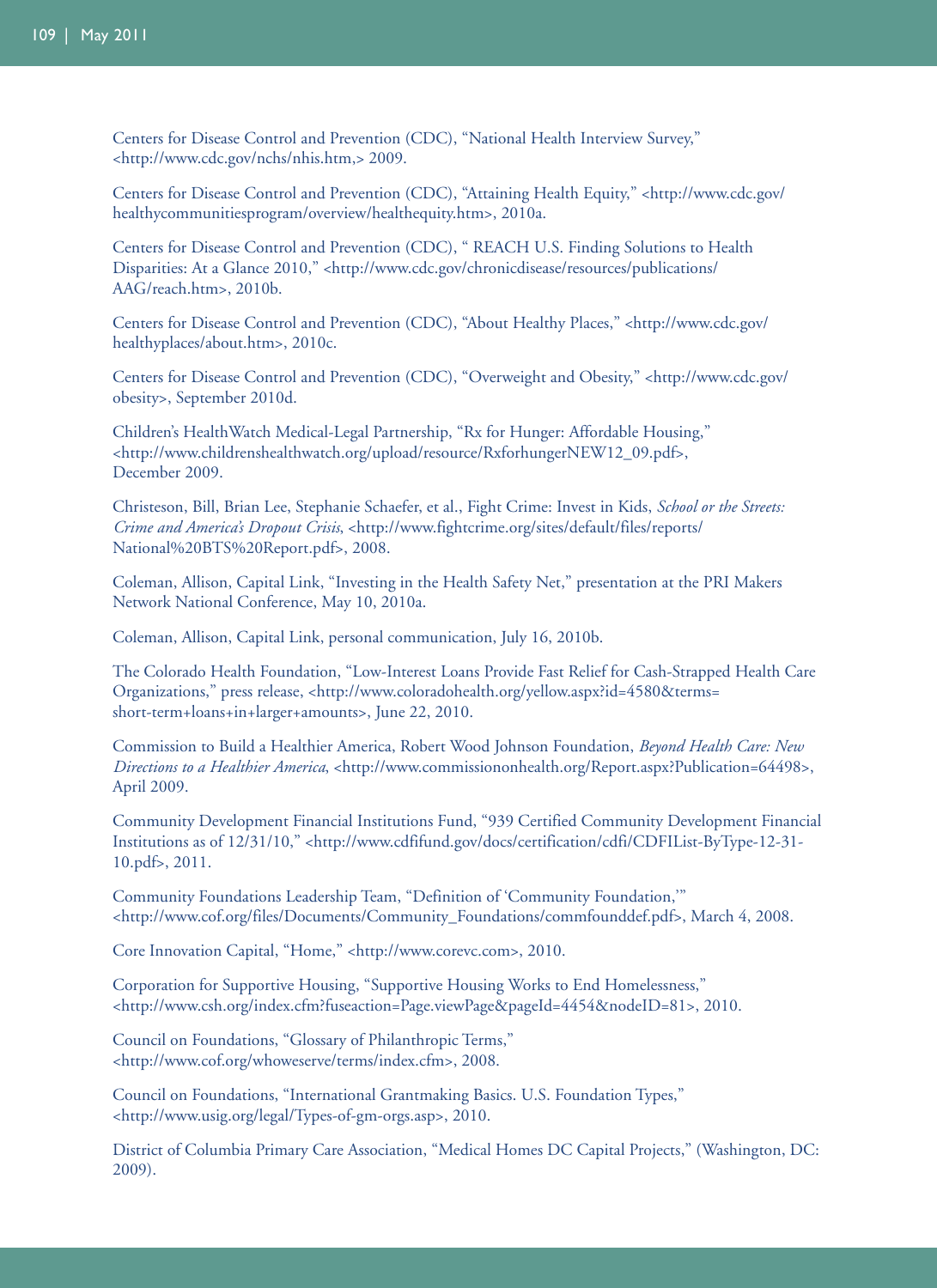Centers for Disease Control and Prevention (CDC), "National Health Interview Survey," <http://www.cdc.gov/nchs/nhis.htm,> 2009.

Centers for Disease Control and Prevention (CDC), "Attaining Health Equity," <http://www.cdc.gov/healthycommunitiesprogram/overview/healthequity.htm>, 2010a.

Centers for Disease Control and Prevention (CDC), " REACH U.S. Finding Solutions to Health Disparities: At a Glance 2010," <http://www.cdc.gov/chronicdisease/resources/publications/AAG/reach.htm>, 2010b.

Centers for Disease Control and Prevention (CDC), "About Healthy Places," <http://www.cdc.gov/healthyplaces/about.htm>, 2010c.

Centers for Disease Control and Prevention (CDC), "Overweight and Obesity," <http://www.cdc.gov/obesity>, September 2010d.

Children's HealthWatch Medical-Legal Partnership, "Rx for Hunger: Affordable Housing," <http://www.childrenshealthwatch.org/upload/resource/RxforhungerNEW12_09.pdf>, December 2009.

Christeson, Bill, Brian Lee, Stephanie Schaefer, et al., Fight Crime: Invest in Kids, *School or the Streets: Crime and America's Dropout Crisis*, <http://www.fightcrime.org/sites/default/files/reports/National%20BTS%20Report.pdf>, 2008.

Coleman, Allison, Capital Link, "Investing in the Health Safety Net," presentation at the PRI Makers Network National Conference, May 10, 2010a.

Coleman, Allison, Capital Link, personal communication, July 16, 2010b.

The Colorado Health Foundation, "Low-Interest Loans Provide Fast Relief for Cash-Strapped Health Care Organizations," press release, <http://www.coloradohealth.org/yellow.aspx?id=4580&terms=short-term+loans+in+larger+amounts>, June 22, 2010.

Commission to Build a Healthier America, Robert Wood Johnson Foundation, *Beyond Health Care: New Directions to a Healthier America*, <http://www.commissiononhealth.org/Report.aspx?Publication=64498>, April 2009.

Community Development Financial Institutions Fund, "939 Certified Community Development Financial Institutions as of 12/31/10," <http://www.cdfifund.gov/docs/certification/cdfi/CDFIList-ByType-12-31-10.pdf>, 2011.

Community Foundations Leadership Team, "Definition of 'Community Foundation,'" <http://www.cof.org/files/Documents/Community_Foundations/commfounddef.pdf>, March 4, 2008.

Core Innovation Capital, "Home," <http://www.corevc.com>, 2010.

Corporation for Supportive Housing, "Supportive Housing Works to End Homelessness," <http://www.csh.org/index.cfm?fuseaction=Page.viewPage&pageId=4454&nodeID=81>, 2010.

Council on Foundations, "Glossary of Philanthropic Terms," <http://www.cof.org/whoweserve/terms/index.cfm>, 2008.

Council on Foundations, "International Grantmaking Basics. U.S. Foundation Types," <http://www.usig.org/legal/Types-of-gm-orgs.asp>, 2010.

District of Columbia Primary Care Association, "Medical Homes DC Capital Projects," (Washington, DC: 2009).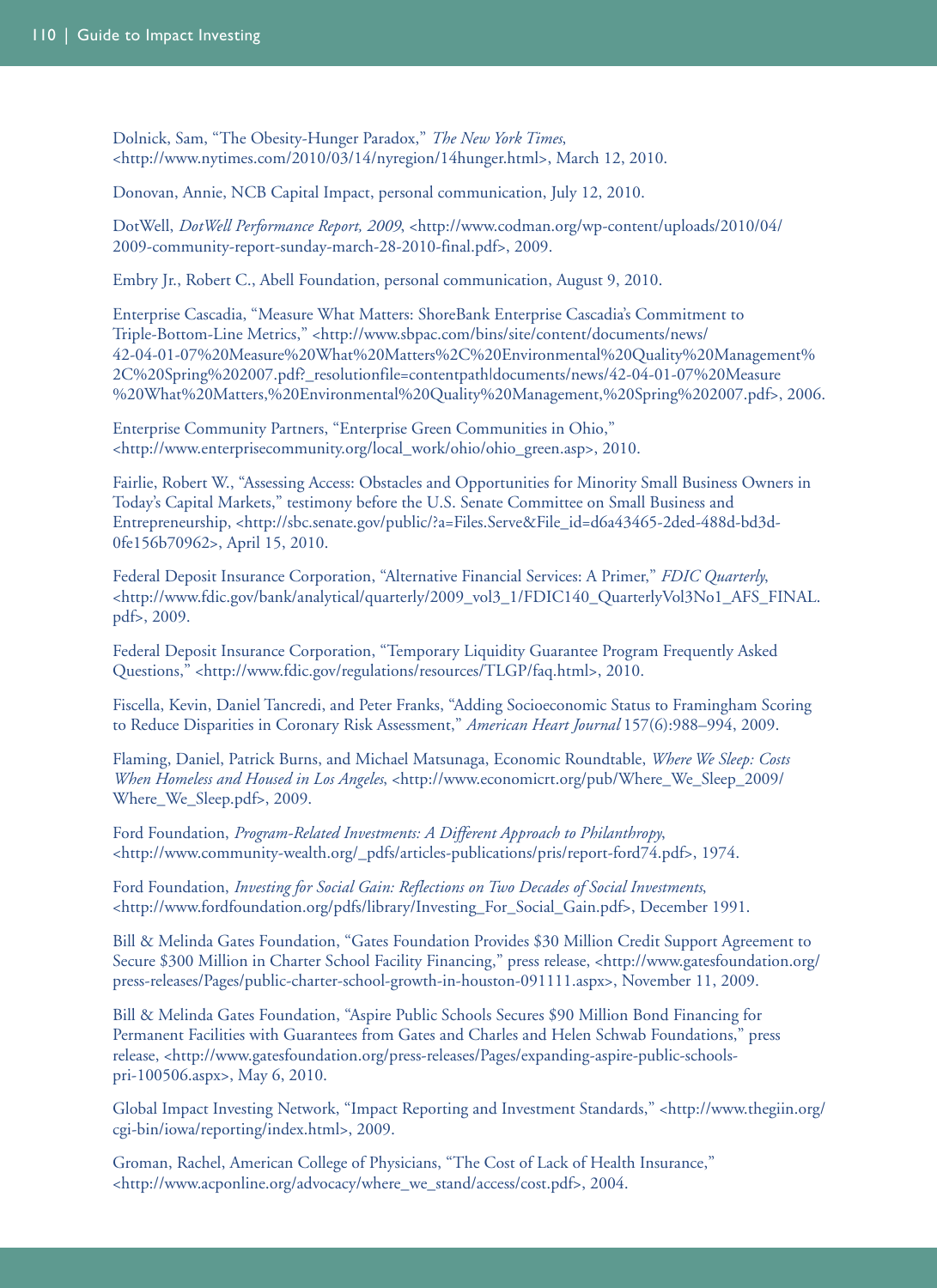Dolnick, Sam, "The Obesity-Hunger Paradox," *The New York Times*, <http://www.nytimes.com/2010/03/14/nyregion/14hunger.html>, March 12, 2010.

Donovan, Annie, NCB Capital Impact, personal communication, July 12, 2010.

DotWell, *DotWell Performance Report, 2009*, <http://www.codman.org/wp-content/uploads/2010/04/2009-community-report-sunday-march-28-2010-final.pdf>, 2009.

Embry Jr., Robert C., Abell Foundation, personal communication, August 9, 2010.

Enterprise Cascadia, "Measure What Matters: ShoreBank Enterprise Cascadia's Commitment to Triple-Bottom-Line Metrics," <http://www.sbpac.com/bins/site/content/documents/news/42-04-01-07%20Measure%20What%20Matters%2C%20Environmental%20Quality%20Management%2C%20Spring%202007.pdf?_resolutionfile=contentpath|documents/news/42-04-01-07%20Measure%20What%20Matters,%20Environmental%20Quality%20Management,%20Spring%202007.pdf>, 2006.

Enterprise Community Partners, "Enterprise Green Communities in Ohio," <http://www.enterprisecommunity.org/local_work/ohio/ohio_green.asp>, 2010.

Fairlie, Robert W., "Assessing Access: Obstacles and Opportunities for Minority Small Business Owners in Today's Capital Markets," testimony before the U.S. Senate Committee on Small Business and Entrepreneurship, <http://sbc.senate.gov/public/?a=Files.Serve&File_id=d6a43465-2ded-488d-bd3d-0fe156b70962>, April 15, 2010.

Federal Deposit Insurance Corporation, "Alternative Financial Services: A Primer," *FDIC Quarterly*, <http://www.fdic.gov/bank/analytical/quarterly/2009_vol3_1/FDIC140_QuarterlyVol3No1_AFS_FINAL.pdf>, 2009.

Federal Deposit Insurance Corporation, "Temporary Liquidity Guarantee Program Frequently Asked Questions," <http://www.fdic.gov/regulations/resources/TLGP/faq.html>, 2010.

Fiscella, Kevin, Daniel Tancredi, and Peter Franks, "Adding Socioeconomic Status to Framingham Scoring to Reduce Disparities in Coronary Risk Assessment," *American Heart Journal* 157(6):988–994, 2009.

Flaming, Daniel, Patrick Burns, and Michael Matsunaga, Economic Roundtable, *Where We Sleep: Costs When Homeless and Housed in Los Angeles*, <http://www.economicrt.org/pub/Where_We_Sleep_2009/Where_We_Sleep.pdf>, 2009.

Ford Foundation, *Program-Related Investments: A Different Approach to Philanthropy*, <http://www.community-wealth.org/_pdfs/articles-publications/pris/report-ford74.pdf>, 1974.

Ford Foundation, *Investing for Social Gain: Reflections on Two Decades of Social Investments*, <http://www.fordfoundation.org/pdfs/library/Investing_For_Social_Gain.pdf>, December 1991.

Bill & Melinda Gates Foundation, "Gates Foundation Provides $30 Million Credit Support Agreement to Secure $300 Million in Charter School Facility Financing," press release, <http://www.gatesfoundation.org/press-releases/Pages/public-charter-school-growth-in-houston-091111.aspx>, November 11, 2009.

Bill & Melinda Gates Foundation, "Aspire Public Schools Secures $90 Million Bond Financing for Permanent Facilities with Guarantees from Gates and Charles and Helen Schwab Foundations," press release, <http://www.gatesfoundation.org/press-releases/Pages/expanding-aspire-public-schools-pri-100506.aspx>, May 6, 2010.

Global Impact Investing Network, "Impact Reporting and Investment Standards," <http://www.thegiin.org/cgi-bin/iowa/reporting/index.html>, 2009.

Groman, Rachel, American College of Physicians, "The Cost of Lack of Health Insurance," <http://www.acponline.org/advocacy/where_we_stand/access/cost.pdf>, 2004.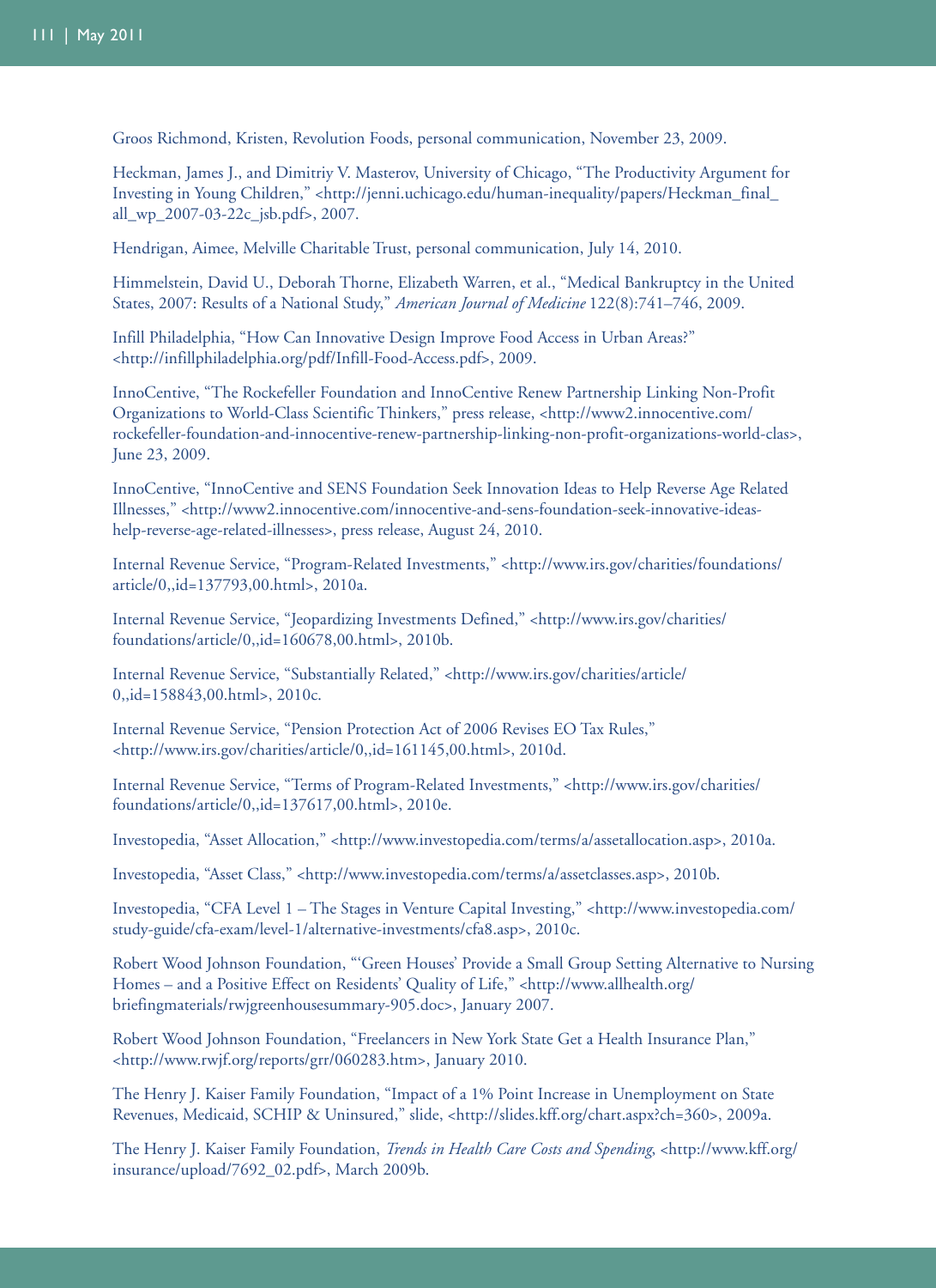Groos Richmond, Kristen, Revolution Foods, personal communication, November 23, 2009.

Heckman, James J., and Dimitriy V. Masterov, University of Chicago, "The Productivity Argument for Investing in Young Children," <http://jenni.uchicago.edu/human-inequality/papers/Heckman_final_all_wp_2007-03-22c_jsb.pdf>, 2007.

Hendrigan, Aimee, Melville Charitable Trust, personal communication, July 14, 2010.

Himmelstein, David U., Deborah Thorne, Elizabeth Warren, et al., "Medical Bankruptcy in the United States, 2007: Results of a National Study," *American Journal of Medicine* 122(8):741–746, 2009.

Infill Philadelphia, "How Can Innovative Design Improve Food Access in Urban Areas?" <http://infillphiladelphia.org/pdf/Infill-Food-Access.pdf>, 2009.

InnoCentive, "The Rockefeller Foundation and InnoCentive Renew Partnership Linking Non-Profit Organizations to World-Class Scientific Thinkers," press release, <http://www2.innocentive.com/rockefeller-foundation-and-innocentive-renew-partnership-linking-non-profit-organizations-world-clas>, June 23, 2009.

InnoCentive, "InnoCentive and SENS Foundation Seek Innovation Ideas to Help Reverse Age Related Illnesses," <http://www2.innocentive.com/innocentive-and-sens-foundation-seek-innovative-ideas-help-reverse-age-related-illnesses>, press release, August 24, 2010.

Internal Revenue Service, "Program-Related Investments," <http://www.irs.gov/charities/foundations/article/0,,id=137793,00.html>, 2010a.

Internal Revenue Service, "Jeopardizing Investments Defined," <http://www.irs.gov/charities/foundations/article/0,,id=160678,00.html>, 2010b.

Internal Revenue Service, "Substantially Related," <http://www.irs.gov/charities/article/0,,id=158843,00.html>, 2010c.

Internal Revenue Service, "Pension Protection Act of 2006 Revises EO Tax Rules," <http://www.irs.gov/charities/article/0,,id=161145,00.html>, 2010d.

Internal Revenue Service, "Terms of Program-Related Investments," <http://www.irs.gov/charities/foundations/article/0,,id=137617,00.html>, 2010e.

Investopedia, "Asset Allocation," <http://www.investopedia.com/terms/a/assetallocation.asp>, 2010a.

Investopedia, "Asset Class," <http://www.investopedia.com/terms/a/assetclasses.asp>, 2010b.

Investopedia, "CFA Level 1 – The Stages in Venture Capital Investing," <http://www.investopedia.com/study-guide/cfa-exam/level-1/alternative-investments/cfa8.asp>, 2010c.

Robert Wood Johnson Foundation, "'Green Houses' Provide a Small Group Setting Alternative to Nursing Homes – and a Positive Effect on Residents' Quality of Life," <http://www.allhealth.org/briefingmaterials/rwjgreenhousesummary-905.doc>, January 2007.

Robert Wood Johnson Foundation, "Freelancers in New York State Get a Health Insurance Plan," <http://www.rwjf.org/reports/grr/060283.htm>, January 2010.

The Henry J. Kaiser Family Foundation, "Impact of a 1% Point Increase in Unemployment on State Revenues, Medicaid, SCHIP & Uninsured," slide, <http://slides.kff.org/chart.aspx?ch=360>, 2009a.

The Henry J. Kaiser Family Foundation, *Trends in Health Care Costs and Spending*, <http://www.kff.org/insurance/upload/7692_02.pdf>, March 2009b.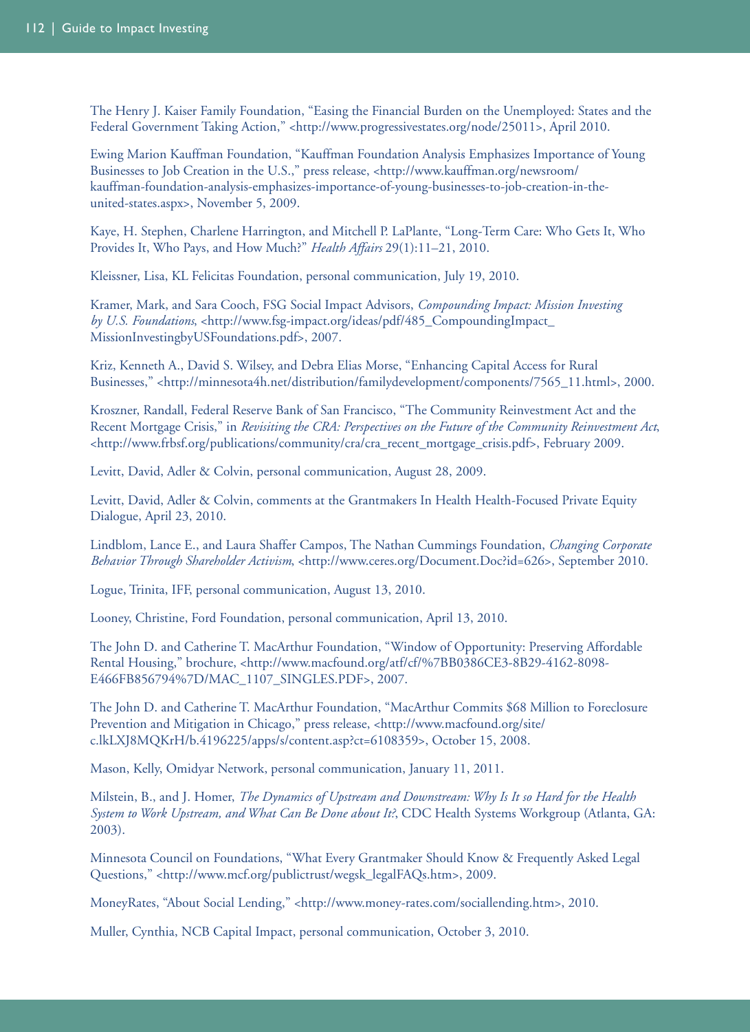The Henry J. Kaiser Family Foundation, "Easing the Financial Burden on the Unemployed: States and the Federal Government Taking Action," <http://www.progressivestates.org/node/25011>, April 2010.

Ewing Marion Kauffman Foundation, "Kauffman Foundation Analysis Emphasizes Importance of Young Businesses to Job Creation in the U.S.," press release, <http://www.kauffman.org/newsroom/kauffman-foundation-analysis-emphasizes-importance-of-young-businesses-to-job-creation-in-the-united-states.aspx>, November 5, 2009.

Kaye, H. Stephen, Charlene Harrington, and Mitchell P. LaPlante, "Long-Term Care: Who Gets It, Who Provides It, Who Pays, and How Much?" *Health Affairs* 29(1):11–21, 2010.

Kleissner, Lisa, KL Felicitas Foundation, personal communication, July 19, 2010.

Kramer, Mark, and Sara Cooch, FSG Social Impact Advisors, *Compounding Impact: Mission Investing by U.S. Foundations*, <http://www.fsg-impact.org/ideas/pdf/485_CompoundingImpact_MissionInvestingbyUSFoundations.pdf>, 2007.

Kriz, Kenneth A., David S. Wilsey, and Debra Elias Morse, "Enhancing Capital Access for Rural Businesses," <http://minnesota4h.net/distribution/familydevelopment/components/7565_11.html>, 2000.

Kroszner, Randall, Federal Reserve Bank of San Francisco, "The Community Reinvestment Act and the Recent Mortgage Crisis," in *Revisiting the CRA: Perspectives on the Future of the Community Reinvestment Act*, <http://www.frbsf.org/publications/community/cra/cra_recent_mortgage_crisis.pdf>, February 2009.

Levitt, David, Adler & Colvin, personal communication, August 28, 2009.

Levitt, David, Adler & Colvin, comments at the Grantmakers In Health Health-Focused Private Equity Dialogue, April 23, 2010.

Lindblom, Lance E., and Laura Shaffer Campos, The Nathan Cummings Foundation, *Changing Corporate Behavior Through Shareholder Activism*, <http://www.ceres.org/Document.Doc?id=626>, September 2010.

Logue, Trinita, IFF, personal communication, August 13, 2010.

Looney, Christine, Ford Foundation, personal communication, April 13, 2010.

The John D. and Catherine T. MacArthur Foundation, "Window of Opportunity: Preserving Affordable Rental Housing," brochure, <http://www.macfound.org/atf/cf/%7BB0386CE3-8B29-4162-8098-E466FB856794%7D/MAC_1107_SINGLES.PDF>, 2007.

The John D. and Catherine T. MacArthur Foundation, "MacArthur Commits $68 Million to Foreclosure Prevention and Mitigation in Chicago," press release, <http://www.macfound.org/site/c.lkLXJ8MQKrH/b.4196225/apps/s/content.asp?ct=6108359>, October 15, 2008.

Mason, Kelly, Omidyar Network, personal communication, January 11, 2011.

Milstein, B., and J. Homer, *The Dynamics of Upstream and Downstream: Why Is It so Hard for the Health System to Work Upstream, and What Can Be Done about It?*, CDC Health Systems Workgroup (Atlanta, GA: 2003).

Minnesota Council on Foundations, "What Every Grantmaker Should Know & Frequently Asked Legal Questions," <http://www.mcf.org/publictrust/wegsk_legalFAQs.htm>, 2009.

MoneyRates, "About Social Lending," <http://www.money-rates.com/sociallending.htm>, 2010.

Muller, Cynthia, NCB Capital Impact, personal communication, October 3, 2010.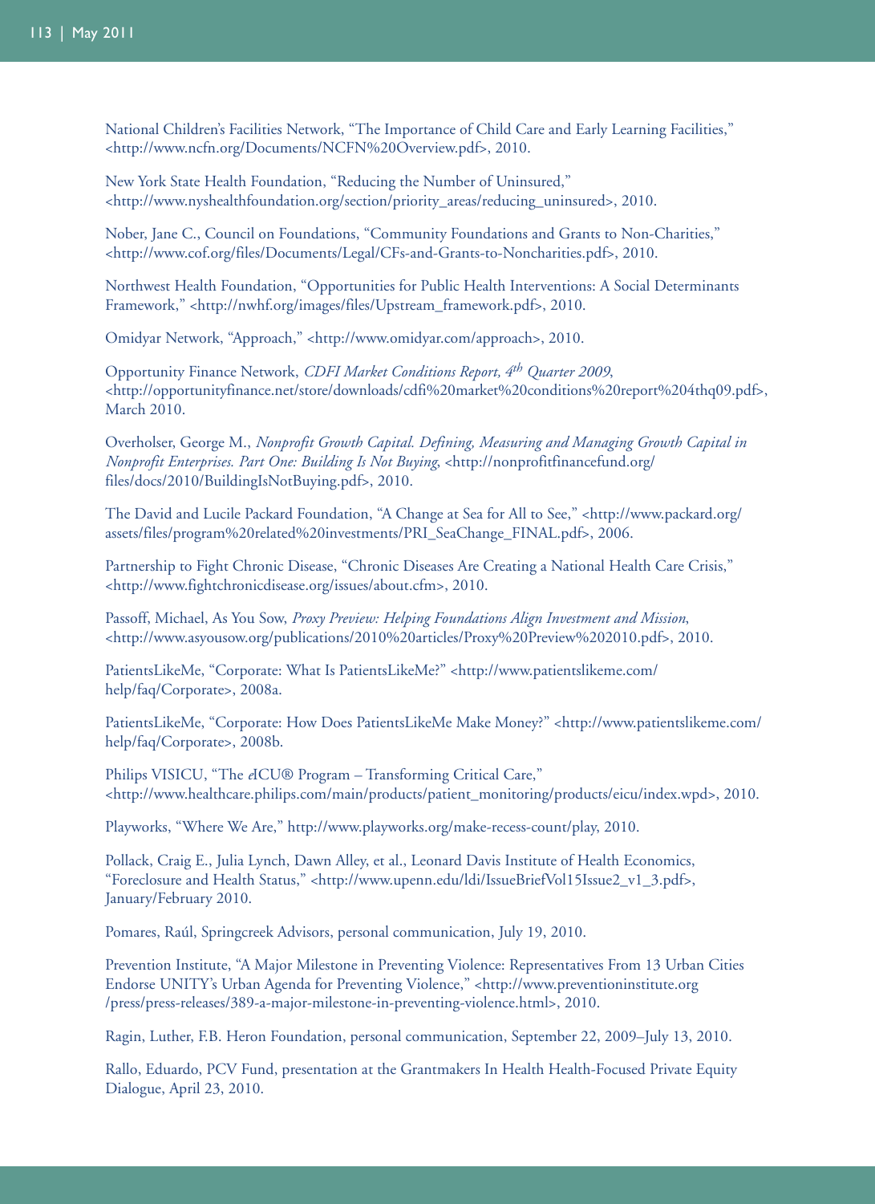National Children's Facilities Network, "The Importance of Child Care and Early Learning Facilities," <http://www.ncfn.org/Documents/NCFN%20Overview.pdf>, 2010.

New York State Health Foundation, "Reducing the Number of Uninsured," <http://www.nyshealthfoundation.org/section/priority_areas/reducing_uninsured>, 2010.

Nober, Jane C., Council on Foundations, "Community Foundations and Grants to Non-Charities," <http://www.cof.org/files/Documents/Legal/CFs-and-Grants-to-Noncharities.pdf>, 2010.

Northwest Health Foundation, "Opportunities for Public Health Interventions: A Social Determinants Framework," <http://nwhf.org/images/files/Upstream_framework.pdf>, 2010.

Omidyar Network, "Approach," <http://www.omidyar.com/approach>, 2010.

Opportunity Finance Network, *CDFI Market Conditions Report, 4th Quarter 2009*, <http://opportunityfinance.net/store/downloads/cdfi%20market%20conditions%20report%204thq09.pdf>, March 2010.

Overholser, George M., *Nonprofit Growth Capital. Defining, Measuring and Managing Growth Capital in Nonprofit Enterprises. Part One: Building Is Not Buying*, <http://nonprofitfinancefund.org/files/docs/2010/BuildingIsNotBuying.pdf>, 2010.

The David and Lucile Packard Foundation, "A Change at Sea for All to See," <http://www.packard.org/assets/files/program%20related%20investments/PRI_SeaChange_FINAL.pdf>, 2006.

Partnership to Fight Chronic Disease, "Chronic Diseases Are Creating a National Health Care Crisis," <http://www.fightchronicdisease.org/issues/about.cfm>, 2010.

Passoff, Michael, As You Sow, *Proxy Preview: Helping Foundations Align Investment and Mission*, <http://www.asyousow.org/publications/2010%20articles/Proxy%20Preview%202010.pdf>, 2010.

PatientsLikeMe, "Corporate: What Is PatientsLikeMe?" <http://www.patientslikeme.com/help/faq/Corporate>, 2008a.

PatientsLikeMe, "Corporate: How Does PatientsLikeMe Make Money?" <http://www.patientslikeme.com/help/faq/Corporate>, 2008b.

Philips VISICU, "The *e*ICU® Program – Transforming Critical Care," <http://www.healthcare.philips.com/main/products/patient_monitoring/products/eicu/index.wpd>, 2010.

Playworks, "Where We Are," http://www.playworks.org/make-recess-count/play, 2010.

Pollack, Craig E., Julia Lynch, Dawn Alley, et al., Leonard Davis Institute of Health Economics, "Foreclosure and Health Status," <http://www.upenn.edu/ldi/IssueBriefVol15Issue2_v1_3.pdf>, January/February 2010.

Pomares, Raúl, Springcreek Advisors, personal communication, July 19, 2010.

Prevention Institute, "A Major Milestone in Preventing Violence: Representatives From 13 Urban Cities Endorse UNITY's Urban Agenda for Preventing Violence," <http://www.preventioninstitute.org/press/press-releases/389-a-major-milestone-in-preventing-violence.html>, 2010.

Ragin, Luther, F.B. Heron Foundation, personal communication, September 22, 2009–July 13, 2010.

Rallo, Eduardo, PCV Fund, presentation at the Grantmakers In Health Health-Focused Private Equity Dialogue, April 23, 2010.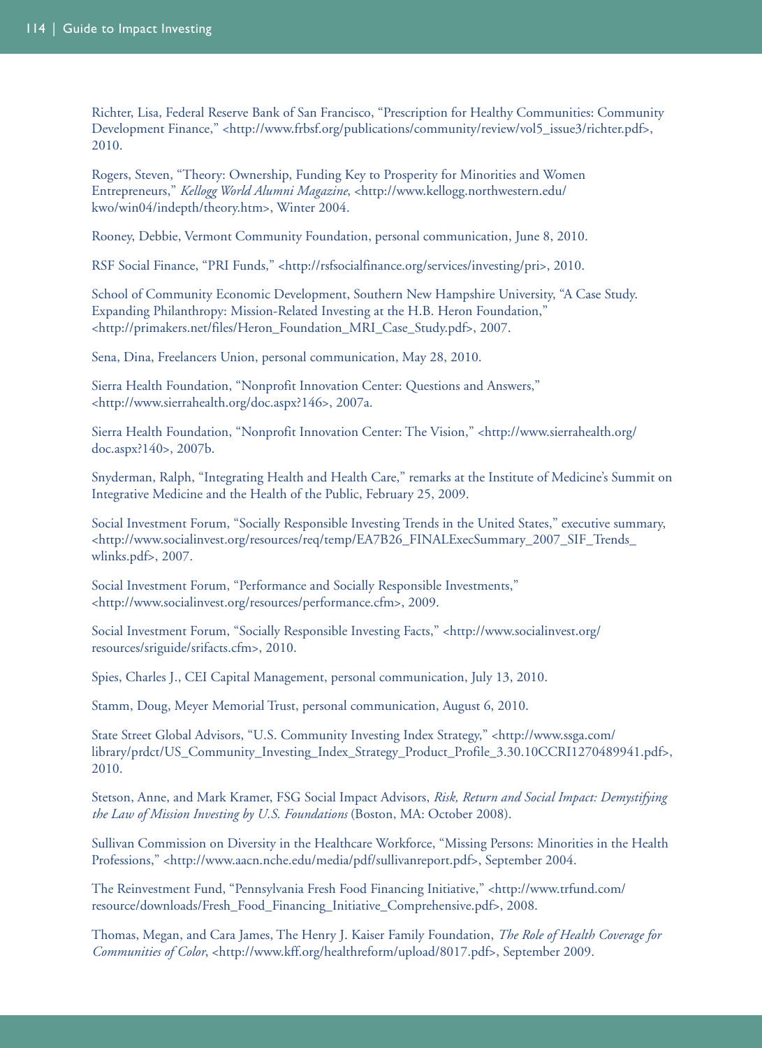Richter, Lisa, Federal Reserve Bank of San Francisco, "Prescription for Healthy Communities: Community Development Finance," <http://www.frbsf.org/publications/community/review/vol5_issue3/richter.pdf>, 2010.

Rogers, Steven, "Theory: Ownership, Funding Key to Prosperity for Minorities and Women Entrepreneurs," *Kellogg World Alumni Magazine*, <http://www.kellogg.northwestern.edu/kwo/win04/indepth/theory.htm>, Winter 2004.

Rooney, Debbie, Vermont Community Foundation, personal communication, June 8, 2010.

RSF Social Finance, "PRI Funds," <http://rsfsocialfinance.org/services/investing/pri>, 2010.

School of Community Economic Development, Southern New Hampshire University, "A Case Study. Expanding Philanthropy: Mission-Related Investing at the H.B. Heron Foundation," <http://primakers.net/files/Heron_Foundation_MRI_Case_Study.pdf>, 2007.

Sena, Dina, Freelancers Union, personal communication, May 28, 2010.

Sierra Health Foundation, "Nonprofit Innovation Center: Questions and Answers," <http://www.sierrahealth.org/doc.aspx?146>, 2007a.

Sierra Health Foundation, "Nonprofit Innovation Center: The Vision," <http://www.sierrahealth.org/doc.aspx?140>, 2007b.

Snyderman, Ralph, "Integrating Health and Health Care," remarks at the Institute of Medicine's Summit on Integrative Medicine and the Health of the Public, February 25, 2009.

Social Investment Forum, "Socially Responsible Investing Trends in the United States," executive summary, <http://www.socialinvest.org/resources/req/temp/EA7B26_FINALExecSummary_2007_SIF_Trends_wlinks.pdf>, 2007.

Social Investment Forum, "Performance and Socially Responsible Investments," <http://www.socialinvest.org/resources/performance.cfm>, 2009.

Social Investment Forum, "Socially Responsible Investing Facts," <http://www.socialinvest.org/resources/sriguide/srifacts.cfm>, 2010.

Spies, Charles J., CEI Capital Management, personal communication, July 13, 2010.

Stamm, Doug, Meyer Memorial Trust, personal communication, August 6, 2010.

State Street Global Advisors, "U.S. Community Investing Index Strategy," <http://www.ssga.com/library/prdct/US_Community_Investing_Index_Strategy_Product_Profile_3.30.10CCRI1270489941.pdf>, 2010.

Stetson, Anne, and Mark Kramer, FSG Social Impact Advisors, *Risk, Return and Social Impact: Demystifying the Law of Mission Investing by U.S. Foundations* (Boston, MA: October 2008).

Sullivan Commission on Diversity in the Healthcare Workforce, "Missing Persons: Minorities in the Health Professions," <http://www.aacn.nche.edu/media/pdf/sullivanreport.pdf>, September 2004.

The Reinvestment Fund, "Pennsylvania Fresh Food Financing Initiative," <http://www.trfund.com/resource/downloads/Fresh_Food_Financing_Initiative_Comprehensive.pdf>, 2008.

Thomas, Megan, and Cara James, The Henry J. Kaiser Family Foundation, *The Role of Health Coverage for Communities of Color*, <http://www.kff.org/healthreform/upload/8017.pdf>, September 2009.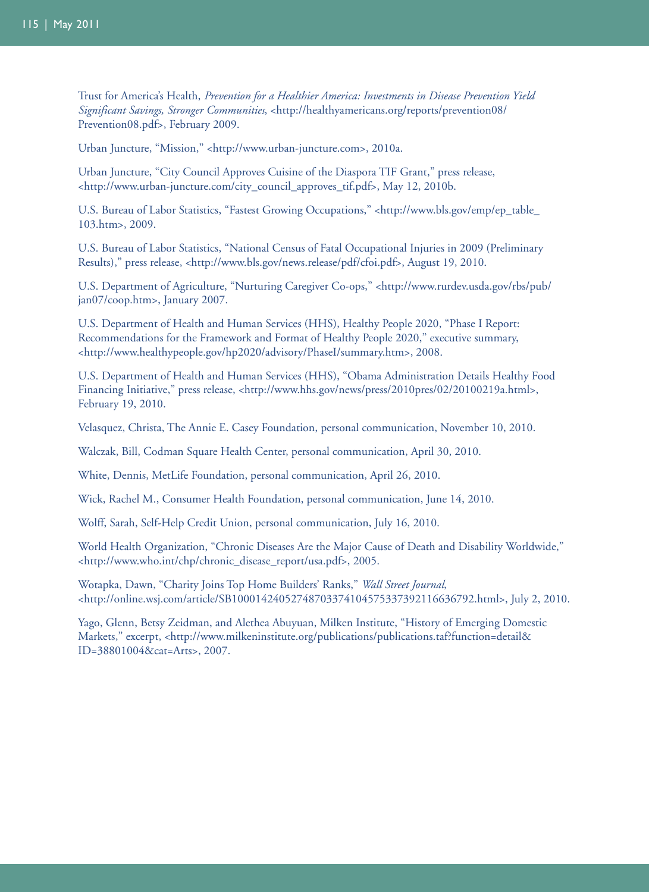Trust for America's Health, *Prevention for a Healthier America: Investments in Disease Prevention Yield Significant Savings, Stronger Communities*, <http://healthyamericans.org/reports/prevention08/Prevention08.pdf>, February 2009.

Urban Juncture, "Mission," <http://www.urban-juncture.com>, 2010a.

Urban Juncture, "City Council Approves Cuisine of the Diaspora TIF Grant," press release, <http://www.urban-juncture.com/city_council_approves_tif.pdf>, May 12, 2010b.

U.S. Bureau of Labor Statistics, "Fastest Growing Occupations," <http://www.bls.gov/emp/ep_table_103.htm>, 2009.

U.S. Bureau of Labor Statistics, "National Census of Fatal Occupational Injuries in 2009 (Preliminary Results)," press release, <http://www.bls.gov/news.release/pdf/cfoi.pdf>, August 19, 2010.

U.S. Department of Agriculture, "Nurturing Caregiver Co-ops," <http://www.rurdev.usda.gov/rbs/pub/jan07/coop.htm>, January 2007.

U.S. Department of Health and Human Services (HHS), Healthy People 2020, "Phase I Report: Recommendations for the Framework and Format of Healthy People 2020," executive summary, <http://www.healthypeople.gov/hp2020/advisory/PhaseI/summary.htm>, 2008.

U.S. Department of Health and Human Services (HHS), "Obama Administration Details Healthy Food Financing Initiative," press release, <http://www.hhs.gov/news/press/2010pres/02/20100219a.html>, February 19, 2010.

Velasquez, Christa, The Annie E. Casey Foundation, personal communication, November 10, 2010.

Walczak, Bill, Codman Square Health Center, personal communication, April 30, 2010.

White, Dennis, MetLife Foundation, personal communication, April 26, 2010.

Wick, Rachel M., Consumer Health Foundation, personal communication, June 14, 2010.

Wolff, Sarah, Self-Help Credit Union, personal communication, July 16, 2010.

World Health Organization, "Chronic Diseases Are the Major Cause of Death and Disability Worldwide," <http://www.who.int/chp/chronic_disease_report/usa.pdf>, 2005.

Wotapka, Dawn, "Charity Joins Top Home Builders' Ranks," *Wall Street Journal*, <http://online.wsj.com/article/SB10001424052748703374104575337392116636792.html>, July 2, 2010.

Yago, Glenn, Betsy Zeidman, and Alethea Abuyuan, Milken Institute, "History of Emerging Domestic Markets," excerpt, <http://www.milkeninstitute.org/publications/publications.taf?function=detail&ID=38801004&cat=Arts>, 2007.